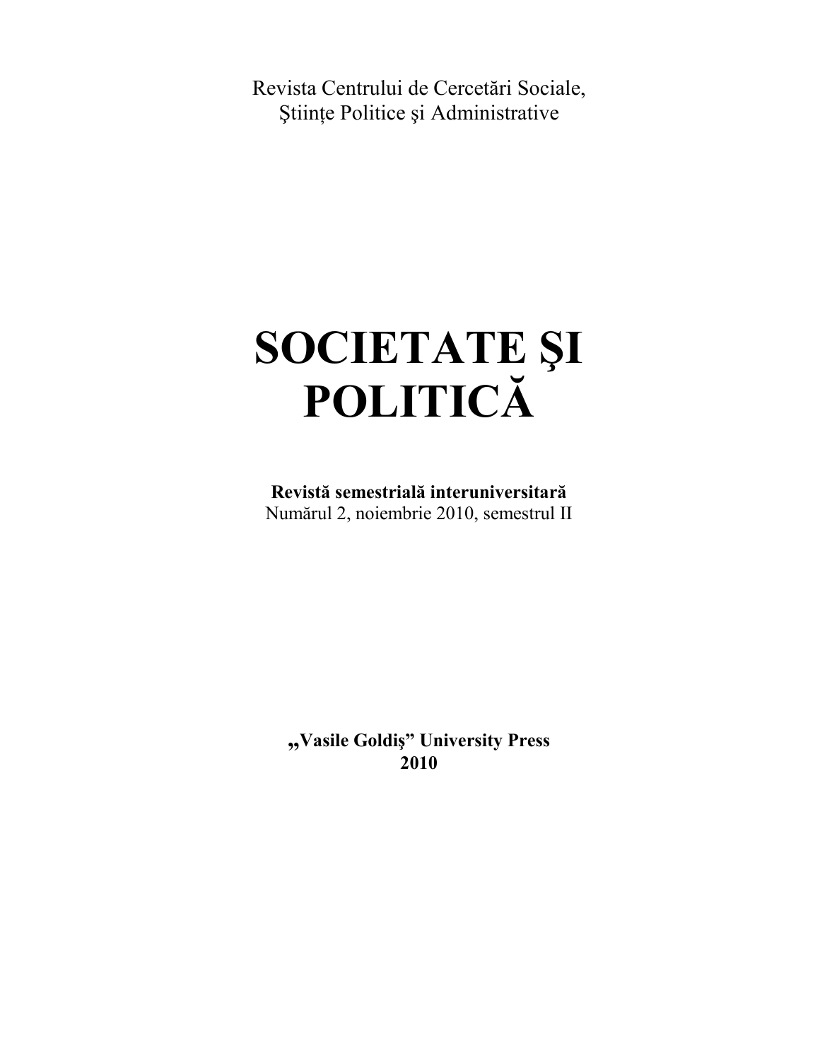Revista Centrului de Cercetări Sociale,
Ştiinţe Politice şi Administrative

# SOCIETATE ŞI POLITICĂ

**Revistă semestrială interuniversitară**
Numărul 2, noiembrie 2010, semestrul II

**„Vasile Goldiş" University Press**
**2010**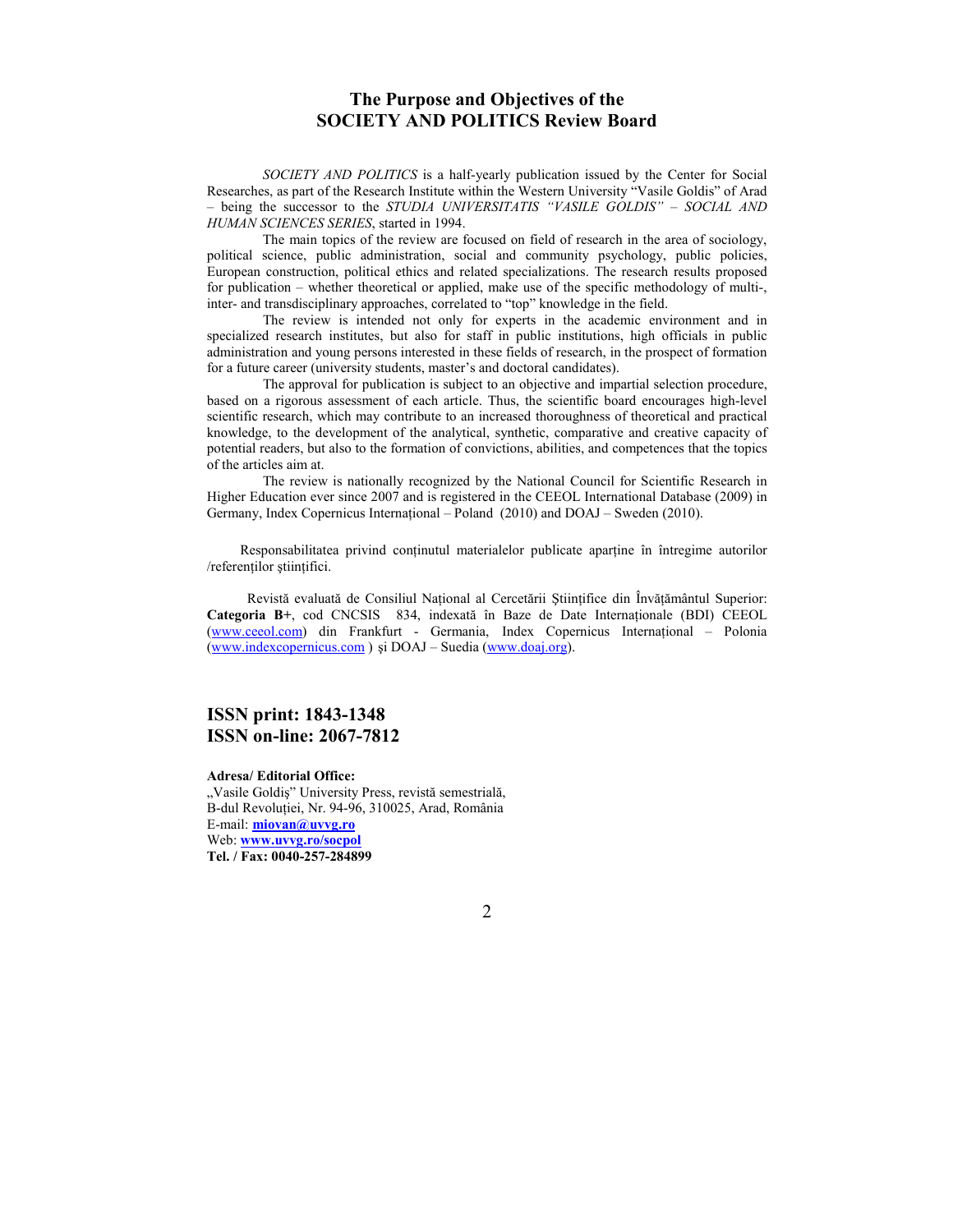# The Purpose and Objectives of the SOCIETY AND POLITICS Review Board

*SOCIETY AND POLITICS* is a half-yearly publication issued by the Center for Social Researches, as part of the Research Institute within the Western University "Vasile Goldis" of Arad – being the successor to the *STUDIA UNIVERSITATIS "VASILE GOLDIS" – SOCIAL AND HUMAN SCIENCES SERIES*, started in 1994.

The main topics of the review are focused on field of research in the area of sociology, political science, public administration, social and community psychology, public policies, European construction, political ethics and related specializations. The research results proposed for publication – whether theoretical or applied, make use of the specific methodology of multi-, inter- and transdisciplinary approaches, correlated to "top" knowledge in the field.

The review is intended not only for experts in the academic environment and in specialized research institutes, but also for staff in public institutions, high officials in public administration and young persons interested in these fields of research, in the prospect of formation for a future career (university students, master's and doctoral candidates).

The approval for publication is subject to an objective and impartial selection procedure, based on a rigorous assessment of each article. Thus, the scientific board encourages high-level scientific research, which may contribute to an increased thoroughness of theoretical and practical knowledge, to the development of the analytical, synthetic, comparative and creative capacity of potential readers, but also to the formation of convictions, abilities, and competences that the topics of the articles aim at.

The review is nationally recognized by the National Council for Scientific Research in Higher Education ever since 2007 and is registered in the CEEOL International Database (2009) in Germany, Index Copernicus Internaţional – Poland (2010) and DOAJ – Sweden (2010).

Responsabilitatea privind conţinutul materialelor publicate aparţine în întregime autorilor /referenţilor ştiinţifici.

Revistă evaluată de Consiliul Naţional al Cercetării Ştiinţifice din Învăţământul Superior: **Categoria B+**, cod CNCSIS 834, indexată în Baze de Date Internaţionale (BDI) CEEOL (www.ceeol.com) din Frankfurt - Germania, Index Copernicus Internaţional – Polonia (www.indexcopernicus.com ) şi DOAJ – Suedia (www.doaj.org).

## ISSN print: 1843-1348
## ISSN on-line: 2067-7812

**Adresa/ Editorial Office:**
„Vasile Goldiş" University Press, revistă semestrială,
B-dul Revoluţiei, Nr. 94-96, 310025, Arad, România
E-mail: **miovan@uvvg.ro**
Web: **www.uvvg.ro/socpol**
**Tel. / Fax: 0040-257-284899**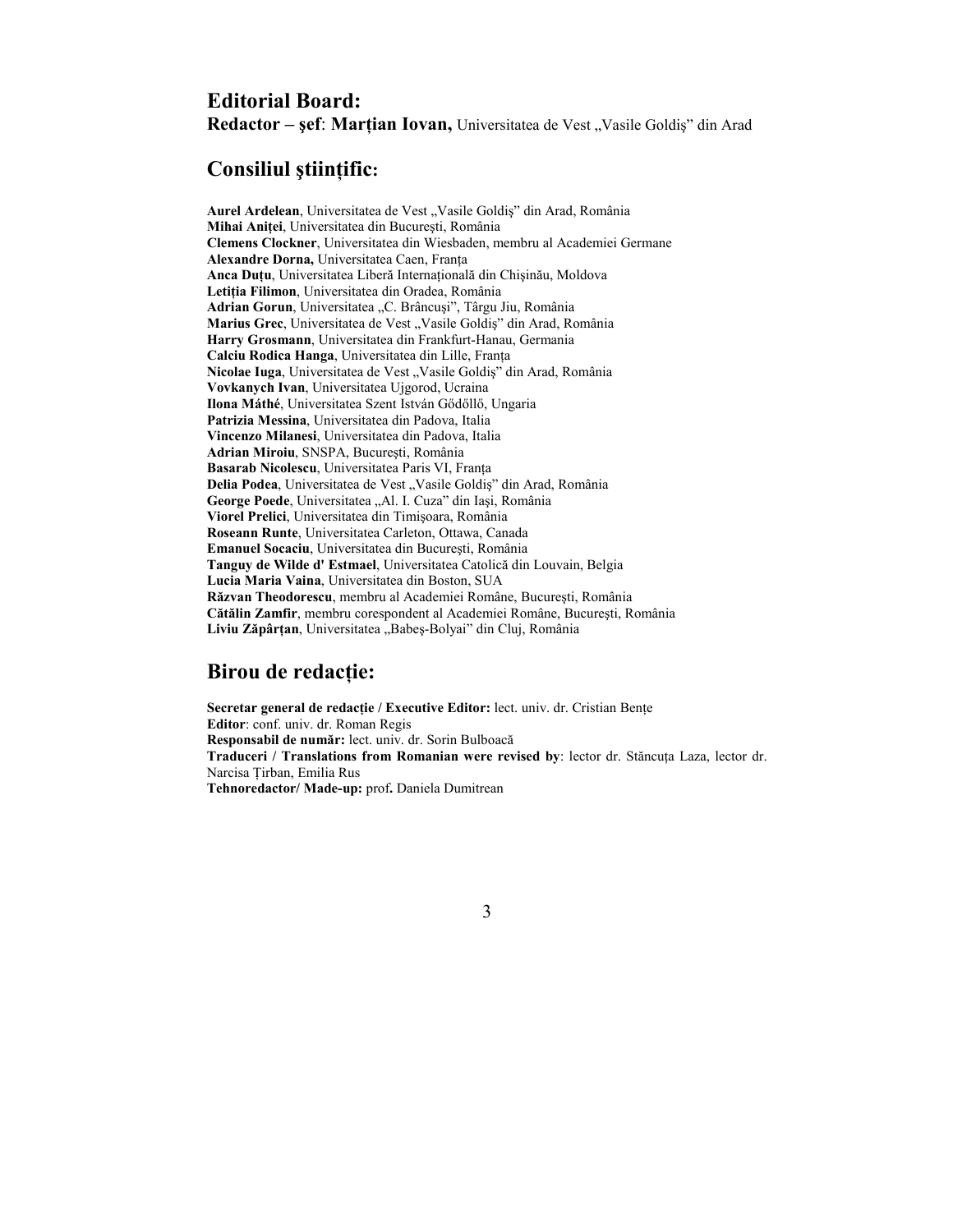## Editorial Board:

**Redactor – şef**: **Marțian Iovan,** Universitatea de Vest „Vasile Goldiş" din Arad

## Consiliul ştiințific:

**Aurel Ardelean**, Universitatea de Vest „Vasile Goldiş" din Arad, România
**Mihai Aniței**, Universitatea din Bucureşti, România
**Clemens Clockner**, Universitatea din Wiesbaden, membru al Academiei Germane
**Alexandre Dorna,** Universitatea Caen, Franța
**Anca Duțu**, Universitatea Liberă Internațională din Chişinău, Moldova
**Letiția Filimon**, Universitatea din Oradea, România
**Adrian Gorun**, Universitatea „C. Brâncuşi", Târgu Jiu, România
**Marius Grec**, Universitatea de Vest „Vasile Goldiş" din Arad, România
**Harry Grosmann**, Universitatea din Frankfurt-Hanau, Germania
**Calciu Rodica Hanga**, Universitatea din Lille, Franța
**Nicolae Iuga**, Universitatea de Vest „Vasile Goldiş" din Arad, România
**Vovkanych Ivan**, Universitatea Ujgorod, Ucraina
**Ilona Máthé**, Universitatea Szent István Gődőllő, Ungaria
**Patrizia Messina**, Universitatea din Padova, Italia
**Vincenzo Milanesi**, Universitatea din Padova, Italia
**Adrian Miroiu**, SNSPA, Bucureşti, România
**Basarab Nicolescu**, Universitatea Paris VI, Franța
**Delia Podea**, Universitatea de Vest „Vasile Goldiş" din Arad, România
**George Poede**, Universitatea „Al. I. Cuza" din Iaşi, România
**Viorel Prelici**, Universitatea din Timişoara, România
**Roseann Runte**, Universitatea Carleton, Ottawa, Canada
**Emanuel Socaciu**, Universitatea din Bucureşti, România
**Tanguy de Wilde d' Estmael**, Universitatea Catolică din Louvain, Belgia
**Lucia Maria Vaina**, Universitatea din Boston, SUA
**Răzvan Theodorescu**, membru al Academiei Române, Bucureşti, România
**Cătălin Zamfir**, membru corespondent al Academiei Române, Bucureşti, România
**Liviu Zăpârțan**, Universitatea „Babeş-Bolyai" din Cluj, România

## Birou de redacție:

**Secretar general de redacție / Executive Editor:** lect. univ. dr. Cristian Bențe
**Editor**: conf. univ. dr. Roman Regis
**Responsabil de număr:** lect. univ. dr. Sorin Bulboacă
**Traduceri / Translations from Romanian were revised by**: lector dr. Stăncuța Laza, lector dr. Narcisa Țirban, Emilia Rus
**Tehnoredactor/ Made-up:** prof**.** Daniela Dumitrean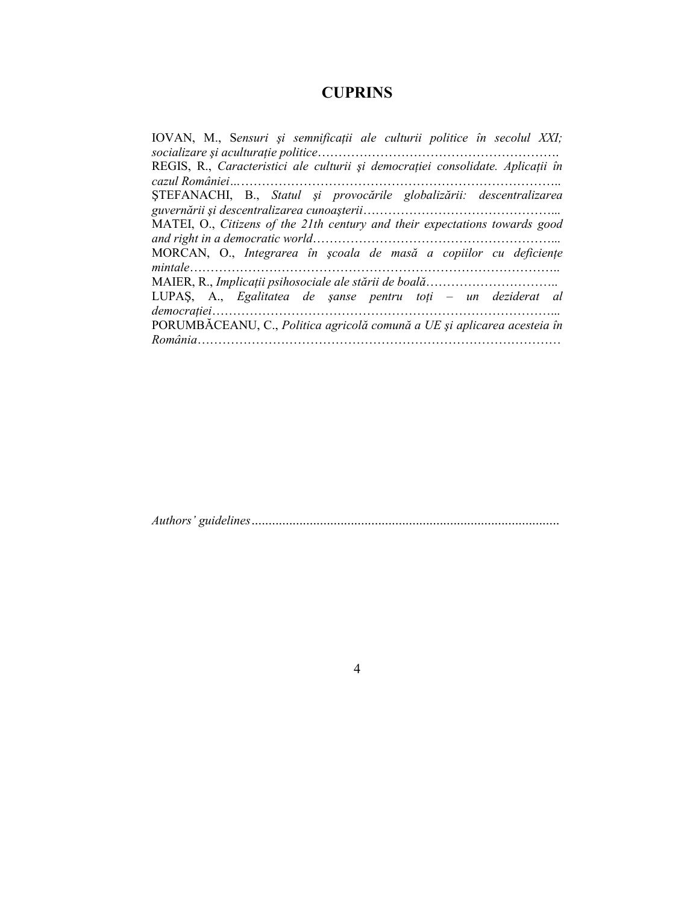# CUPRINS

IOVAN, M., S*ensuri şi semnificaţii ale culturii politice în secolul XXI; socializare şi aculturaţie politice*…………………………………………………….

REGIS, R., *Caracteristici ale culturii şi democraţiei consolidate. Aplicaţii în cazul României*..…………………………………………………………………..

ŞTEFANACHI, B., *Statul şi provocările globalizării: descentralizarea guvernării şi descentralizarea cunoaşterii*………………………………………...

MATEI, O., *Citizens of the 21th century and their expectations towards good and right in a democratic world*…………………………………………………...

MORCAN, O., *Integrarea în şcoala de masă a copiilor cu deficienţe mintale*…………………………………………………………………………..

MAIER, R., *Implicaţii psihosociale ale stării de boală*…………………………..

LUPAŞ, A., *Egalitatea de şanse pentru toţi – un deziderat al democraţiei*………………………………………………………………………...

PORUMBĂCEANU, C., *Politica agricolă comună a UE şi aplicarea acesteia în România*…………………………………………………………………………

*Authors' guidelines*.........................................................................................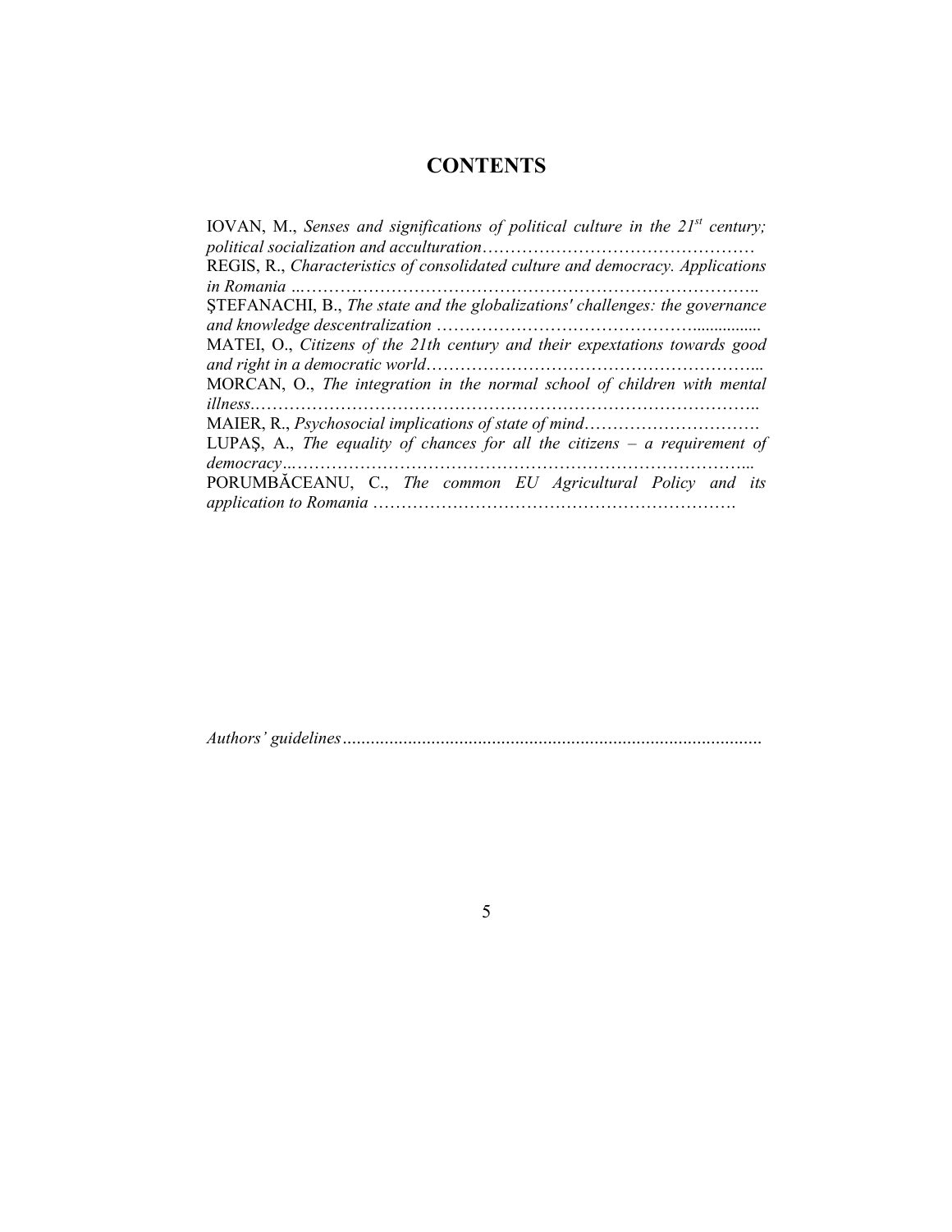# CONTENTS

IOVAN, M., *Senses and significations of political culture in the 21st century; political socialization and acculturation*…………………………………………

REGIS, R., *Characteristics of consolidated culture and democracy. Applications in Romania* ..……………………………………………………………………….

ŞTEFANACHI, B., *The state and the globalizations' challenges: the governance and knowledge descentralization* ……………………………………...............

MATEI, O., *Citizens of the 21th century and their expextations towards good and right in a democratic world*…………………………………………………...

MORCAN, O., *The integration in the normal school of children with mental illness*.…………………………………………………………………………….

MAIER, R., *Psychosocial implications of state of mind*………………………….

LUPAŞ, A., *The equality of chances for all the citizens – a requirement of democracy*..……………………………………………………………………...

PORUMBĂCEANU, C., *The common EU Agricultural Policy and its application to Romania* ……………………………………………………….

*Authors' guidelines*.........................................................................................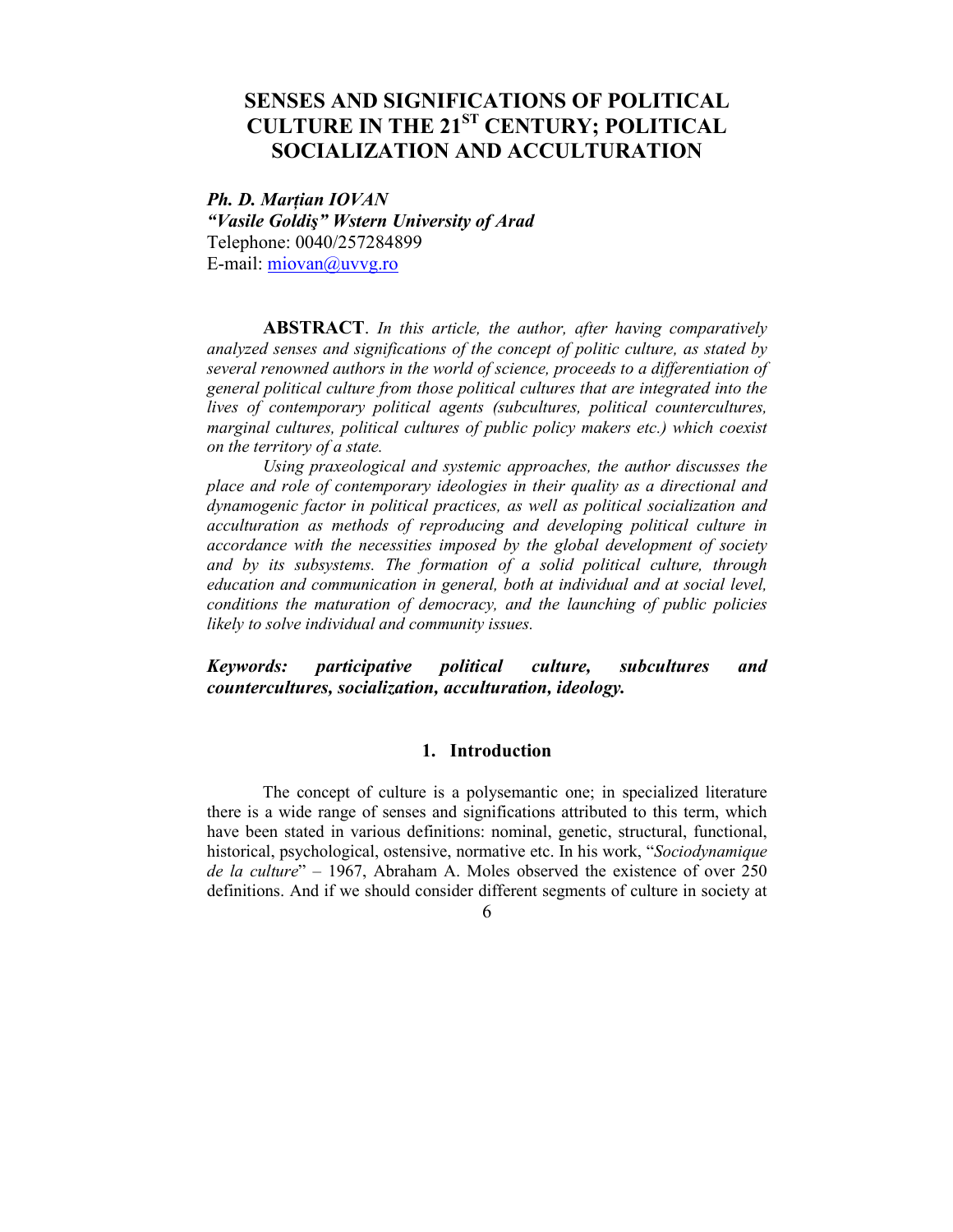# SENSES AND SIGNIFICATIONS OF POLITICAL CULTURE IN THE 21ST CENTURY; POLITICAL SOCIALIZATION AND ACCULTURATION

***Ph. D. Marțian IOVAN***
***"Vasile Goldiş" Wstern University of Arad***
Telephone: 0040/257284899
E-mail: miovan@uvvg.ro

**ABSTRACT**. *In this article, the author, after having comparatively analyzed senses and significations of the concept of politic culture, as stated by several renowned authors in the world of science, proceeds to a differentiation of general political culture from those political cultures that are integrated into the lives of contemporary political agents (subcultures, political countercultures, marginal cultures, political cultures of public policy makers etc.) which coexist on the territory of a state.*

*Using praxeological and systemic approaches, the author discusses the place and role of contemporary ideologies in their quality as a directional and dynamogenic factor in political practices, as well as political socialization and acculturation as methods of reproducing and developing political culture in accordance with the necessities imposed by the global development of society and by its subsystems. The formation of a solid political culture, through education and communication in general, both at individual and at social level, conditions the maturation of democracy, and the launching of public policies likely to solve individual and community issues.*

***Keywords: participative political culture, subcultures and countercultures, socialization, acculturation, ideology.***

## 1. Introduction

The concept of culture is a polysemantic one; in specialized literature there is a wide range of senses and significations attributed to this term, which have been stated in various definitions: nominal, genetic, structural, functional, historical, psychological, ostensive, normative etc. In his work, "*Sociodynamique de la culture*" – 1967, Abraham A. Moles observed the existence of over 250 definitions. And if we should consider different segments of culture in society at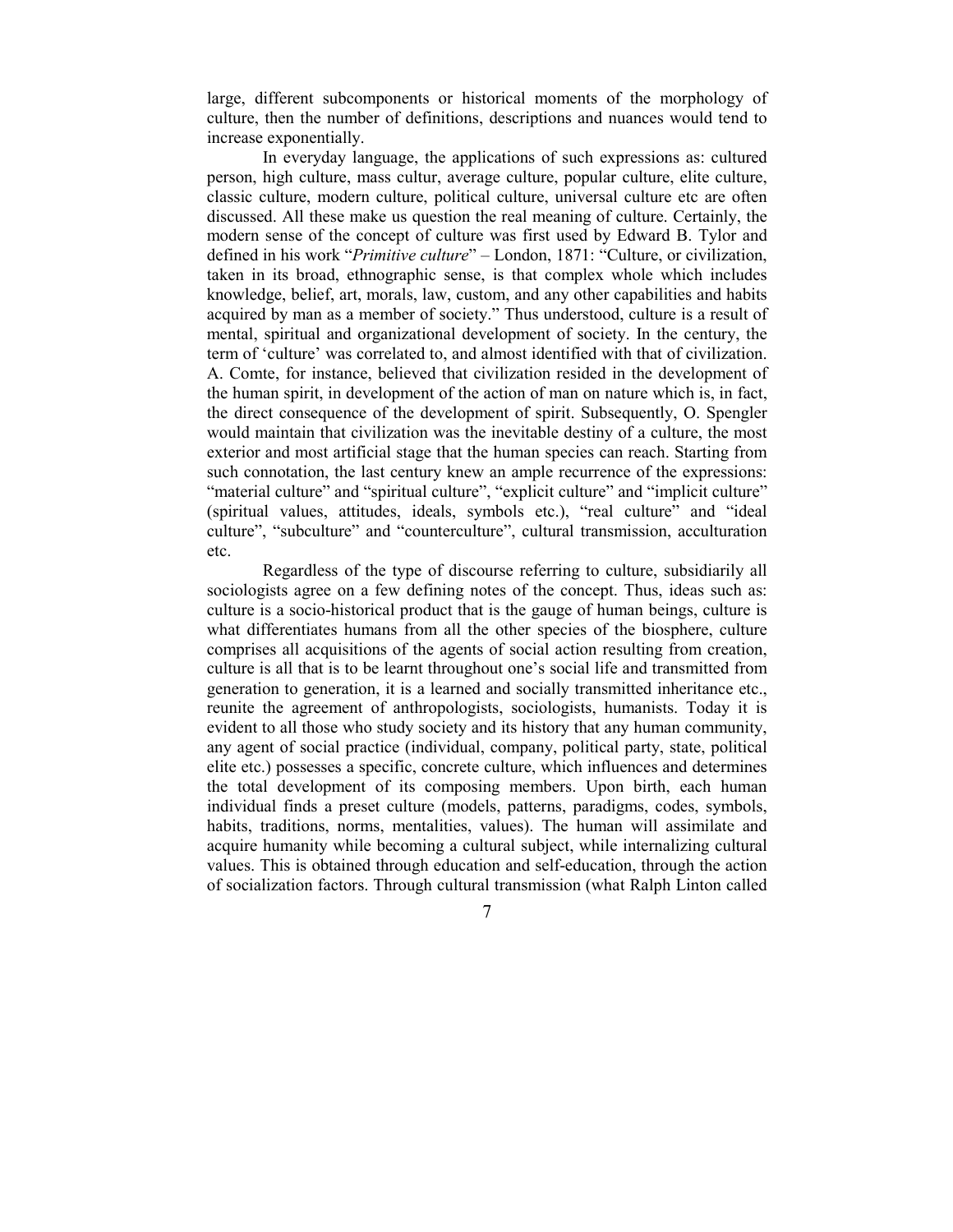large, different subcomponents or historical moments of the morphology of culture, then the number of definitions, descriptions and nuances would tend to increase exponentially.

In everyday language, the applications of such expressions as: cultured person, high culture, mass cultur, average culture, popular culture, elite culture, classic culture, modern culture, political culture, universal culture etc are often discussed. All these make us question the real meaning of culture. Certainly, the modern sense of the concept of culture was first used by Edward B. Tylor and defined in his work "*Primitive culture*" – London, 1871: "Culture, or civilization, taken in its broad, ethnographic sense, is that complex whole which includes knowledge, belief, art, morals, law, custom, and any other capabilities and habits acquired by man as a member of society." Thus understood, culture is a result of mental, spiritual and organizational development of society. In the century, the term of 'culture' was correlated to, and almost identified with that of civilization. A. Comte, for instance, believed that civilization resided in the development of the human spirit, in development of the action of man on nature which is, in fact, the direct consequence of the development of spirit. Subsequently, O. Spengler would maintain that civilization was the inevitable destiny of a culture, the most exterior and most artificial stage that the human species can reach. Starting from such connotation, the last century knew an ample recurrence of the expressions: "material culture" and "spiritual culture", "explicit culture" and "implicit culture" (spiritual values, attitudes, ideals, symbols etc.), "real culture" and "ideal culture", "subculture" and "counterculture", cultural transmission, acculturation etc.

Regardless of the type of discourse referring to culture, subsidiarily all sociologists agree on a few defining notes of the concept. Thus, ideas such as: culture is a socio-historical product that is the gauge of human beings, culture is what differentiates humans from all the other species of the biosphere, culture comprises all acquisitions of the agents of social action resulting from creation, culture is all that is to be learnt throughout one's social life and transmitted from generation to generation, it is a learned and socially transmitted inheritance etc., reunite the agreement of anthropologists, sociologists, humanists. Today it is evident to all those who study society and its history that any human community, any agent of social practice (individual, company, political party, state, political elite etc.) possesses a specific, concrete culture, which influences and determines the total development of its composing members. Upon birth, each human individual finds a preset culture (models, patterns, paradigms, codes, symbols, habits, traditions, norms, mentalities, values). The human will assimilate and acquire humanity while becoming a cultural subject, while internalizing cultural values. This is obtained through education and self-education, through the action of socialization factors. Through cultural transmission (what Ralph Linton called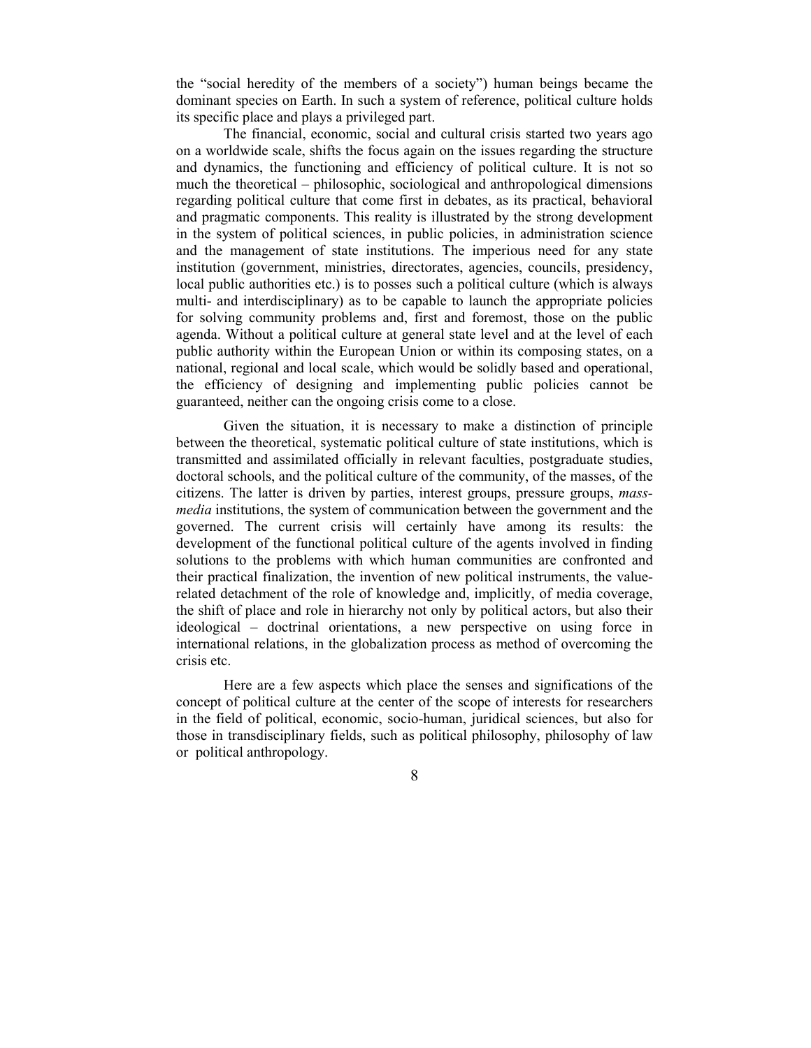the "social heredity of the members of a society") human beings became the dominant species on Earth. In such a system of reference, political culture holds its specific place and plays a privileged part.

The financial, economic, social and cultural crisis started two years ago on a worldwide scale, shifts the focus again on the issues regarding the structure and dynamics, the functioning and efficiency of political culture. It is not so much the theoretical – philosophic, sociological and anthropological dimensions regarding political culture that come first in debates, as its practical, behavioral and pragmatic components. This reality is illustrated by the strong development in the system of political sciences, in public policies, in administration science and the management of state institutions. The imperious need for any state institution (government, ministries, directorates, agencies, councils, presidency, local public authorities etc.) is to posses such a political culture (which is always multi- and interdisciplinary) as to be capable to launch the appropriate policies for solving community problems and, first and foremost, those on the public agenda. Without a political culture at general state level and at the level of each public authority within the European Union or within its composing states, on a national, regional and local scale, which would be solidly based and operational, the efficiency of designing and implementing public policies cannot be guaranteed, neither can the ongoing crisis come to a close.

Given the situation, it is necessary to make a distinction of principle between the theoretical, systematic political culture of state institutions, which is transmitted and assimilated officially in relevant faculties, postgraduate studies, doctoral schools, and the political culture of the community, of the masses, of the citizens. The latter is driven by parties, interest groups, pressure groups, *mass-media* institutions, the system of communication between the government and the governed. The current crisis will certainly have among its results: the development of the functional political culture of the agents involved in finding solutions to the problems with which human communities are confronted and their practical finalization, the invention of new political instruments, the value-related detachment of the role of knowledge and, implicitly, of media coverage, the shift of place and role in hierarchy not only by political actors, but also their ideological – doctrinal orientations, a new perspective on using force in international relations, in the globalization process as method of overcoming the crisis etc.

Here are a few aspects which place the senses and significations of the concept of political culture at the center of the scope of interests for researchers in the field of political, economic, socio-human, juridical sciences, but also for those in transdisciplinary fields, such as political philosophy, philosophy of law or political anthropology.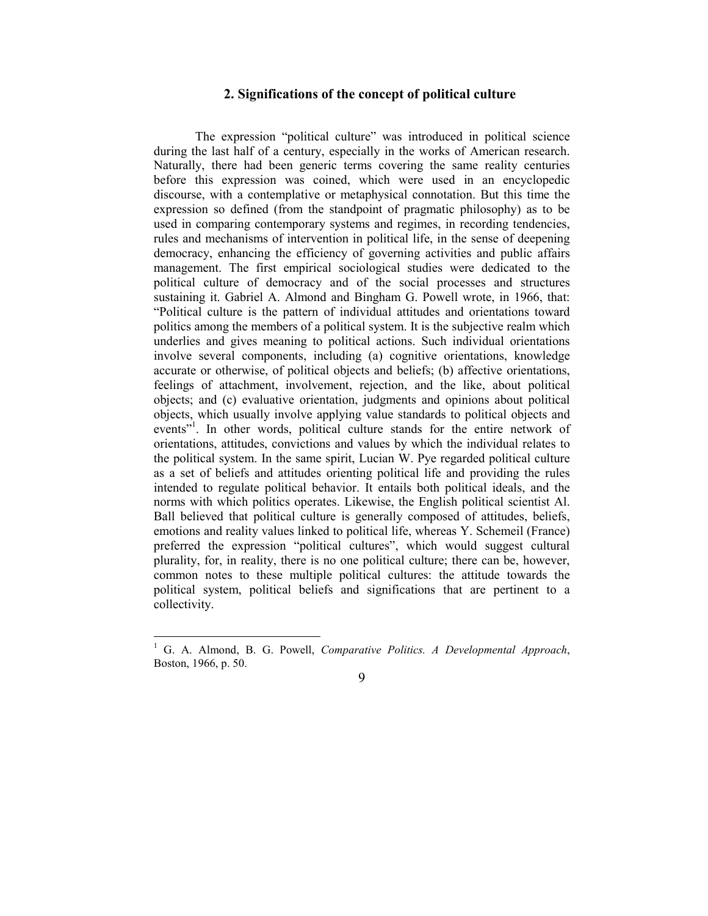## 2. Significations of the concept of political culture

The expression “political culture” was introduced in political science during the last half of a century, especially in the works of American research. Naturally, there had been generic terms covering the same reality centuries before this expression was coined, which were used in an encyclopedic discourse, with a contemplative or metaphysical connotation. But this time the expression so defined (from the standpoint of pragmatic philosophy) as to be used in comparing contemporary systems and regimes, in recording tendencies, rules and mechanisms of intervention in political life, in the sense of deepening democracy, enhancing the efficiency of governing activities and public affairs management. The first empirical sociological studies were dedicated to the political culture of democracy and of the social processes and structures sustaining it. Gabriel A. Almond and Bingham G. Powell wrote, in 1966, that: “Political culture is the pattern of individual attitudes and orientations toward politics among the members of a political system. It is the subjective realm which underlies and gives meaning to political actions. Such individual orientations involve several components, including (a) cognitive orientations, knowledge accurate or otherwise, of political objects and beliefs; (b) affective orientations, feelings of attachment, involvement, rejection, and the like, about political objects; and (c) evaluative orientation, judgments and opinions about political objects, which usually involve applying value standards to political objects and events”[1]. In other words, political culture stands for the entire network of orientations, attitudes, convictions and values by which the individual relates to the political system. In the same spirit, Lucian W. Pye regarded political culture as a set of beliefs and attitudes orienting political life and providing the rules intended to regulate political behavior. It entails both political ideals, and the norms with which politics operates. Likewise, the English political scientist Al. Ball believed that political culture is generally composed of attitudes, beliefs, emotions and reality values linked to political life, whereas Y. Schemeil (France) preferred the expression “political cultures”, which would suggest cultural plurality, for, in reality, there is no one political culture; there can be, however, common notes to these multiple political cultures: the attitude towards the political system, political beliefs and significations that are pertinent to a collectivity.

---

[1] G. A. Almond, B. G. Powell, *Comparative Politics. A Developmental Approach*, Boston, 1966, p. 50.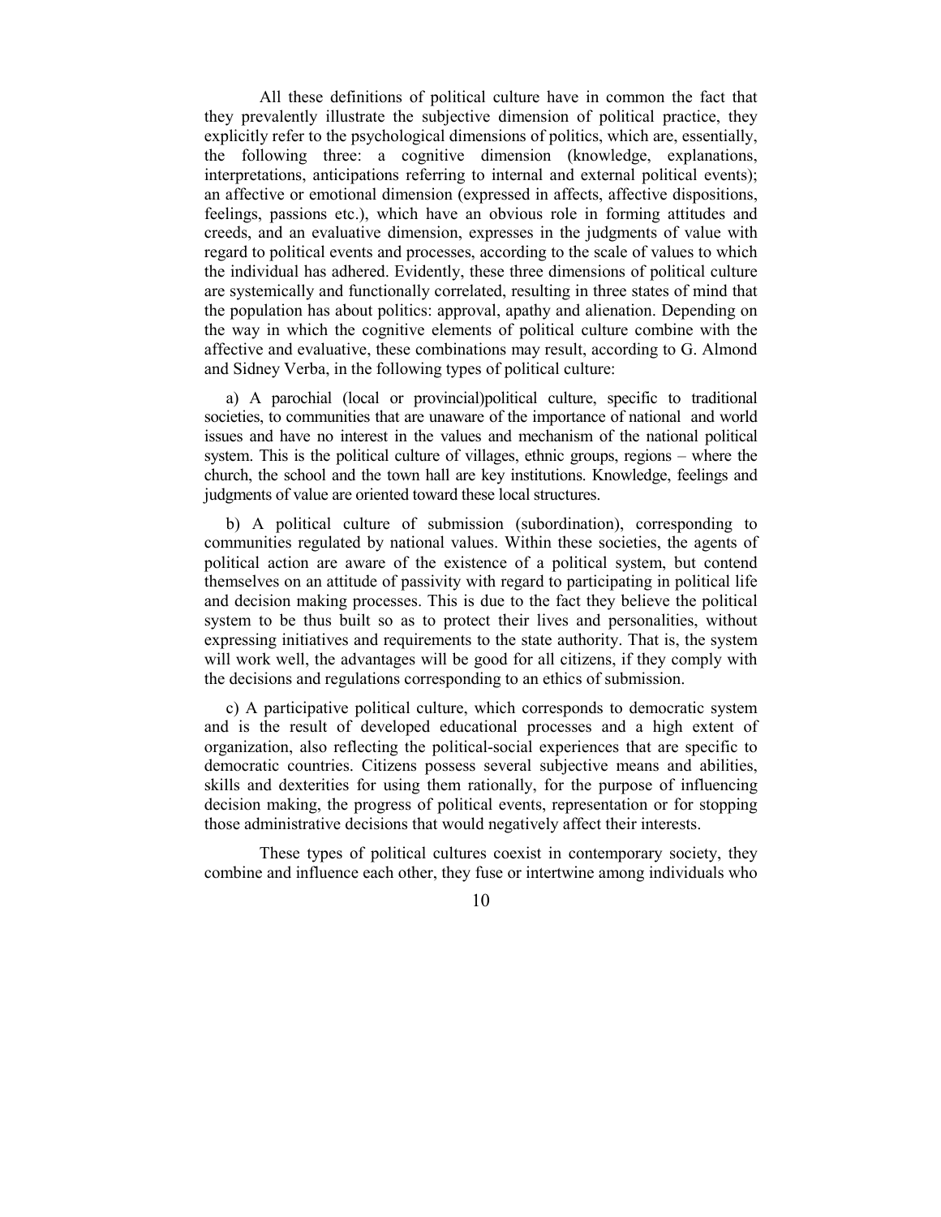All these definitions of political culture have in common the fact that they prevalently illustrate the subjective dimension of political practice, they explicitly refer to the psychological dimensions of politics, which are, essentially, the following three: a cognitive dimension (knowledge, explanations, interpretations, anticipations referring to internal and external political events); an affective or emotional dimension (expressed in affects, affective dispositions, feelings, passions etc.), which have an obvious role in forming attitudes and creeds, and an evaluative dimension, expresses in the judgments of value with regard to political events and processes, according to the scale of values to which the individual has adhered. Evidently, these three dimensions of political culture are systemically and functionally correlated, resulting in three states of mind that the population has about politics: approval, apathy and alienation. Depending on the way in which the cognitive elements of political culture combine with the affective and evaluative, these combinations may result, according to G. Almond and Sidney Verba, in the following types of political culture:

a) A parochial (local or provincial)political culture, specific to traditional societies, to communities that are unaware of the importance of national and world issues and have no interest in the values and mechanism of the national political system. This is the political culture of villages, ethnic groups, regions – where the church, the school and the town hall are key institutions. Knowledge, feelings and judgments of value are oriented toward these local structures.

b) A political culture of submission (subordination), corresponding to communities regulated by national values. Within these societies, the agents of political action are aware of the existence of a political system, but contend themselves on an attitude of passivity with regard to participating in political life and decision making processes. This is due to the fact they believe the political system to be thus built so as to protect their lives and personalities, without expressing initiatives and requirements to the state authority. That is, the system will work well, the advantages will be good for all citizens, if they comply with the decisions and regulations corresponding to an ethics of submission.

c) A participative political culture, which corresponds to democratic system and is the result of developed educational processes and a high extent of organization, also reflecting the political-social experiences that are specific to democratic countries. Citizens possess several subjective means and abilities, skills and dexterities for using them rationally, for the purpose of influencing decision making, the progress of political events, representation or for stopping those administrative decisions that would negatively affect their interests.

These types of political cultures coexist in contemporary society, they combine and influence each other, they fuse or intertwine among individuals who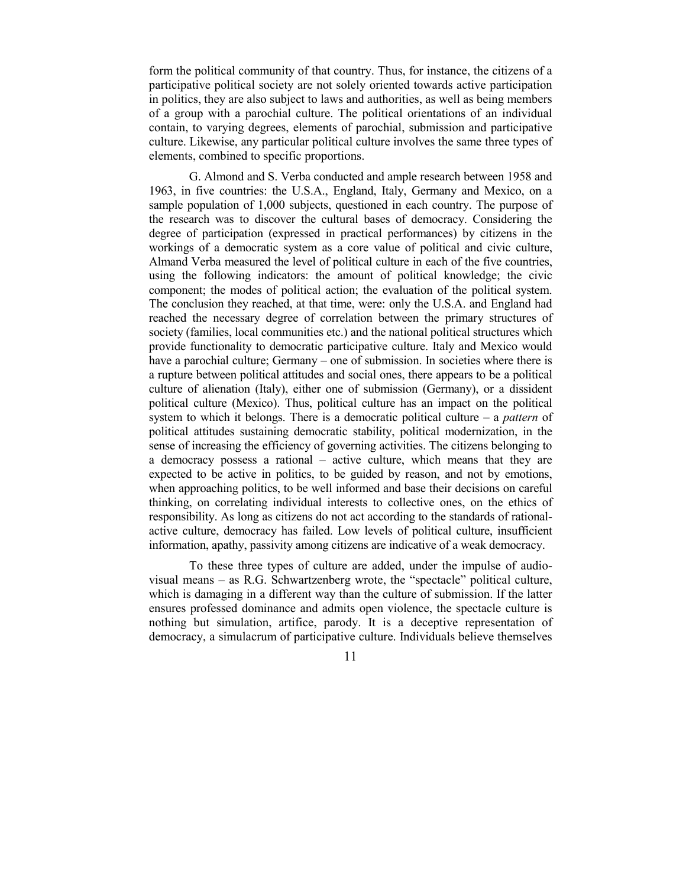form the political community of that country. Thus, for instance, the citizens of a participative political society are not solely oriented towards active participation in politics, they are also subject to laws and authorities, as well as being members of a group with a parochial culture. The political orientations of an individual contain, to varying degrees, elements of parochial, submission and participative culture. Likewise, any particular political culture involves the same three types of elements, combined to specific proportions.

G. Almond and S. Verba conducted and ample research between 1958 and 1963, in five countries: the U.S.A., England, Italy, Germany and Mexico, on a sample population of 1,000 subjects, questioned in each country. The purpose of the research was to discover the cultural bases of democracy. Considering the degree of participation (expressed in practical performances) by citizens in the workings of a democratic system as a core value of political and civic culture, Almand Verba measured the level of political culture in each of the five countries, using the following indicators: the amount of political knowledge; the civic component; the modes of political action; the evaluation of the political system. The conclusion they reached, at that time, were: only the U.S.A. and England had reached the necessary degree of correlation between the primary structures of society (families, local communities etc.) and the national political structures which provide functionality to democratic participative culture. Italy and Mexico would have a parochial culture; Germany – one of submission. In societies where there is a rupture between political attitudes and social ones, there appears to be a political culture of alienation (Italy), either one of submission (Germany), or a dissident political culture (Mexico). Thus, political culture has an impact on the political system to which it belongs. There is a democratic political culture – a *pattern* of political attitudes sustaining democratic stability, political modernization, in the sense of increasing the efficiency of governing activities. The citizens belonging to a democracy possess a rational – active culture, which means that they are expected to be active in politics, to be guided by reason, and not by emotions, when approaching politics, to be well informed and base their decisions on careful thinking, on correlating individual interests to collective ones, on the ethics of responsibility. As long as citizens do not act according to the standards of rational-active culture, democracy has failed. Low levels of political culture, insufficient information, apathy, passivity among citizens are indicative of a weak democracy.

To these three types of culture are added, under the impulse of audio-visual means – as R.G. Schwartzenberg wrote, the "spectacle" political culture, which is damaging in a different way than the culture of submission. If the latter ensures professed dominance and admits open violence, the spectacle culture is nothing but simulation, artifice, parody. It is a deceptive representation of democracy, a simulacrum of participative culture. Individuals believe themselves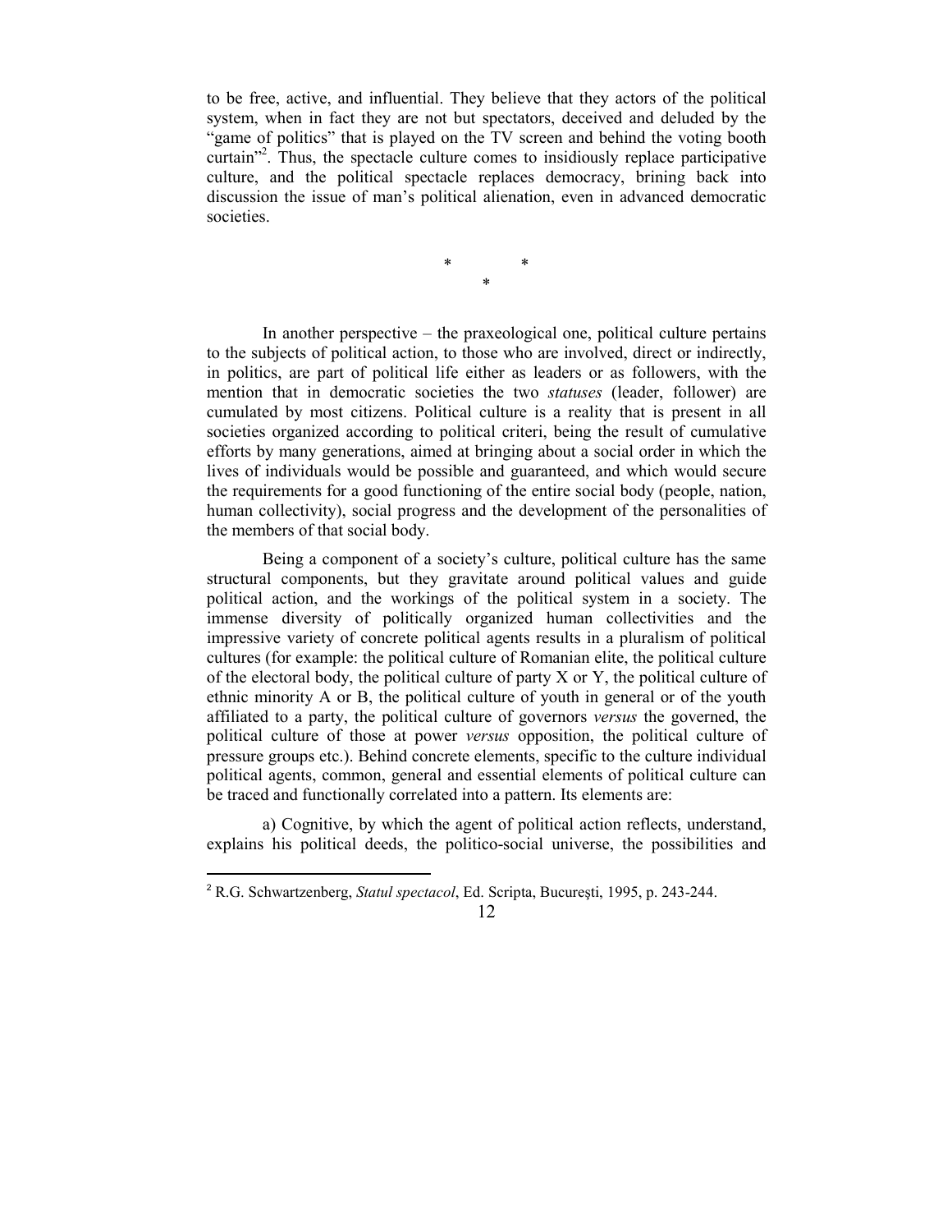to be free, active, and influential. They believe that they actors of the political system, when in fact they are not but spectators, deceived and deluded by the "game of politics" that is played on the TV screen and behind the voting booth curtain"[2]. Thus, the spectacle culture comes to insidiously replace participative culture, and the political spectacle replaces democracy, brining back into discussion the issue of man's political alienation, even in advanced democratic societies.

\*　　　\*
\*

In another perspective – the praxeological one, political culture pertains to the subjects of political action, to those who are involved, direct or indirectly, in politics, are part of political life either as leaders or as followers, with the mention that in democratic societies the two *statuses* (leader, follower) are cumulated by most citizens. Political culture is a reality that is present in all societies organized according to political criteri, being the result of cumulative efforts by many generations, aimed at bringing about a social order in which the lives of individuals would be possible and guaranteed, and which would secure the requirements for a good functioning of the entire social body (people, nation, human collectivity), social progress and the development of the personalities of the members of that social body.

Being a component of a society's culture, political culture has the same structural components, but they gravitate around political values and guide political action, and the workings of the political system in a society. The immense diversity of politically organized human collectivities and the impressive variety of concrete political agents results in a pluralism of political cultures (for example: the political culture of Romanian elite, the political culture of the electoral body, the political culture of party X or Y, the political culture of ethnic minority A or B, the political culture of youth in general or of the youth affiliated to a party, the political culture of governors *versus* the governed, the political culture of those at power *versus* opposition, the political culture of pressure groups etc.). Behind concrete elements, specific to the culture individual political agents, common, general and essential elements of political culture can be traced and functionally correlated into a pattern. Its elements are:

a) Cognitive, by which the agent of political action reflects, understand, explains his political deeds, the politico-social universe, the possibilities and

---

[2] R.G. Schwartzenberg, *Statul spectacol*, Ed. Scripta, Bucureşti, 1995, p. 243-244.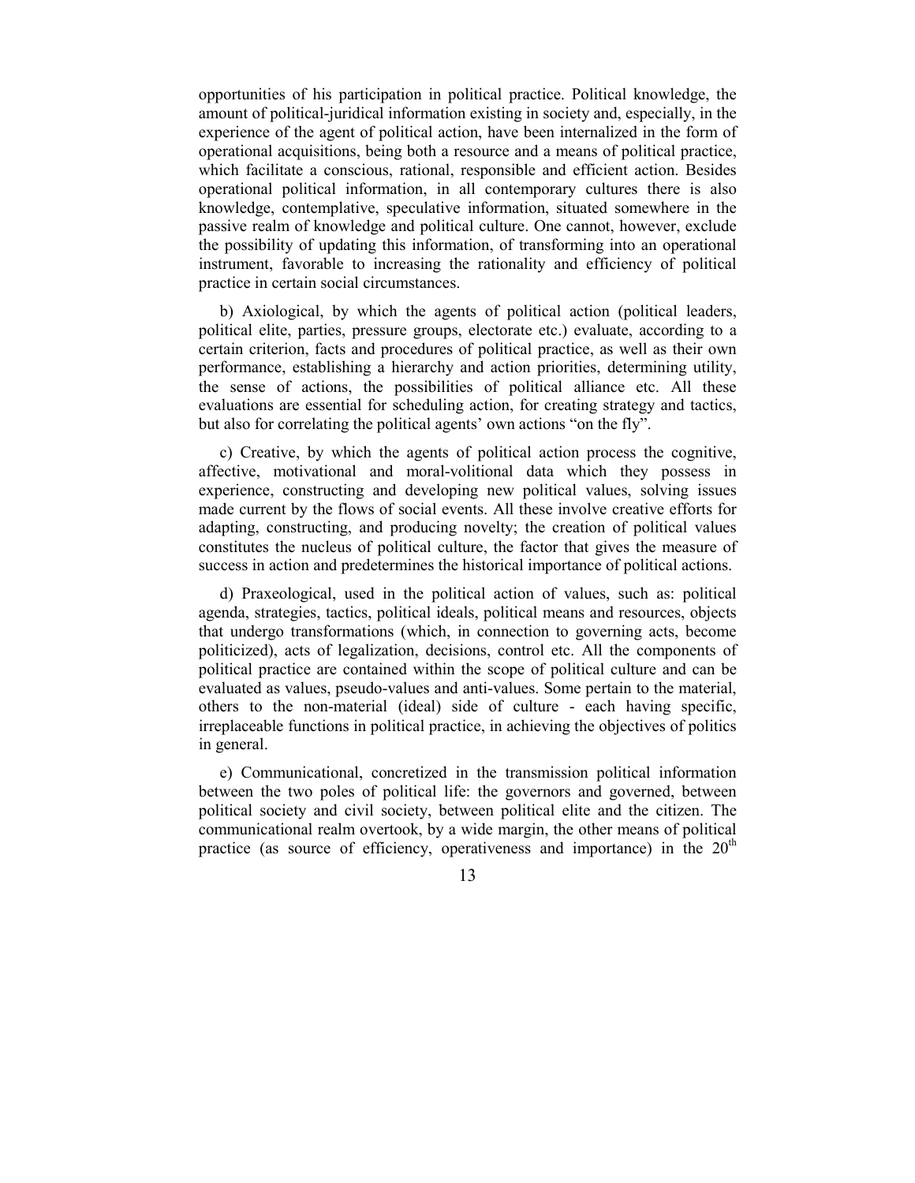opportunities of his participation in political practice. Political knowledge, the amount of political-juridical information existing in society and, especially, in the experience of the agent of political action, have been internalized in the form of operational acquisitions, being both a resource and a means of political practice, which facilitate a conscious, rational, responsible and efficient action. Besides operational political information, in all contemporary cultures there is also knowledge, contemplative, speculative information, situated somewhere in the passive realm of knowledge and political culture. One cannot, however, exclude the possibility of updating this information, of transforming into an operational instrument, favorable to increasing the rationality and efficiency of political practice in certain social circumstances.

b) Axiological, by which the agents of political action (political leaders, political elite, parties, pressure groups, electorate etc.) evaluate, according to a certain criterion, facts and procedures of political practice, as well as their own performance, establishing a hierarchy and action priorities, determining utility, the sense of actions, the possibilities of political alliance etc. All these evaluations are essential for scheduling action, for creating strategy and tactics, but also for correlating the political agents' own actions "on the fly".

c) Creative, by which the agents of political action process the cognitive, affective, motivational and moral-volitional data which they possess in experience, constructing and developing new political values, solving issues made current by the flows of social events. All these involve creative efforts for adapting, constructing, and producing novelty; the creation of political values constitutes the nucleus of political culture, the factor that gives the measure of success in action and predetermines the historical importance of political actions.

d) Praxeological, used in the political action of values, such as: political agenda, strategies, tactics, political ideals, political means and resources, objects that undergo transformations (which, in connection to governing acts, become politicized), acts of legalization, decisions, control etc. All the components of political practice are contained within the scope of political culture and can be evaluated as values, pseudo-values and anti-values. Some pertain to the material, others to the non-material (ideal) side of culture - each having specific, irreplaceable functions in political practice, in achieving the objectives of politics in general.

e) Communicational, concretized in the transmission political information between the two poles of political life: the governors and governed, between political society and civil society, between political elite and the citizen. The communicational realm overtook, by a wide margin, the other means of political practice (as source of efficiency, operativeness and importance) in the 20th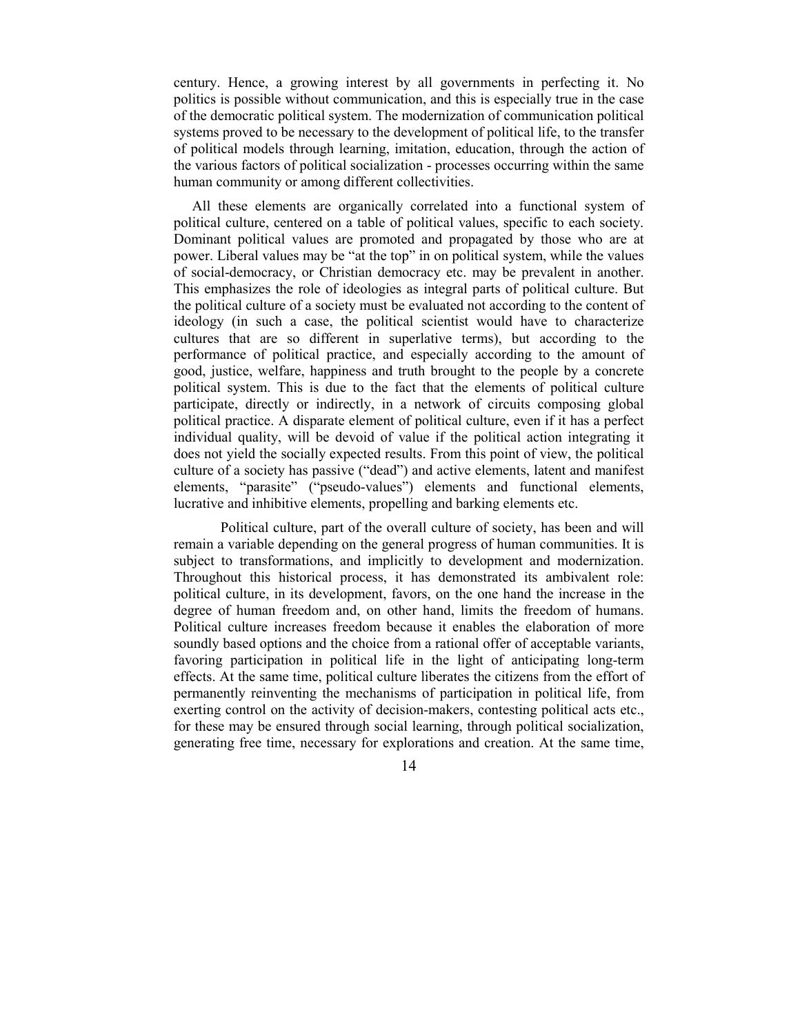century. Hence, a growing interest by all governments in perfecting it. No politics is possible without communication, and this is especially true in the case of the democratic political system. The modernization of communication political systems proved to be necessary to the development of political life, to the transfer of political models through learning, imitation, education, through the action of the various factors of political socialization - processes occurring within the same human community or among different collectivities.

All these elements are organically correlated into a functional system of political culture, centered on a table of political values, specific to each society. Dominant political values are promoted and propagated by those who are at power. Liberal values may be "at the top" in on political system, while the values of social-democracy, or Christian democracy etc. may be prevalent in another. This emphasizes the role of ideologies as integral parts of political culture. But the political culture of a society must be evaluated not according to the content of ideology (in such a case, the political scientist would have to characterize cultures that are so different in superlative terms), but according to the performance of political practice, and especially according to the amount of good, justice, welfare, happiness and truth brought to the people by a concrete political system. This is due to the fact that the elements of political culture participate, directly or indirectly, in a network of circuits composing global political practice. A disparate element of political culture, even if it has a perfect individual quality, will be devoid of value if the political action integrating it does not yield the socially expected results. From this point of view, the political culture of a society has passive ("dead") and active elements, latent and manifest elements, "parasite" ("pseudo-values") elements and functional elements, lucrative and inhibitive elements, propelling and barking elements etc.

Political culture, part of the overall culture of society, has been and will remain a variable depending on the general progress of human communities. It is subject to transformations, and implicitly to development and modernization. Throughout this historical process, it has demonstrated its ambivalent role: political culture, in its development, favors, on the one hand the increase in the degree of human freedom and, on other hand, limits the freedom of humans. Political culture increases freedom because it enables the elaboration of more soundly based options and the choice from a rational offer of acceptable variants, favoring participation in political life in the light of anticipating long-term effects. At the same time, political culture liberates the citizens from the effort of permanently reinventing the mechanisms of participation in political life, from exerting control on the activity of decision-makers, contesting political acts etc., for these may be ensured through social learning, through political socialization, generating free time, necessary for explorations and creation. At the same time,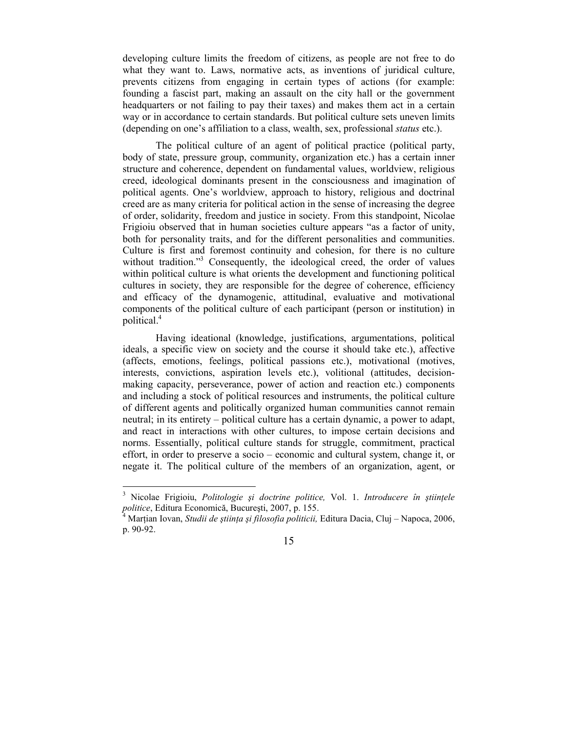developing culture limits the freedom of citizens, as people are not free to do what they want to. Laws, normative acts, as inventions of juridical culture, prevents citizens from engaging in certain types of actions (for example: founding a fascist part, making an assault on the city hall or the government headquarters or not failing to pay their taxes) and makes them act in a certain way or in accordance to certain standards. But political culture sets uneven limits (depending on one's affiliation to a class, wealth, sex, professional *status* etc.).

The political culture of an agent of political practice (political party, body of state, pressure group, community, organization etc.) has a certain inner structure and coherence, dependent on fundamental values, worldview, religious creed, ideological dominants present in the consciousness and imagination of political agents. One's worldview, approach to history, religious and doctrinal creed are as many criteria for political action in the sense of increasing the degree of order, solidarity, freedom and justice in society. From this standpoint, Nicolae Frigioiu observed that in human societies culture appears "as a factor of unity, both for personality traits, and for the different personalities and communities. Culture is first and foremost continuity and cohesion, for there is no culture without tradition."[3] Consequently, the ideological creed, the order of values within political culture is what orients the development and functioning political cultures in society, they are responsible for the degree of coherence, efficiency and efficacy of the dynamogenic, attitudinal, evaluative and motivational components of the political culture of each participant (person or institution) in political.[4]

Having ideational (knowledge, justifications, argumentations, political ideals, a specific view on society and the course it should take etc.), affective (affects, emotions, feelings, political passions etc.), motivational (motives, interests, convictions, aspiration levels etc.), volitional (attitudes, decision-making capacity, perseverance, power of action and reaction etc.) components and including a stock of political resources and instruments, the political culture of different agents and politically organized human communities cannot remain neutral; in its entirety – political culture has a certain dynamic, a power to adapt, and react in interactions with other cultures, to impose certain decisions and norms. Essentially, political culture stands for struggle, commitment, practical effort, in order to preserve a socio – economic and cultural system, change it, or negate it. The political culture of the members of an organization, agent, or

---

[3] Nicolae Frigioiu, *Politologie şi doctrine politice,* Vol. 1. *Introducere în ştiinţele politice*, Editura Economică, Bucureşti, 2007, p. 155.

[4] Marţian Iovan, *Studii de ştiinţa şi filosofia politicii,* Editura Dacia, Cluj – Napoca, 2006, p. 90-92.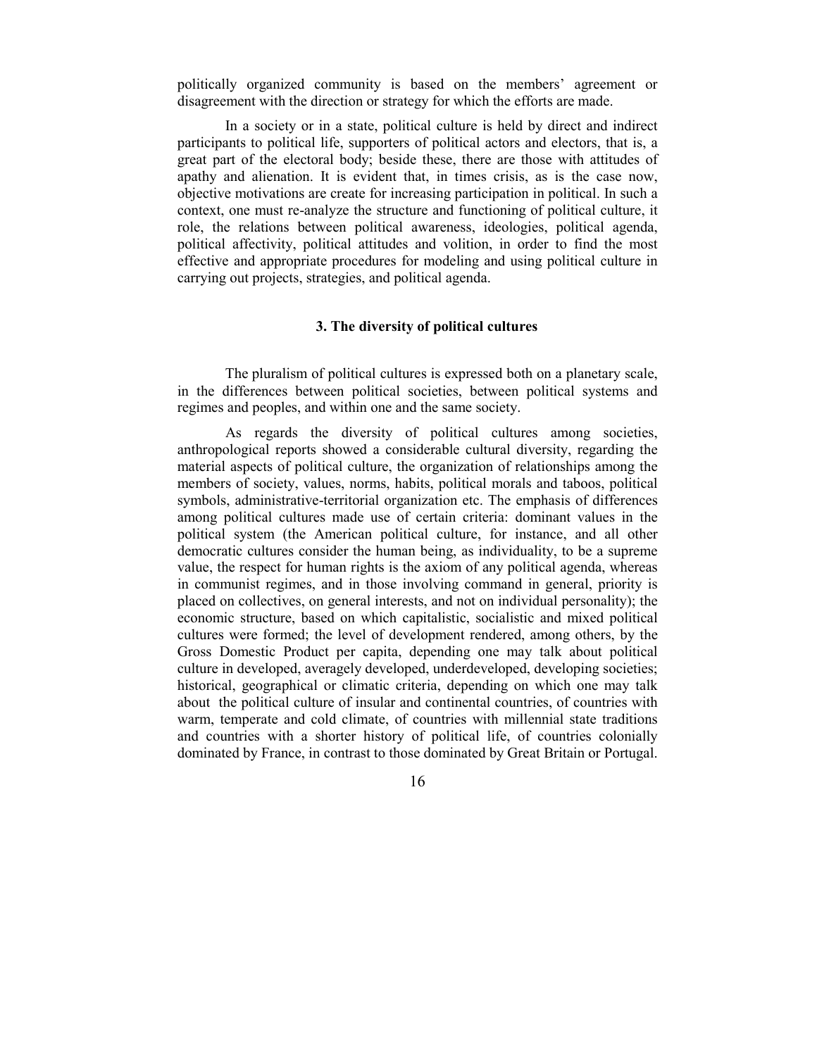politically organized community is based on the members' agreement or disagreement with the direction or strategy for which the efforts are made.

In a society or in a state, political culture is held by direct and indirect participants to political life, supporters of political actors and electors, that is, a great part of the electoral body; beside these, there are those with attitudes of apathy and alienation. It is evident that, in times crisis, as is the case now, objective motivations are create for increasing participation in political. In such a context, one must re-analyze the structure and functioning of political culture, it role, the relations between political awareness, ideologies, political agenda, political affectivity, political attitudes and volition, in order to find the most effective and appropriate procedures for modeling and using political culture in carrying out projects, strategies, and political agenda.

### 3. The diversity of political cultures

The pluralism of political cultures is expressed both on a planetary scale, in the differences between political societies, between political systems and regimes and peoples, and within one and the same society.

As regards the diversity of political cultures among societies, anthropological reports showed a considerable cultural diversity, regarding the material aspects of political culture, the organization of relationships among the members of society, values, norms, habits, political morals and taboos, political symbols, administrative-territorial organization etc. The emphasis of differences among political cultures made use of certain criteria: dominant values in the political system (the American political culture, for instance, and all other democratic cultures consider the human being, as individuality, to be a supreme value, the respect for human rights is the axiom of any political agenda, whereas in communist regimes, and in those involving command in general, priority is placed on collectives, on general interests, and not on individual personality); the economic structure, based on which capitalistic, socialistic and mixed political cultures were formed; the level of development rendered, among others, by the Gross Domestic Product per capita, depending one may talk about political culture in developed, averagely developed, underdeveloped, developing societies; historical, geographical or climatic criteria, depending on which one may talk about the political culture of insular and continental countries, of countries with warm, temperate and cold climate, of countries with millennial state traditions and countries with a shorter history of political life, of countries colonially dominated by France, in contrast to those dominated by Great Britain or Portugal.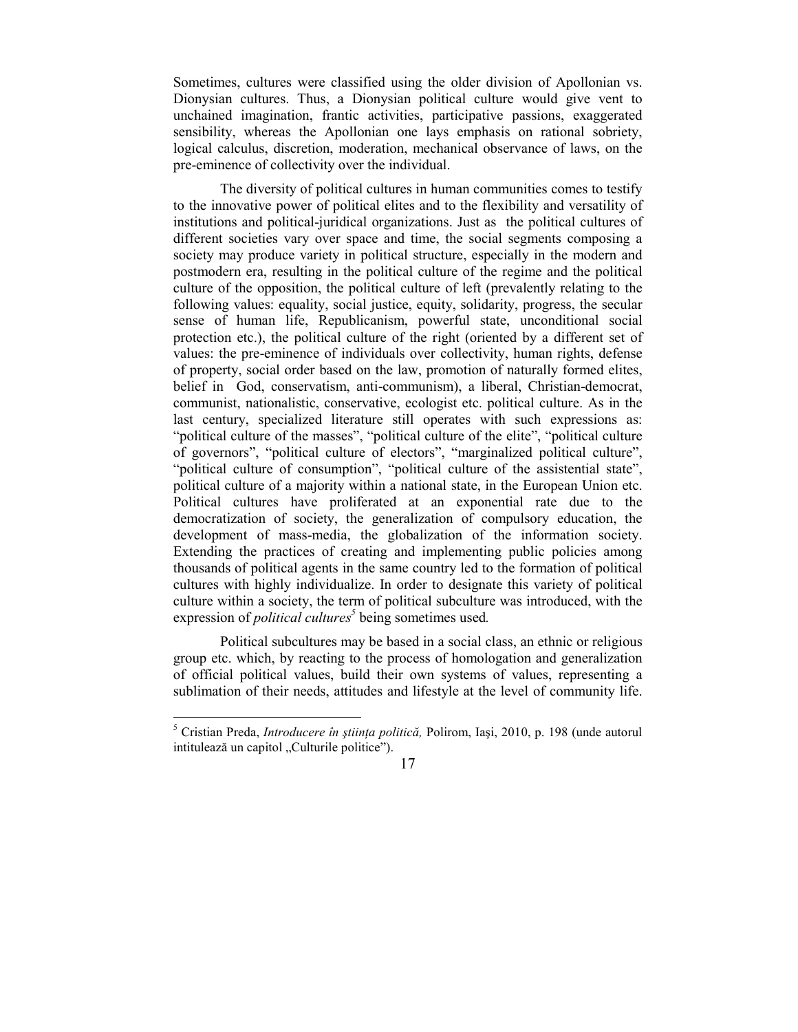Sometimes, cultures were classified using the older division of Apollonian vs. Dionysian cultures. Thus, a Dionysian political culture would give vent to unchained imagination, frantic activities, participative passions, exaggerated sensibility, whereas the Apollonian one lays emphasis on rational sobriety, logical calculus, discretion, moderation, mechanical observance of laws, on the pre-eminence of collectivity over the individual.

The diversity of political cultures in human communities comes to testify to the innovative power of political elites and to the flexibility and versatility of institutions and political-juridical organizations. Just as the political cultures of different societies vary over space and time, the social segments composing a society may produce variety in political structure, especially in the modern and postmodern era, resulting in the political culture of the regime and the political culture of the opposition, the political culture of left (prevalently relating to the following values: equality, social justice, equity, solidarity, progress, the secular sense of human life, Republicanism, powerful state, unconditional social protection etc.), the political culture of the right (oriented by a different set of values: the pre-eminence of individuals over collectivity, human rights, defense of property, social order based on the law, promotion of naturally formed elites, belief in God, conservatism, anti-communism), a liberal, Christian-democrat, communist, nationalistic, conservative, ecologist etc. political culture. As in the last century, specialized literature still operates with such expressions as: "political culture of the masses", "political culture of the elite", "political culture of governors", "political culture of electors", "marginalized political culture", "political culture of consumption", "political culture of the assistential state", political culture of a majority within a national state, in the European Union etc. Political cultures have proliferated at an exponential rate due to the democratization of society, the generalization of compulsory education, the development of mass-media, the globalization of the information society. Extending the practices of creating and implementing public policies among thousands of political agents in the same country led to the formation of political cultures with highly individualize. In order to designate this variety of political culture within a society, the term of political subculture was introduced, with the expression of *political cultures*[5] being sometimes used.

Political subcultures may be based in a social class, an ethnic or religious group etc. which, by reacting to the process of homologation and generalization of official political values, build their own systems of values, representing a sublimation of their needs, attitudes and lifestyle at the level of community life.

---

[5] Cristian Preda, *Introducere în ştiinţa politică,* Polirom, Iaşi, 2010, p. 198 (unde autorul intitulează un capitol „Culturile politice").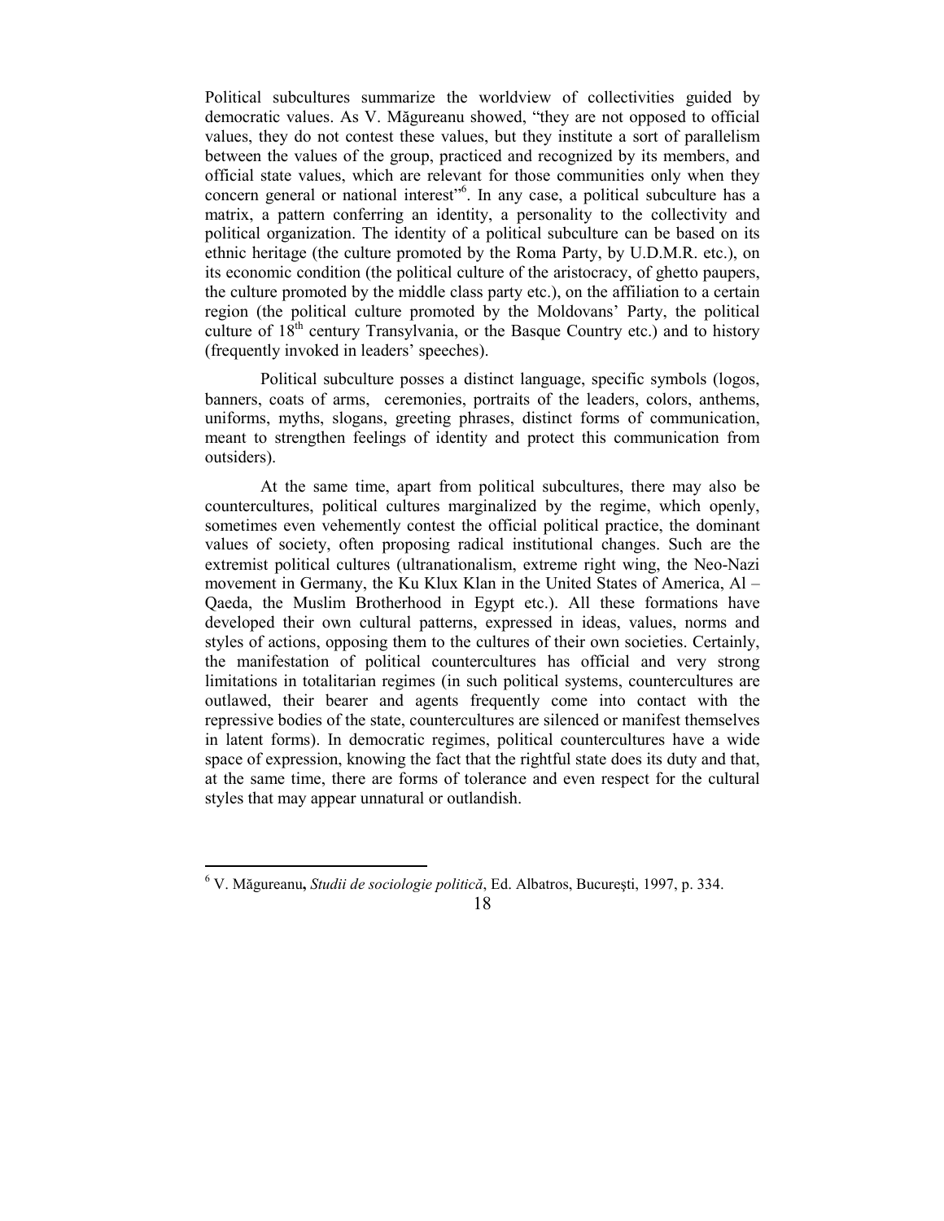Political subcultures summarize the worldview of collectivities guided by democratic values. As V. Măgureanu showed, "they are not opposed to official values, they do not contest these values, but they institute a sort of parallelism between the values of the group, practiced and recognized by its members, and official state values, which are relevant for those communities only when they concern general or national interest"[6]. In any case, a political subculture has a matrix, a pattern conferring an identity, a personality to the collectivity and political organization. The identity of a political subculture can be based on its ethnic heritage (the culture promoted by the Roma Party, by U.D.M.R. etc.), on its economic condition (the political culture of the aristocracy, of ghetto paupers, the culture promoted by the middle class party etc.), on the affiliation to a certain region (the political culture promoted by the Moldovans' Party, the political culture of 18th century Transylvania, or the Basque Country etc.) and to history (frequently invoked in leaders' speeches).

Political subculture posses a distinct language, specific symbols (logos, banners, coats of arms, ceremonies, portraits of the leaders, colors, anthems, uniforms, myths, slogans, greeting phrases, distinct forms of communication, meant to strengthen feelings of identity and protect this communication from outsiders).

At the same time, apart from political subcultures, there may also be countercultures, political cultures marginalized by the regime, which openly, sometimes even vehemently contest the official political practice, the dominant values of society, often proposing radical institutional changes. Such are the extremist political cultures (ultranationalism, extreme right wing, the Neo-Nazi movement in Germany, the Ku Klux Klan in the United States of America, Al – Qaeda, the Muslim Brotherhood in Egypt etc.). All these formations have developed their own cultural patterns, expressed in ideas, values, norms and styles of actions, opposing them to the cultures of their own societies. Certainly, the manifestation of political countercultures has official and very strong limitations in totalitarian regimes (in such political systems, countercultures are outlawed, their bearer and agents frequently come into contact with the repressive bodies of the state, countercultures are silenced or manifest themselves in latent forms). In democratic regimes, political countercultures have a wide space of expression, knowing the fact that the rightful state does its duty and that, at the same time, there are forms of tolerance and even respect for the cultural styles that may appear unnatural or outlandish.

---

[6] V. Măgureanu, *Studii de sociologie politică*, Ed. Albatros, Bucureşti, 1997, p. 334.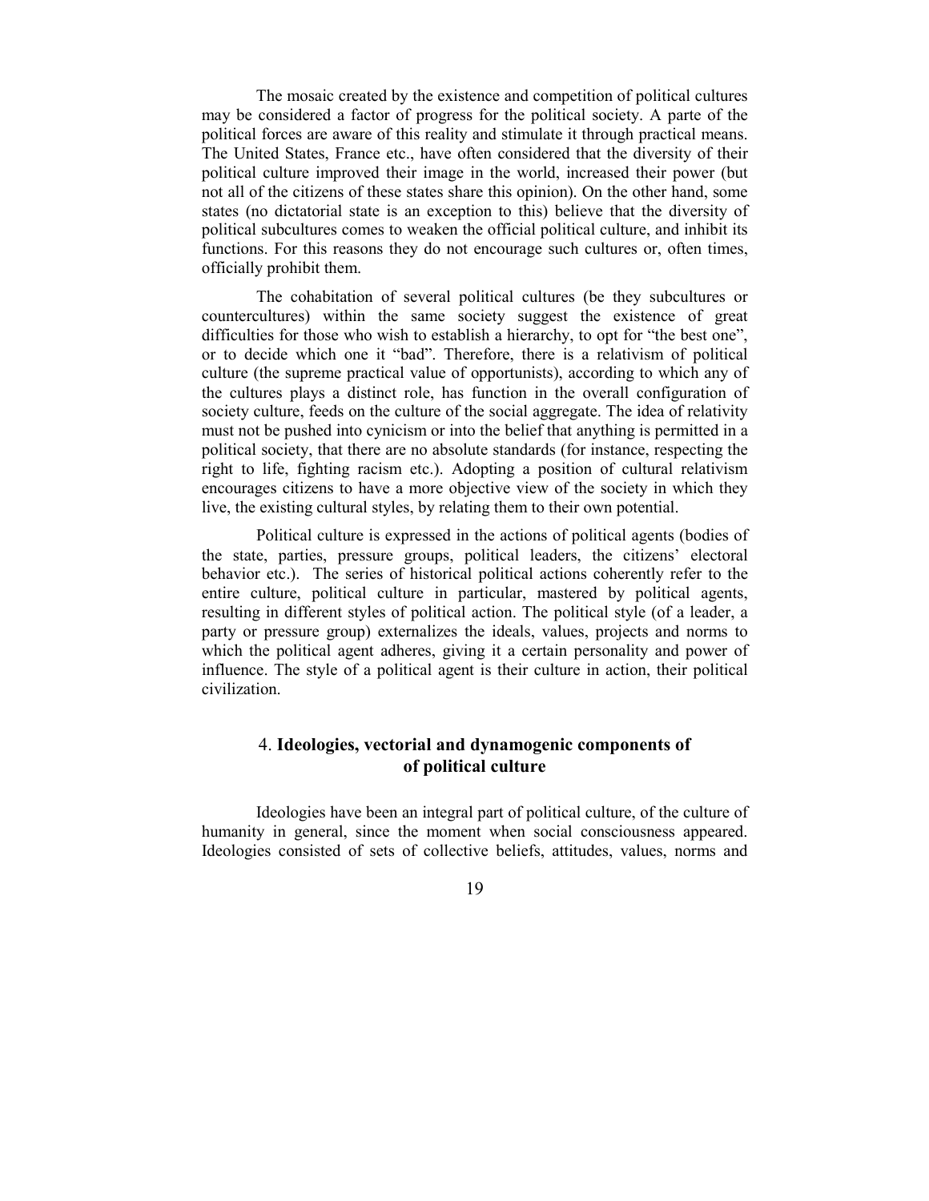The mosaic created by the existence and competition of political cultures may be considered a factor of progress for the political society. A parte of the political forces are aware of this reality and stimulate it through practical means. The United States, France etc., have often considered that the diversity of their political culture improved their image in the world, increased their power (but not all of the citizens of these states share this opinion). On the other hand, some states (no dictatorial state is an exception to this) believe that the diversity of political subcultures comes to weaken the official political culture, and inhibit its functions. For this reasons they do not encourage such cultures or, often times, officially prohibit them.

The cohabitation of several political cultures (be they subcultures or countercultures) within the same society suggest the existence of great difficulties for those who wish to establish a hierarchy, to opt for "the best one", or to decide which one it "bad". Therefore, there is a relativism of political culture (the supreme practical value of opportunists), according to which any of the cultures plays a distinct role, has function in the overall configuration of society culture, feeds on the culture of the social aggregate. The idea of relativity must not be pushed into cynicism or into the belief that anything is permitted in a political society, that there are no absolute standards (for instance, respecting the right to life, fighting racism etc.). Adopting a position of cultural relativism encourages citizens to have a more objective view of the society in which they live, the existing cultural styles, by relating them to their own potential.

Political culture is expressed in the actions of political agents (bodies of the state, parties, pressure groups, political leaders, the citizens' electoral behavior etc.). The series of historical political actions coherently refer to the entire culture, political culture in particular, mastered by political agents, resulting in different styles of political action. The political style (of a leader, a party or pressure group) externalizes the ideals, values, projects and norms to which the political agent adheres, giving it a certain personality and power of influence. The style of a political agent is their culture in action, their political civilization.

## 4. **Ideologies, vectorial and dynamogenic components of of political culture**

Ideologies have been an integral part of political culture, of the culture of humanity in general, since the moment when social consciousness appeared. Ideologies consisted of sets of collective beliefs, attitudes, values, norms and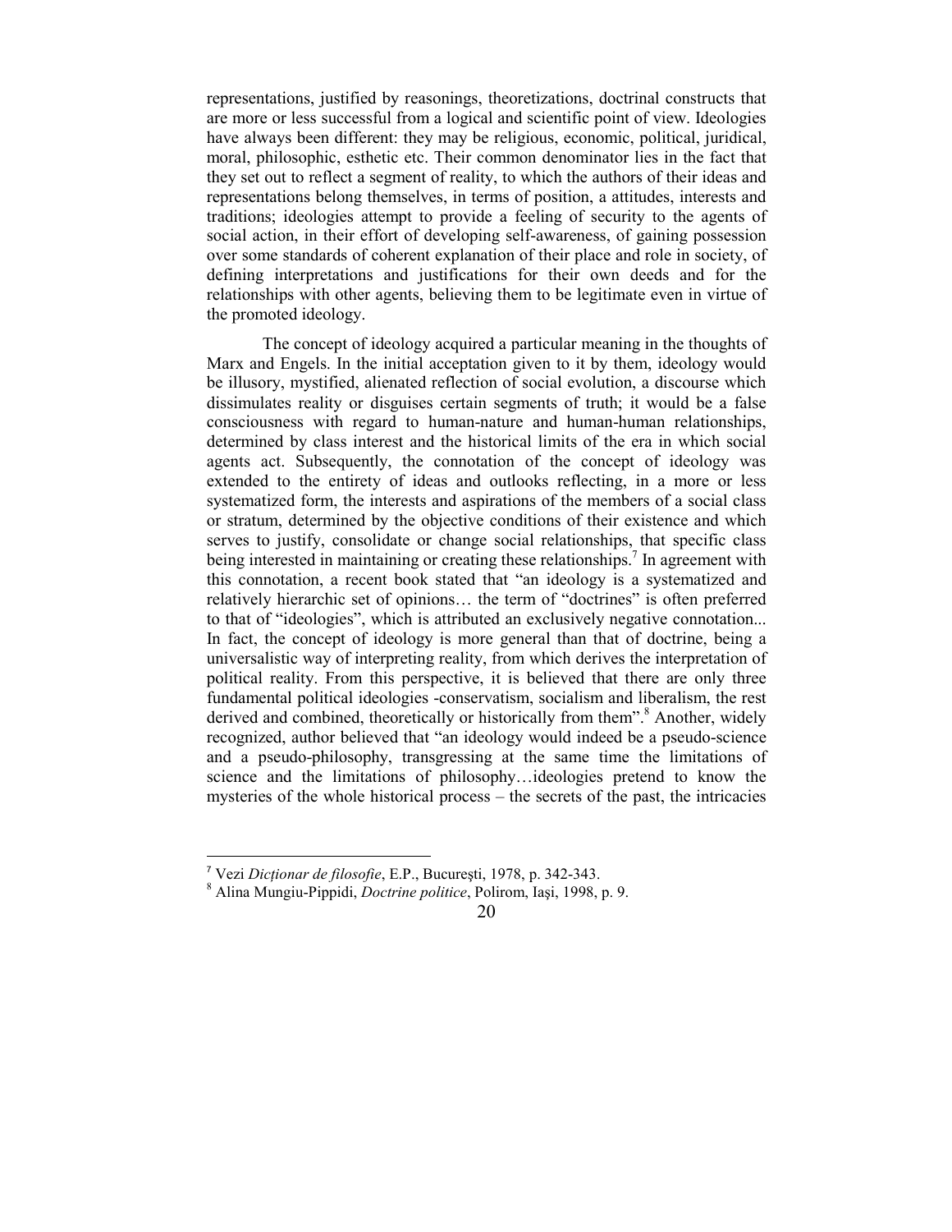representations, justified by reasonings, theoretizations, doctrinal constructs that are more or less successful from a logical and scientific point of view. Ideologies have always been different: they may be religious, economic, political, juridical, moral, philosophic, esthetic etc. Their common denominator lies in the fact that they set out to reflect a segment of reality, to which the authors of their ideas and representations belong themselves, in terms of position, a attitudes, interests and traditions; ideologies attempt to provide a feeling of security to the agents of social action, in their effort of developing self-awareness, of gaining possession over some standards of coherent explanation of their place and role in society, of defining interpretations and justifications for their own deeds and for the relationships with other agents, believing them to be legitimate even in virtue of the promoted ideology.

The concept of ideology acquired a particular meaning in the thoughts of Marx and Engels. In the initial acceptation given to it by them, ideology would be illusory, mystified, alienated reflection of social evolution, a discourse which dissimulates reality or disguises certain segments of truth; it would be a false consciousness with regard to human-nature and human-human relationships, determined by class interest and the historical limits of the era in which social agents act. Subsequently, the connotation of the concept of ideology was extended to the entirety of ideas and outlooks reflecting, in a more or less systematized form, the interests and aspirations of the members of a social class or stratum, determined by the objective conditions of their existence and which serves to justify, consolidate or change social relationships, that specific class being interested in maintaining or creating these relationships.[7] In agreement with this connotation, a recent book stated that "an ideology is a systematized and relatively hierarchic set of opinions… the term of "doctrines" is often preferred to that of "ideologies", which is attributed an exclusively negative connotation... In fact, the concept of ideology is more general than that of doctrine, being a universalistic way of interpreting reality, from which derives the interpretation of political reality. From this perspective, it is believed that there are only three fundamental political ideologies -conservatism, socialism and liberalism, the rest derived and combined, theoretically or historically from them".[8] Another, widely recognized, author believed that "an ideology would indeed be a pseudo-science and a pseudo-philosophy, transgressing at the same time the limitations of science and the limitations of philosophy…ideologies pretend to know the mysteries of the whole historical process – the secrets of the past, the intricacies

---

[7] Vezi *Dicționar de filosofie*, E.P., București, 1978, p. 342-343.

[8] Alina Mungiu-Pippidi, *Doctrine politice*, Polirom, Iaşi, 1998, p. 9.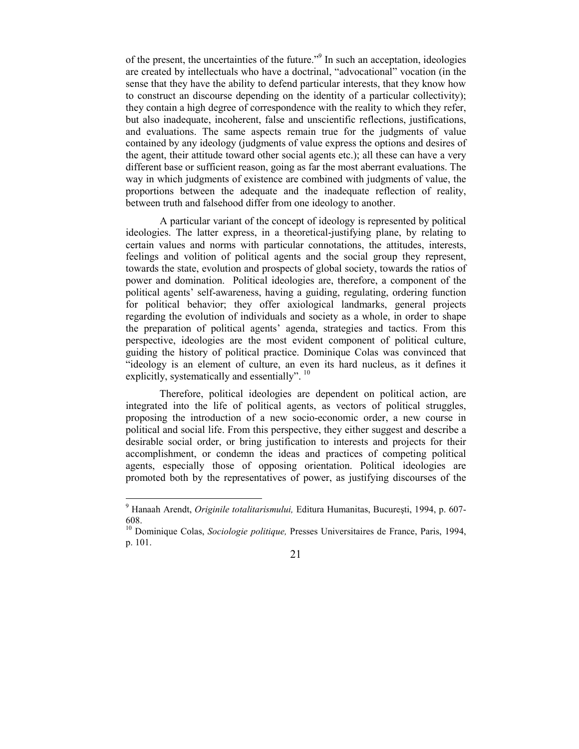of the present, the uncertainties of the future."[9] In such an acceptation, ideologies are created by intellectuals who have a doctrinal, "advocational" vocation (in the sense that they have the ability to defend particular interests, that they know how to construct an discourse depending on the identity of a particular collectivity); they contain a high degree of correspondence with the reality to which they refer, but also inadequate, incoherent, false and unscientific reflections, justifications, and evaluations. The same aspects remain true for the judgments of value contained by any ideology (judgments of value express the options and desires of the agent, their attitude toward other social agents etc.); all these can have a very different base or sufficient reason, going as far the most aberrant evaluations. The way in which judgments of existence are combined with judgments of value, the proportions between the adequate and the inadequate reflection of reality, between truth and falsehood differ from one ideology to another.

A particular variant of the concept of ideology is represented by political ideologies. The latter express, in a theoretical-justifying plane, by relating to certain values and norms with particular connotations, the attitudes, interests, feelings and volition of political agents and the social group they represent, towards the state, evolution and prospects of global society, towards the ratios of power and domination. Political ideologies are, therefore, a component of the political agents' self-awareness, having a guiding, regulating, ordering function for political behavior; they offer axiological landmarks, general projects regarding the evolution of individuals and society as a whole, in order to shape the preparation of political agents' agenda, strategies and tactics. From this perspective, ideologies are the most evident component of political culture, guiding the history of political practice. Dominique Colas was convinced that "ideology is an element of culture, an even its hard nucleus, as it defines it explicitly, systematically and essentially".[10]

Therefore, political ideologies are dependent on political action, are integrated into the life of political agents, as vectors of political struggles, proposing the introduction of a new socio-economic order, a new course in political and social life. From this perspective, they either suggest and describe a desirable social order, or bring justification to interests and projects for their accomplishment, or condemn the ideas and practices of competing political agents, especially those of opposing orientation. Political ideologies are promoted both by the representatives of power, as justifying discourses of the

---

[9] Hanaah Arendt, *Originile totalitarismului,* Editura Humanitas, București, 1994, p. 607-608.

[10] Dominique Colas, *Sociologie politique,* Presses Universitaires de France, Paris, 1994, p. 101.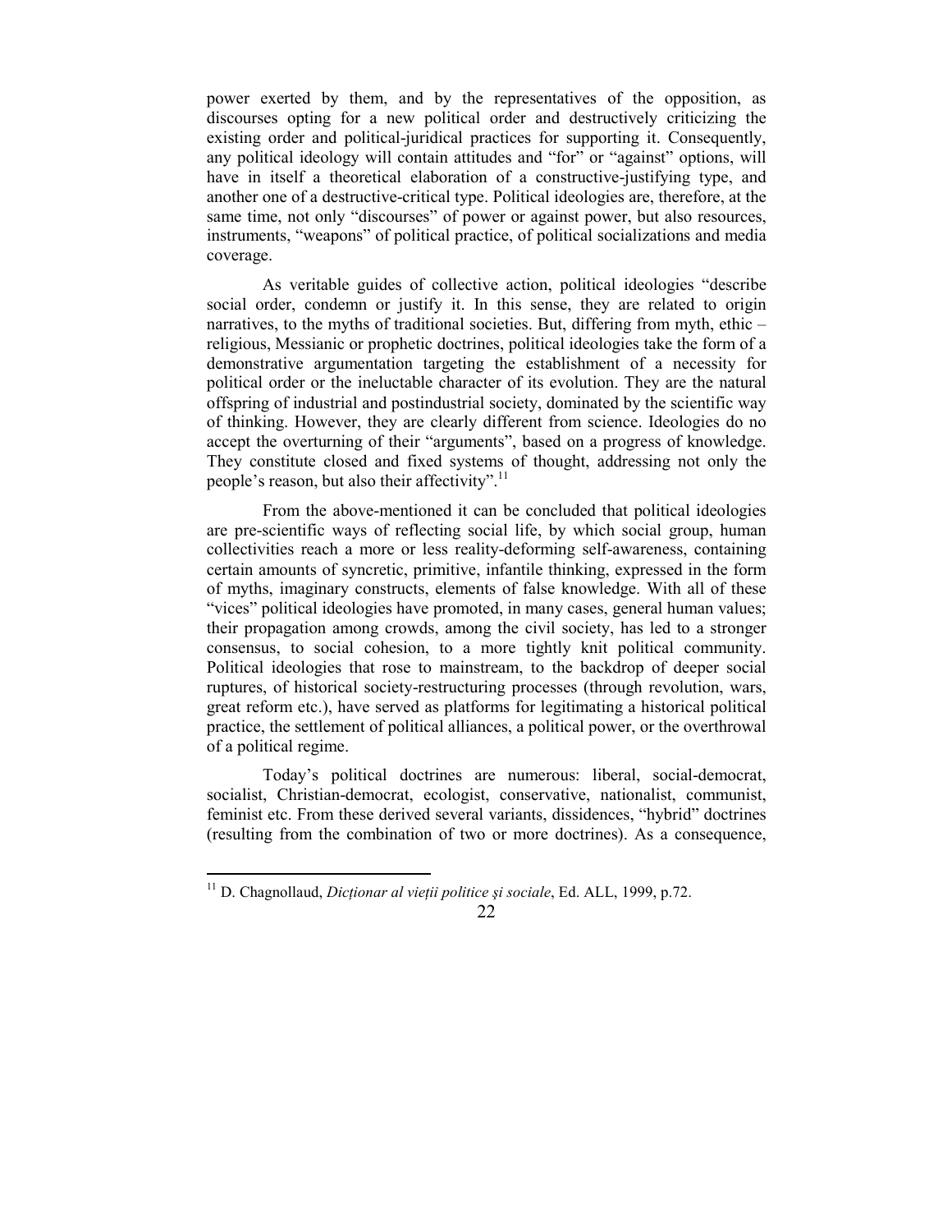power exerted by them, and by the representatives of the opposition, as discourses opting for a new political order and destructively criticizing the existing order and political-juridical practices for supporting it. Consequently, any political ideology will contain attitudes and "for" or "against" options, will have in itself a theoretical elaboration of a constructive-justifying type, and another one of a destructive-critical type. Political ideologies are, therefore, at the same time, not only "discourses" of power or against power, but also resources, instruments, "weapons" of political practice, of political socializations and media coverage.

As veritable guides of collective action, political ideologies "describe social order, condemn or justify it. In this sense, they are related to origin narratives, to the myths of traditional societies. But, differing from myth, ethic – religious, Messianic or prophetic doctrines, political ideologies take the form of a demonstrative argumentation targeting the establishment of a necessity for political order or the ineluctable character of its evolution. They are the natural offspring of industrial and postindustrial society, dominated by the scientific way of thinking. However, they are clearly different from science. Ideologies do no accept the overturning of their "arguments", based on a progress of knowledge. They constitute closed and fixed systems of thought, addressing not only the people's reason, but also their affectivity".[11]

From the above-mentioned it can be concluded that political ideologies are pre-scientific ways of reflecting social life, by which social group, human collectivities reach a more or less reality-deforming self-awareness, containing certain amounts of syncretic, primitive, infantile thinking, expressed in the form of myths, imaginary constructs, elements of false knowledge. With all of these "vices" political ideologies have promoted, in many cases, general human values; their propagation among crowds, among the civil society, has led to a stronger consensus, to social cohesion, to a more tightly knit political community. Political ideologies that rose to mainstream, to the backdrop of deeper social ruptures, of historical society-restructuring processes (through revolution, wars, great reform etc.), have served as platforms for legitimating a historical political practice, the settlement of political alliances, a political power, or the overthrowal of a political regime.

Today's political doctrines are numerous: liberal, social-democrat, socialist, Christian-democrat, ecologist, conservative, nationalist, communist, feminist etc. From these derived several variants, dissidences, "hybrid" doctrines (resulting from the combination of two or more doctrines). As a consequence,

---

[11] D. Chagnollaud, *Dicționar al vieții politice şi sociale*, Ed. ALL, 1999, p.72.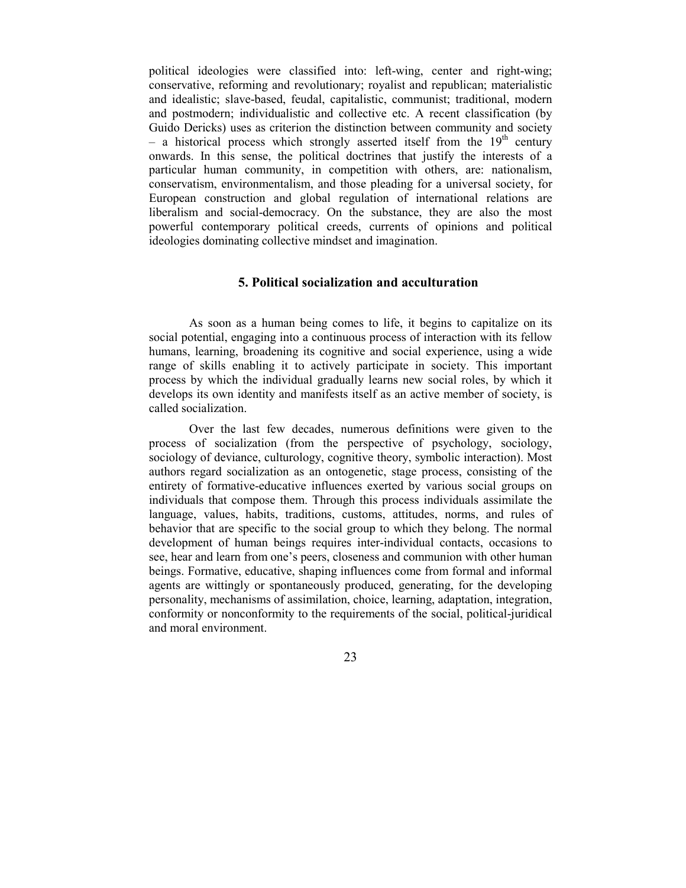political ideologies were classified into: left-wing, center and right-wing; conservative, reforming and revolutionary; royalist and republican; materialistic and idealistic; slave-based, feudal, capitalistic, communist; traditional, modern and postmodern; individualistic and collective etc. A recent classification (by Guido Dericks) uses as criterion the distinction between community and society – a historical process which strongly asserted itself from the 19th century onwards. In this sense, the political doctrines that justify the interests of a particular human community, in competition with others, are: nationalism, conservatism, environmentalism, and those pleading for a universal society, for European construction and global regulation of international relations are liberalism and social-democracy. On the substance, they are also the most powerful contemporary political creeds, currents of opinions and political ideologies dominating collective mindset and imagination.

## 5. Political socialization and acculturation

As soon as a human being comes to life, it begins to capitalize on its social potential, engaging into a continuous process of interaction with its fellow humans, learning, broadening its cognitive and social experience, using a wide range of skills enabling it to actively participate in society. This important process by which the individual gradually learns new social roles, by which it develops its own identity and manifests itself as an active member of society, is called socialization.

Over the last few decades, numerous definitions were given to the process of socialization (from the perspective of psychology, sociology, sociology of deviance, culturology, cognitive theory, symbolic interaction). Most authors regard socialization as an ontogenetic, stage process, consisting of the entirety of formative-educative influences exerted by various social groups on individuals that compose them. Through this process individuals assimilate the language, values, habits, traditions, customs, attitudes, norms, and rules of behavior that are specific to the social group to which they belong. The normal development of human beings requires inter-individual contacts, occasions to see, hear and learn from one's peers, closeness and communion with other human beings. Formative, educative, shaping influences come from formal and informal agents are wittingly or spontaneously produced, generating, for the developing personality, mechanisms of assimilation, choice, learning, adaptation, integration, conformity or nonconformity to the requirements of the social, political-juridical and moral environment.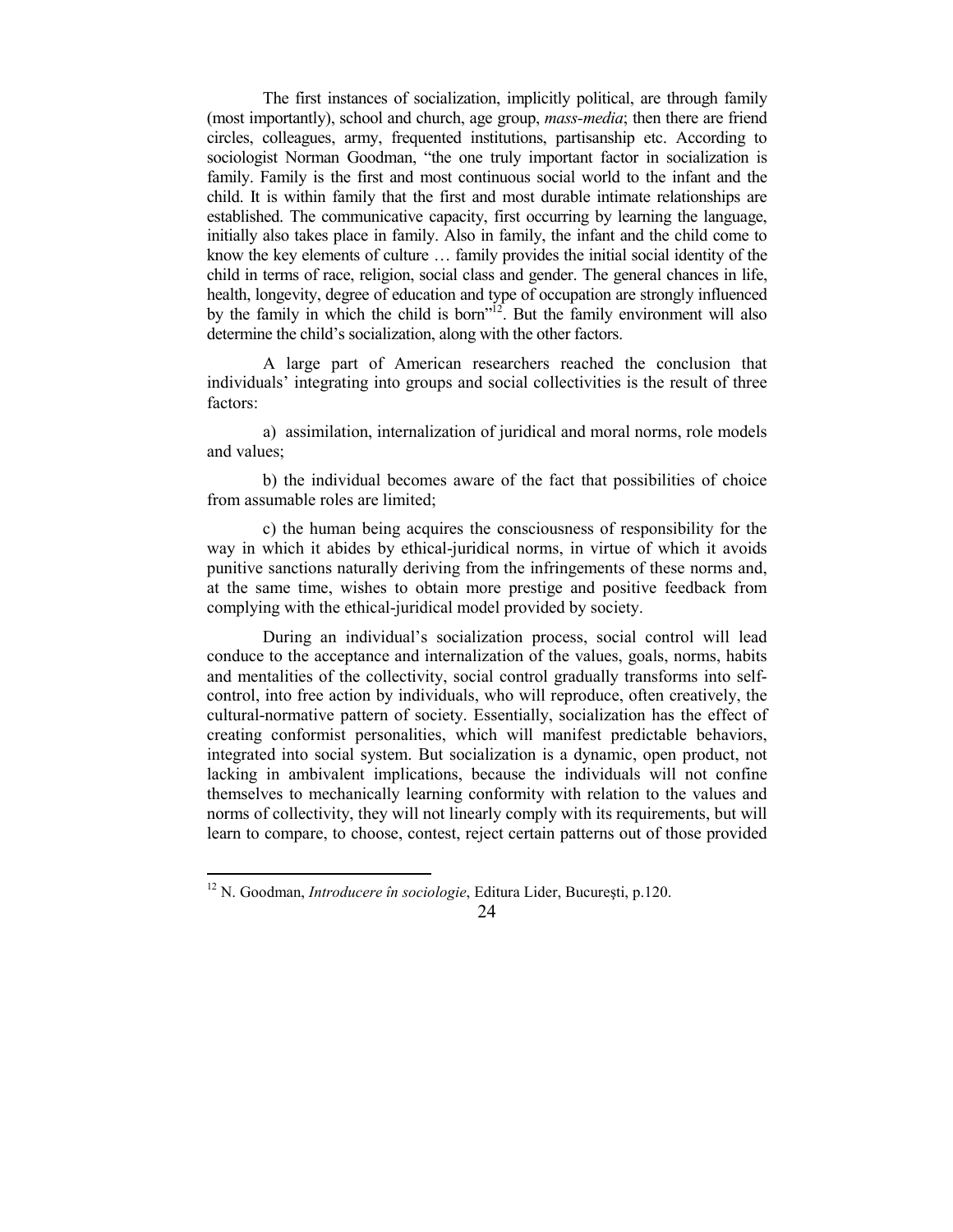The first instances of socialization, implicitly political, are through family (most importantly), school and church, age group, *mass-media*; then there are friend circles, colleagues, army, frequented institutions, partisanship etc. According to sociologist Norman Goodman, "the one truly important factor in socialization is family. Family is the first and most continuous social world to the infant and the child. It is within family that the first and most durable intimate relationships are established. The communicative capacity, first occurring by learning the language, initially also takes place in family. Also in family, the infant and the child come to know the key elements of culture … family provides the initial social identity of the child in terms of race, religion, social class and gender. The general chances in life, health, longevity, degree of education and type of occupation are strongly influenced by the family in which the child is born"[12]. But the family environment will also determine the child's socialization, along with the other factors.

A large part of American researchers reached the conclusion that individuals' integrating into groups and social collectivities is the result of three factors:

a) assimilation, internalization of juridical and moral norms, role models and values;

b) the individual becomes aware of the fact that possibilities of choice from assumable roles are limited;

c) the human being acquires the consciousness of responsibility for the way in which it abides by ethical-juridical norms, in virtue of which it avoids punitive sanctions naturally deriving from the infringements of these norms and, at the same time, wishes to obtain more prestige and positive feedback from complying with the ethical-juridical model provided by society.

During an individual's socialization process, social control will lead conduce to the acceptance and internalization of the values, goals, norms, habits and mentalities of the collectivity, social control gradually transforms into self-control, into free action by individuals, who will reproduce, often creatively, the cultural-normative pattern of society. Essentially, socialization has the effect of creating conformist personalities, which will manifest predictable behaviors, integrated into social system. But socialization is a dynamic, open product, not lacking in ambivalent implications, because the individuals will not confine themselves to mechanically learning conformity with relation to the values and norms of collectivity, they will not linearly comply with its requirements, but will learn to compare, to choose, contest, reject certain patterns out of those provided

---

[12] N. Goodman, *Introducere în sociologie*, Editura Lider, Bucureşti, p.120.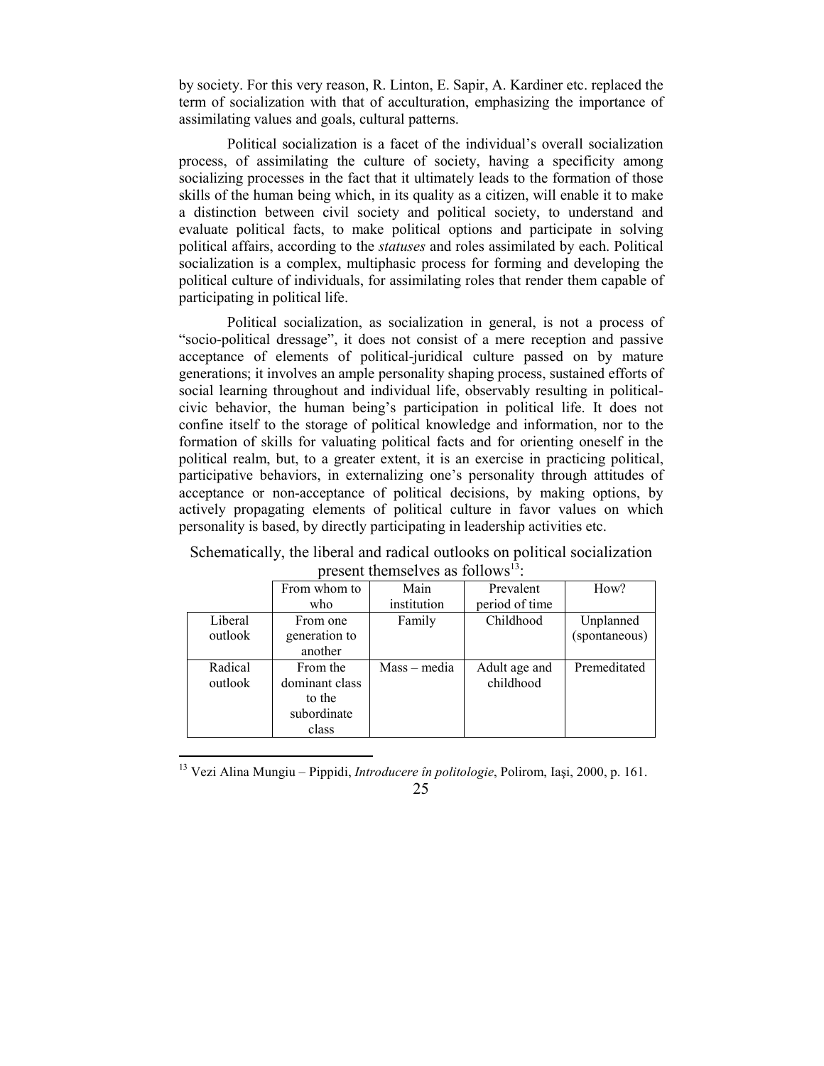by society. For this very reason, R. Linton, E. Sapir, A. Kardiner etc. replaced the term of socialization with that of acculturation, emphasizing the importance of assimilating values and goals, cultural patterns.

Political socialization is a facet of the individual's overall socialization process, of assimilating the culture of society, having a specificity among socializing processes in the fact that it ultimately leads to the formation of those skills of the human being which, in its quality as a citizen, will enable it to make a distinction between civil society and political society, to understand and evaluate political facts, to make political options and participate in solving political affairs, according to the *statuses* and roles assimilated by each. Political socialization is a complex, multiphasic process for forming and developing the political culture of individuals, for assimilating roles that render them capable of participating in political life.

Political socialization, as socialization in general, is not a process of "socio-political dressage", it does not consist of a mere reception and passive acceptance of elements of political-juridical culture passed on by mature generations; it involves an ample personality shaping process, sustained efforts of social learning throughout and individual life, observably resulting in political-civic behavior, the human being's participation in political life. It does not confine itself to the storage of political knowledge and information, nor to the formation of skills for valuating political facts and for orienting oneself in the political realm, but, to a greater extent, it is an exercise in practicing political, participative behaviors, in externalizing one's personality through attitudes of acceptance or non-acceptance of political decisions, by making options, by actively propagating elements of political culture in favor values on which personality is based, by directly participating in leadership activities etc.

Schematically, the liberal and radical outlooks on political socialization present themselves as follows[13]:

| | From whom to who | Main institution | Prevalent period of time | How? |
|---|---|---|---|---|
| Liberal outlook | From one generation to another | Family | Childhood | Unplanned (spontaneous) |
| Radical outlook | From the dominant class to the subordinate class | Mass – media | Adult age and childhood | Premeditated |

[13] Vezi Alina Mungiu – Pippidi, *Introducere în politologie*, Polirom, Iaşi, 2000, p. 161.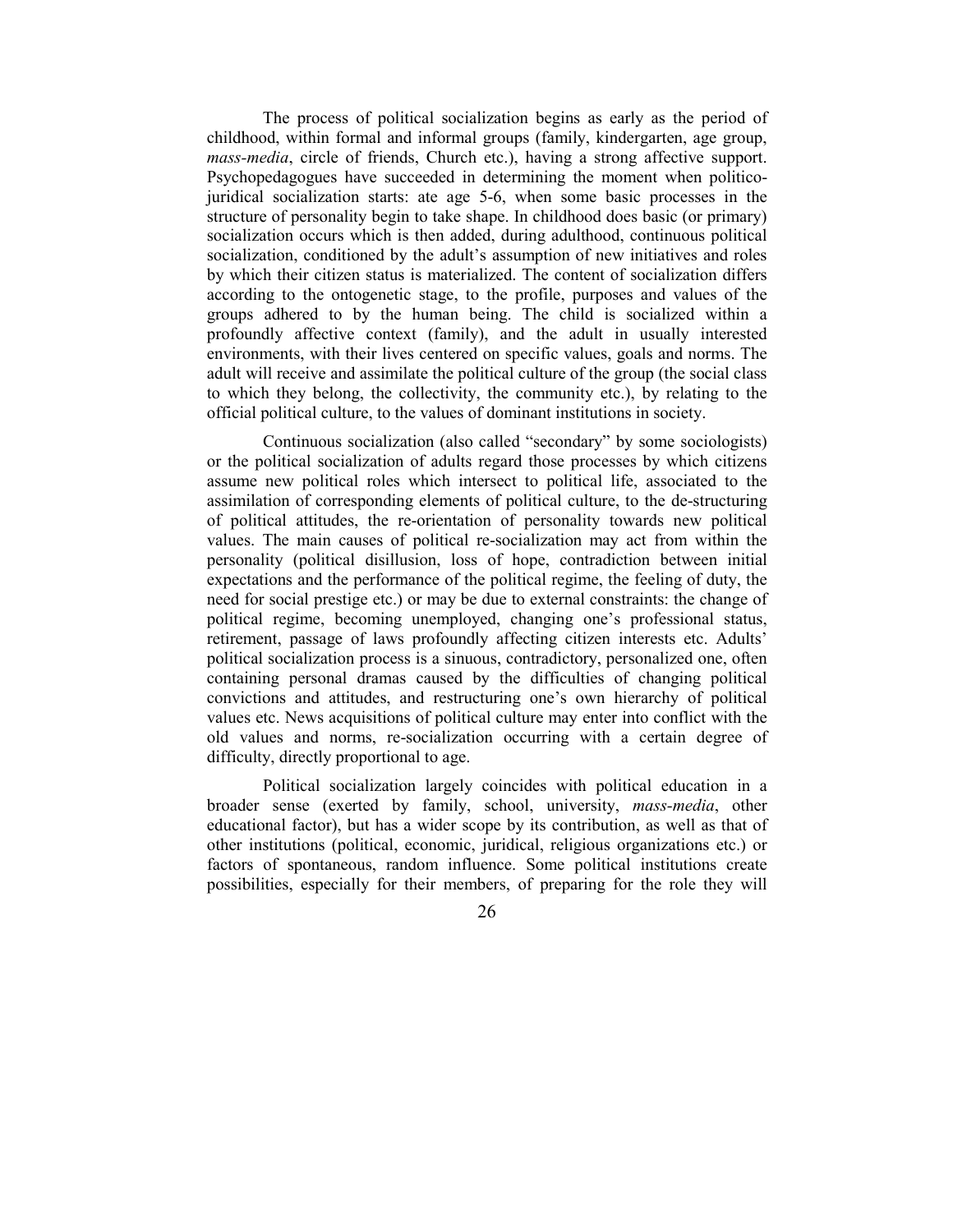The process of political socialization begins as early as the period of childhood, within formal and informal groups (family, kindergarten, age group, *mass-media*, circle of friends, Church etc.), having a strong affective support. Psychopedagogues have succeeded in determining the moment when politico-juridical socialization starts: ate age 5-6, when some basic processes in the structure of personality begin to take shape. In childhood does basic (or primary) socialization occurs which is then added, during adulthood, continuous political socialization, conditioned by the adult's assumption of new initiatives and roles by which their citizen status is materialized. The content of socialization differs according to the ontogenetic stage, to the profile, purposes and values of the groups adhered to by the human being. The child is socialized within a profoundly affective context (family), and the adult in usually interested environments, with their lives centered on specific values, goals and norms. The adult will receive and assimilate the political culture of the group (the social class to which they belong, the collectivity, the community etc.), by relating to the official political culture, to the values of dominant institutions in society.

Continuous socialization (also called "secondary" by some sociologists) or the political socialization of adults regard those processes by which citizens assume new political roles which intersect to political life, associated to the assimilation of corresponding elements of political culture, to the de-structuring of political attitudes, the re-orientation of personality towards new political values. The main causes of political re-socialization may act from within the personality (political disillusion, loss of hope, contradiction between initial expectations and the performance of the political regime, the feeling of duty, the need for social prestige etc.) or may be due to external constraints: the change of political regime, becoming unemployed, changing one's professional status, retirement, passage of laws profoundly affecting citizen interests etc. Adults' political socialization process is a sinuous, contradictory, personalized one, often containing personal dramas caused by the difficulties of changing political convictions and attitudes, and restructuring one's own hierarchy of political values etc. News acquisitions of political culture may enter into conflict with the old values and norms, re-socialization occurring with a certain degree of difficulty, directly proportional to age.

Political socialization largely coincides with political education in a broader sense (exerted by family, school, university, *mass-media*, other educational factor), but has a wider scope by its contribution, as well as that of other institutions (political, economic, juridical, religious organizations etc.) or factors of spontaneous, random influence. Some political institutions create possibilities, especially for their members, of preparing for the role they will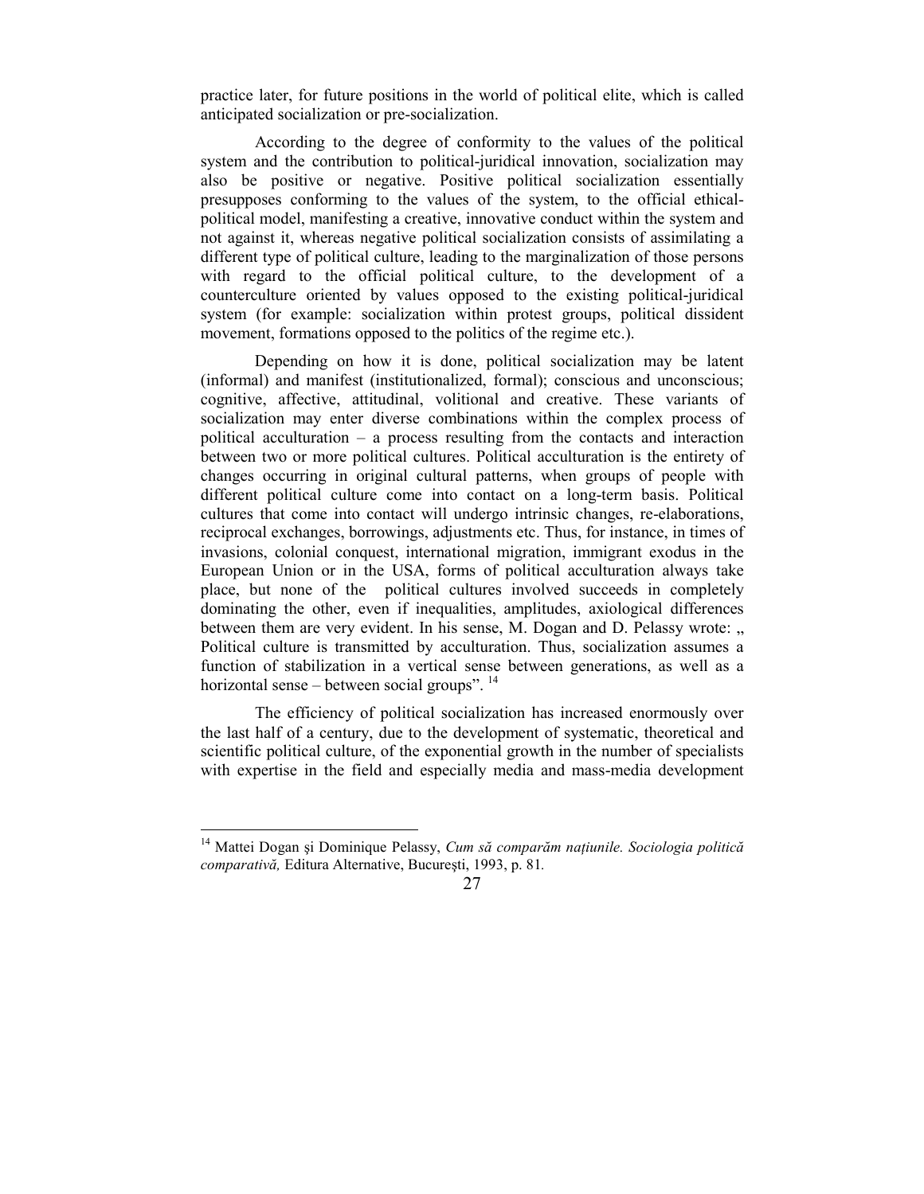practice later, for future positions in the world of political elite, which is called anticipated socialization or pre-socialization.

According to the degree of conformity to the values of the political system and the contribution to political-juridical innovation, socialization may also be positive or negative. Positive political socialization essentially presupposes conforming to the values of the system, to the official ethical-political model, manifesting a creative, innovative conduct within the system and not against it, whereas negative political socialization consists of assimilating a different type of political culture, leading to the marginalization of those persons with regard to the official political culture, to the development of a counterculture oriented by values opposed to the existing political-juridical system (for example: socialization within protest groups, political dissident movement, formations opposed to the politics of the regime etc.).

Depending on how it is done, political socialization may be latent (informal) and manifest (institutionalized, formal); conscious and unconscious; cognitive, affective, attitudinal, volitional and creative. These variants of socialization may enter diverse combinations within the complex process of political acculturation – a process resulting from the contacts and interaction between two or more political cultures. Political acculturation is the entirety of changes occurring in original cultural patterns, when groups of people with different political culture come into contact on a long-term basis. Political cultures that come into contact will undergo intrinsic changes, re-elaborations, reciprocal exchanges, borrowings, adjustments etc. Thus, for instance, in times of invasions, colonial conquest, international migration, immigrant exodus in the European Union or in the USA, forms of political acculturation always take place, but none of the political cultures involved succeeds in completely dominating the other, even if inequalities, amplitudes, axiological differences between them are very evident. In his sense, M. Dogan and D. Pelassy wrote: „ Political culture is transmitted by acculturation. Thus, socialization assumes a function of stabilization in a vertical sense between generations, as well as a horizontal sense – between social groups”. [14]

The efficiency of political socialization has increased enormously over the last half of a century, due to the development of systematic, theoretical and scientific political culture, of the exponential growth in the number of specialists with expertise in the field and especially media and mass-media development

---

[14] Mattei Dogan şi Dominique Pelassy, *Cum să comparăm naţiunile. Sociologia politică comparativă,* Editura Alternative, Bucureşti, 1993, p. 81.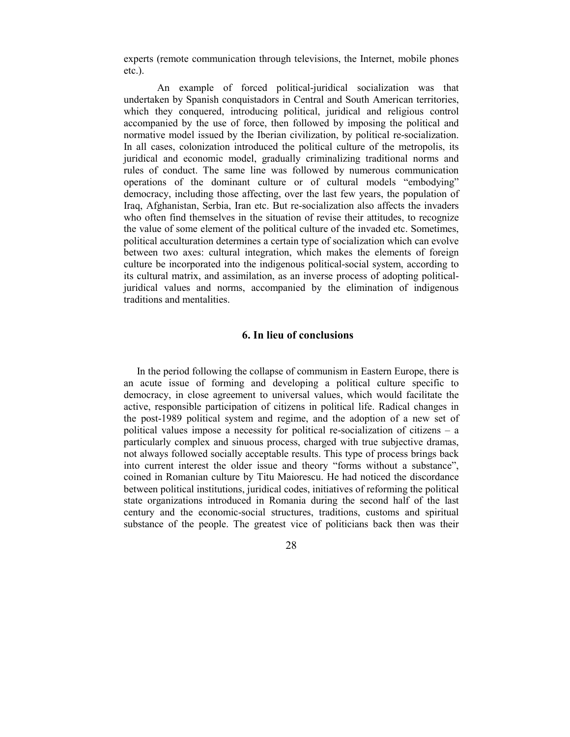experts (remote communication through televisions, the Internet, mobile phones etc.).

An example of forced political-juridical socialization was that undertaken by Spanish conquistadors in Central and South American territories, which they conquered, introducing political, juridical and religious control accompanied by the use of force, then followed by imposing the political and normative model issued by the Iberian civilization, by political re-socialization. In all cases, colonization introduced the political culture of the metropolis, its juridical and economic model, gradually criminalizing traditional norms and rules of conduct. The same line was followed by numerous communication operations of the dominant culture or of cultural models "embodying" democracy, including those affecting, over the last few years, the population of Iraq, Afghanistan, Serbia, Iran etc. But re-socialization also affects the invaders who often find themselves in the situation of revise their attitudes, to recognize the value of some element of the political culture of the invaded etc. Sometimes, political acculturation determines a certain type of socialization which can evolve between two axes: cultural integration, which makes the elements of foreign culture be incorporated into the indigenous political-social system, according to its cultural matrix, and assimilation, as an inverse process of adopting political-juridical values and norms, accompanied by the elimination of indigenous traditions and mentalities.

## 6. In lieu of conclusions

In the period following the collapse of communism in Eastern Europe, there is an acute issue of forming and developing a political culture specific to democracy, in close agreement to universal values, which would facilitate the active, responsible participation of citizens in political life. Radical changes in the post-1989 political system and regime, and the adoption of a new set of political values impose a necessity for political re-socialization of citizens – a particularly complex and sinuous process, charged with true subjective dramas, not always followed socially acceptable results. This type of process brings back into current interest the older issue and theory "forms without a substance", coined in Romanian culture by Titu Maiorescu. He had noticed the discordance between political institutions, juridical codes, initiatives of reforming the political state organizations introduced in Romania during the second half of the last century and the economic-social structures, traditions, customs and spiritual substance of the people. The greatest vice of politicians back then was their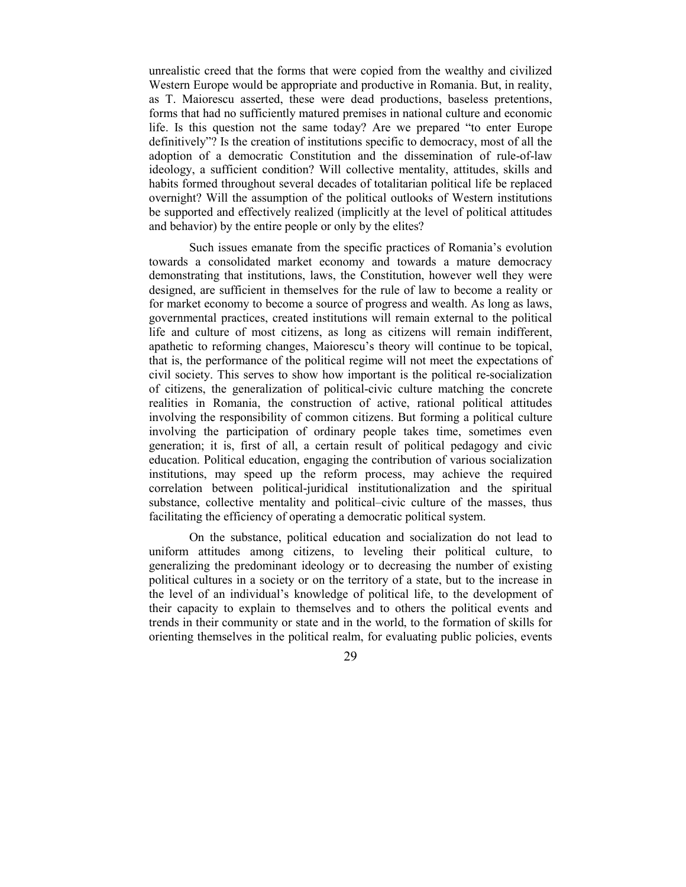unrealistic creed that the forms that were copied from the wealthy and civilized Western Europe would be appropriate and productive in Romania. But, in reality, as T. Maiorescu asserted, these were dead productions, baseless pretentions, forms that had no sufficiently matured premises in national culture and economic life. Is this question not the same today? Are we prepared "to enter Europe definitively"? Is the creation of institutions specific to democracy, most of all the adoption of a democratic Constitution and the dissemination of rule-of-law ideology, a sufficient condition? Will collective mentality, attitudes, skills and habits formed throughout several decades of totalitarian political life be replaced overnight? Will the assumption of the political outlooks of Western institutions be supported and effectively realized (implicitly at the level of political attitudes and behavior) by the entire people or only by the elites?

Such issues emanate from the specific practices of Romania's evolution towards a consolidated market economy and towards a mature democracy demonstrating that institutions, laws, the Constitution, however well they were designed, are sufficient in themselves for the rule of law to become a reality or for market economy to become a source of progress and wealth. As long as laws, governmental practices, created institutions will remain external to the political life and culture of most citizens, as long as citizens will remain indifferent, apathetic to reforming changes, Maiorescu's theory will continue to be topical, that is, the performance of the political regime will not meet the expectations of civil society. This serves to show how important is the political re-socialization of citizens, the generalization of political-civic culture matching the concrete realities in Romania, the construction of active, rational political attitudes involving the responsibility of common citizens. But forming a political culture involving the participation of ordinary people takes time, sometimes even generation; it is, first of all, a certain result of political pedagogy and civic education. Political education, engaging the contribution of various socialization institutions, may speed up the reform process, may achieve the required correlation between political-juridical institutionalization and the spiritual substance, collective mentality and political–civic culture of the masses, thus facilitating the efficiency of operating a democratic political system.

On the substance, political education and socialization do not lead to uniform attitudes among citizens, to leveling their political culture, to generalizing the predominant ideology or to decreasing the number of existing political cultures in a society or on the territory of a state, but to the increase in the level of an individual's knowledge of political life, to the development of their capacity to explain to themselves and to others the political events and trends in their community or state and in the world, to the formation of skills for orienting themselves in the political realm, for evaluating public policies, events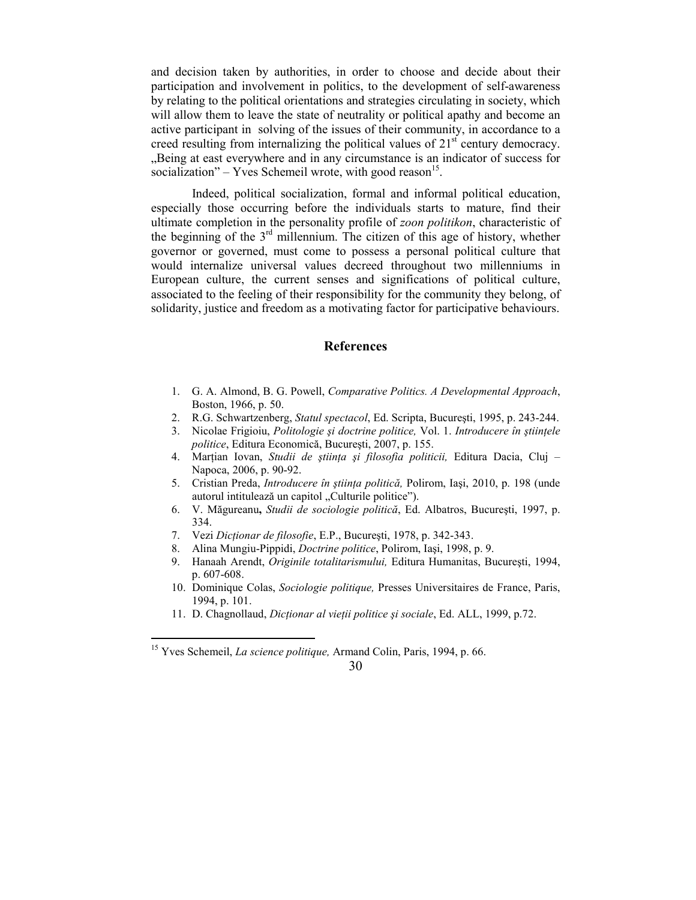and decision taken by authorities, in order to choose and decide about their participation and involvement in politics, to the development of self-awareness by relating to the political orientations and strategies circulating in society, which will allow them to leave the state of neutrality or political apathy and become an active participant in solving of the issues of their community, in accordance to a creed resulting from internalizing the political values of 21st century democracy. „Being at east everywhere and in any circumstance is an indicator of success for socialization" – Yves Schemeil wrote, with good reason[15].

Indeed, political socialization, formal and informal political education, especially those occurring before the individuals starts to mature, find their ultimate completion in the personality profile of *zoon politikon*, characteristic of the beginning of the 3rd millennium. The citizen of this age of history, whether governor or governed, must come to possess a personal political culture that would internalize universal values decreed throughout two millenniums in European culture, the current senses and significations of political culture, associated to the feeling of their responsibility for the community they belong, of solidarity, justice and freedom as a motivating factor for participative behaviours.

## References

1. G. A. Almond, B. G. Powell, *Comparative Politics. A Developmental Approach*, Boston, 1966, p. 50.
2. R.G. Schwartzenberg, *Statul spectacol*, Ed. Scripta, Bucureşti, 1995, p. 243-244.
3. Nicolae Frigioiu, *Politologie şi doctrine politice,* Vol. 1. *Introducere în ştiinţele politice*, Editura Economică, Bucureşti, 2007, p. 155.
4. Marţian Iovan, *Studii de ştiinţa şi filosofia politicii,* Editura Dacia, Cluj – Napoca, 2006, p. 90-92.
5. Cristian Preda, *Introducere în ştiinţa politică,* Polirom, Iaşi, 2010, p. 198 (unde autorul intitulează un capitol „Culturile politice").
6. V. Măgureanu**,** *Studii de sociologie politică*, Ed. Albatros, Bucureşti, 1997, p. 334.
7. Vezi *Dicţionar de filosofie*, E.P., Bucureşti, 1978, p. 342-343.
8. Alina Mungiu-Pippidi, *Doctrine politice*, Polirom, Iaşi, 1998, p. 9.
9. Hanaah Arendt, *Originile totalitarismului,* Editura Humanitas, Bucureşti, 1994, p. 607-608.
10. Dominique Colas, *Sociologie politique,* Presses Universitaires de France, Paris, 1994, p. 101.
11. D. Chagnollaud, *Dicţionar al vieţii politice şi sociale*, Ed. ALL, 1999, p.72.

---

[15] Yves Schemeil, *La science politique,* Armand Colin, Paris, 1994, p. 66.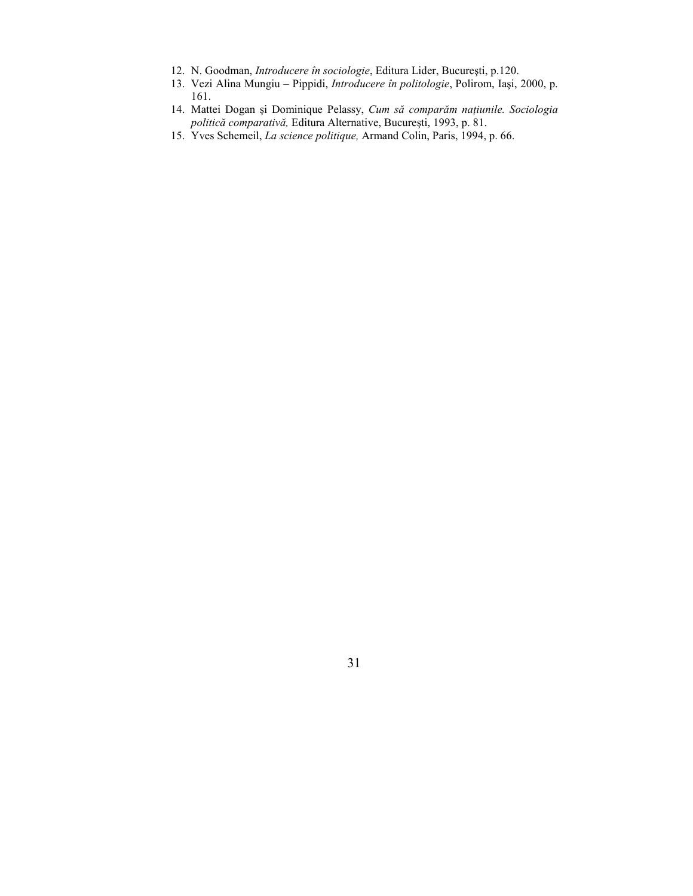12. N. Goodman, *Introducere în sociologie*, Editura Lider, București, p.120.
13. Vezi Alina Mungiu – Pippidi, *Introducere în politologie*, Polirom, Iași, 2000, p. 161.
14. Mattei Dogan și Dominique Pelassy, *Cum să comparăm națiunile. Sociologia politică comparativă,* Editura Alternative, București, 1993, p. 81.
15. Yves Schemeil, *La science politique,* Armand Colin, Paris, 1994, p. 66.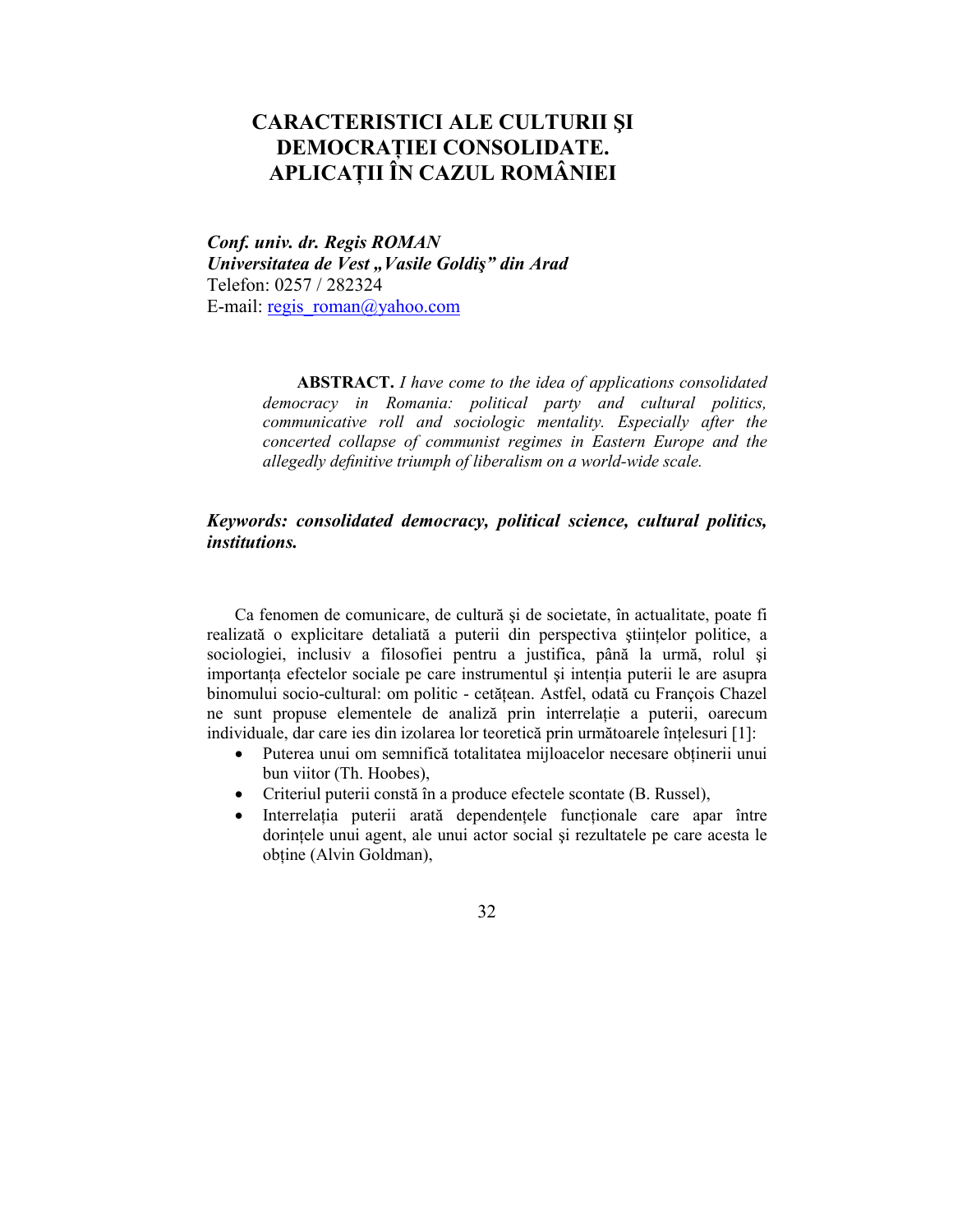# CARACTERISTICI ALE CULTURII ŞI DEMOCRAȚIEI CONSOLIDATE. APLICAȚII ÎN CAZUL ROMÂNIEI

***Conf. univ. dr. Regis ROMAN***
***Universitatea de Vest „Vasile Goldiş" din Arad***
Telefon: 0257 / 282324
E-mail: regis_roman@yahoo.com

> **ABSTRACT.** *I have come to the idea of applications consolidated democracy in Romania: political party and cultural politics, communicative roll and sociologic mentality. Especially after the concerted collapse of communist regimes in Eastern Europe and the allegedly definitive triumph of liberalism on a world-wide scale.*

***Keywords: consolidated democracy, political science, cultural politics, institutions.***

Ca fenomen de comunicare, de cultură şi de societate, în actualitate, poate fi realizată o explicitare detaliată a puterii din perspectiva ştiinţelor politice, a sociologiei, inclusiv a filosofiei pentru a justifica, până la urmă, rolul şi importanţa efectelor sociale pe care instrumentul şi intenţia puterii le are asupra binomului socio-cultural: om politic - cetăţean. Astfel, odată cu François Chazel ne sunt propuse elementele de analiză prin interrelaţie a puterii, oarecum individuale, dar care ies din izolarea lor teoretică prin următoarele înţelesuri [1]:

- Puterea unui om semnifică totalitatea mijloacelor necesare obţinerii unui bun viitor (Th. Hoobes),
- Criteriul puterii constă în a produce efectele scontate (B. Russel),
- Interrelaţia puterii arată dependenţele funcţionale care apar între dorinţele unui agent, ale unui actor social şi rezultatele pe care acesta le obţine (Alvin Goldman),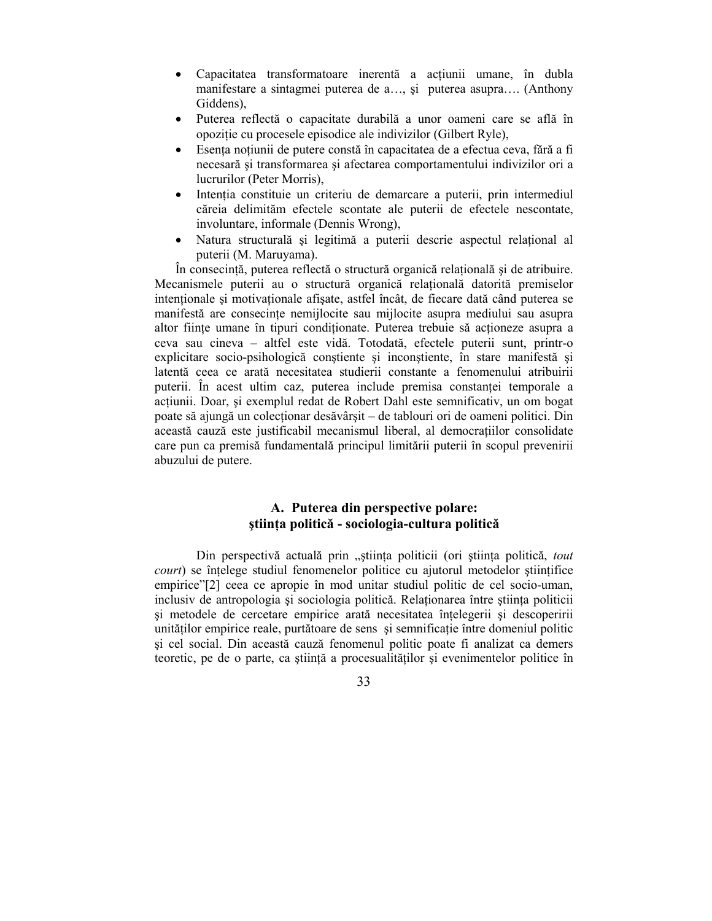- Capacitatea transformatoare inerentă a acțiunii umane, în dubla manifestare a sintagmei puterea de a…, şi puterea asupra…. (Anthony Giddens),
- Puterea reflectă o capacitate durabilă a unor oameni care se află în opoziție cu procesele episodice ale indivizilor (Gilbert Ryle),
- Esența noțiunii de putere constă în capacitatea de a efectua ceva, fără a fi necesară şi transformarea şi afectarea comportamentului indivizilor ori a lucrurilor (Peter Morris),
- Intenția constituie un criteriu de demarcare a puterii, prin intermediul căreia delimităm efectele scontate ale puterii de efectele nescontate, involuntare, informale (Dennis Wrong),
- Natura structurală şi legitimă a puterii descrie aspectul relațional al puterii (M. Maruyama).

În consecință, puterea reflectă o structură organică relațională şi de atribuire. Mecanismele puterii au o structură organică relațională datorită premiselor intenționale şi motivaționale afişate, astfel încât, de fiecare dată când puterea se manifestă are consecințe nemijlocite sau mijlocite asupra mediului sau asupra altor ființe umane în tipuri condiționate. Puterea trebuie să acționeze asupra a ceva sau cineva – altfel este vidă. Totodată, efectele puterii sunt, printr-o explicitare socio-psihologică conştiente şi inconştiente, în stare manifestă şi latentă ceea ce arată necesitatea studierii constante a fenomenului atribuirii puterii. În acest ultim caz, puterea include premisa constanței temporale a acțiunii. Doar, şi exemplul redat de Robert Dahl este semnificativ, un om bogat poate să ajungă un colecționar desăvârşit – de tablouri ori de oameni politici. Din această cauză este justificabil mecanismul liberal, al democrațiilor consolidate care pun ca premisă fundamentală principul limitării puterii în scopul prevenirii abuzului de putere.

## A. Puterea din perspective polare: ştiința politică - sociologia-cultura politică

Din perspectivă actuală prin „ştiința politicii (ori ştiința politică, *tout court*) se înțelege studiul fenomenelor politice cu ajutorul metodelor ştiințifice empirice”[2] ceea ce apropie în mod unitar studiul politic de cel socio-uman, inclusiv de antropologia şi sociologia politică. Relaționarea între ştiința politicii şi metodele de cercetare empirice arată necesitatea înțelegerii şi descoperirii unităților empirice reale, purtătoare de sens şi semnificație între domeniul politic şi cel social. Din această cauză fenomenul politic poate fi analizat ca demers teoretic, pe de o parte, ca ştiință a procesualităților şi evenimentelor politice în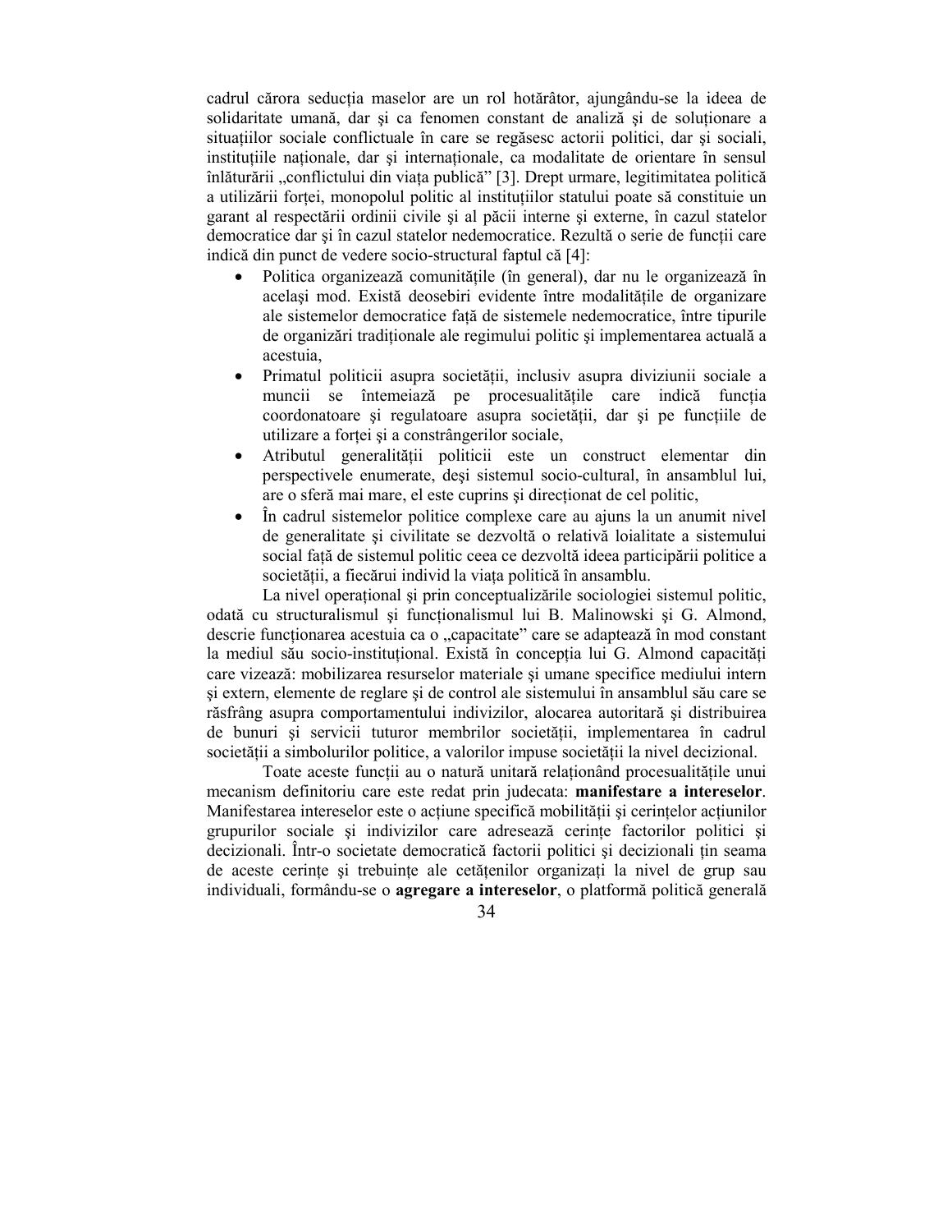cadrul cărora seducția maselor are un rol hotărâtor, ajungându-se la ideea de solidaritate umană, dar şi ca fenomen constant de analiză şi de soluționare a situațiilor sociale conflictuale în care se regăsesc actorii politici, dar şi sociali, instituțiile naționale, dar şi internaționale, ca modalitate de orientare în sensul înlăturării „conflictului din viața publică" [3]. Drept urmare, legitimitatea politică a utilizării forței, monopolul politic al instituțiilor statului poate să constituie un garant al respectării ordinii civile şi al păcii interne şi externe, în cazul statelor democratice dar şi în cazul statelor nedemocratice. Rezultă o serie de funcții care indică din punct de vedere socio-structural faptul că [4]:

- Politica organizează comunitățile (în general), dar nu le organizează în acelaşi mod. Există deosebiri evidente între modalitățile de organizare ale sistemelor democratice față de sistemele nedemocratice, între tipurile de organizări tradiționale ale regimului politic şi implementarea actuală a acestuia,
- Primatul politicii asupra societății, inclusiv asupra diviziunii sociale a muncii se întemeiază pe procesualitățile care indică funcția coordonatoare şi regulatoare asupra societății, dar şi pe funcțiile de utilizare a forței şi a constrângerilor sociale,
- Atributul generalității politicii este un construct elementar din perspectivele enumerate, deşi sistemul socio-cultural, în ansamblul lui, are o sferă mai mare, el este cuprins şi direcționat de cel politic,
- În cadrul sistemelor politice complexe care au ajuns la un anumit nivel de generalitate şi civilitate se dezvoltă o relativă loialitate a sistemului social față de sistemul politic ceea ce dezvoltă ideea participării politice a societății, a fiecărui individ la viața politică în ansamblu.

La nivel operațional şi prin conceptualizările sociologiei sistemul politic, odată cu structuralismul şi funcționalismul lui B. Malinowski şi G. Almond, descrie funcționarea acestuia ca o „capacitate" care se adaptează în mod constant la mediul său socio-instituțional. Există în concepția lui G. Almond capacități care vizează: mobilizarea resurselor materiale şi umane specifice mediului intern şi extern, elemente de reglare şi de control ale sistemului în ansamblul său care se răsfrâng asupra comportamentului indivizilor, alocarea autoritară şi distribuirea de bunuri şi servicii tuturor membrilor societății, implementarea în cadrul societății a simbolurilor politice, a valorilor impuse societății la nivel decizional.

Toate aceste funcții au o natură unitară relaționând procesualitățile unui mecanism definitoriu care este redat prin judecata: **manifestare a intereselor**. Manifestarea intereselor este o acțiune specifică mobilității şi cerințelor acțiunilor grupurilor sociale şi indivizilor care adresează cerințe factorilor politici şi decizionali. Într-o societate democratică factorii politici şi decizionali țin seama de aceste cerințe şi trebuințe ale cetățenilor organizați la nivel de grup sau individuali, formându-se o **agregare a intereselor**, o platformă politică generală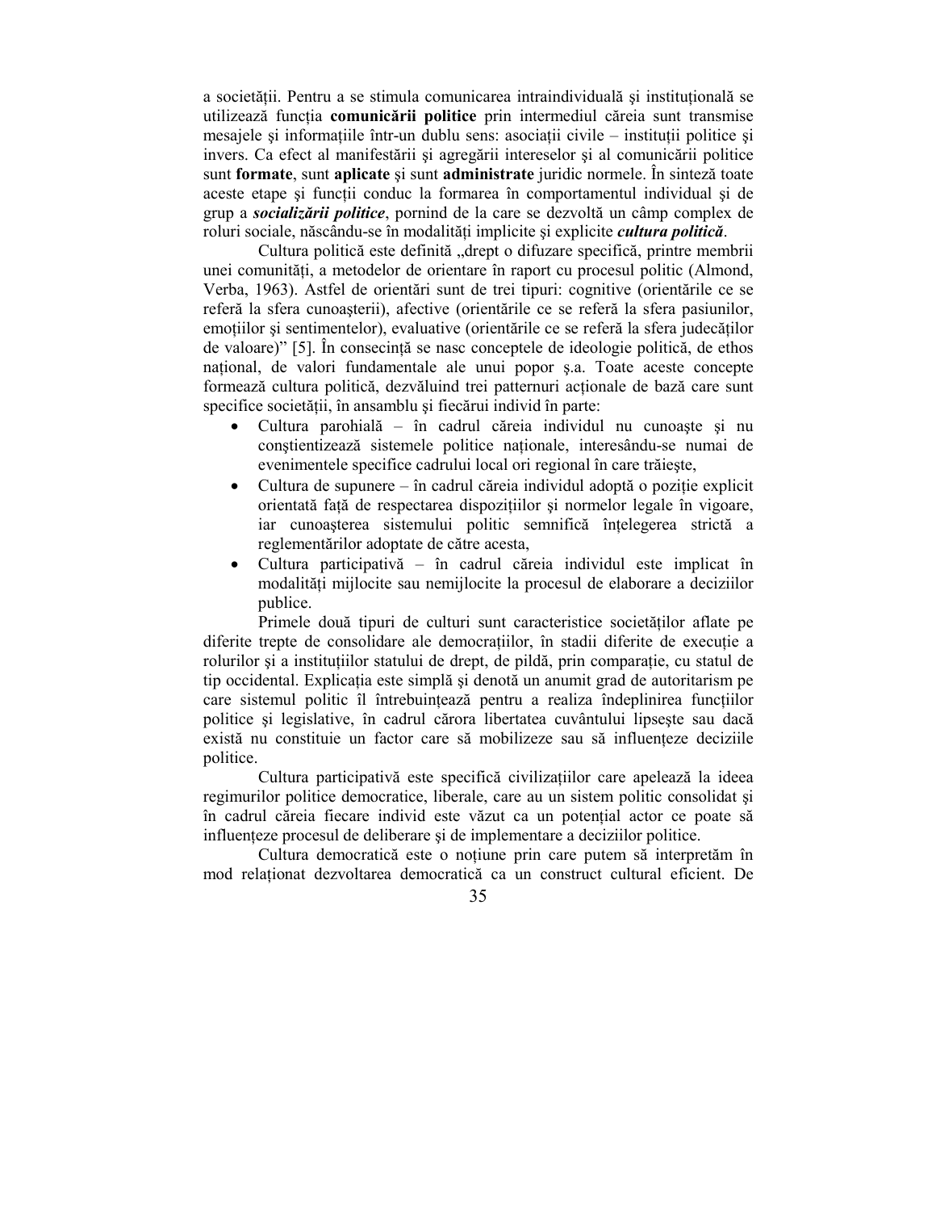a societății. Pentru a se stimula comunicarea intraindividuală şi instituțională se utilizează funcția **comunicării politice** prin intermediul căreia sunt transmise mesajele şi informațiile într-un dublu sens: asociații civile – instituții politice şi invers. Ca efect al manifestării şi agregării intereselor şi al comunicării politice sunt **formate**, sunt **aplicate** şi sunt **administrate** juridic normele. În sinteză toate aceste etape şi funcții conduc la formarea în comportamentul individual şi de grup a ***socializării politice***, pornind de la care se dezvoltă un câmp complex de roluri sociale, născându-se în modalități implicite şi explicite ***cultura politică***.

Cultura politică este definită „drept o difuzare specifică, printre membrii unei comunități, a metodelor de orientare în raport cu procesul politic (Almond, Verba, 1963). Astfel de orientări sunt de trei tipuri: cognitive (orientările ce se referă la sfera cunoaşterii), afective (orientările ce se referă la sfera pasiunilor, emoțiilor şi sentimentelor), evaluative (orientările ce se referă la sfera judecăților de valoare)" [5]. În consecință se nasc conceptele de ideologie politică, de ethos național, de valori fundamentale ale unui popor ş.a. Toate aceste concepte formează cultura politică, dezvăluind trei patternuri acționale de bază care sunt specifice societății, în ansamblu şi fiecărui individ în parte:

- Cultura parohială – în cadrul căreia individul nu cunoaşte şi nu conştientizează sistemele politice naționale, interesându-se numai de evenimentele specifice cadrului local ori regional în care trăieşte,
- Cultura de supunere – în cadrul căreia individul adoptă o poziție explicit orientată față de respectarea dispozițiilor şi normelor legale în vigoare, iar cunoaşterea sistemului politic semnifică înțelegerea strictă a reglementărilor adoptate de către acesta,
- Cultura participativă – în cadrul căreia individul este implicat în modalități mijlocite sau nemijlocite la procesul de elaborare a deciziilor publice.

Primele două tipuri de culturi sunt caracteristice societăților aflate pe diferite trepte de consolidare ale democrațiilor, în stadii diferite de execuție a rolurilor şi a instituțiilor statului de drept, de pildă, prin comparație, cu statul de tip occidental. Explicația este simplă şi denotă un anumit grad de autoritarism pe care sistemul politic îl întrebuințează pentru a realiza îndeplinirea funcțiilor politice şi legislative, în cadrul cărora libertatea cuvântului lipseşte sau dacă există nu constituie un factor care să mobilizeze sau să influențeze deciziile politice.

Cultura participativă este specifică civilizațiilor care apelează la ideea regimurilor politice democratice, liberale, care au un sistem politic consolidat şi în cadrul căreia fiecare individ este văzut ca un potențial actor ce poate să influențeze procesul de deliberare şi de implementare a deciziilor politice.

Cultura democratică este o noțiune prin care putem să interpretăm în mod relaționat dezvoltarea democratică ca un construct cultural eficient. De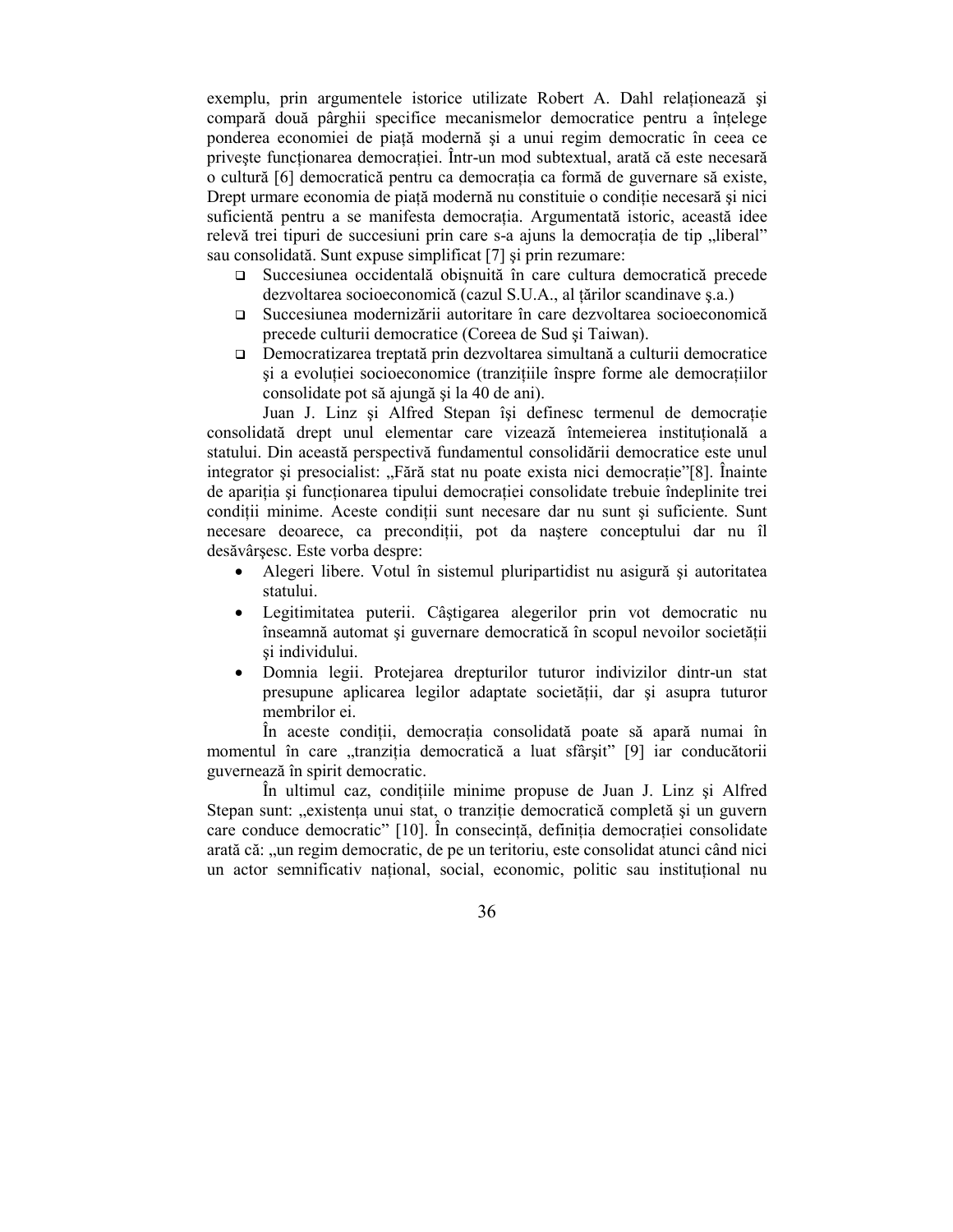exemplu, prin argumentele istorice utilizate Robert A. Dahl relaționează și compară două pârghii specifice mecanismelor democratice pentru a înțelege ponderea economiei de piață modernă și a unui regim democratic în ceea ce privește funcționarea democrației. Într-un mod subtextual, arată că este necesară o cultură [6] democratică pentru ca democrația ca formă de guvernare să existe, Drept urmare economia de piață modernă nu constituie o condiție necesară și nici suficientă pentru a se manifesta democrația. Argumentată istoric, această idee relevă trei tipuri de succesiuni prin care s-a ajuns la democrația de tip „liberal" sau consolidată. Sunt expuse simplificat [7] și prin rezumare:

- Succesiunea occidentală obișnuită în care cultura democratică precede dezvoltarea socioeconomică (cazul S.U.A., al țărilor scandinave ș.a.)
- Succesiunea modernizării autoritare în care dezvoltarea socioeconomică precede culturii democratice (Coreea de Sud și Taiwan).
- Democratizarea treptată prin dezvoltarea simultană a culturii democratice și a evoluției socioeconomice (tranzițiile înspre forme ale democrațiilor consolidate pot să ajungă și la 40 de ani).

Juan J. Linz și Alfred Stepan își definesc termenul de democrație consolidată drept unul elementar care vizează întemeierea instituțională a statului. Din această perspectivă fundamentul consolidării democratice este unul integrator și presocialist: „Fără stat nu poate exista nici democrație"[8]. Înainte de apariția și funcționarea tipului democrației consolidate trebuie îndeplinite trei condiții minime. Aceste condiții sunt necesare dar nu sunt și suficiente. Sunt necesare deoarece, ca precondiții, pot da naștere conceptului dar nu îl desăvârșesc. Este vorba despre:

- Alegeri libere. Votul în sistemul pluripartidist nu asigură și autoritatea statului.
- Legitimitatea puterii. Câștigarea alegerilor prin vot democratic nu înseamnă automat și guvernare democratică în scopul nevoilor societății și individului.
- Domnia legii. Protejarea drepturilor tuturor indivizilor dintr-un stat presupune aplicarea legilor adaptate societății, dar și asupra tuturor membrilor ei.

În aceste condiții, democrația consolidată poate să apară numai în momentul în care „tranziția democratică a luat sfârșit" [9] iar conducătorii guvernează în spirit democratic.

În ultimul caz, condițiile minime propuse de Juan J. Linz și Alfred Stepan sunt: „existența unui stat, o tranziție democratică completă și un guvern care conduce democratic" [10]. În consecință, definiția democrației consolidate arată că: „un regim democratic, de pe un teritoriu, este consolidat atunci când nici un actor semnificativ național, social, economic, politic sau instituțional nu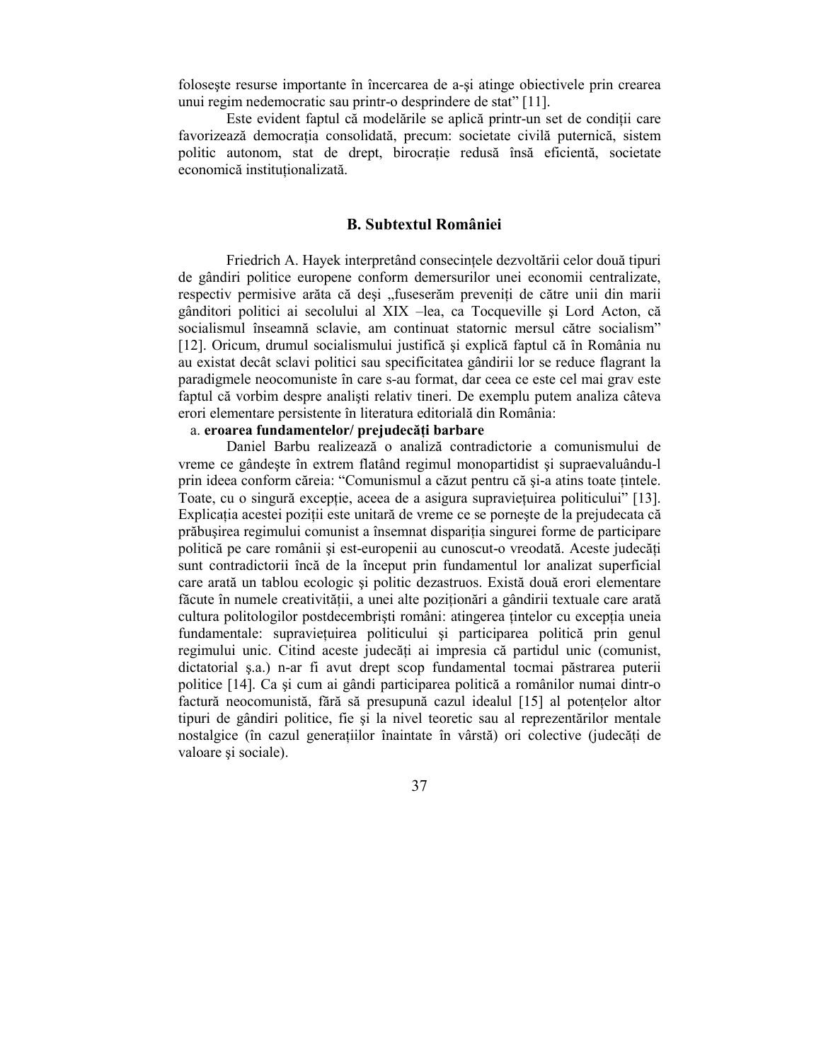folosește resurse importante în încercarea de a-și atinge obiectivele prin crearea unui regim nedemocratic sau printr-o desprindere de stat" [11].

Este evident faptul că modelările se aplică printr-un set de condiții care favorizează democrația consolidată, precum: societate civilă puternică, sistem politic autonom, stat de drept, birocrație redusă însă eficientă, societate economică instituționalizată.

## B. Subtextul României

Friedrich A. Hayek interpretând consecințele dezvoltării celor două tipuri de gândiri politice europene conform demersurilor unei economii centralizate, respectiv permisive arăta că deși „fuseserăm preveniți de către unii din marii gânditori politici ai secolului al XIX –lea, ca Tocqueville și Lord Acton, că socialismul înseamnă sclavie, am continuat statornic mersul către socialism" [12]. Oricum, drumul socialismului justifică și explică faptul că în România nu au existat decât sclavi politici sau specificitatea gândirii lor se reduce flagrant la paradigmele neocomuniste în care s-au format, dar ceea ce este cel mai grav este faptul că vorbim despre analiști relativ tineri. De exemplu putem analiza câteva erori elementare persistente în literatura editorială din România:

a. **eroarea fundamentelor/ prejudecăți barbare**

Daniel Barbu realizează o analiză contradictorie a comunismului de vreme ce gândește în extrem flatând regimul monopartidist și supraevaluându-l prin ideea conform căreia: "Comunismul a căzut pentru că și-a atins toate țintele. Toate, cu o singură excepție, aceea de a asigura supraviețuirea politicului" [13]. Explicația acestei poziții este unitară de vreme ce se pornește de la prejudecata că prăbușirea regimului comunist a însemnat dispariția singurei forme de participare politică pe care românii și est-europenii au cunoscut-o vreodată. Aceste judecăți sunt contradictorii încă de la început prin fundamentul lor analizat superficial care arată un tablou ecologic și politic dezastruos. Există două erori elementare făcute în numele creativității, a unei alte poziționări a gândirii textuale care arată cultura politologilor postdecembriști români: atingerea țintelor cu excepția uneia fundamentale: supraviețuirea politicului și participarea politică prin genul regimului unic. Citind aceste judecăți ai impresia că partidul unic (comunist, dictatorial ș.a.) n-ar fi avut drept scop fundamental tocmai păstrarea puterii politice [14]. Ca și cum ai gândi participarea politică a românilor numai dintr-o factură neocomunistă, fără să presupună cazul idealul [15] al potențelor altor tipuri de gândiri politice, fie și la nivel teoretic sau al reprezentărilor mentale nostalgice (în cazul generațiilor înaintate în vârstă) ori colective (judecăți de valoare și sociale).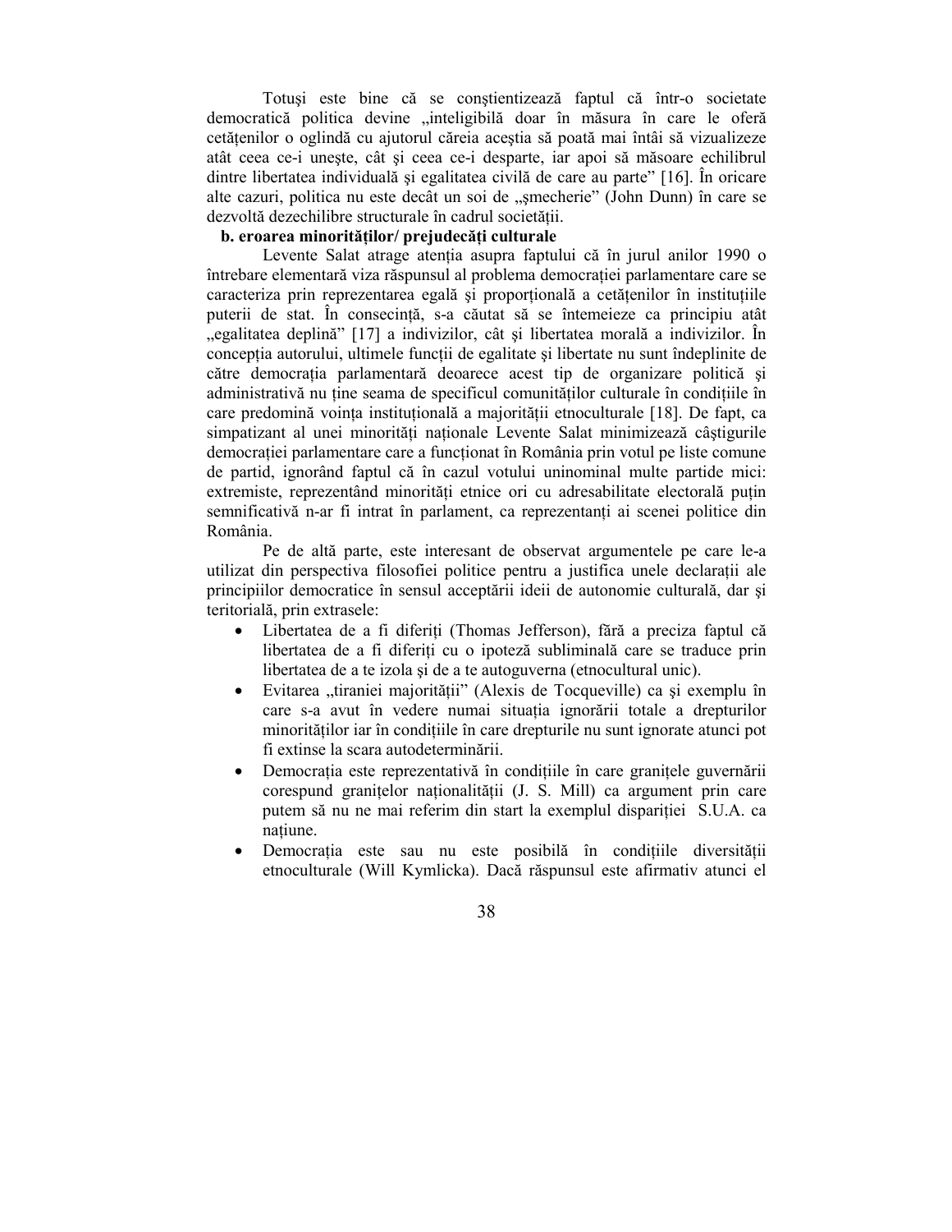Totuşi este bine că se conştientizează faptul că într-o societate democratică politica devine „inteligibilă doar în măsura în care le oferă cetăţenilor o oglindă cu ajutorul căreia aceştia să poată mai întâi să vizualizeze atât ceea ce-i uneşte, cât şi ceea ce-i desparte, iar apoi să măsoare echilibrul dintre libertatea individuală şi egalitatea civilă de care au parte” [16]. În oricare alte cazuri, politica nu este decât un soi de „şmecherie” (John Dunn) în care se dezvoltă dezechilibre structurale în cadrul societăţii.

**b. eroarea minorităţilor/ prejudecăţi culturale**

Levente Salat atrage atenţia asupra faptului că în jurul anilor 1990 o întrebare elementară viza răspunsul al problema democraţiei parlamentare care se caracteriza prin reprezentarea egală şi proporţională a cetăţenilor în instituţiile puterii de stat. În consecinţă, s-a căutat să se întemeieze ca principiu atât „egalitatea deplină” [17] a indivizilor, cât şi libertatea morală a indivizilor. În concepţia autorului, ultimele funcţii de egalitate şi libertate nu sunt îndeplinite de către democraţia parlamentară deoarece acest tip de organizare politică şi administrativă nu ţine seama de specificul comunităţilor culturale în condiţiile în care predomină voinţa instituţională a majorităţii etnoculturale [18]. De fapt, ca simpatizant al unei minorităţi naţionale Levente Salat minimizează câştigurile democraţiei parlamentare care a funcţionat în România prin votul pe liste comune de partid, ignorând faptul că în cazul votului uninominal multe partide mici: extremiste, reprezentând minorităţi etnice ori cu adresabilitate electorală puţin semnificativă n-ar fi intrat în parlament, ca reprezentanţi ai scenei politice din România.

Pe de altă parte, este interesant de observat argumentele pe care le-a utilizat din perspectiva filosofiei politice pentru a justifica unele declaraţii ale principiilor democratice în sensul acceptării ideii de autonomie culturală, dar şi teritorială, prin extrasele:

- Libertatea de a fi diferiţi (Thomas Jefferson), fără a preciza faptul că libertatea de a fi diferiţi cu o ipoteză subliminală care se traduce prin libertatea de a te izola şi de a te autoguverna (etnocultural unic).
- Evitarea „tiraniei majorităţii” (Alexis de Tocqueville) ca şi exemplu în care s-a avut în vedere numai situaţia ignorării totale a drepturilor minorităţilor iar în condiţiile în care drepturile nu sunt ignorate atunci pot fi extinse la scara autodeterminării.
- Democraţia este reprezentativă în condiţiile în care graniţele guvernării corespund graniţelor naţionalităţii (J. S. Mill) ca argument prin care putem să nu ne mai referim din start la exemplul dispariţiei S.U.A. ca naţiune.
- Democraţia este sau nu este posibilă în condiţiile diversităţii etnoculturale (Will Kymlicka). Dacă răspunsul este afirmativ atunci el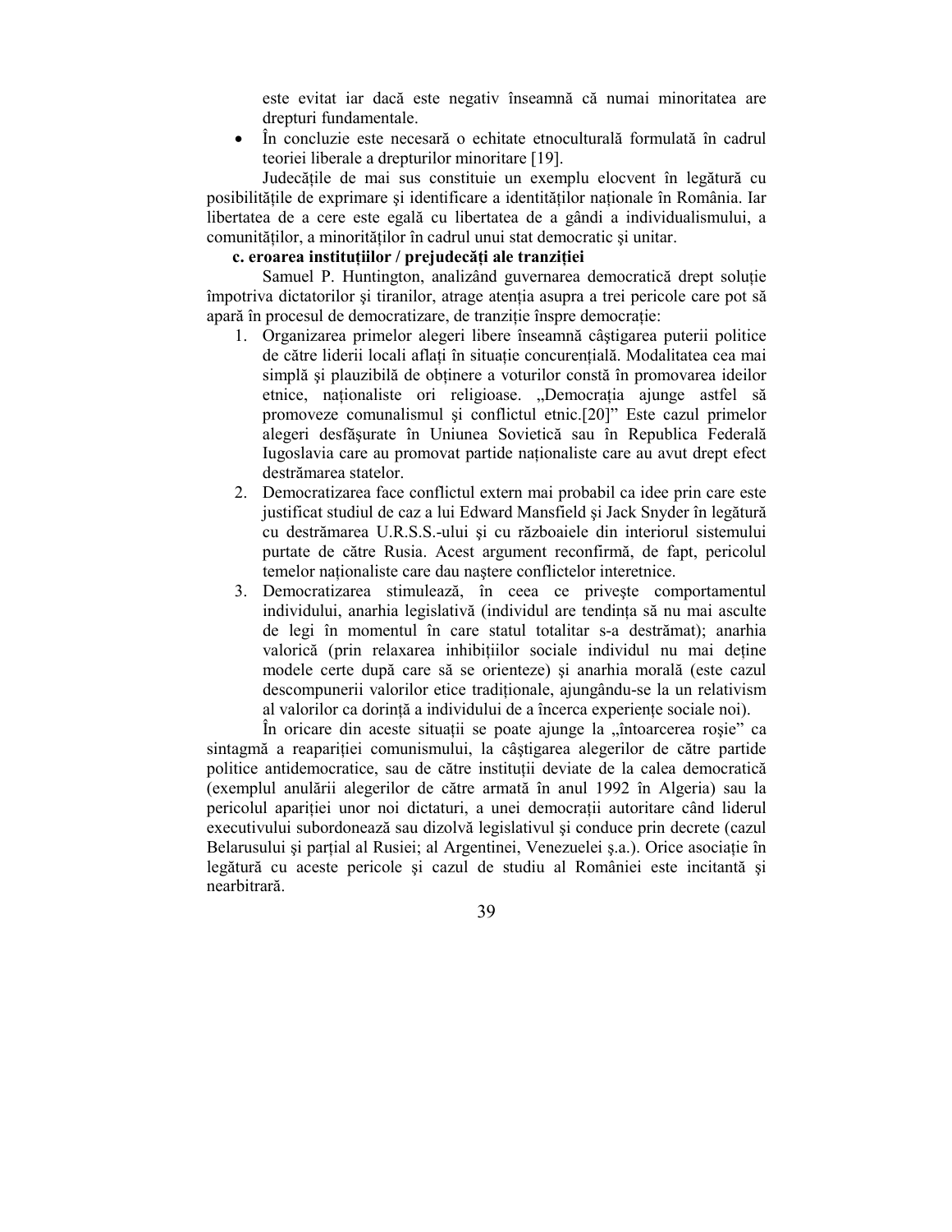este evitat iar dacă este negativ înseamnă că numai minoritatea are drepturi fundamentale.

- În concluzie este necesară o echitate etnoculturală formulată în cadrul teoriei liberale a drepturilor minoritare [19].

Judecăţile de mai sus constituie un exemplu elocvent în legătură cu posibilităţile de exprimare şi identificare a identităţilor naţionale în România. Iar libertatea de a cere este egală cu libertatea de a gândi a individualismului, a comunităţilor, a minorităţilor în cadrul unui stat democratic şi unitar.

**c. eroarea instituţiilor / prejudecăţi ale tranziţiei**

Samuel P. Huntington, analizând guvernarea democratică drept soluţie împotriva dictatorilor şi tiranilor, atrage atenţia asupra a trei pericole care pot să apară în procesul de democratizare, de tranziţie înspre democraţie:

1. Organizarea primelor alegeri libere înseamnă câştigarea puterii politice de către liderii locali aflaţi în situaţie concurenţială. Modalitatea cea mai simplă şi plauzibilă de obţinere a voturilor constă în promovarea ideilor etnice, naţionaliste ori religioase. „Democraţia ajunge astfel să promoveze comunalismul şi conflictul etnic.[20]" Este cazul primelor alegeri desfăşurate în Uniunea Sovietică sau în Republica Federală Iugoslavia care au promovat partide naţionaliste care au avut drept efect destrămarea statelor.
2. Democratizarea face conflictul extern mai probabil ca idee prin care este justificat studiul de caz a lui Edward Mansfield şi Jack Snyder în legătură cu destrămarea U.R.S.S.-ului şi cu războaiele din interiorul sistemului purtate de către Rusia. Acest argument reconfirmă, de fapt, pericolul temelor naţionaliste care dau naştere conflictelor interetnice.
3. Democratizarea stimulează, în ceea ce priveşte comportamentul individului, anarhia legislativă (individul are tendinţa să nu mai asculte de legi în momentul în care statul totalitar s-a destrămat); anarhia valorică (prin relaxarea inhibiţiilor sociale individul nu mai deţine modele certe după care să se orienteze) şi anarhia morală (este cazul descompunerii valorilor etice tradiţionale, ajungându-se la un relativism al valorilor ca dorinţă a individului de a încerca experienţe sociale noi).

În oricare din aceste situaţii se poate ajunge la „întoarcerea roşie" ca sintagmă a reapariţiei comunismului, la câştigarea alegerilor de către partide politice antidemocratice, sau de către instituţii deviate de la calea democratică (exemplul anulării alegerilor de către armată în anul 1992 în Algeria) sau la pericolul apariţiei unor noi dictaturi, a unei democraţii autoritare când liderul executivului subordonează sau dizolvă legislativul şi conduce prin decrete (cazul Belarusului şi parţial al Rusiei; al Argentinei, Venezuelei ş.a.). Orice asociaţie în legătură cu aceste pericole şi cazul de studiu al României este incitantă şi nearbitrară.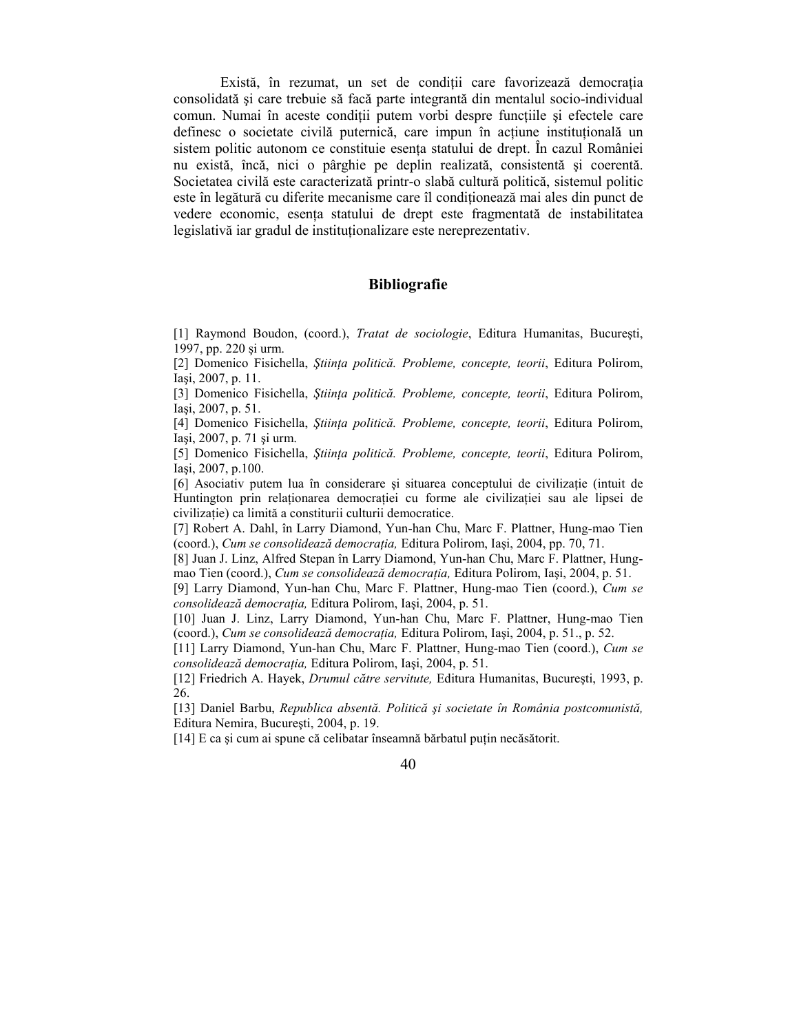Există, în rezumat, un set de condiții care favorizează democrația consolidată şi care trebuie să facă parte integrantă din mentalul socio-individual comun. Numai în aceste condiții putem vorbi despre funcțiile şi efectele care definesc o societate civilă puternică, care impun în acțiune instituțională un sistem politic autonom ce constituie esența statului de drept. În cazul României nu există, încă, nici o pârghie pe deplin realizată, consistentă şi coerentă. Societatea civilă este caracterizată printr-o slabă cultură politică, sistemul politic este în legătură cu diferite mecanisme care îl condiționează mai ales din punct de vedere economic, esența statului de drept este fragmentată de instabilitatea legislativă iar gradul de instituționalizare este nereprezentativ.

## Bibliografie

[1] Raymond Boudon, (coord.), *Tratat de sociologie*, Editura Humanitas, Bucureşti, 1997, pp. 220 şi urm.

[2] Domenico Fisichella, *Ştiința politică. Probleme, concepte, teorii*, Editura Polirom, Iaşi, 2007, p. 11.

[3] Domenico Fisichella, *Ştiința politică. Probleme, concepte, teorii*, Editura Polirom, Iaşi, 2007, p. 51.

[4] Domenico Fisichella, *Ştiința politică. Probleme, concepte, teorii*, Editura Polirom, Iaşi, 2007, p. 71 şi urm.

[5] Domenico Fisichella, *Ştiința politică. Probleme, concepte, teorii*, Editura Polirom, Iaşi, 2007, p.100.

[6] Asociativ putem lua în considerare şi situarea conceptului de civilizație (intuit de Huntington prin relaționarea democrației cu forme ale civilizației sau ale lipsei de civilizație) ca limită a constiturii culturii democratice.

[7] Robert A. Dahl, în Larry Diamond, Yun-han Chu, Marc F. Plattner, Hung-mao Tien (coord.), *Cum se consolidează democrația,* Editura Polirom, Iaşi, 2004, pp. 70, 71.

[8] Juan J. Linz, Alfred Stepan în Larry Diamond, Yun-han Chu, Marc F. Plattner, Hung-mao Tien (coord.), *Cum se consolidează democrația,* Editura Polirom, Iaşi, 2004, p. 51.

[9] Larry Diamond, Yun-han Chu, Marc F. Plattner, Hung-mao Tien (coord.), *Cum se consolidează democrația,* Editura Polirom, Iaşi, 2004, p. 51.

[10] Juan J. Linz, Larry Diamond, Yun-han Chu, Marc F. Plattner, Hung-mao Tien (coord.), *Cum se consolidează democrația,* Editura Polirom, Iaşi, 2004, p. 51., p. 52.

[11] Larry Diamond, Yun-han Chu, Marc F. Plattner, Hung-mao Tien (coord.), *Cum se consolidează democrația,* Editura Polirom, Iaşi, 2004, p. 51.

[12] Friedrich A. Hayek, *Drumul către servitute,* Editura Humanitas, Bucureşti, 1993, p. 26.

[13] Daniel Barbu, *Republica absentă. Politică şi societate în România postcomunistă,* Editura Nemira, Bucureşti, 2004, p. 19.

[14] E ca şi cum ai spune că celibatar înseamnă bărbatul puțin necăsătorit.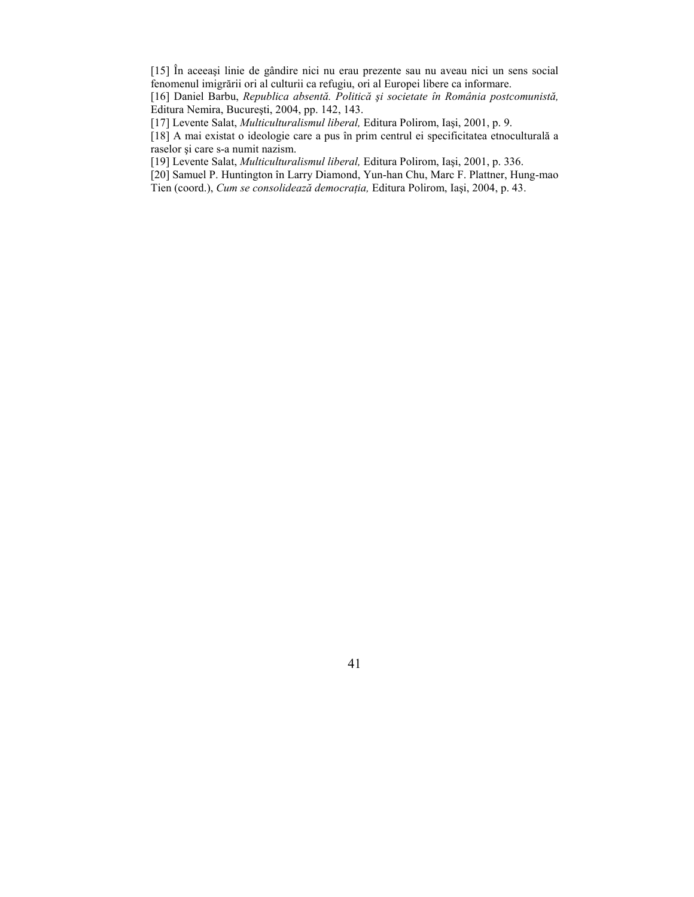[15] În aceeaşi linie de gândire nici nu erau prezente sau nu aveau nici un sens social fenomenul imigrării ori al culturii ca refugiu, ori al Europei libere ca informare.

[16] Daniel Barbu, *Republica absentă. Politică şi societate în România postcomunistă,* Editura Nemira, Bucureşti, 2004, pp. 142, 143.

[17] Levente Salat, *Multiculturalismul liberal,* Editura Polirom, Iaşi, 2001, p. 9.

[18] A mai existat o ideologie care a pus în prim centrul ei specificitatea etnoculturală a raselor şi care s-a numit nazism.

[19] Levente Salat, *Multiculturalismul liberal,* Editura Polirom, Iaşi, 2001, p. 336.

[20] Samuel P. Huntington în Larry Diamond, Yun-han Chu, Marc F. Plattner, Hung-mao Tien (coord.), *Cum se consolidează democraţia,* Editura Polirom, Iaşi, 2004, p. 43.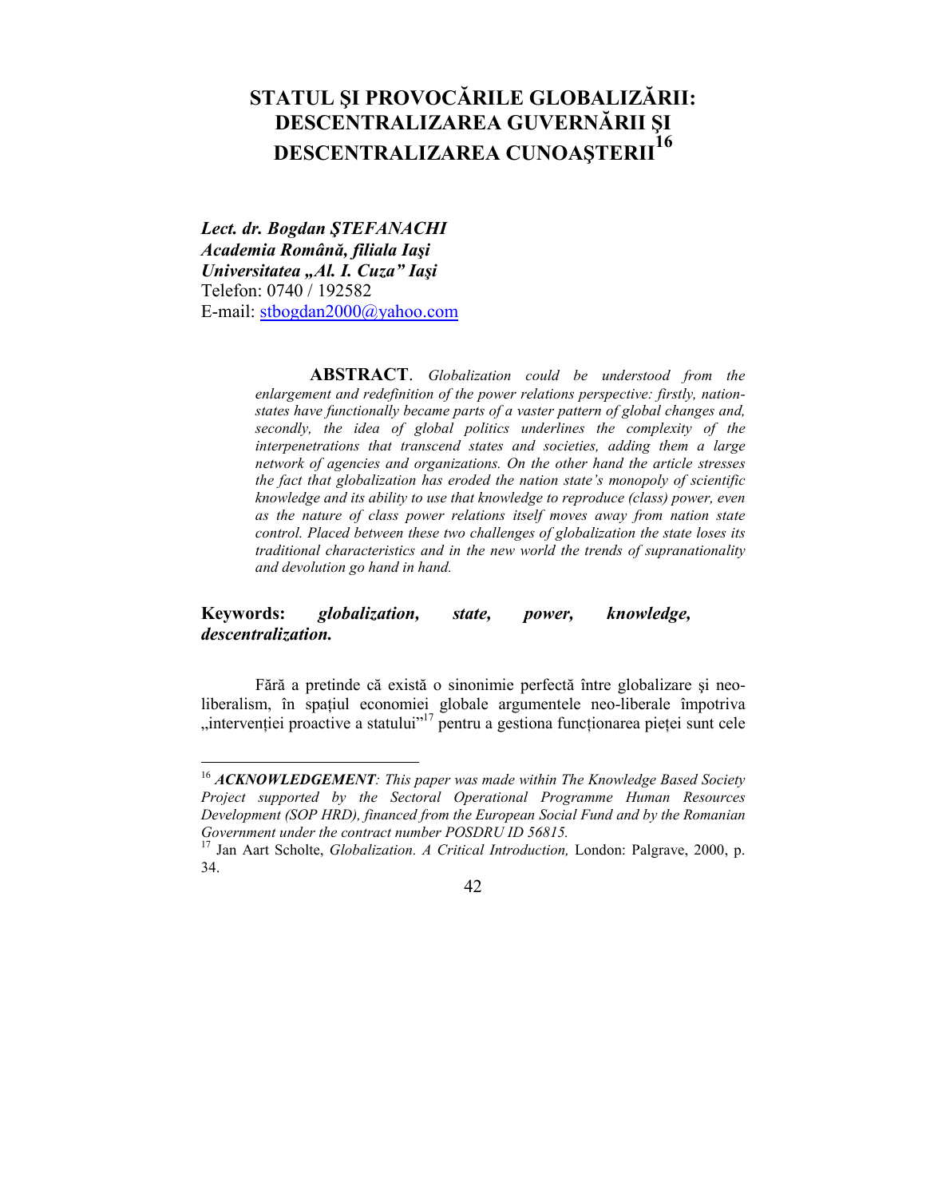# STATUL ŞI PROVOCĂRILE GLOBALIZĂRII: DESCENTRALIZAREA GUVERNĂRII ŞI DESCENTRALIZAREA CUNOAŞTERII[16]

***Lect. dr. Bogdan ŞTEFANACHI***
***Academia Română, filiala Iaşi***
***Universitatea „Al. I. Cuza" Iaşi***
Telefon: 0740 / 192582
E-mail: stbogdan2000@yahoo.com

**ABSTRACT**. *Globalization could be understood from the enlargement and redefinition of the power relations perspective: firstly, nation-states have functionally became parts of a vaster pattern of global changes and, secondly, the idea of global politics underlines the complexity of the interpenetrations that transcend states and societies, adding them a large network of agencies and organizations. On the other hand the article stresses the fact that globalization has eroded the nation state's monopoly of scientific knowledge and its ability to use that knowledge to reproduce (class) power, even as the nature of class power relations itself moves away from nation state control. Placed between these two challenges of globalization the state loses its traditional characteristics and in the new world the trends of supranationality and devolution go hand in hand.*

**Keywords:** ***globalization, state, power, knowledge, descentralization.***

Fără a pretinde că există o sinonimie perfectă între globalizare şi neo-liberalism, în spaţiul economiei globale argumentele neo-liberale împotriva „intervenţiei proactive a statului"[17] pentru a gestiona funcţionarea pieţei sunt cele

---

[16] ***ACKNOWLEDGEMENT****: This paper was made within The Knowledge Based Society Project supported by the Sectoral Operational Programme Human Resources Development (SOP HRD), financed from the European Social Fund and by the Romanian Government under the contract number POSDRU ID 56815.*

[17] Jan Aart Scholte, *Globalization. A Critical Introduction,* London: Palgrave, 2000, p. 34.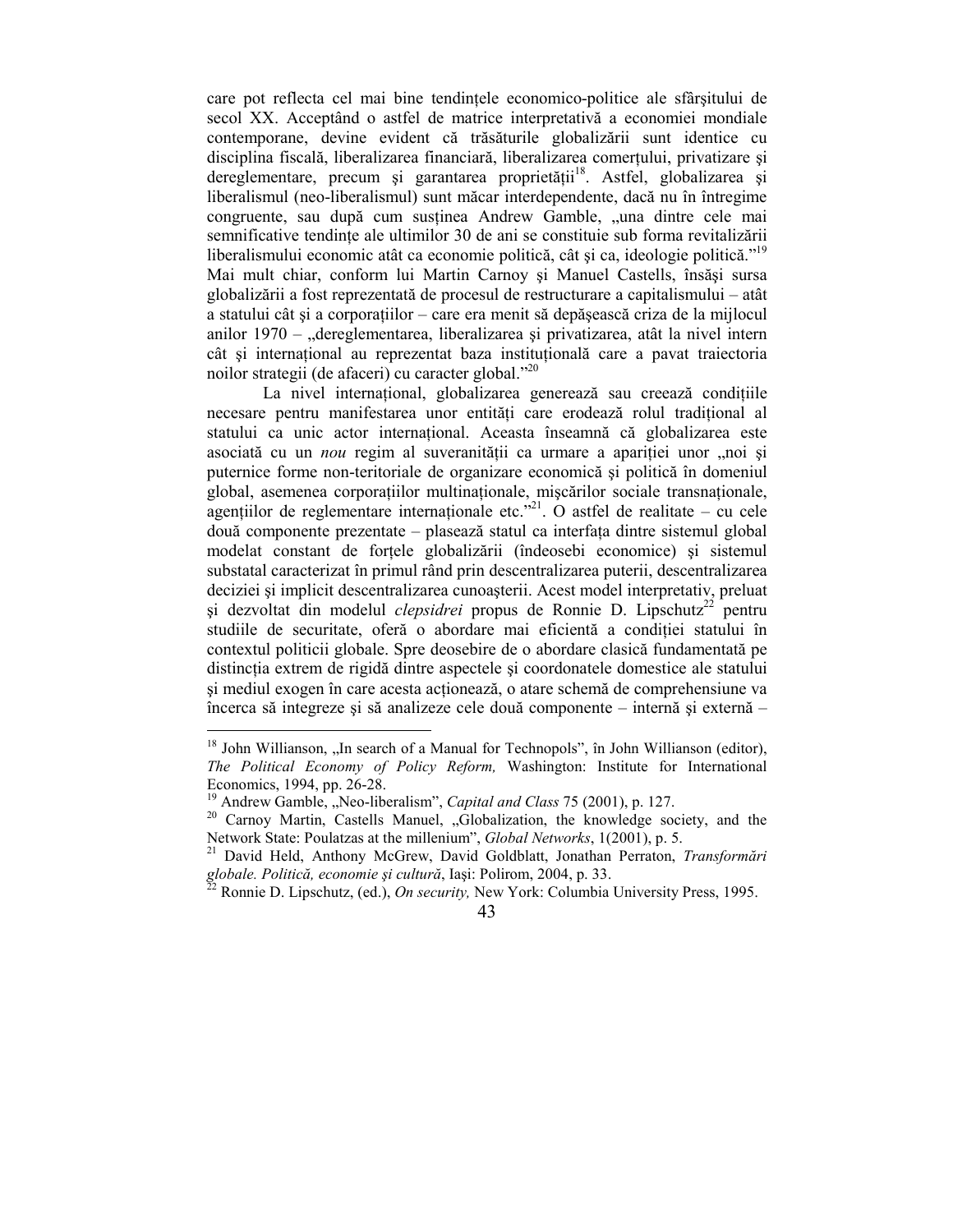care pot reflecta cel mai bine tendințele economico-politice ale sfârșitului de secol XX. Acceptând o astfel de matrice interpretativă a economiei mondiale contemporane, devine evident că trăsăturile globalizării sunt identice cu disciplina fiscală, liberalizarea financiară, liberalizarea comerțului, privatizare şi dereglementare, precum şi garantarea proprietății[18]. Astfel, globalizarea şi liberalismul (neo-liberalismul) sunt măcar interdependente, dacă nu în întregime congruente, sau după cum susținea Andrew Gamble, „una dintre cele mai semnificative tendințe ale ultimilor 30 de ani se constituie sub forma revitalizării liberalismului economic atât ca economie politică, cât şi ca, ideologie politică."[19] Mai mult chiar, conform lui Martin Carnoy şi Manuel Castells, însăşi sursa globalizării a fost reprezentată de procesul de restructurare a capitalismului – atât a statului cât şi a corporațiilor – care era menit să depăşească criza de la mijlocul anilor 1970 – „dereglementarea, liberalizarea şi privatizarea, atât la nivel intern cât şi internațional au reprezentat baza instituțională care a pavat traiectoria noilor strategii (de afaceri) cu caracter global."[20]

La nivel internațional, globalizarea generează sau creează condițiile necesare pentru manifestarea unor entități care erodează rolul tradițional al statului ca unic actor internațional. Aceasta înseamnă că globalizarea este asociată cu un *nou* regim al suveranității ca urmare a apariției unor „noi şi puternice forme non-teritoriale de organizare economică şi politică în domeniul global, asemenea corporațiilor multinaționale, mişcărilor sociale transnaționale, agențiilor de reglementare internaționale etc."[21]. O astfel de realitate – cu cele două componente prezentate – plasează statul ca interfața dintre sistemul global modelat constant de forțele globalizării (îndeosebi economice) şi sistemul substatal caracterizat în primul rând prin descentralizarea puterii, descentralizarea deciziei şi implicit descentralizarea cunoaşterii. Acest model interpretativ, preluat şi dezvoltat din modelul *clepsidrei* propus de Ronnie D. Lipschutz[22] pentru studiile de securitate, oferă o abordare mai eficientă a condiției statului în contextul politicii globale. Spre deosebire de o abordare clasică fundamentată pe distincția extrem de rigidă dintre aspectele şi coordonatele domestice ale statului şi mediul exogen în care acesta acționează, o atare schemă de comprehensiune va încerca să integreze şi să analizeze cele două componente – internă şi externă –

---

[18] John Willianson, „In search of a Manual for Technopols", în John Willianson (editor), *The Political Economy of Policy Reform,* Washington: Institute for International Economics, 1994, pp. 26-28.

[19] Andrew Gamble, „Neo-liberalism", *Capital and Class* 75 (2001), p. 127.

[20] Carnoy Martin, Castells Manuel, „Globalization, the knowledge society, and the Network State: Poulatzas at the millenium", *Global Networks*, 1(2001), p. 5.

[21] David Held, Anthony McGrew, David Goldblatt, Jonathan Perraton, *Transformări globale. Politică, economie şi cultură*, Iaşi: Polirom, 2004, p. 33.

[22] Ronnie D. Lipschutz, (ed.), *On security,* New York: Columbia University Press, 1995.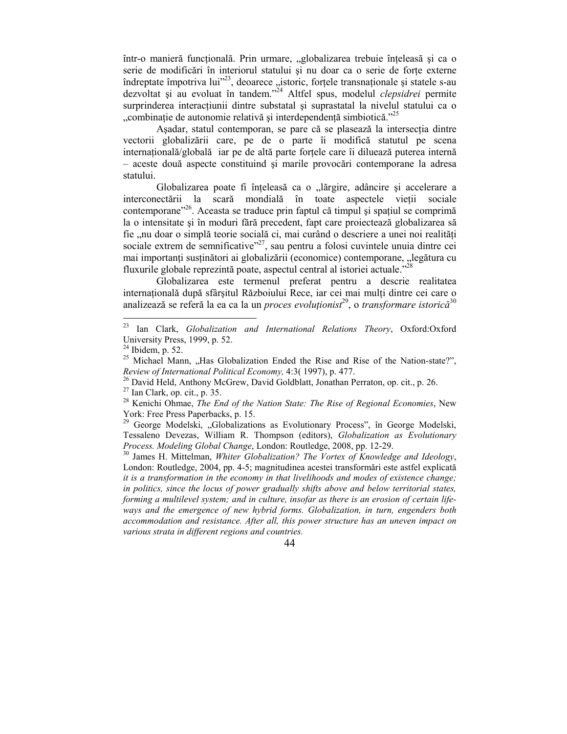într-o manieră funcțională. Prin urmare, „globalizarea trebuie înțeleasă şi ca o serie de modificări în interiorul statului şi nu doar ca o serie de forțe externe îndreptate împotriva lui"[23], deoarece „istoric, forțele transnaționale și statele s-au dezvoltat şi au evoluat în tandem."[24] Altfel spus, modelul *clepsidrei* permite surprinderea interacțiunii dintre substatal şi suprastatal la nivelul statului ca o „combinație de autonomie relativă şi interdependență simbiotică."[25]

Aşadar, statul contemporan, se pare că se plasează la intersecția dintre vectorii globalizării care, pe de o parte îi modifică statutul pe scena internațională/globală iar pe de altă parte forțele care îi diluează puterea internă – aceste două aspecte constituind şi marile provocări contemporane la adresa statului.

Globalizarea poate fi înțeleasă ca o „lărgire, adâncire şi accelerare a interconectării la scară mondială în toate aspectele vieții sociale contemporane"[26]. Aceasta se traduce prin faptul că timpul şi spațiul se comprimă la o intensitate şi în moduri fără precedent, fapt care proiectează globalizarea să fie „nu doar o simplă teorie socială ci, mai curând o descriere a unei noi realități sociale extrem de semnificative"[27], sau pentru a folosi cuvintele unuia dintre cei mai importanți susținători ai globalizării (economice) contemporane, „legătura cu fluxurile globale reprezintă poate, aspectul central al istoriei actuale."[28]

Globalizarea este termenul preferat pentru a descrie realitatea internațională după sfârşitul Războiului Rece, iar cei mai mulți dintre cei care o analizează se referă la ea ca la un *proces evoluționist*[29], o *transformare istorică*[30]

---

[23] Ian Clark, *Globalization and International Relations Theory*, Oxford:Oxford University Press, 1999, p. 52.

[24] Ibidem, p. 52.

[25] Michael Mann, „Has Globalization Ended the Rise and Rise of the Nation-state?", *Review of International Political Economy,* 4:3( 1997), p. 477.

[26] David Held, Anthony McGrew, David Goldblatt, Jonathan Perraton, op. cit., p. 26.

[27] Ian Clark, op. cit., p. 35.

[28] Kenichi Ohmae, *The End of the Nation State: The Rise of Regional Economies*, New York: Free Press Paperbacks, p. 15.

[29] George Modelski, „Globalizations as Evolutionary Process", în George Modelski, Tessaleno Devezas, William R. Thompson (editors), *Globalization as Evolutionary Process. Modeling Global Change*, London: Routledge, 2008, pp. 12-29.

[30] James H. Mittelman, *Whiter Globalization? The Vortex of Knowledge and Ideology*, London: Routledge, 2004, pp. 4-5; magnitudinea acestei transformări este astfel explicată *it is a transformation in the economy in that livelihoods and modes of existence change; in politics, since the locus of power gradually shifts above and below territorial states, forming a multilevel system; and in culture, insofar as there is an erosion of certain life-ways and the emergence of new hybrid forms. Globalization, in turn, engenders both accommodation and resistance. After all, this power structure has an uneven impact on various strata in different regions and countries.*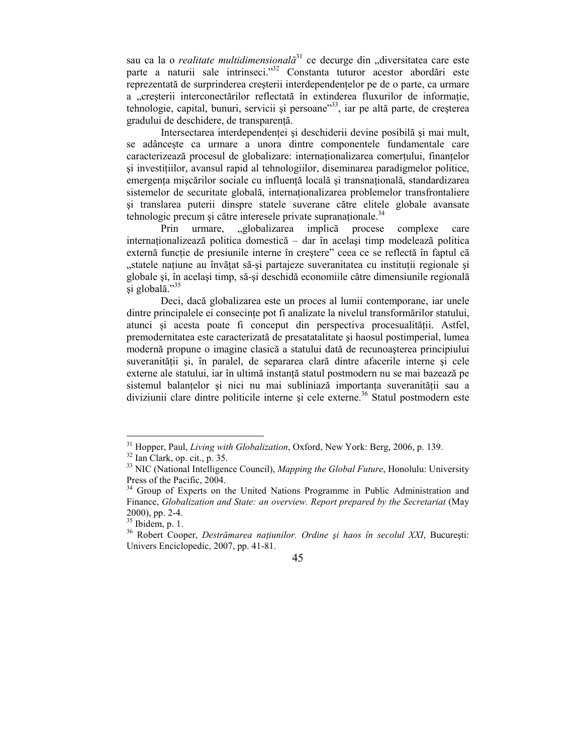sau ca la o *realitate multidimensională*[31] ce decurge din „diversitatea care este parte a naturii sale intrinseci."[32] Constanta tuturor acestor abordări este reprezentată de surprinderea creşterii interdependenţelor pe de o parte, ca urmare a „creşterii interconectărilor reflectată în extinderea fluxurilor de informaţie, tehnologie, capital, bunuri, servicii şi persoane"[33], iar pe altă parte, de creşterea gradului de deschidere, de transparenţă.

Intersectarea interdependenţei şi deschiderii devine posibilă şi mai mult, se adânceşte ca urmare a unora dintre componentele fundamentale care caracterizează procesul de globalizare: internaţionalizarea comerţului, finanţelor şi investiţiilor, avansul rapid al tehnologiilor, diseminarea paradigmelor politice, emergenţa mişcărilor sociale cu influenţă locală şi transnaţională, standardizarea sistemelor de securitate globală, internaţionalizarea problemelor transfrontaliere şi translarea puterii dinspre statele suverane către elitele globale avansate tehnologic precum şi către interesele private supranaţionale.[34]

Prin urmare, „globalizarea implică procese complexe care internaţionalizează politica domestică – dar în acelaşi timp modelează politica externă funcţie de presiunile interne în creştere" ceea ce se reflectă în faptul că „statele naţiune au învăţat să-şi partajeze suveranitatea cu instituţii regionale şi globale şi, în acelaşi timp, să-şi deschidă economiile către dimensiunile regională şi globală."[35]

Deci, dacă globalizarea este un proces al lumii contemporane, iar unele dintre principalele ei consecinţe pot fi analizate la nivelul transformărilor statului, atunci şi acesta poate fi conceput din perspectiva procesualităţii. Astfel, premodernitatea este caracterizată de presatatalitate şi haosul postimperial, lumea modernă propune o imagine clasică a statului dată de recunoaşterea principiului suveranităţii şi, în paralel, de separarea clară dintre afacerile interne şi cele externe ale statului, iar în ultimă instanţă statul postmodern nu se mai bazează pe sistemul balanţelor şi nici nu mai subliniază importanţa suveranităţii sau a diviziunii clare dintre politicile interne şi cele externe.[36] Statul postmodern este

---

[31] Hopper, Paul, *Living with Globalization*, Oxford, New York: Berg, 2006, p. 139.

[32] Ian Clark, op. cit., p. 35.

[33] NIC (National Intelligence Council), *Mapping the Global Future*, Honolulu: University Press of the Pacific, 2004.

[34] Group of Experts on the United Nations Programme in Public Administration and Finance, *Globalization and State: an overview. Report prepared by the Secretariat* (May 2000), pp. 2-4.

[35] Ibidem, p. 1.

[36] Robert Cooper, *Destrămarea naţiunilor. Ordine şi haos în secolul XXI*, Bucureşti: Univers Enciclopedic, 2007, pp. 41-81.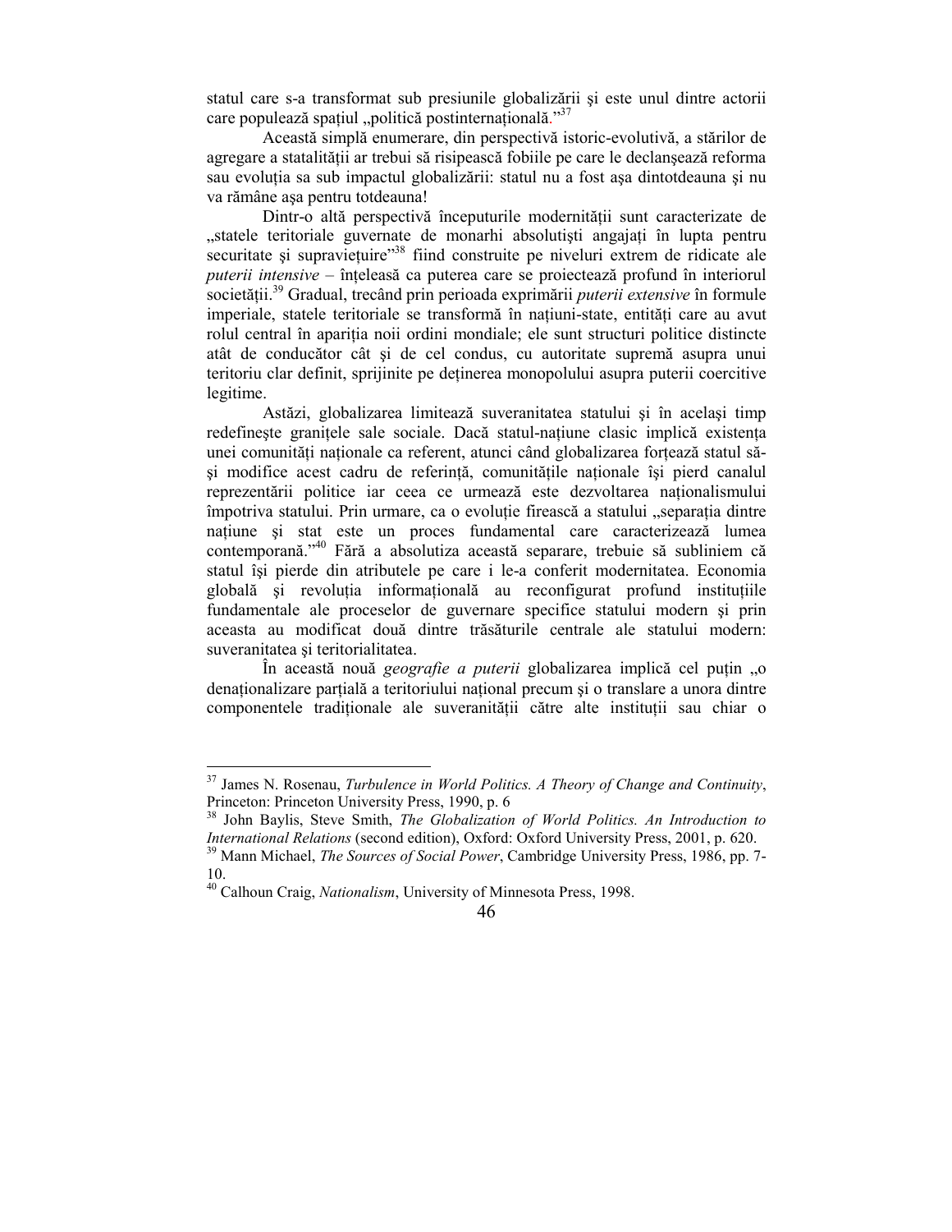statul care s-a transformat sub presiunile globalizării şi este unul dintre actorii care populează spaţiul „politică postinternaţională."[37]

Această simplă enumerare, din perspectivă istoric-evolutivă, a stărilor de agregare a statalităţii ar trebui să risipească fobiile pe care le declanşează reforma sau evoluţia sa sub impactul globalizării: statul nu a fost aşa dintotdeauna şi nu va rămâne aşa pentru totdeauna!

Dintr-o altă perspectivă începuturile modernităţii sunt caracterizate de „statele teritoriale guvernate de monarhi absolutişti angajaţi în lupta pentru securitate şi supravieţuire"[38] fiind construite pe niveluri extrem de ridicate ale *puterii intensive* – înţeleasă ca puterea care se proiectează profund în interiorul societăţii.[39] Gradual, trecând prin perioada exprimării *puterii extensive* în formule imperiale, statele teritoriale se transformă în naţiuni-state, entităţi care au avut rolul central în apariţia noii ordini mondiale; ele sunt structuri politice distincte atât de conducător cât şi de cel condus, cu autoritate supremă asupra unui teritoriu clar definit, sprijinite pe deţinerea monopolului asupra puterii coercitive legitime.

Astăzi, globalizarea limitează suveranitatea statului şi în acelaşi timp redefineşte graniţele sale sociale. Dacă statul-naţiune clasic implică existenţa unei comunităţi naţionale ca referent, atunci când globalizarea forţează statul să-şi modifice acest cadru de referinţă, comunităţile naţionale îşi pierd canalul reprezentării politice iar ceea ce urmează este dezvoltarea naţionalismului împotriva statului. Prin urmare, ca o evoluţie firească a statului „separaţia dintre naţiune şi stat este un proces fundamental care caracterizează lumea contemporană."[40] Fără a absolutiza această separare, trebuie să subliniem că statul îşi pierde din atributele pe care i le-a conferit modernitatea. Economia globală şi revoluţia informaţională au reconfigurat profund instituţiile fundamentale ale proceselor de guvernare specifice statului modern şi prin aceasta au modificat două dintre trăsăturile centrale ale statului modern: suveranitatea şi teritorialitatea.

În această nouă *geografie a puterii* globalizarea implică cel puţin „o denaţionalizare parţială a teritoriului naţional precum şi o translare a unora dintre componentele tradiţionale ale suveranităţii către alte instituţii sau chiar o

---

[37] James N. Rosenau, *Turbulence in World Politics. A Theory of Change and Continuity*, Princeton: Princeton University Press, 1990, p. 6

[38] John Baylis, Steve Smith, *The Globalization of World Politics. An Introduction to International Relations* (second edition), Oxford: Oxford University Press, 2001, p. 620.

[39] Mann Michael, *The Sources of Social Power*, Cambridge University Press, 1986, pp. 7-10.

[40] Calhoun Craig, *Nationalism*, University of Minnesota Press, 1998.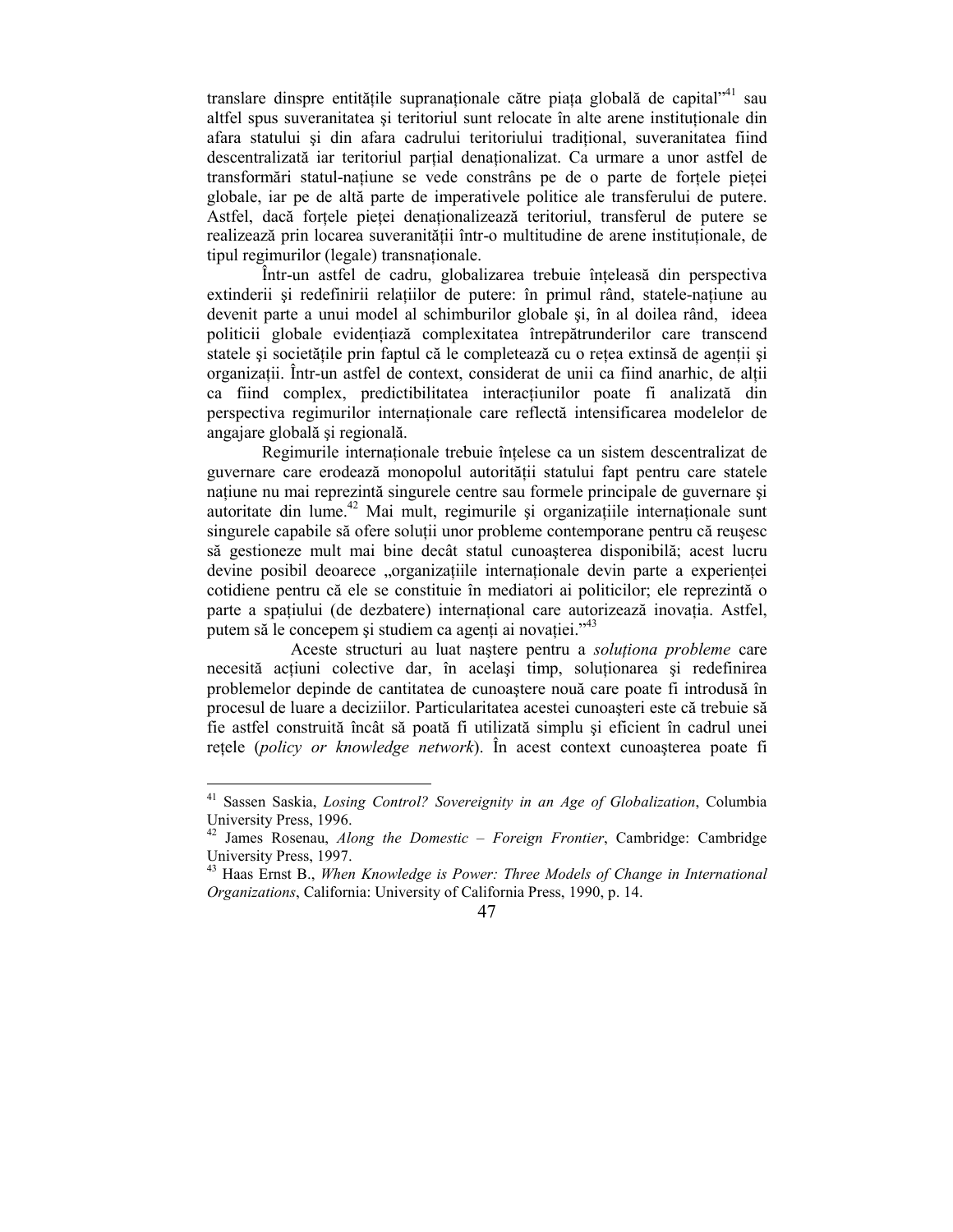translare dinspre entitățile supranaționale către piața globală de capital"[41] sau altfel spus suveranitatea și teritoriul sunt relocate în alte arene instituționale din afara statului și din afara cadrului teritoriului tradițional, suveranitatea fiind descentralizată iar teritoriul parțial denaționalizat. Ca urmare a unor astfel de transformări statul-națiune se vede constrâns pe de o parte de forțele pieței globale, iar pe de altă parte de imperativele politice ale transferului de putere. Astfel, dacă forțele pieței denaționalizează teritoriul, transferul de putere se realizează prin locarea suveranității într-o multitudine de arene instituționale, de tipul regimurilor (legale) transnaționale.

Într-un astfel de cadru, globalizarea trebuie înțeleasă din perspectiva extinderii și redefinirii relațiilor de putere: în primul rând, statele-națiune au devenit parte a unui model al schimburilor globale și, în al doilea rând, ideea politicii globale evidențiază complexitatea întrepătrunderilor care transcend statele și societățile prin faptul că le completează cu o rețea extinsă de agenții și organizații. Într-un astfel de context, considerat de unii ca fiind anarhic, de alții ca fiind complex, predictibilitatea interacțiunilor poate fi analizată din perspectiva regimurilor internaționale care reflectă intensificarea modelelor de angajare globală și regională.

Regimurile internaționale trebuie înțelese ca un sistem descentralizat de guvernare care erodează monopolul autorității statului fapt pentru care statele națiune nu mai reprezintă singurele centre sau formele principale de guvernare și autoritate din lume.[42] Mai mult, regimurile și organizațiile internaționale sunt singurele capabile să ofere soluții unor probleme contemporane pentru că reușesc să gestioneze mult mai bine decât statul cunoașterea disponibilă; acest lucru devine posibil deoarece „organizațiile internaționale devin parte a experienței cotidiene pentru că ele se constituie în mediatori ai politicilor; ele reprezintă o parte a spațiului (de dezbatere) internațional care autorizează inovația. Astfel, putem să le concepem și studiem ca agenți ai novației."[43]

Aceste structuri au luat naștere pentru a *soluționa probleme* care necesită acțiuni colective dar, în același timp, soluționarea și redefinirea problemelor depinde de cantitatea de cunoaștere nouă care poate fi introdusă în procesul de luare a deciziilor. Particularitatea acestei cunoașteri este că trebuie să fie astfel construită încât să poată fi utilizată simplu și eficient în cadrul unei rețele (*policy or knowledge network*). În acest context cunoașterea poate fi

---

[41] Sassen Saskia, *Losing Control? Sovereignity in an Age of Globalization*, Columbia University Press, 1996.

[42] James Rosenau, *Along the Domestic – Foreign Frontier*, Cambridge: Cambridge University Press, 1997.

[43] Haas Ernst B., *When Knowledge is Power: Three Models of Change in International Organizations*, California: University of California Press, 1990, p. 14.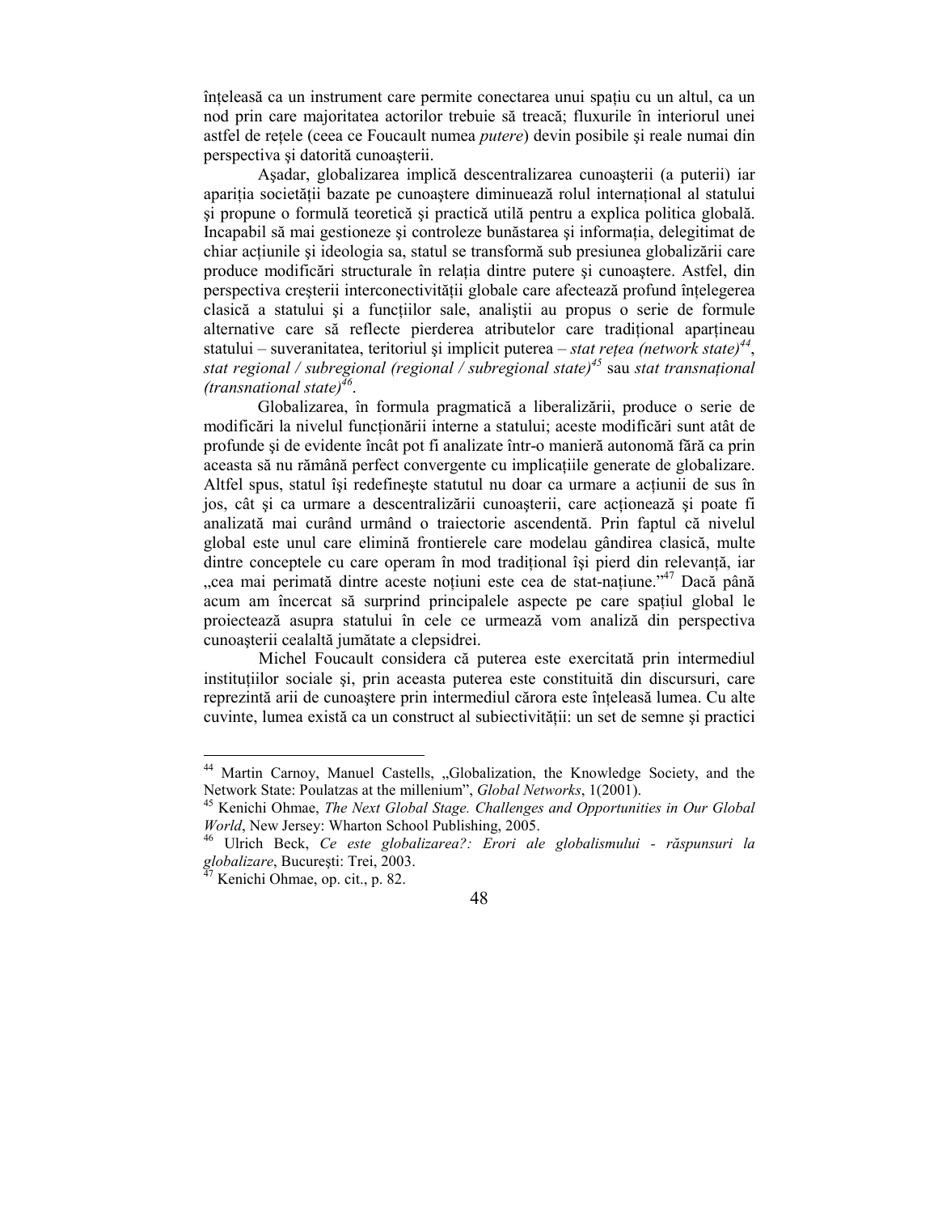înțeleasă ca un instrument care permite conectarea unui spațiu cu un altul, ca un nod prin care majoritatea actorilor trebuie să treacă; fluxurile în interiorul unei astfel de rețele (ceea ce Foucault numea *putere*) devin posibile și reale numai din perspectiva și datorită cunoașterii.

Așadar, globalizarea implică descentralizarea cunoașterii (a puterii) iar apariția societății bazate pe cunoaștere diminuează rolul internațional al statului și propune o formulă teoretică și practică utilă pentru a explica politica globală. Incapabil să mai gestioneze și controleze bunăstarea și informația, delegitimat de chiar acțiunile și ideologia sa, statul se transformă sub presiunea globalizării care produce modificări structurale în relația dintre putere și cunoaștere. Astfel, din perspectiva creșterii interconectivității globale care afectează profund înțelegerea clasică a statului și a funcțiilor sale, analiștii au propus o serie de formule alternative care să reflecte pierderea atributelor care tradițional aparțineau statului – suveranitatea, teritoriul și implicit puterea – *stat rețea (network state)*[44], *stat regional / subregional (regional / subregional state)*[45] sau *stat transnațional (transnational state)*[46].

Globalizarea, în formula pragmatică a liberalizării, produce o serie de modificări la nivelul funcționării interne a statului; aceste modificări sunt atât de profunde și de evidente încât pot fi analizate într-o manieră autonomă fără ca prin aceasta să nu rămână perfect convergente cu implicațiile generate de globalizare. Altfel spus, statul își redefinește statutul nu doar ca urmare a acțiunii de sus în jos, cât și ca urmare a descentralizării cunoașterii, care acționează și poate fi analizată mai curând urmând o traiectorie ascendentă. Prin faptul că nivelul global este unul care elimină frontierele care modelau gândirea clasică, multe dintre conceptele cu care operam în mod tradițional își pierd din relevanță, iar „cea mai perimată dintre aceste noțiuni este cea de stat-națiune."[47] Dacă până acum am încercat să surprind principalele aspecte pe care spațiul global le proiectează asupra statului în cele ce urmează vom analiză din perspectiva cunoașterii cealaltă jumătate a clepsidrei.

Michel Foucault considera că puterea este exercitată prin intermediul instituțiilor sociale și, prin aceasta puterea este constituită din discursuri, care reprezintă arii de cunoaștere prin intermediul cărora este înțeleasă lumea. Cu alte cuvinte, lumea există ca un construct al subiectivității: un set de semne și practici

---

[44] Martin Carnoy, Manuel Castells, „Globalization, the Knowledge Society, and the Network State: Poulatzas at the millenium", *Global Networks*, 1(2001).

[45] Kenichi Ohmae, *The Next Global Stage. Challenges and Opportunities in Our Global World*, New Jersey: Wharton School Publishing, 2005.

[46] Ulrich Beck, *Ce este globalizarea?: Erori ale globalismului - răspunsuri la globalizare*, București: Trei, 2003.

[47] Kenichi Ohmae, op. cit., p. 82.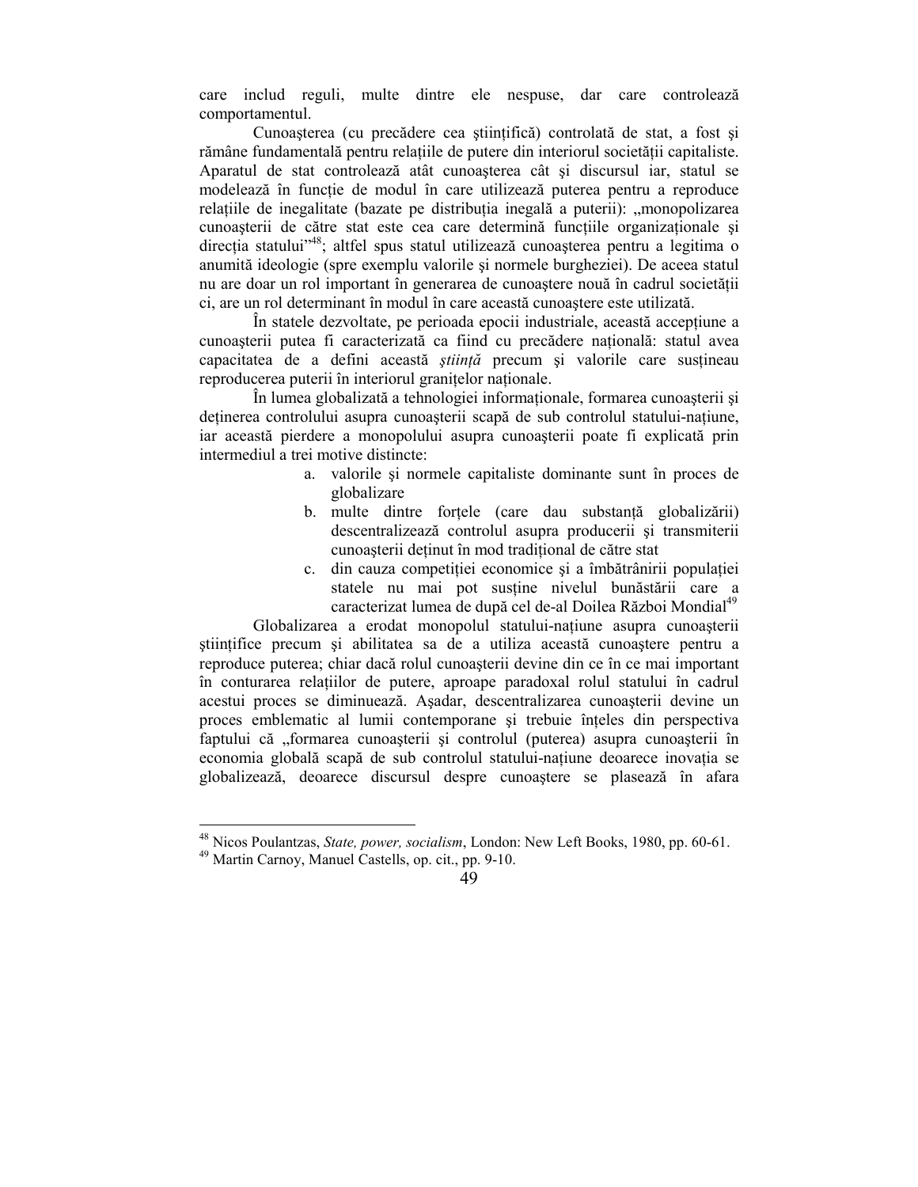care includ reguli, multe dintre ele nespuse, dar care controlează comportamentul.

Cunoaşterea (cu precădere cea ştiinţifică) controlată de stat, a fost şi rămâne fundamentală pentru relaţiile de putere din interiorul societăţii capitaliste. Aparatul de stat controlează atât cunoaşterea cât şi discursul iar, statul se modelează în funcţie de modul în care utilizează puterea pentru a reproduce relaţiile de inegalitate (bazate pe distribuţia inegală a puterii): „monopolizarea cunoaşterii de către stat este cea care determină funcţiile organizaţionale şi direcţia statului”[48]; altfel spus statul utilizează cunoaşterea pentru a legitima o anumită ideologie (spre exemplu valorile şi normele burgheziei). De aceea statul nu are doar un rol important în generarea de cunoaştere nouă în cadrul societăţii ci, are un rol determinant în modul în care această cunoaştere este utilizată.

În statele dezvoltate, pe perioada epocii industriale, această accepţiune a cunoaşterii putea fi caracterizată ca fiind cu precădere naţională: statul avea capacitatea de a defini această *ştiinţă* precum şi valorile care susţineau reproducerea puterii în interiorul graniţelor naţionale.

În lumea globalizată a tehnologiei informaţionale, formarea cunoaşterii şi deţinerea controlului asupra cunoaşterii scapă de sub controlul statului-naţiune, iar această pierdere a monopolului asupra cunoaşterii poate fi explicată prin intermediul a trei motive distincte:

a. valorile şi normele capitaliste dominante sunt în proces de globalizare
b. multe dintre forţele (care dau substanţă globalizării) descentralizează controlul asupra producerii şi transmiterii cunoaşterii deţinut în mod tradiţional de către stat
c. din cauza competiţiei economice şi a îmbătrânirii populaţiei statele nu mai pot susţine nivelul bunăstării care a caracterizat lumea de după cel de-al Doilea Război Mondial[49]

Globalizarea a erodat monopolul statului-naţiune asupra cunoaşterii ştiinţifice precum şi abilitatea sa de a utiliza această cunoaştere pentru a reproduce puterea; chiar dacă rolul cunoaşterii devine din ce în ce mai important în conturarea relaţiilor de putere, aproape paradoxal rolul statului în cadrul acestui proces se diminuează. Aşadar, descentralizarea cunoaşterii devine un proces emblematic al lumii contemporane şi trebuie înţeles din perspectiva faptului că „formarea cunoaşterii şi controlul (puterea) asupra cunoaşterii în economia globală scapă de sub controlul statului-naţiune deoarece inovaţia se globalizează, deoarece discursul despre cunoaştere se plasează în afara

---

[48] Nicos Poulantzas, *State, power, socialism*, London: New Left Books, 1980, pp. 60-61.

[49] Martin Carnoy, Manuel Castells, op. cit., pp. 9-10.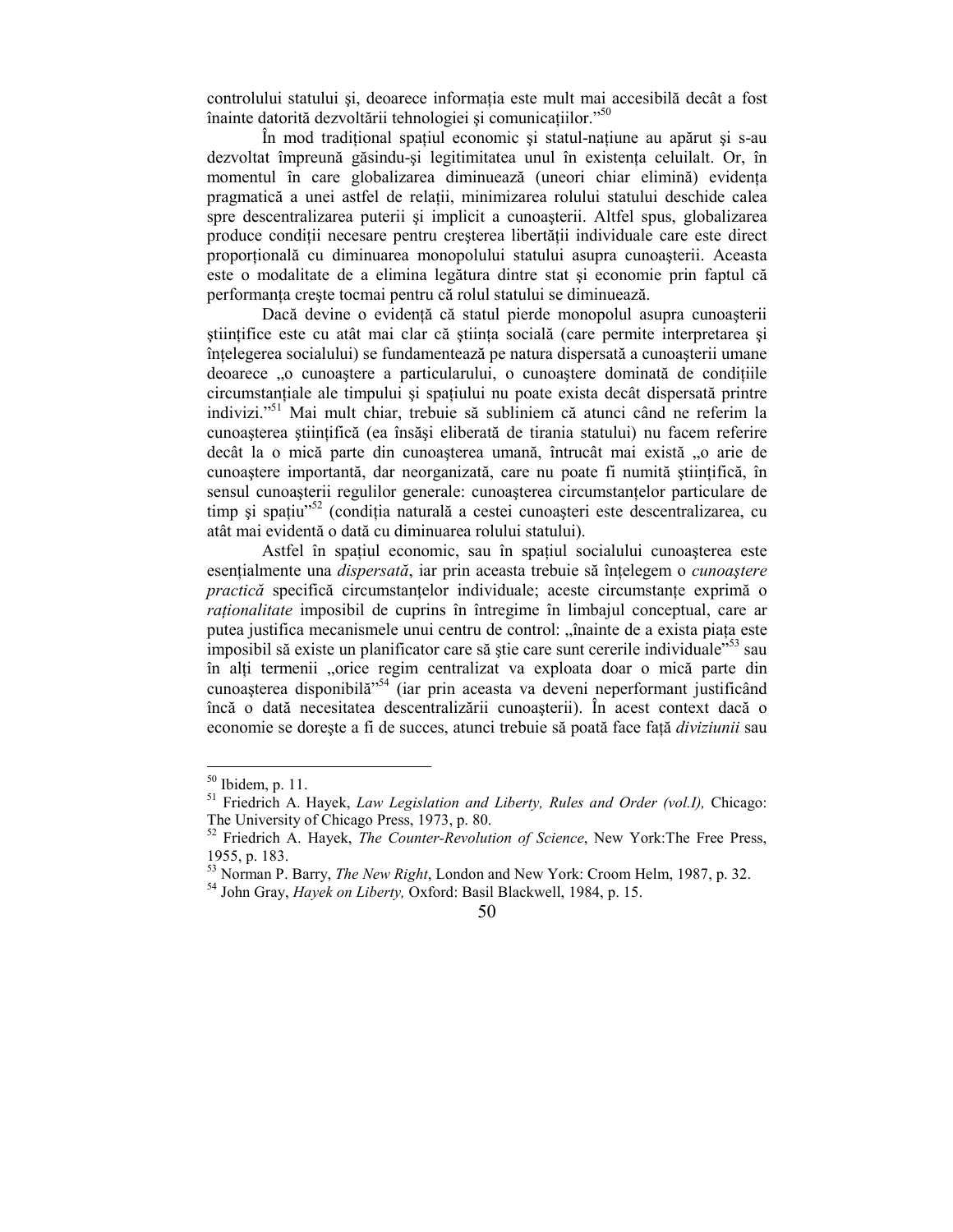controlului statului şi, deoarece informaţia este mult mai accesibilă decât a fost înainte datorită dezvoltării tehnologiei şi comunicaţiilor."[50]

În mod tradiţional spaţiul economic şi statul-naţiune au apărut şi s-au dezvoltat împreună găsindu-şi legitimitatea unul în existenţa celuilalt. Or, în momentul în care globalizarea diminuează (uneori chiar elimină) evidenţa pragmatică a unei astfel de relaţii, minimizarea rolului statului deschide calea spre descentralizarea puterii şi implicit a cunoaşterii. Altfel spus, globalizarea produce condiţii necesare pentru creşterea libertăţii individuale care este direct proporţională cu diminuarea monopolului statului asupra cunoaşterii. Aceasta este o modalitate de a elimina legătura dintre stat şi economie prin faptul că performanţa creşte tocmai pentru că rolul statului se diminuează.

Dacă devine o evidenţă că statul pierde monopolul asupra cunoaşterii ştiinţifice este cu atât mai clar că ştiinţa socială (care permite interpretarea şi înţelegerea socialului) se fundamentează pe natura dispersată a cunoaşterii umane deoarece „o cunoaştere a particularului, o cunoaştere dominată de condiţiile circumstanţiale ale timpului şi spaţiului nu poate exista decât dispersată printre indivizi."[51] Mai mult chiar, trebuie să subliniem că atunci când ne referim la cunoaşterea ştiinţifică (ea însăşi eliberată de tirania statului) nu facem referire decât la o mică parte din cunoaşterea umană, întrucât mai există „o arie de cunoaştere importantă, dar neorganizată, care nu poate fi numită ştiinţifică, în sensul cunoaşterii regulilor generale: cunoaşterea circumstanţelor particulare de timp şi spaţiu"[52] (condiţia naturală a cestei cunoaşteri este descentralizarea, cu atât mai evidentă o dată cu diminuarea rolului statului).

Astfel în spaţiul economic, sau în spaţiul socialului cunoaşterea este esenţialmente una *dispersată*, iar prin aceasta trebuie să înţelegem o *cunoaştere practică* specifică circumstanţelor individuale; aceste circumstanţe exprimă o *raţionalitate* imposibil de cuprins în întregime în limbajul conceptual, care ar putea justifica mecanismele unui centru de control: „înainte de a exista piaţa este imposibil să existe un planificator care să ştie care sunt cererile individuale"[53] sau în alţi termenii „orice regim centralizat va exploata doar o mică parte din cunoaşterea disponibilă"[54] (iar prin aceasta va deveni neperformant justificând încă o dată necesitatea descentralizării cunoaşterii). În acest context dacă o economie se doreşte a fi de succes, atunci trebuie să poată face faţă *diviziunii* sau

---

[50] Ibidem, p. 11.

[51] Friedrich A. Hayek, *Law Legislation and Liberty, Rules and Order (vol.I),* Chicago: The University of Chicago Press, 1973, p. 80.

[52] Friedrich A. Hayek, *The Counter-Revolution of Science*, New York:The Free Press, 1955, p. 183.

[53] Norman P. Barry, *The New Right*, London and New York: Croom Helm, 1987, p. 32.

[54] John Gray, *Hayek on Liberty,* Oxford: Basil Blackwell, 1984, p. 15.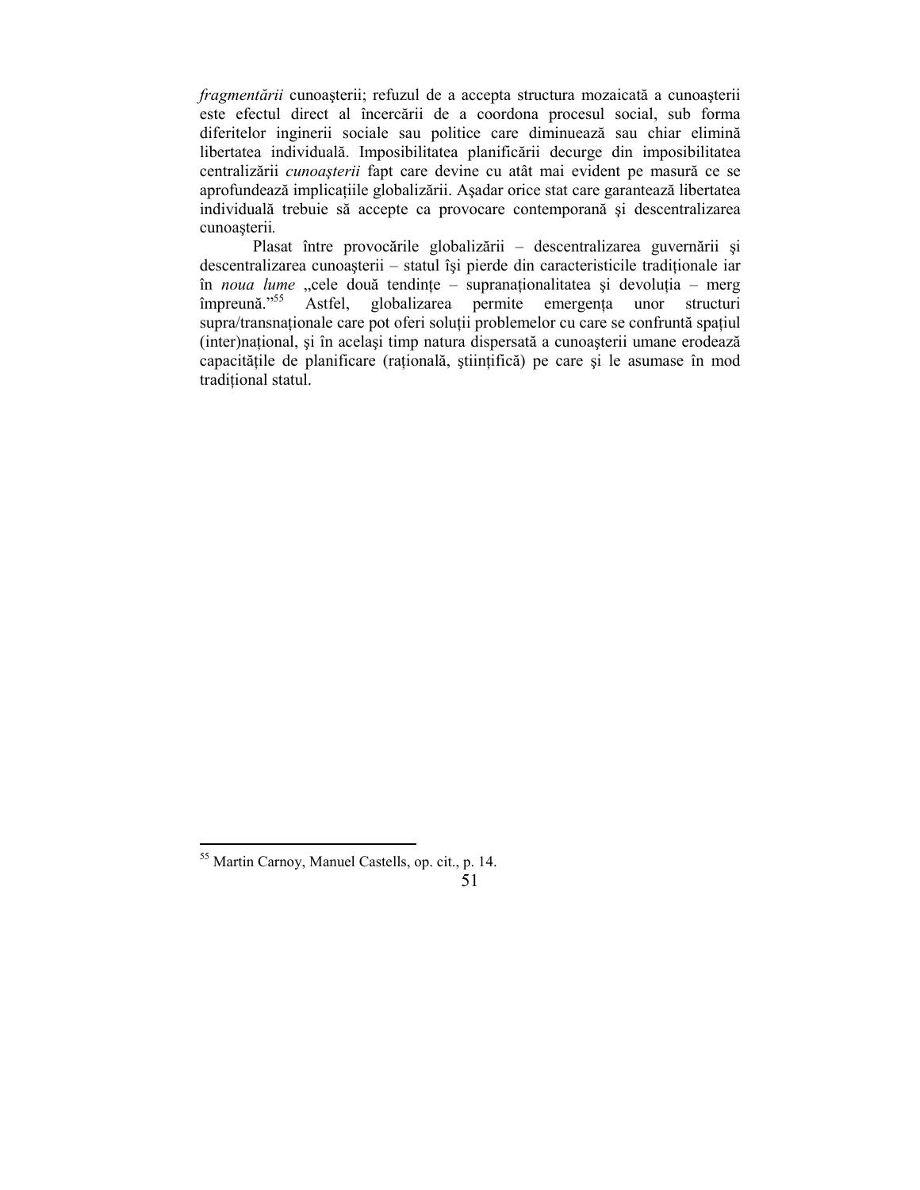*fragmentării* cunoaşterii; refuzul de a accepta structura mozaicată a cunoaşterii este efectul direct al încercării de a coordona procesul social, sub forma diferitelor inginerii sociale sau politice care diminuează sau chiar elimină libertatea individuală. Imposibilitatea planificării decurge din imposibilitatea centralizării *cunoaşterii* fapt care devine cu atât mai evident pe masură ce se aprofundează implicațiile globalizării. Aşadar orice stat care garantează libertatea individuală trebuie să accepte ca provocare contemporană şi descentralizarea cunoaşterii.

Plasat între provocările globalizării – descentralizarea guvernării şi descentralizarea cunoaşterii – statul îşi pierde din caracteristicile tradiționale iar în *noua lume* „cele două tendințe – supranaționalitatea şi devoluția – merg împreună."[55] Astfel, globalizarea permite emergența unor structuri supra/transnaționale care pot oferi soluții problemelor cu care se confruntă spațiul (inter)național, şi în acelaşi timp natura dispersată a cunoaşterii umane erodează capacitățile de planificare (rațională, ştiințifică) pe care şi le asumase în mod tradițional statul.

---

[55] Martin Carnoy, Manuel Castells, op. cit., p. 14.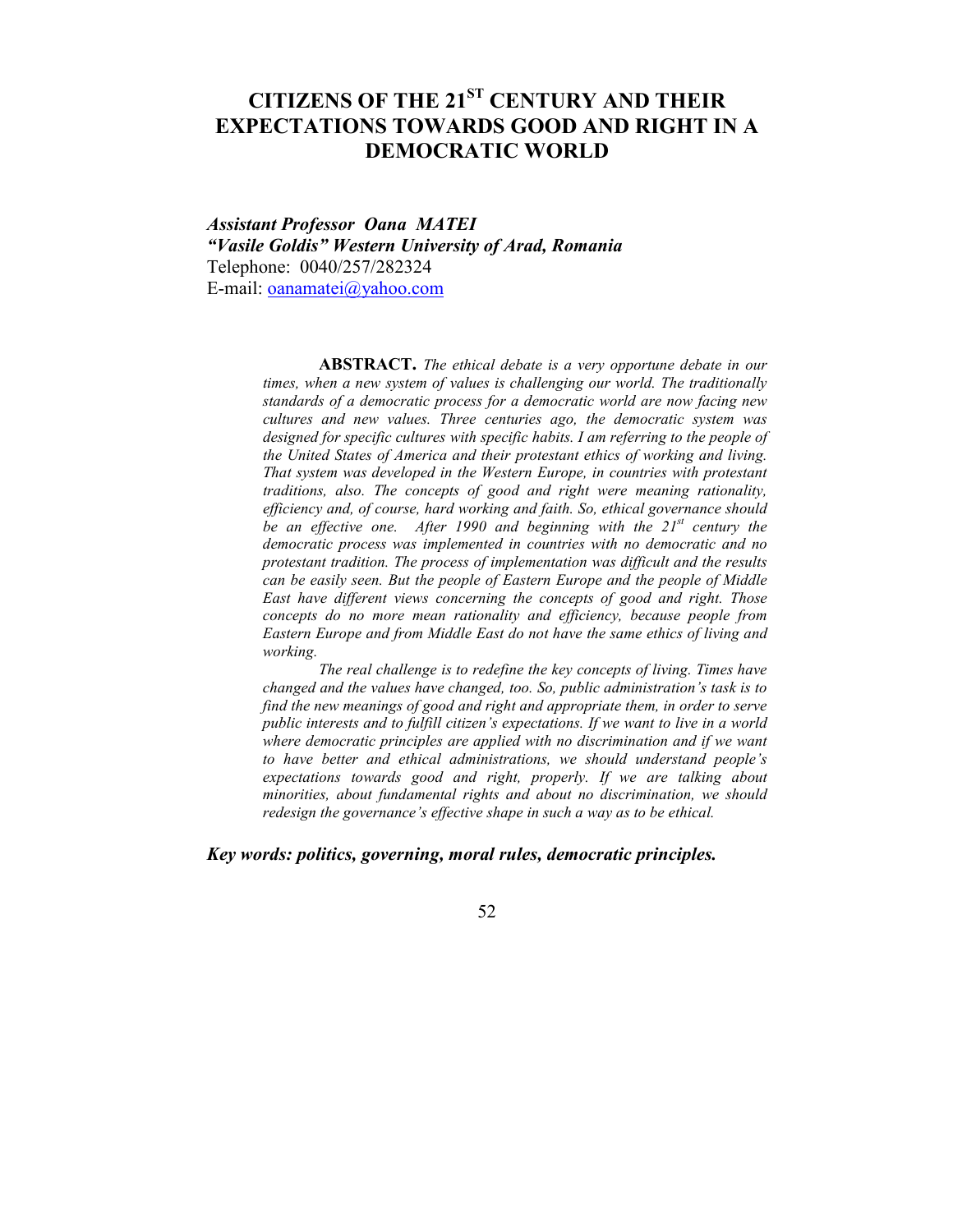# CITIZENS OF THE 21ST CENTURY AND THEIR EXPECTATIONS TOWARDS GOOD AND RIGHT IN A DEMOCRATIC WORLD

***Assistant Professor Oana MATEI***
***"Vasile Goldis" Western University of Arad, Romania***
Telephone: 0040/257/282324
E-mail: oanamatei@yahoo.com

**ABSTRACT.** *The ethical debate is a very opportune debate in our times, when a new system of values is challenging our world. The traditionally standards of a democratic process for a democratic world are now facing new cultures and new values. Three centuries ago, the democratic system was designed for specific cultures with specific habits. I am referring to the people of the United States of America and their protestant ethics of working and living. That system was developed in the Western Europe, in countries with protestant traditions, also. The concepts of good and right were meaning rationality, efficiency and, of course, hard working and faith. So, ethical governance should be an effective one. After 1990 and beginning with the 21st century the democratic process was implemented in countries with no democratic and no protestant tradition. The process of implementation was difficult and the results can be easily seen. But the people of Eastern Europe and the people of Middle East have different views concerning the concepts of good and right. Those concepts do no more mean rationality and efficiency, because people from Eastern Europe and from Middle East do not have the same ethics of living and working.*

*The real challenge is to redefine the key concepts of living. Times have changed and the values have changed, too. So, public administration's task is to find the new meanings of good and right and appropriate them, in order to serve public interests and to fulfill citizen's expectations. If we want to live in a world where democratic principles are applied with no discrimination and if we want to have better and ethical administrations, we should understand people's expectations towards good and right, properly. If we are talking about minorities, about fundamental rights and about no discrimination, we should redesign the governance's effective shape in such a way as to be ethical.*

***Key words: politics, governing, moral rules, democratic principles.***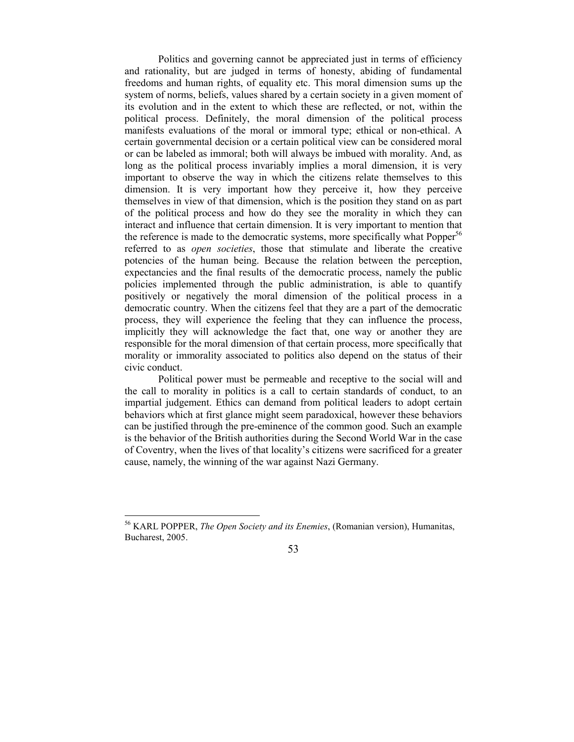Politics and governing cannot be appreciated just in terms of efficiency and rationality, but are judged in terms of honesty, abiding of fundamental freedoms and human rights, of equality etc. This moral dimension sums up the system of norms, beliefs, values shared by a certain society in a given moment of its evolution and in the extent to which these are reflected, or not, within the political process. Definitely, the moral dimension of the political process manifests evaluations of the moral or immoral type; ethical or non-ethical. A certain governmental decision or a certain political view can be considered moral or can be labeled as immoral; both will always be imbued with morality. And, as long as the political process invariably implies a moral dimension, it is very important to observe the way in which the citizens relate themselves to this dimension. It is very important how they perceive it, how they perceive themselves in view of that dimension, which is the position they stand on as part of the political process and how do they see the morality in which they can interact and influence that certain dimension. It is very important to mention that the reference is made to the democratic systems, more specifically what Popper[56] referred to as *open societies*, those that stimulate and liberate the creative potencies of the human being. Because the relation between the perception, expectancies and the final results of the democratic process, namely the public policies implemented through the public administration, is able to quantify positively or negatively the moral dimension of the political process in a democratic country. When the citizens feel that they are a part of the democratic process, they will experience the feeling that they can influence the process, implicitly they will acknowledge the fact that, one way or another they are responsible for the moral dimension of that certain process, more specifically that morality or immorality associated to politics also depend on the status of their civic conduct.

Political power must be permeable and receptive to the social will and the call to morality in politics is a call to certain standards of conduct, to an impartial judgement. Ethics can demand from political leaders to adopt certain behaviors which at first glance might seem paradoxical, however these behaviors can be justified through the pre-eminence of the common good. Such an example is the behavior of the British authorities during the Second World War in the case of Coventry, when the lives of that locality's citizens were sacrificed for a greater cause, namely, the winning of the war against Nazi Germany.

---

[56] KARL POPPER, *The Open Society and its Enemies*, (Romanian version), Humanitas, Bucharest, 2005.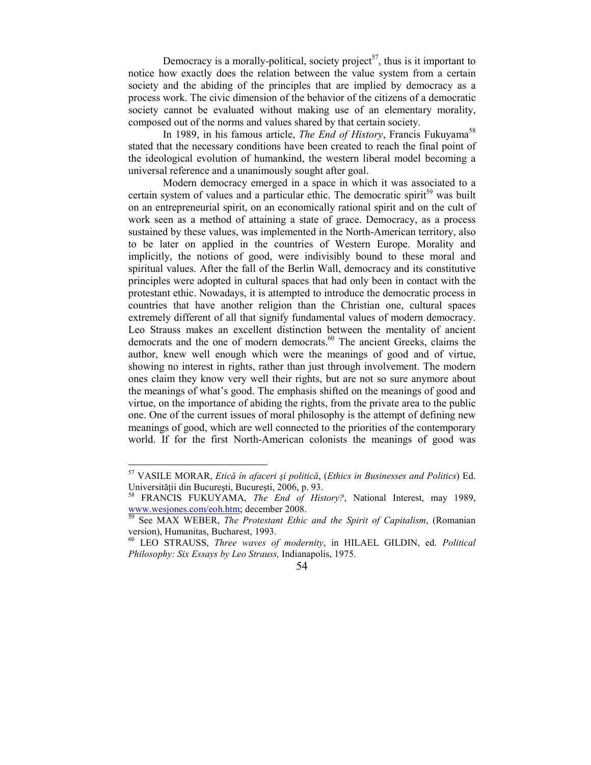Democracy is a morally-political, society project[57], thus is it important to notice how exactly does the relation between the value system from a certain society and the abiding of the principles that are implied by democracy as a process work. The civic dimension of the behavior of the citizens of a democratic society cannot be evaluated without making use of an elementary morality, composed out of the norms and values shared by that certain society.

In 1989, in his famous article, *The End of History*, Francis Fukuyama[58] stated that the necessary conditions have been created to reach the final point of the ideological evolution of humankind, the western liberal model becoming a universal reference and a unanimously sought after goal.

Modern democracy emerged in a space in which it was associated to a certain system of values and a particular ethic. The democratic spirit[59] was built on an entrepreneurial spirit, on an economically rational spirit and on the cult of work seen as a method of attaining a state of grace. Democracy, as a process sustained by these values, was implemented in the North-American territory, also to be later on applied in the countries of Western Europe. Morality and implicitly, the notions of good, were indivisibly bound to these moral and spiritual values. After the fall of the Berlin Wall, democracy and its constitutive principles were adopted in cultural spaces that had only been in contact with the protestant ethic. Nowadays, it is attempted to introduce the democratic process in countries that have another religion than the Christian one, cultural spaces extremely different of all that signify fundamental values of modern democracy. Leo Strauss makes an excellent distinction between the mentality of ancient democrats and the one of modern democrats.[60] The ancient Greeks, claims the author, knew well enough which were the meanings of good and of virtue, showing no interest in rights, rather than just through involvement. The modern ones claim they know very well their rights, but are not so sure anymore about the meanings of what's good. The emphasis shifted on the meanings of good and virtue, on the importance of abiding the rights, from the private area to the public one. One of the current issues of moral philosophy is the attempt of defining new meanings of good, which are well connected to the priorities of the contemporary world. If for the first North-American colonists the meanings of good was

---

[57] VASILE MORAR, *Etică în afaceri şi politică*, (*Ethics in Businesses and Politics*) Ed. Universităţii din Bucureşti, Bucureşti, 2006, p. 93.

[58] FRANCIS FUKUYAMA, *The End of History?*, National Interest, may 1989, www.wesjones.com/eoh.htm; december 2008.

[59] See MAX WEBER, *The Protestant Ethic and the Spirit of Capitalism*, (Romanian version), Humanitas, Bucharest, 1993.

[60] LEO STRAUSS, *Three waves of modernity*, in HILAEL GILDIN, ed. *Political Philosophy: Six Essays by Leo Strauss,* Indianapolis, 1975.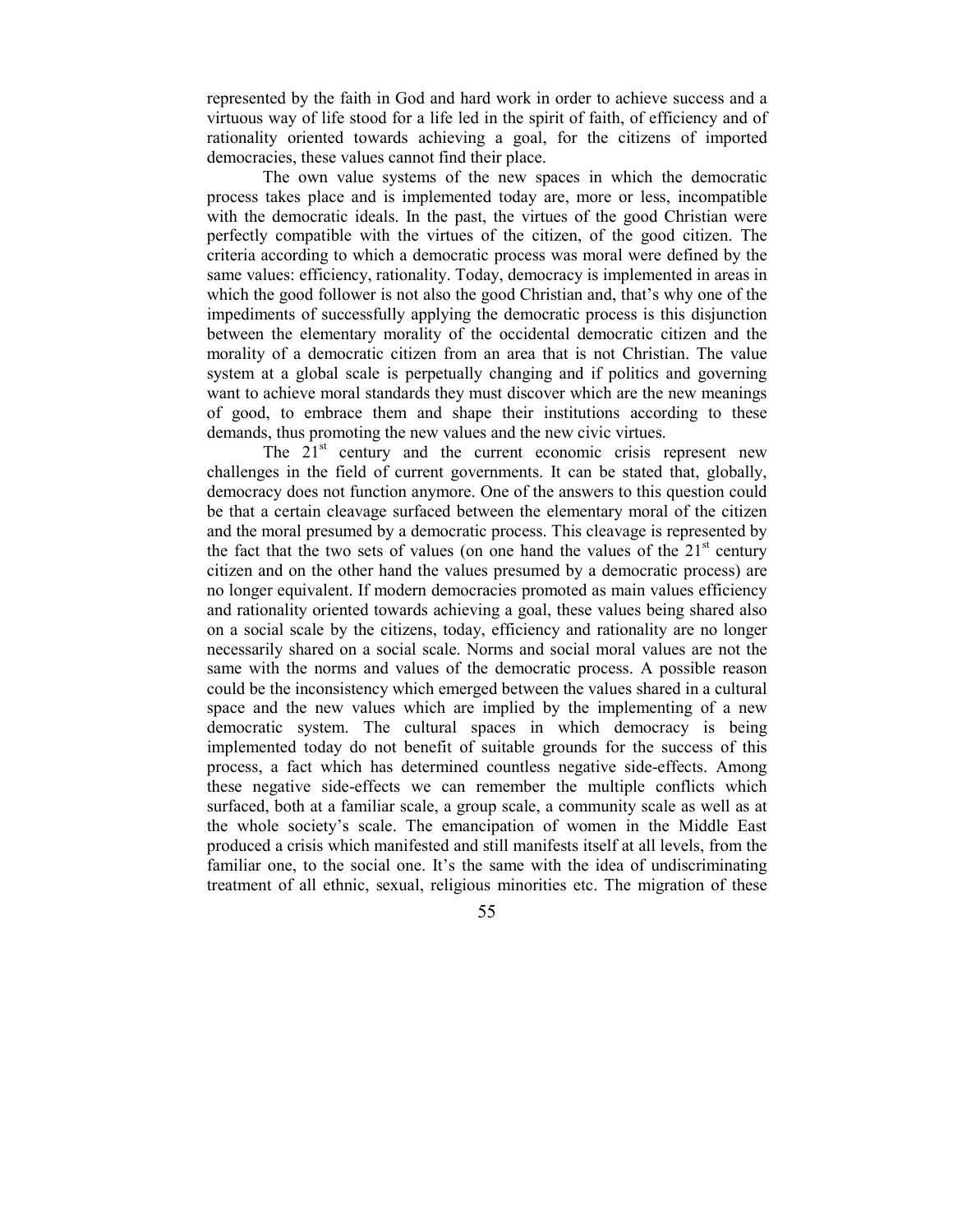represented by the faith in God and hard work in order to achieve success and a virtuous way of life stood for a life led in the spirit of faith, of efficiency and of rationality oriented towards achieving a goal, for the citizens of imported democracies, these values cannot find their place.

The own value systems of the new spaces in which the democratic process takes place and is implemented today are, more or less, incompatible with the democratic ideals. In the past, the virtues of the good Christian were perfectly compatible with the virtues of the citizen, of the good citizen. The criteria according to which a democratic process was moral were defined by the same values: efficiency, rationality. Today, democracy is implemented in areas in which the good follower is not also the good Christian and, that's why one of the impediments of successfully applying the democratic process is this disjunction between the elementary morality of the occidental democratic citizen and the morality of a democratic citizen from an area that is not Christian. The value system at a global scale is perpetually changing and if politics and governing want to achieve moral standards they must discover which are the new meanings of good, to embrace them and shape their institutions according to these demands, thus promoting the new values and the new civic virtues.

The 21st century and the current economic crisis represent new challenges in the field of current governments. It can be stated that, globally, democracy does not function anymore. One of the answers to this question could be that a certain cleavage surfaced between the elementary moral of the citizen and the moral presumed by a democratic process. This cleavage is represented by the fact that the two sets of values (on one hand the values of the 21st century citizen and on the other hand the values presumed by a democratic process) are no longer equivalent. If modern democracies promoted as main values efficiency and rationality oriented towards achieving a goal, these values being shared also on a social scale by the citizens, today, efficiency and rationality are no longer necessarily shared on a social scale. Norms and social moral values are not the same with the norms and values of the democratic process. A possible reason could be the inconsistency which emerged between the values shared in a cultural space and the new values which are implied by the implementing of a new democratic system. The cultural spaces in which democracy is being implemented today do not benefit of suitable grounds for the success of this process, a fact which has determined countless negative side-effects. Among these negative side-effects we can remember the multiple conflicts which surfaced, both at a familiar scale, a group scale, a community scale as well as at the whole society's scale. The emancipation of women in the Middle East produced a crisis which manifested and still manifests itself at all levels, from the familiar one, to the social one. It's the same with the idea of undiscriminating treatment of all ethnic, sexual, religious minorities etc. The migration of these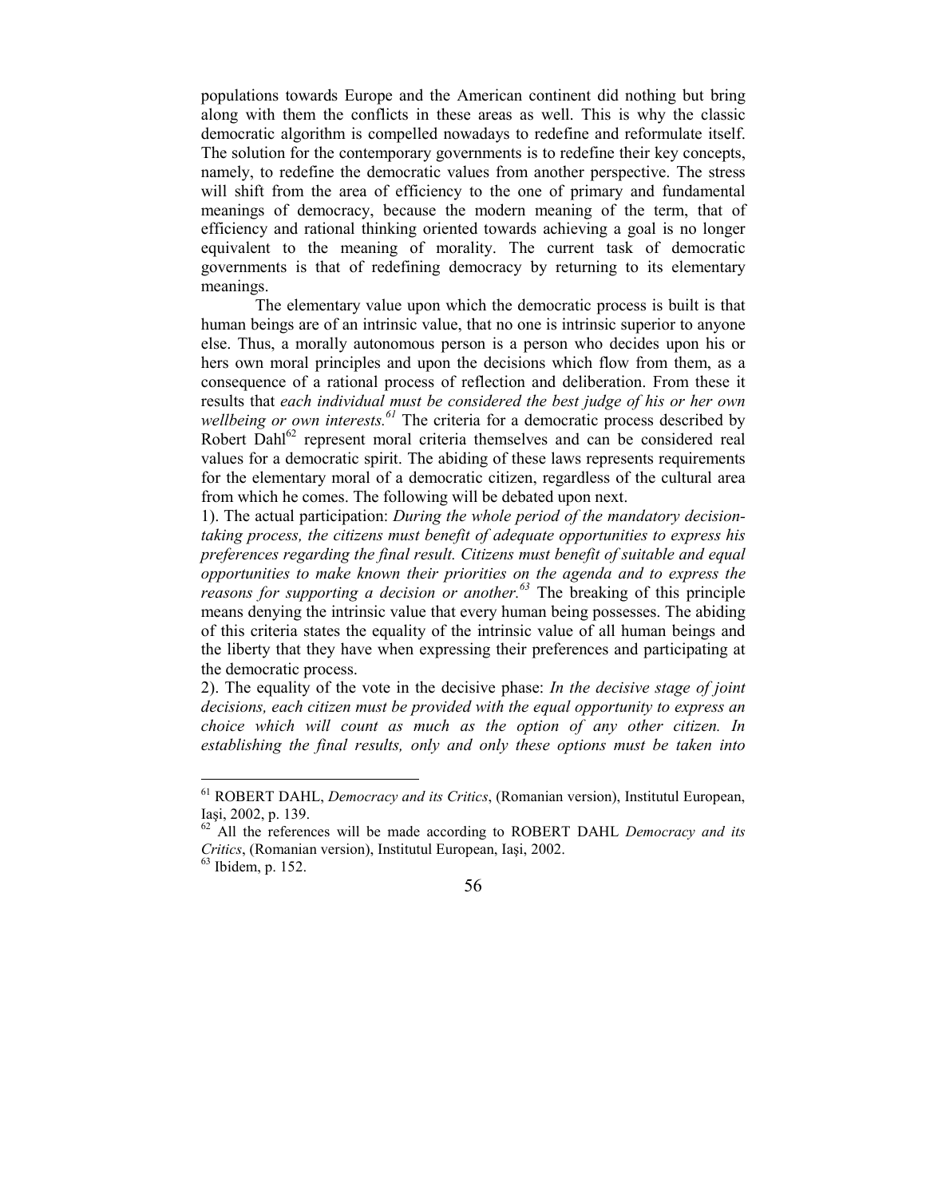populations towards Europe and the American continent did nothing but bring along with them the conflicts in these areas as well. This is why the classic democratic algorithm is compelled nowadays to redefine and reformulate itself. The solution for the contemporary governments is to redefine their key concepts, namely, to redefine the democratic values from another perspective. The stress will shift from the area of efficiency to the one of primary and fundamental meanings of democracy, because the modern meaning of the term, that of efficiency and rational thinking oriented towards achieving a goal is no longer equivalent to the meaning of morality. The current task of democratic governments is that of redefining democracy by returning to its elementary meanings.

The elementary value upon which the democratic process is built is that human beings are of an intrinsic value, that no one is intrinsic superior to anyone else. Thus, a morally autonomous person is a person who decides upon his or hers own moral principles and upon the decisions which flow from them, as a consequence of a rational process of reflection and deliberation. From these it results that *each individual must be considered the best judge of his or her own wellbeing or own interests.*[61] The criteria for a democratic process described by Robert Dahl[62] represent moral criteria themselves and can be considered real values for a democratic spirit. The abiding of these laws represents requirements for the elementary moral of a democratic citizen, regardless of the cultural area from which he comes. The following will be debated upon next.

1). The actual participation: *During the whole period of the mandatory decision-taking process, the citizens must benefit of adequate opportunities to express his preferences regarding the final result. Citizens must benefit of suitable and equal opportunities to make known their priorities on the agenda and to express the reasons for supporting a decision or another.*[63] The breaking of this principle means denying the intrinsic value that every human being possesses. The abiding of this criteria states the equality of the intrinsic value of all human beings and the liberty that they have when expressing their preferences and participating at the democratic process.

2). The equality of the vote in the decisive phase: *In the decisive stage of joint decisions, each citizen must be provided with the equal opportunity to express an choice which will count as much as the option of any other citizen. In establishing the final results, only and only these options must be taken into*

---

[61] ROBERT DAHL, *Democracy and its Critics*, (Romanian version), Institutul European, Iaşi, 2002, p. 139.

[62] All the references will be made according to ROBERT DAHL *Democracy and its Critics*, (Romanian version), Institutul European, Iași, 2002.

[63] Ibidem, p. 152.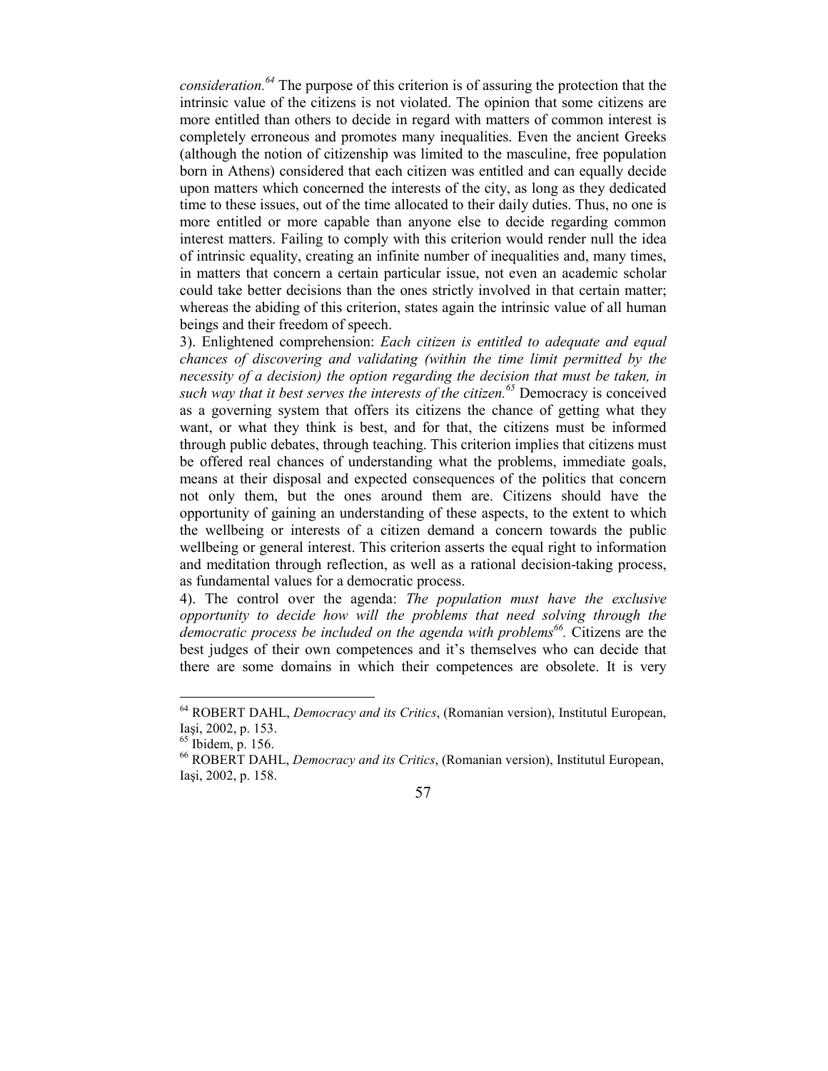*consideration.*[64] The purpose of this criterion is of assuring the protection that the intrinsic value of the citizens is not violated. The opinion that some citizens are more entitled than others to decide in regard with matters of common interest is completely erroneous and promotes many inequalities. Even the ancient Greeks (although the notion of citizenship was limited to the masculine, free population born in Athens) considered that each citizen was entitled and can equally decide upon matters which concerned the interests of the city, as long as they dedicated time to these issues, out of the time allocated to their daily duties. Thus, no one is more entitled or more capable than anyone else to decide regarding common interest matters. Failing to comply with this criterion would render null the idea of intrinsic equality, creating an infinite number of inequalities and, many times, in matters that concern a certain particular issue, not even an academic scholar could take better decisions than the ones strictly involved in that certain matter; whereas the abiding of this criterion, states again the intrinsic value of all human beings and their freedom of speech.

3). Enlightened comprehension: *Each citizen is entitled to adequate and equal chances of discovering and validating (within the time limit permitted by the necessity of a decision) the option regarding the decision that must be taken, in such way that it best serves the interests of the citizen.*[65] Democracy is conceived as a governing system that offers its citizens the chance of getting what they want, or what they think is best, and for that, the citizens must be informed through public debates, through teaching. This criterion implies that citizens must be offered real chances of understanding what the problems, immediate goals, means at their disposal and expected consequences of the politics that concern not only them, but the ones around them are. Citizens should have the opportunity of gaining an understanding of these aspects, to the extent to which the wellbeing or interests of a citizen demand a concern towards the public wellbeing or general interest. This criterion asserts the equal right to information and meditation through reflection, as well as a rational decision-taking process, as fundamental values for a democratic process.

4). The control over the agenda: *The population must have the exclusive opportunity to decide how will the problems that need solving through the democratic process be included on the agenda with problems*[66]. Citizens are the best judges of their own competences and it's themselves who can decide that there are some domains in which their competences are obsolete. It is very

---

[64] ROBERT DAHL, *Democracy and its Critics*, (Romanian version), Institutul European, Iaşi, 2002, p. 153.

[65] Ibidem, p. 156.

[66] ROBERT DAHL, *Democracy and its Critics*, (Romanian version), Institutul European, Iaşi, 2002, p. 158.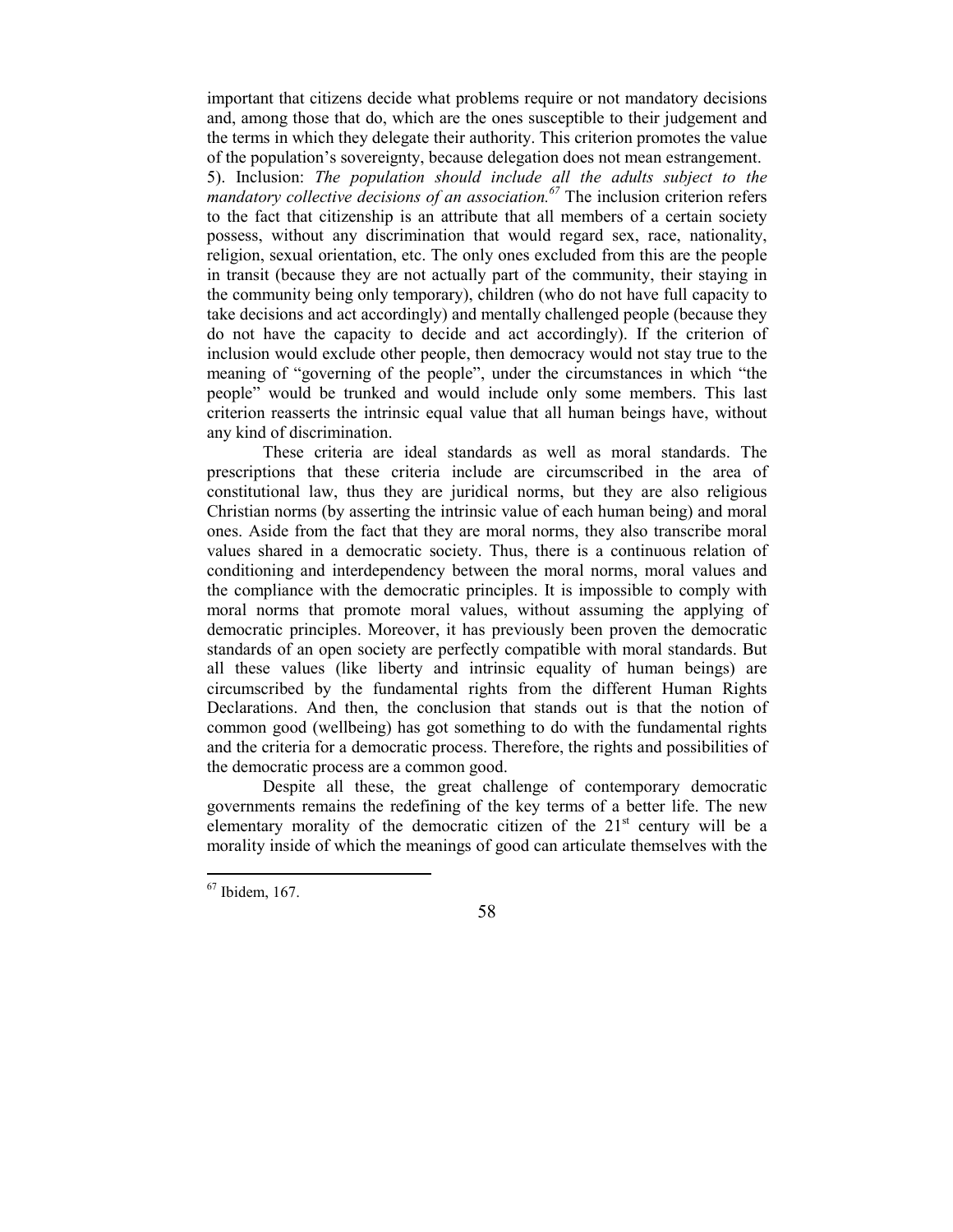important that citizens decide what problems require or not mandatory decisions and, among those that do, which are the ones susceptible to their judgement and the terms in which they delegate their authority. This criterion promotes the value of the population's sovereignty, because delegation does not mean estrangement.

5). Inclusion: *The population should include all the adults subject to the mandatory collective decisions of an association.*[67] The inclusion criterion refers to the fact that citizenship is an attribute that all members of a certain society possess, without any discrimination that would regard sex, race, nationality, religion, sexual orientation, etc. The only ones excluded from this are the people in transit (because they are not actually part of the community, their staying in the community being only temporary), children (who do not have full capacity to take decisions and act accordingly) and mentally challenged people (because they do not have the capacity to decide and act accordingly). If the criterion of inclusion would exclude other people, then democracy would not stay true to the meaning of "governing of the people", under the circumstances in which "the people" would be trunked and would include only some members. This last criterion reasserts the intrinsic equal value that all human beings have, without any kind of discrimination.

These criteria are ideal standards as well as moral standards. The prescriptions that these criteria include are circumscribed in the area of constitutional law, thus they are juridical norms, but they are also religious Christian norms (by asserting the intrinsic value of each human being) and moral ones. Aside from the fact that they are moral norms, they also transcribe moral values shared in a democratic society. Thus, there is a continuous relation of conditioning and interdependency between the moral norms, moral values and the compliance with the democratic principles. It is impossible to comply with moral norms that promote moral values, without assuming the applying of democratic principles. Moreover, it has previously been proven the democratic standards of an open society are perfectly compatible with moral standards. But all these values (like liberty and intrinsic equality of human beings) are circumscribed by the fundamental rights from the different Human Rights Declarations. And then, the conclusion that stands out is that the notion of common good (wellbeing) has got something to do with the fundamental rights and the criteria for a democratic process. Therefore, the rights and possibilities of the democratic process are a common good.

Despite all these, the great challenge of contemporary democratic governments remains the redefining of the key terms of a better life. The new elementary morality of the democratic citizen of the 21st century will be a morality inside of which the meanings of good can articulate themselves with the

---

[67] Ibidem, 167.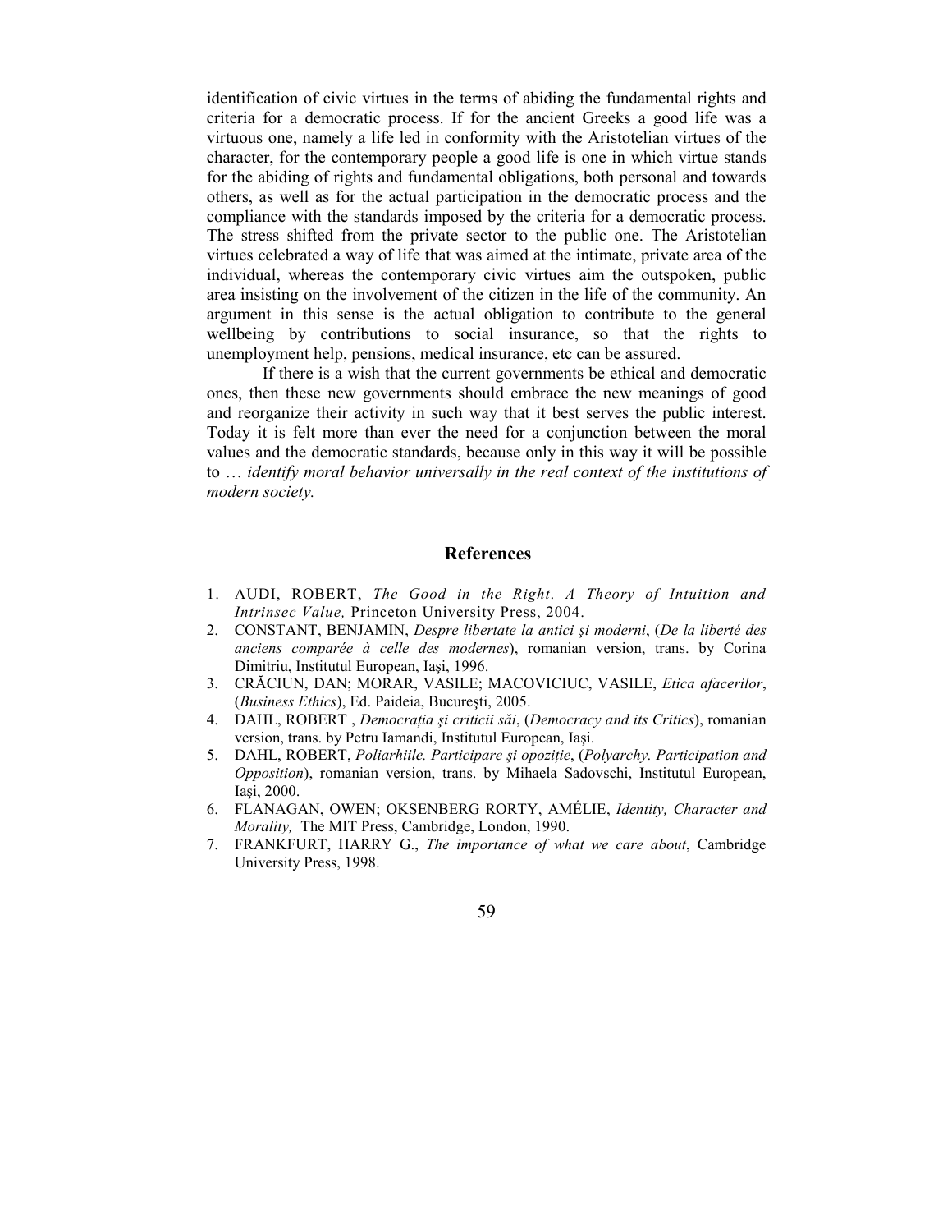identification of civic virtues in the terms of abiding the fundamental rights and criteria for a democratic process. If for the ancient Greeks a good life was a virtuous one, namely a life led in conformity with the Aristotelian virtues of the character, for the contemporary people a good life is one in which virtue stands for the abiding of rights and fundamental obligations, both personal and towards others, as well as for the actual participation in the democratic process and the compliance with the standards imposed by the criteria for a democratic process. The stress shifted from the private sector to the public one. The Aristotelian virtues celebrated a way of life that was aimed at the intimate, private area of the individual, whereas the contemporary civic virtues aim the outspoken, public area insisting on the involvement of the citizen in the life of the community. An argument in this sense is the actual obligation to contribute to the general wellbeing by contributions to social insurance, so that the rights to unemployment help, pensions, medical insurance, etc can be assured.

If there is a wish that the current governments be ethical and democratic ones, then these new governments should embrace the new meanings of good and reorganize their activity in such way that it best serves the public interest. Today it is felt more than ever the need for a conjunction between the moral values and the democratic standards, because only in this way it will be possible to … *identify moral behavior universally in the real context of the institutions of modern society.*

## References

1. AUDI, ROBERT, *The Good in the Right. A Theory of Intuition and Intrinsec Value,* Princeton University Press, 2004.
2. CONSTANT, BENJAMIN, *Despre libertate la antici şi moderni*, (*De la liberté des anciens comparée à celle des modernes*), romanian version, trans. by Corina Dimitriu, Institutul European, Iaşi, 1996.
3. CRĂCIUN, DAN; MORAR, VASILE; MACOVICIUC, VASILE, *Etica afacerilor*, (*Business Ethics*), Ed. Paideia, Bucureşti, 2005.
4. DAHL, ROBERT , *Democraţia şi criticii săi*, (*Democracy and its Critics*), romanian version, trans. by Petru Iamandi, Institutul European, Iaşi.
5. DAHL, ROBERT, *Poliarhiile. Participare şi opoziţie*, (*Polyarchy. Participation and Opposition*), romanian version, trans. by Mihaela Sadovschi, Institutul European, Iaşi, 2000.
6. FLANAGAN, OWEN; OKSENBERG RORTY, AMÉLIE, *Identity, Character and Morality,* The MIT Press, Cambridge, London, 1990.
7. FRANKFURT, HARRY G., *The importance of what we care about*, Cambridge University Press, 1998.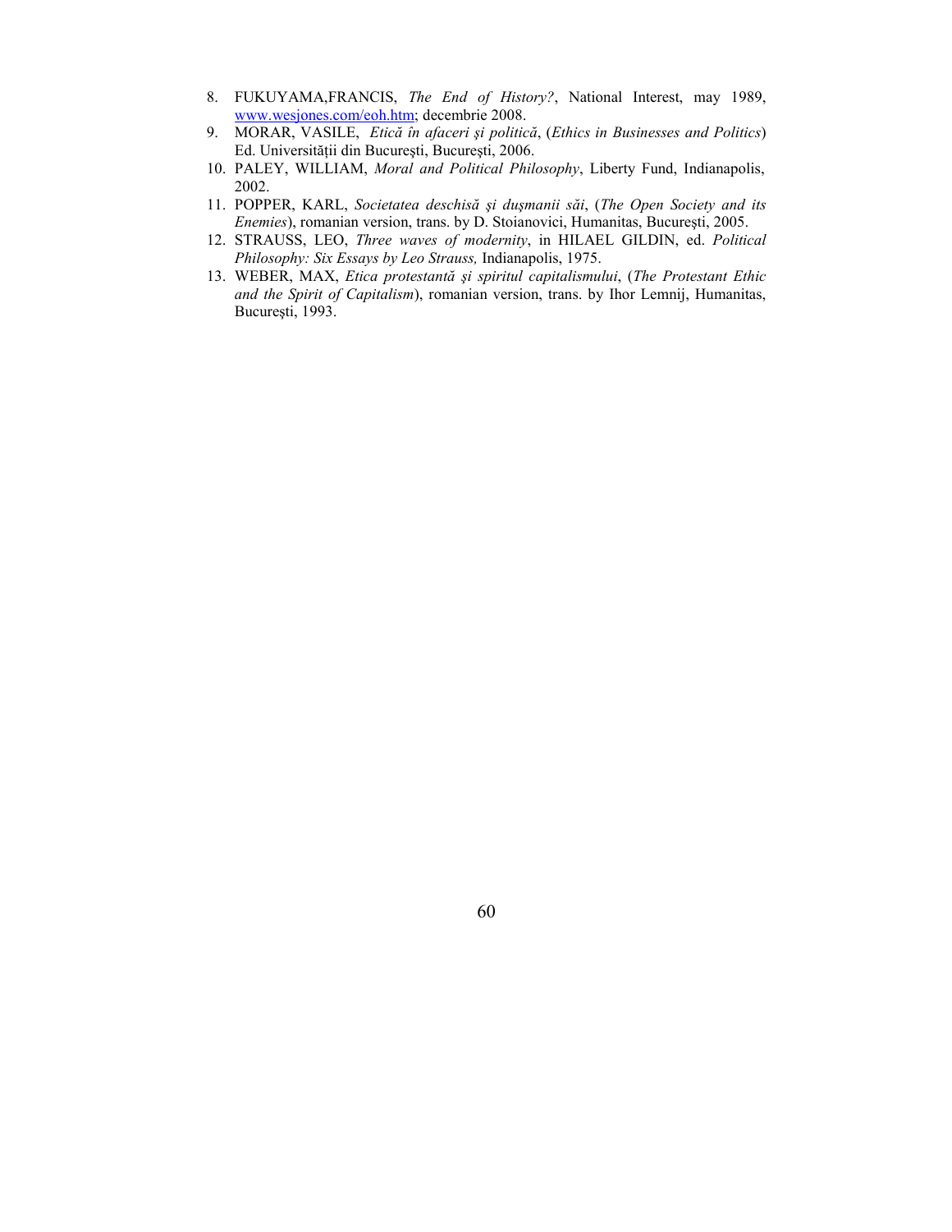8. FUKUYAMA,FRANCIS, *The End of History?*, National Interest, may 1989, www.wesjones.com/eoh.htm; decembrie 2008.
9. MORAR, VASILE, *Etică în afaceri şi politică*, (*Ethics in Businesses and Politics*) Ed. Universității din Bucureşti, Bucureşti, 2006.
10. PALEY, WILLIAM, *Moral and Political Philosophy*, Liberty Fund, Indianapolis, 2002.
11. POPPER, KARL, *Societatea deschisă şi duşmanii săi*, (*The Open Society and its Enemies*), romanian version, trans. by D. Stoianovici, Humanitas, Bucureşti, 2005.
12. STRAUSS, LEO, *Three waves of modernity*, in HILAEL GILDIN, ed. *Political Philosophy: Six Essays by Leo Strauss,* Indianapolis, 1975.
13. WEBER, MAX, *Etica protestantă şi spiritul capitalismului*, (*The Protestant Ethic and the Spirit of Capitalism*), romanian version, trans. by Ihor Lemnij, Humanitas, Bucureşti, 1993.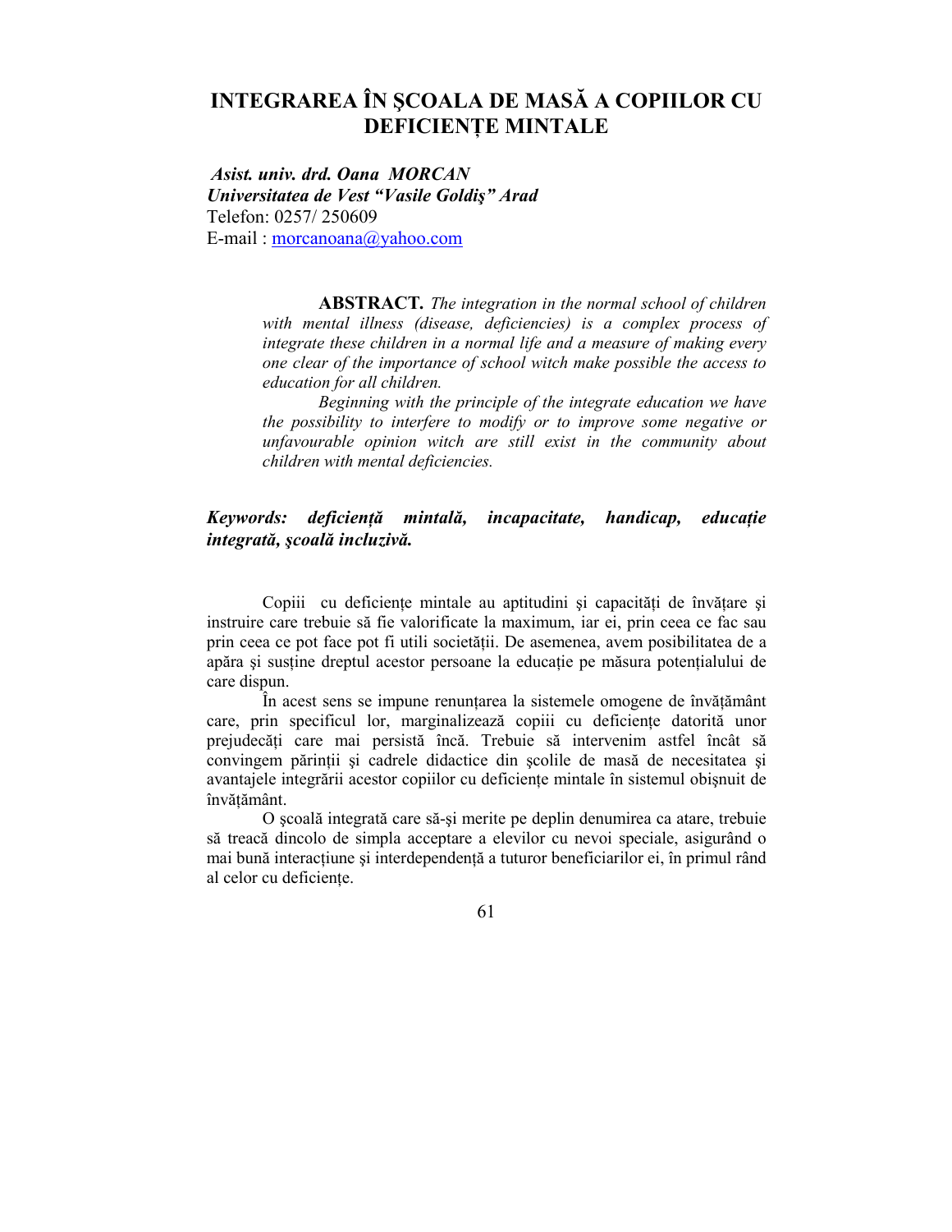# INTEGRAREA ÎN ŞCOALA DE MASĂ A COPIILOR CU DEFICIENȚE MINTALE

***Asist. univ. drd. Oana MORCAN***
***Universitatea de Vest "Vasile Goldiş" Arad***
Telefon: 0257/ 250609
E-mail : morcanoana@yahoo.com

**ABSTRACT.** *The integration in the normal school of children with mental illness (disease, deficiencies) is a complex process of integrate these children in a normal life and a measure of making every one clear of the importance of school witch make possible the access to education for all children.*

*Beginning with the principle of the integrate education we have the possibility to interfere to modify or to improve some negative or unfavourable opinion witch are still exist in the community about children with mental deficiencies.*

***Keywords: deficiență mintală, incapacitate, handicap, educație integrată, şcoală incluzivă.***

Copiii cu deficiențe mintale au aptitudini şi capacități de învățare şi instruire care trebuie să fie valorificate la maximum, iar ei, prin ceea ce fac sau prin ceea ce pot face pot fi utili societății. De asemenea, avem posibilitatea de a apăra şi susține dreptul acestor persoane la educație pe măsura potențialului de care dispun.

În acest sens se impune renunțarea la sistemele omogene de învățământ care, prin specificul lor, marginalizează copiii cu deficiențe datorită unor prejudecăți care mai persistă încă. Trebuie să intervenim astfel încât să convingem părinții şi cadrele didactice din şcolile de masă de necesitatea şi avantajele integrării acestor copiilor cu deficiențe mintale în sistemul obişnuit de învățământ.

O şcoală integrată care să-şi merite pe deplin denumirea ca atare, trebuie să treacă dincolo de simpla acceptare a elevilor cu nevoi speciale, asigurând o mai bună interacțiune şi interdependență a tuturor beneficiarilor ei, în primul rând al celor cu deficiențe.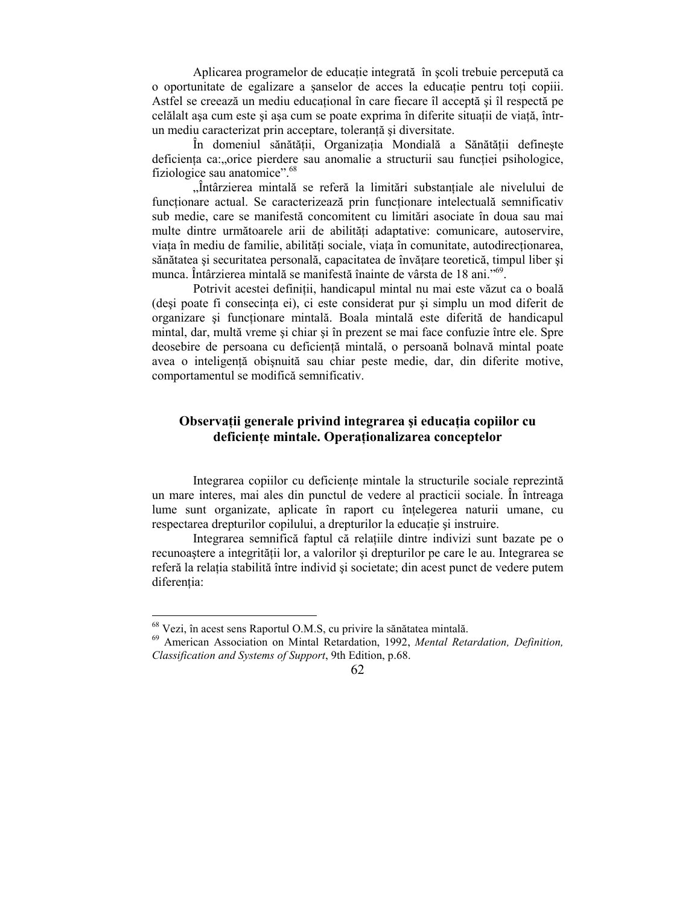Aplicarea programelor de educaţie integrată în şcoli trebuie percepută ca o oportunitate de egalizare a şanselor de acces la educaţie pentru toţi copiii. Astfel se creează un mediu educaţional în care fiecare îl acceptă şi îl respectă pe celălalt aşa cum este şi aşa cum se poate exprima în diferite situaţii de viaţă, într-un mediu caracterizat prin acceptare, toleranţă şi diversitate.

În domeniul sănătăţii, Organizaţia Mondială a Sănătăţii defineşte deficienţa ca:„orice pierdere sau anomalie a structurii sau funcţiei psihologice, fiziologice sau anatomice”.[68]

„Întârzierea mintală se referă la limitări substanţiale ale nivelului de funcţionare actual. Se caracterizează prin funcţionare intelectuală semnificativ sub medie, care se manifestă concomitent cu limitări asociate în doua sau mai multe dintre următoarele arii de abilităţi adaptative: comunicare, autoservire, viaţa în mediu de familie, abilităţi sociale, viaţa în comunitate, autodirecţionarea, sănătatea şi securitatea personală, capacitatea de învăţare teoretică, timpul liber şi munca. Întârzierea mintală se manifestă înainte de vârsta de 18 ani.”[69].

Potrivit acestei definiţii, handicapul mintal nu mai este văzut ca o boală (deşi poate fi consecinţa ei), ci este considerat pur şi simplu un mod diferit de organizare şi funcţionare mintală. Boala mintală este diferită de handicapul mintal, dar, multă vreme şi chiar şi în prezent se mai face confuzie între ele. Spre deosebire de persoana cu deficienţă mintală, o persoană bolnavă mintal poate avea o inteligenţă obişnuită sau chiar peste medie, dar, din diferite motive, comportamentul se modifică semnificativ.

## Observaţii generale privind integrarea şi educaţia copiilor cu deficienţe mintale. Operaţionalizarea conceptelor

Integrarea copiilor cu deficienţe mintale la structurile sociale reprezintă un mare interes, mai ales din punctul de vedere al practicii sociale. În întreaga lume sunt organizate, aplicate în raport cu înţelegerea naturii umane, cu respectarea drepturilor copilului, a drepturilor la educaţie şi instruire.

Integrarea semnifică faptul că relaţiile dintre indivizi sunt bazate pe o recunoaştere a integrităţii lor, a valorilor şi drepturilor pe care le au. Integrarea se referă la relaţia stabilită între individ şi societate; din acest punct de vedere putem diferenţia:

---

[68] Vezi, în acest sens Raportul O.M.S, cu privire la sănătatea mintală.

[69] American Association on Mintal Retardation, 1992, *Mental Retardation, Definition, Classification and Systems of Support*, 9th Edition, p.68.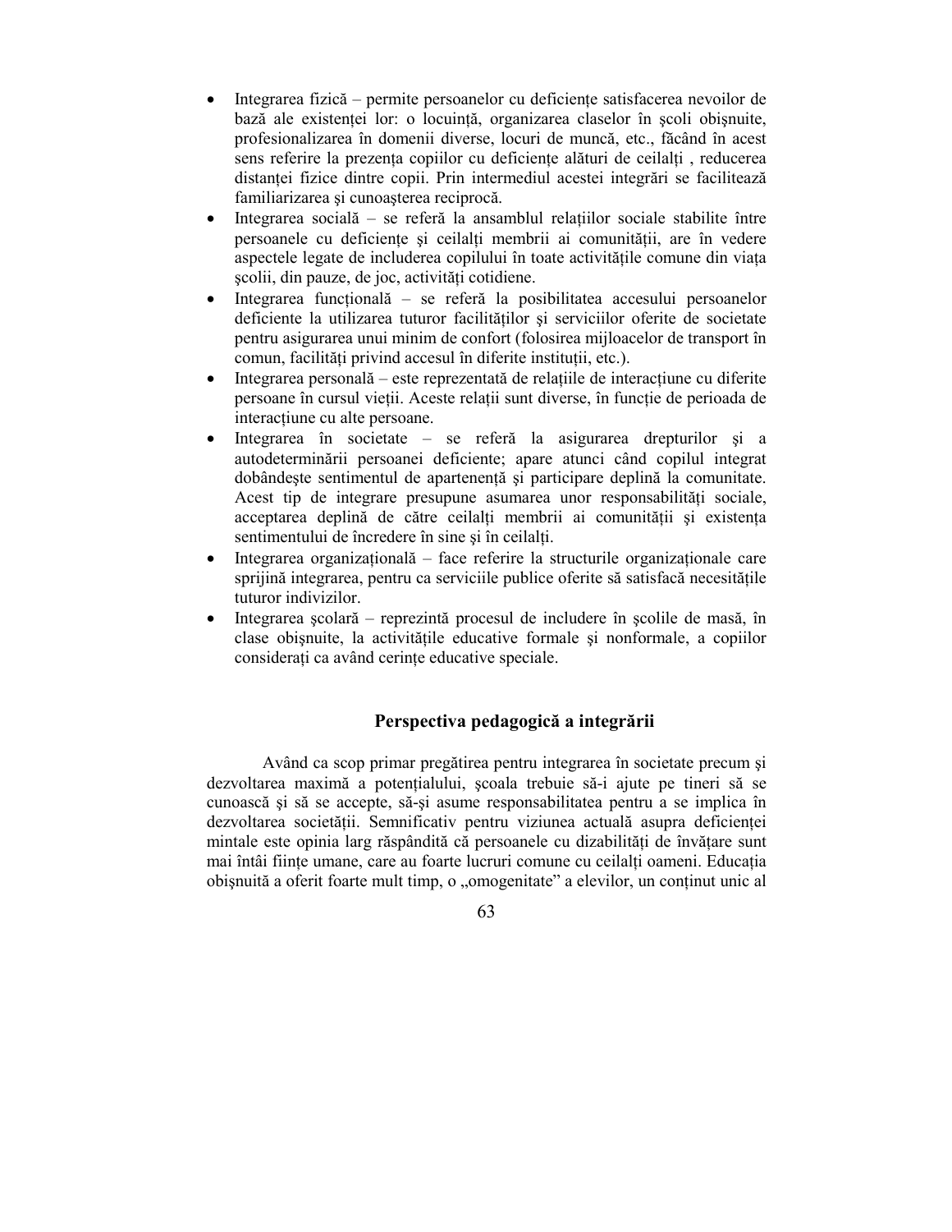- Integrarea fizică – permite persoanelor cu deficienţe satisfacerea nevoilor de bază ale existenţei lor: o locuinţă, organizarea claselor în şcoli obişnuite, profesionalizarea în domenii diverse, locuri de muncă, etc., făcând în acest sens referire la prezenţa copiilor cu deficienţe alături de ceilalţi , reducerea distanţei fizice dintre copii. Prin intermediul acestei integrări se facilitează familiarizarea şi cunoaşterea reciprocă.
- Integrarea socială – se referă la ansamblul relaţiilor sociale stabilite între persoanele cu deficienţe şi ceilalţi membrii ai comunităţii, are în vedere aspectele legate de includerea copilului în toate activităţile comune din viaţa şcolii, din pauze, de joc, activităţi cotidiene.
- Integrarea funcţională – se referă la posibilitatea accesului persoanelor deficiente la utilizarea tuturor facilităţilor şi serviciilor oferite de societate pentru asigurarea unui minim de confort (folosirea mijloacelor de transport în comun, facilităţi privind accesul în diferite instituţii, etc.).
- Integrarea personală – este reprezentată de relaţiile de interacţiune cu diferite persoane în cursul vieţii. Aceste relaţii sunt diverse, în funcţie de perioada de interacţiune cu alte persoane.
- Integrarea în societate – se referă la asigurarea drepturilor şi a autodeterminării persoanei deficiente; apare atunci când copilul integrat dobândeşte sentimentul de apartenenţă şi participare deplină la comunitate. Acest tip de integrare presupune asumarea unor responsabilităţi sociale, acceptarea deplină de către ceilalţi membrii ai comunităţii şi existenţa sentimentului de încredere în sine şi în ceilalţi.
- Integrarea organizaţională – face referire la structurile organizaţionale care sprijină integrarea, pentru ca serviciile publice oferite să satisfacă necesităţile tuturor indivizilor.
- Integrarea şcolară – reprezintă procesul de includere în şcolile de masă, în clase obişnuite, la activităţile educative formale şi nonformale, a copiilor consideraţi ca având cerinţe educative speciale.

## Perspectiva pedagogică a integrării

Având ca scop primar pregătirea pentru integrarea în societate precum şi dezvoltarea maximă a potenţialului, şcoala trebuie să-i ajute pe tineri să se cunoască şi să se accepte, să-şi asume responsabilitatea pentru a se implica în dezvoltarea societăţii. Semnificativ pentru viziunea actuală asupra deficienţei mintale este opinia larg răspândită că persoanele cu dizabilităţi de învăţare sunt mai întâi fiinţe umane, care au foarte lucruri comune cu ceilalţi oameni. Educaţia obişnuită a oferit foarte mult timp, o „omogenitate" a elevilor, un conţinut unic al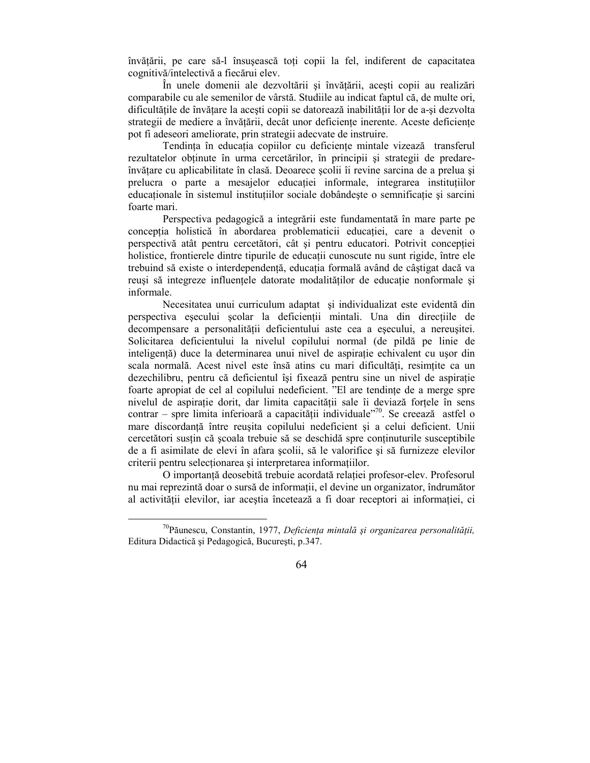învățării, pe care să-l însușească toți copii la fel, indiferent de capacitatea cognitivă/intelectivă a fiecărui elev.

În unele domenii ale dezvoltării și învățării, acești copii au realizări comparabile cu ale semenilor de vârstă. Studiile au indicat faptul că, de multe ori, dificultățile de învățare la acești copii se datorează inabilității lor de a-și dezvolta strategii de mediere a învățării, decât unor deficiențe inerente. Aceste deficiențe pot fi adeseori ameliorate, prin strategii adecvate de instruire.

Tendința în educația copiilor cu deficiențe mintale vizează transferul rezultatelor obținute în urma cercetărilor, în principii și strategii de predare-învățare cu aplicabilitate în clasă. Deoarece școlii îi revine sarcina de a prelua și prelucra o parte a mesajelor educației informale, integrarea instituțiilor educaționale în sistemul instituțiilor sociale dobândește o semnificație și sarcini foarte mari.

Perspectiva pedagogică a integrării este fundamentată în mare parte pe concepția holistică în abordarea problematicii educației, care a devenit o perspectivă atât pentru cercetători, cât și pentru educatori. Potrivit concepției holistice, frontierele dintre tipurile de educații cunoscute nu sunt rigide, între ele trebuind să existe o interdependență, educația formală având de câștigat dacă va reuși să integreze influențele datorate modalităților de educație nonformale și informale.

Necesitatea unui curriculum adaptat și individualizat este evidentă din perspectiva eșecului școlar la deficienții mintali. Una din direcțiile de decompensare a personalității deficientului aste cea a eșecului, a nereușitei. Solicitarea deficientului la nivelul copilului normal (de pildă pe linie de inteligență) duce la determinarea unui nivel de aspirație echivalent cu ușor din scala normală. Acest nivel este însă atins cu mari dificultăți, resimțite ca un dezechilibru, pentru că deficientul își fixează pentru sine un nivel de aspirație foarte apropiat de cel al copilului nedeficient. "El are tendințe de a merge spre nivelul de aspirație dorit, dar limita capacității sale îi deviază forțele în sens contrar – spre limita inferioară a capacității individuale"[70]. Se creează astfel o mare discordanță între reușita copilului nedeficient și a celui deficient. Unii cercetători susțin că școala trebuie să se deschidă spre conținuturile susceptibile de a fi asimilate de elevi în afara școlii, să le valorifice și să furnizeze elevilor criterii pentru selecționarea și interpretarea informațiilor.

O importanță deosebită trebuie acordată relației profesor-elev. Profesorul nu mai reprezintă doar o sursă de informații, el devine un organizator, îndrumător al activității elevilor, iar aceștia încetează a fi doar receptori ai informației, ci

---

[70] Păunescu, Constantin, 1977, *Deficiența mintală și organizarea personalității,* Editura Didactică și Pedagogică, București, p.347.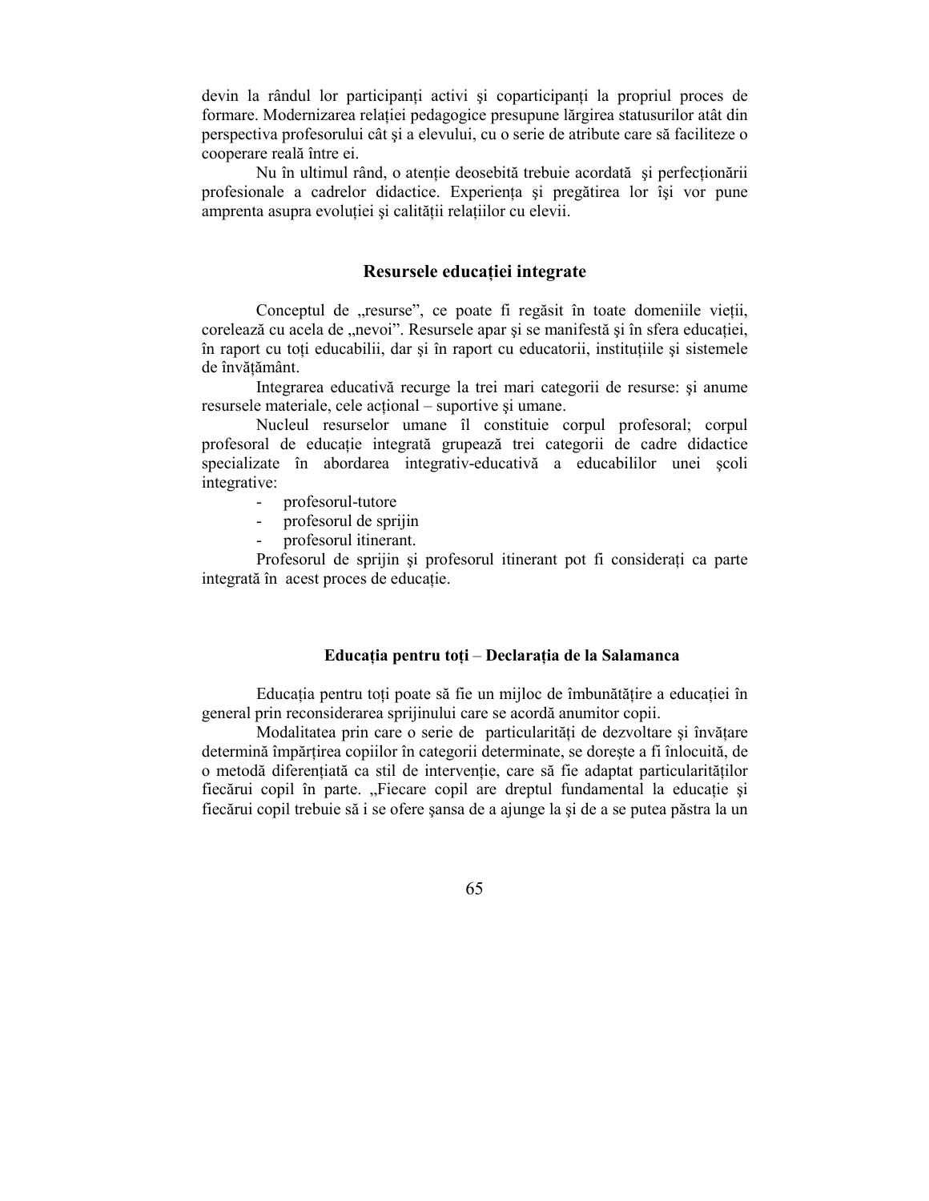devin la rândul lor participanți activi şi coparticipanți la propriul proces de formare. Modernizarea relației pedagogice presupune lărgirea statusurilor atât din perspectiva profesorului cât şi a elevului, cu o serie de atribute care să faciliteze o cooperare reală între ei.

Nu în ultimul rând, o atenție deosebită trebuie acordată şi perfecționării profesionale a cadrelor didactice. Experiența şi pregătirea lor îşi vor pune amprenta asupra evoluției şi calității relațiilor cu elevii.

## Resursele educației integrate

Conceptul de „resurse", ce poate fi regăsit în toate domeniile vieții, corelează cu acela de „nevoi". Resursele apar şi se manifestă şi în sfera educației, în raport cu toți educabilii, dar şi în raport cu educatorii, instituțiile şi sistemele de învățământ.

Integrarea educativă recurge la trei mari categorii de resurse: şi anume resursele materiale, cele acțional – suportive şi umane.

Nucleul resurselor umane îl constituie corpul profesoral; corpul profesoral de educație integrată grupează trei categorii de cadre didactice specializate în abordarea integrativ-educativă a educabililor unei şcoli integrative:

- profesorul-tutore
- profesorul de sprijin
- profesorul itinerant.

Profesorul de sprijin şi profesorul itinerant pot fi considerați ca parte integrată în acest proces de educație.

## Educația pentru toți – Declarația de la Salamanca

Educația pentru toți poate să fie un mijloc de îmbunătățire a educației în general prin reconsiderarea sprijinului care se acordă anumitor copii.

Modalitatea prin care o serie de particularități de dezvoltare şi învățare determină împărțirea copiilor în categorii determinate, se doreşte a fi înlocuită, de o metodă diferențiată ca stil de intervenție, care să fie adaptat particularităților fiecărui copil în parte. „Fiecare copil are dreptul fundamental la educație şi fiecărui copil trebuie să i se ofere şansa de a ajunge la şi de a se putea păstra la un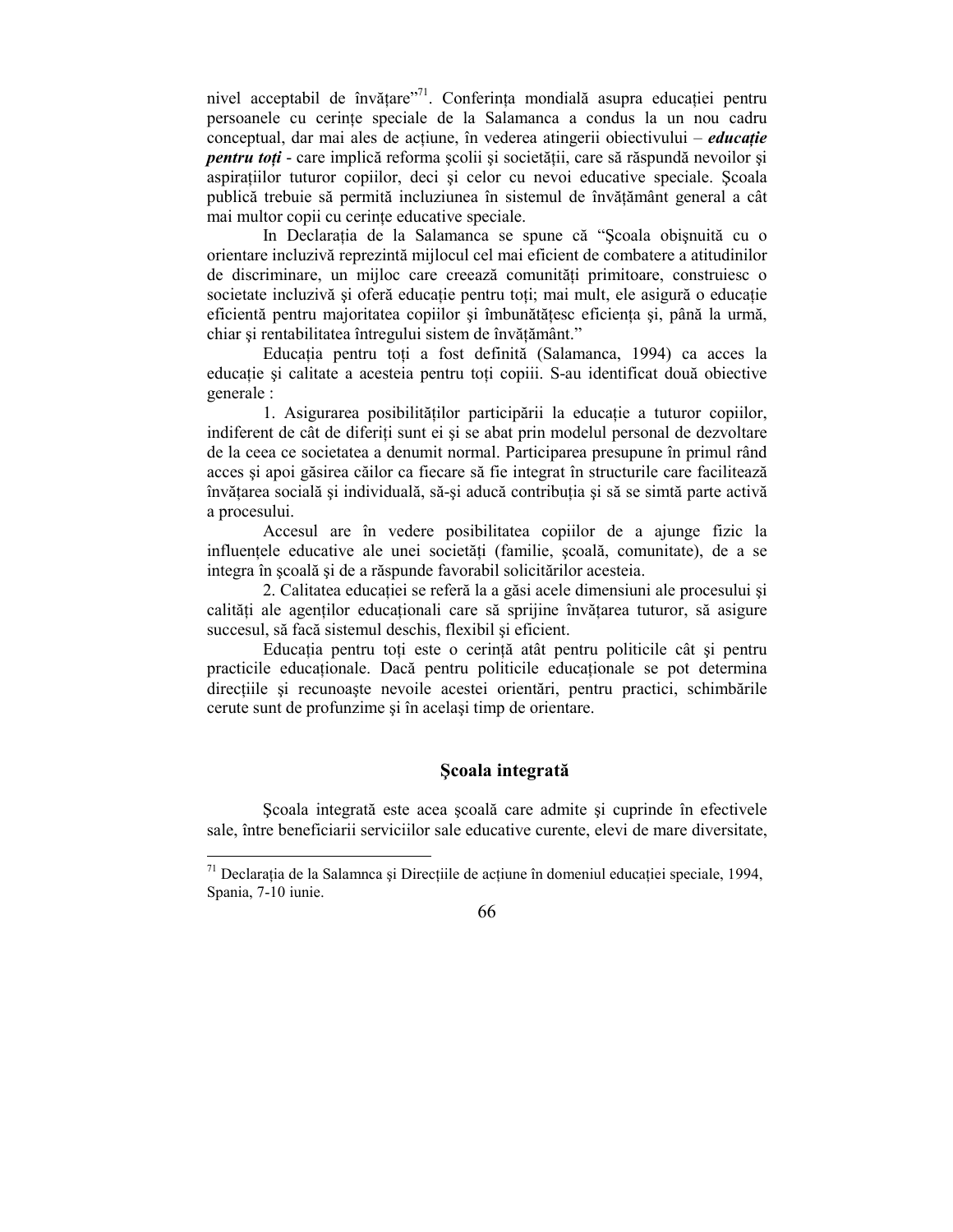nivel acceptabil de învățare"[71]. Conferința mondială asupra educației pentru persoanele cu cerințe speciale de la Salamanca a condus la un nou cadru conceptual, dar mai ales de acțiune, în vederea atingerii obiectivului – ***educație pentru toți*** - care implică reforma școlii și societății, care să răspundă nevoilor și aspirațiilor tuturor copiilor, deci și celor cu nevoi educative speciale. Școala publică trebuie să permită incluziunea în sistemul de învățământ general a cât mai multor copii cu cerințe educative speciale.

In Declarația de la Salamanca se spune că "Școala obișnuită cu o orientare incluzivă reprezintă mijlocul cel mai eficient de combatere a atitudinilor de discriminare, un mijloc care creează comunități primitoare, construiesc o societate incluzivă și oferă educație pentru toți; mai mult, ele asigură o educație eficientă pentru majoritatea copiilor și îmbunătățesc eficiența și, până la urmă, chiar și rentabilitatea întregului sistem de învățământ."

Educația pentru toți a fost definită (Salamanca, 1994) ca acces la educație și calitate a acesteia pentru toți copiii. S-au identificat două obiective generale :

1. Asigurarea posibilităților participării la educație a tuturor copiilor, indiferent de cât de diferiți sunt ei și se abat prin modelul personal de dezvoltare de la ceea ce societatea a denumit normal. Participarea presupune în primul rând acces și apoi găsirea căilor ca fiecare să fie integrat în structurile care facilitează învățarea socială și individuală, să-și aducă contribuția și să se simtă parte activă a procesului.

Accesul are în vedere posibilitatea copiilor de a ajunge fizic la influențele educative ale unei societăți (familie, școală, comunitate), de a se integra în școală și de a răspunde favorabil solicitărilor acesteia.

2. Calitatea educației se referă la a găsi acele dimensiuni ale procesului și calități ale agenților educaționali care să sprijine învățarea tuturor, să asigure succesul, să facă sistemul deschis, flexibil și eficient.

Educația pentru toți este o cerință atât pentru politicile cât și pentru practicile educaționale. Dacă pentru politicile educaționale se pot determina direcțiile și recunoaște nevoile acestei orientări, pentru practici, schimbările cerute sunt de profunzime și în același timp de orientare.

## Școala integrată

Școala integrată este acea școală care admite și cuprinde în efectivele sale, între beneficiarii serviciilor sale educative curente, elevi de mare diversitate,

---

[71] Declarația de la Salamnca și Direcțiile de acțiune în domeniul educației speciale, 1994, Spania, 7-10 iunie.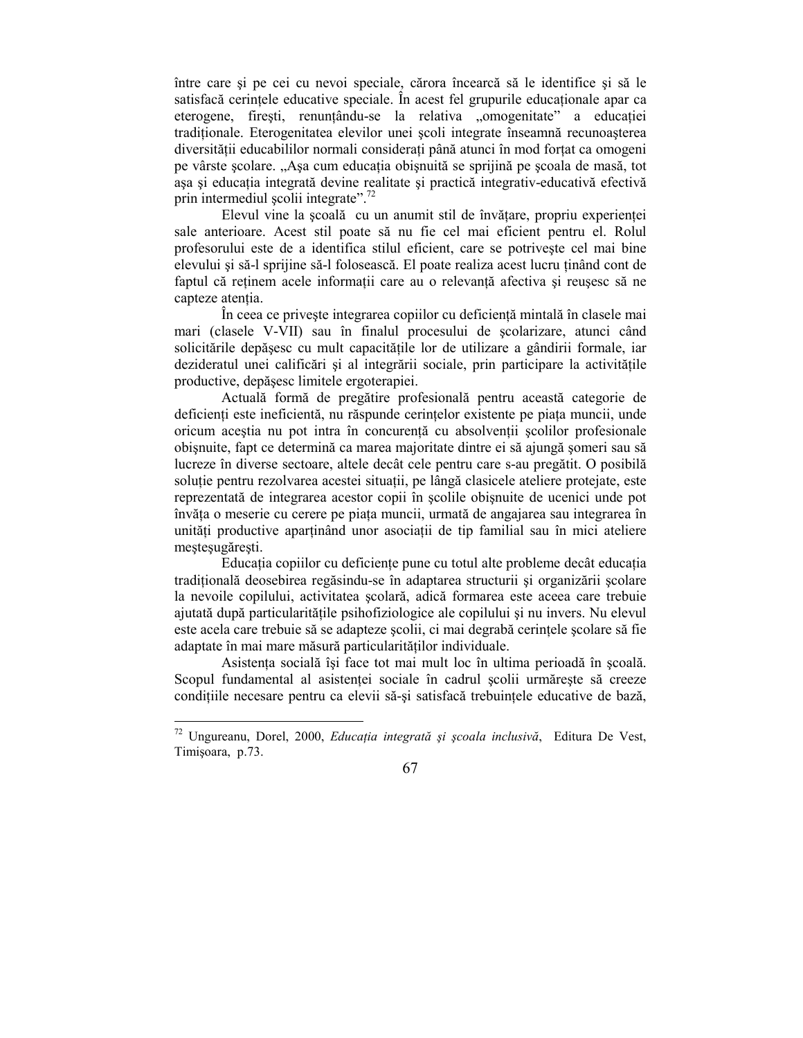între care şi pe cei cu nevoi speciale, cărora încearcă să le identifice şi să le satisfacă cerinţele educative speciale. În acest fel grupurile educaţionale apar ca eterogene, fireşti, renunţându-se la relativa „omogenitate" a educaţiei tradiţionale. Eterogenitatea elevilor unei şcoli integrate înseamnă recunoaşterea diversităţii educabililor normali consideraţi până atunci în mod forţat ca omogeni pe vârste şcolare. „Aşa cum educaţia obişnuită se sprijină pe şcoala de masă, tot aşa şi educaţia integrată devine realitate şi practică integrativ-educativă efectivă prin intermediul şcolii integrate".[72]

Elevul vine la şcoală cu un anumit stil de învăţare, propriu experienţei sale anterioare. Acest stil poate să nu fie cel mai eficient pentru el. Rolul profesorului este de a identifica stilul eficient, care se potriveşte cel mai bine elevului şi să-l sprijine să-l folosească. El poate realiza acest lucru ţinând cont de faptul că reţinem acele informaţii care au o relevanţă afectiva şi reuşesc să ne capteze atenţia.

În ceea ce priveşte integrarea copiilor cu deficienţă mintală în clasele mai mari (clasele V-VII) sau în finalul procesului de şcolarizare, atunci când solicitările depăşesc cu mult capacităţile lor de utilizare a gândirii formale, iar dezideratul unei calificări şi al integrării sociale, prin participare la activităţile productive, depăşesc limitele ergoterapiei.

Actuală formă de pregătire profesională pentru această categorie de deficienţi este ineficientă, nu răspunde cerinţelor existente pe piaţa muncii, unde oricum aceştia nu pot intra în concurenţă cu absolvenţii şcolilor profesionale obişnuite, fapt ce determină ca marea majoritate dintre ei să ajungă şomeri sau să lucreze în diverse sectoare, altele decât cele pentru care s-au pregătit. O posibilă soluţie pentru rezolvarea acestei situaţii, pe lângă clasicele ateliere protejate, este reprezentată de integrarea acestor copii în şcolile obişnuite de ucenici unde pot învăţa o meserie cu cerere pe piaţa muncii, urmată de angajarea sau integrarea în unităţi productive aparţinând unor asociaţii de tip familial sau în mici ateliere meşteşugăreşti.

Educaţia copiilor cu deficienţe pune cu totul alte probleme decât educaţia tradiţională deosebirea regăsindu-se în adaptarea structurii şi organizării şcolare la nevoile copilului, activitatea şcolară, adică formarea este aceea care trebuie ajutată după particularităţile psihofiziologice ale copilului şi nu invers. Nu elevul este acela care trebuie să se adapteze şcolii, ci mai degrabă cerinţele şcolare să fie adaptate în mai mare măsură particularităţilor individuale.

Asistenţa socială îşi face tot mai mult loc în ultima perioadă în şcoală. Scopul fundamental al asistenţei sociale în cadrul şcolii urmăreşte să creeze condiţiile necesare pentru ca elevii să-şi satisfacă trebuinţele educative de bază,

---

[72] Ungureanu, Dorel, 2000, *Educaţia integrată şi şcoala inclusivă*, Editura De Vest, Timişoara, p.73.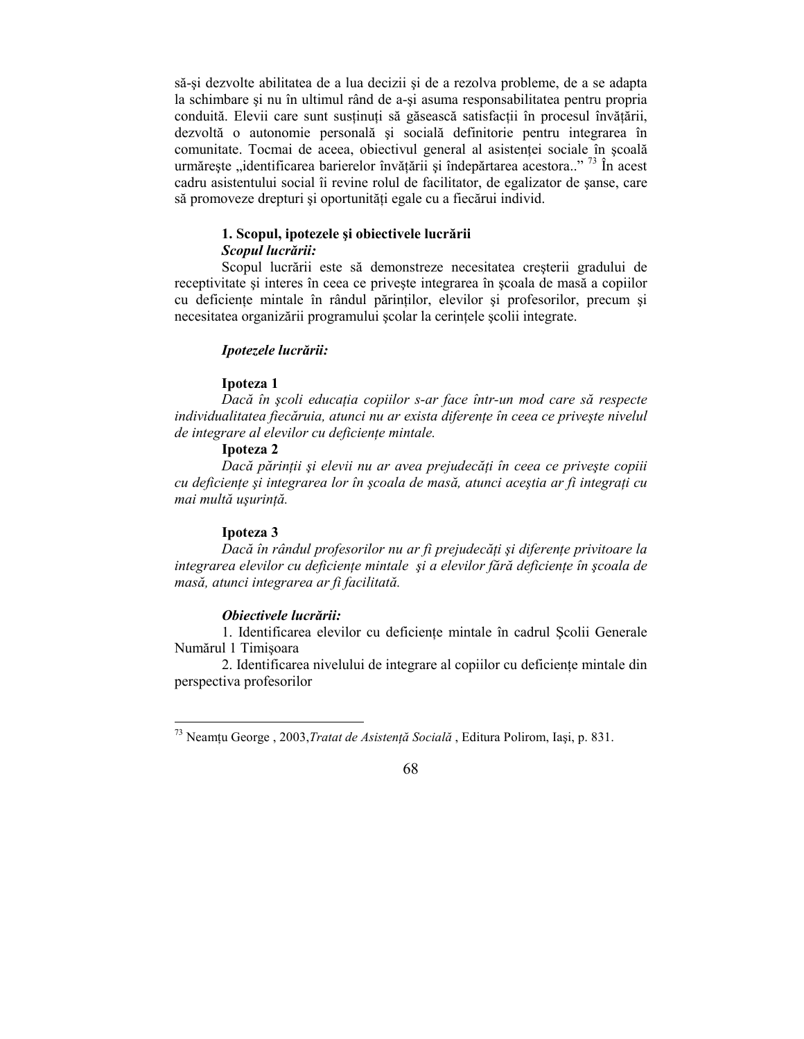să-şi dezvolte abilitatea de a lua decizii şi de a rezolva probleme, de a se adapta la schimbare şi nu în ultimul rând de a-şi asuma responsabilitatea pentru propria conduită. Elevii care sunt susținuți să găsească satisfacții în procesul învățării, dezvoltă o autonomie personală şi socială definitorie pentru integrarea în comunitate. Tocmai de aceea, obiectivul general al asistenței sociale în şcoală urmăreşte „identificarea barierelor învățării şi îndepărtarea acestora..” [73] În acest cadru asistentului social îi revine rolul de facilitator, de egalizator de şanse, care să promoveze drepturi şi oportunități egale cu a fiecărui individ.

### 1. Scopul, ipotezele şi obiectivele lucrării

***Scopul lucrării:***

Scopul lucrării este să demonstreze necesitatea creşterii gradului de receptivitate şi interes în ceea ce priveşte integrarea în şcoala de masă a copiilor cu deficiențe mintale în rândul părinților, elevilor şi profesorilor, precum şi necesitatea organizării programului şcolar la cerințele şcolii integrate.

***Ipotezele lucrării:***

**Ipoteza 1**

*Dacă în şcoli educația copiilor s-ar face într-un mod care să respecte individualitatea fiecăruia, atunci nu ar exista diferențe în ceea ce priveşte nivelul de integrare al elevilor cu deficiențe mintale.*

**Ipoteza 2**

*Dacă părinții şi elevii nu ar avea prejudecăți în ceea ce priveşte copiii cu deficiențe şi integrarea lor în şcoala de masă, atunci aceştia ar fi integrați cu mai multă uşurință.*

**Ipoteza 3**

*Dacă în rândul profesorilor nu ar fi prejudecăți şi diferențe privitoare la integrarea elevilor cu deficiențe mintale şi a elevilor fără deficiențe în şcoala de masă, atunci integrarea ar fi facilitată.*

***Obiectivele lucrării:***

1. Identificarea elevilor cu deficiențe mintale în cadrul Şcolii Generale Numărul 1 Timişoara

2. Identificarea nivelului de integrare al copiilor cu deficiențe mintale din perspectiva profesorilor

---

[73] Neamțu George , 2003,*Tratat de Asistență Socială* , Editura Polirom, Iaşi, p. 831.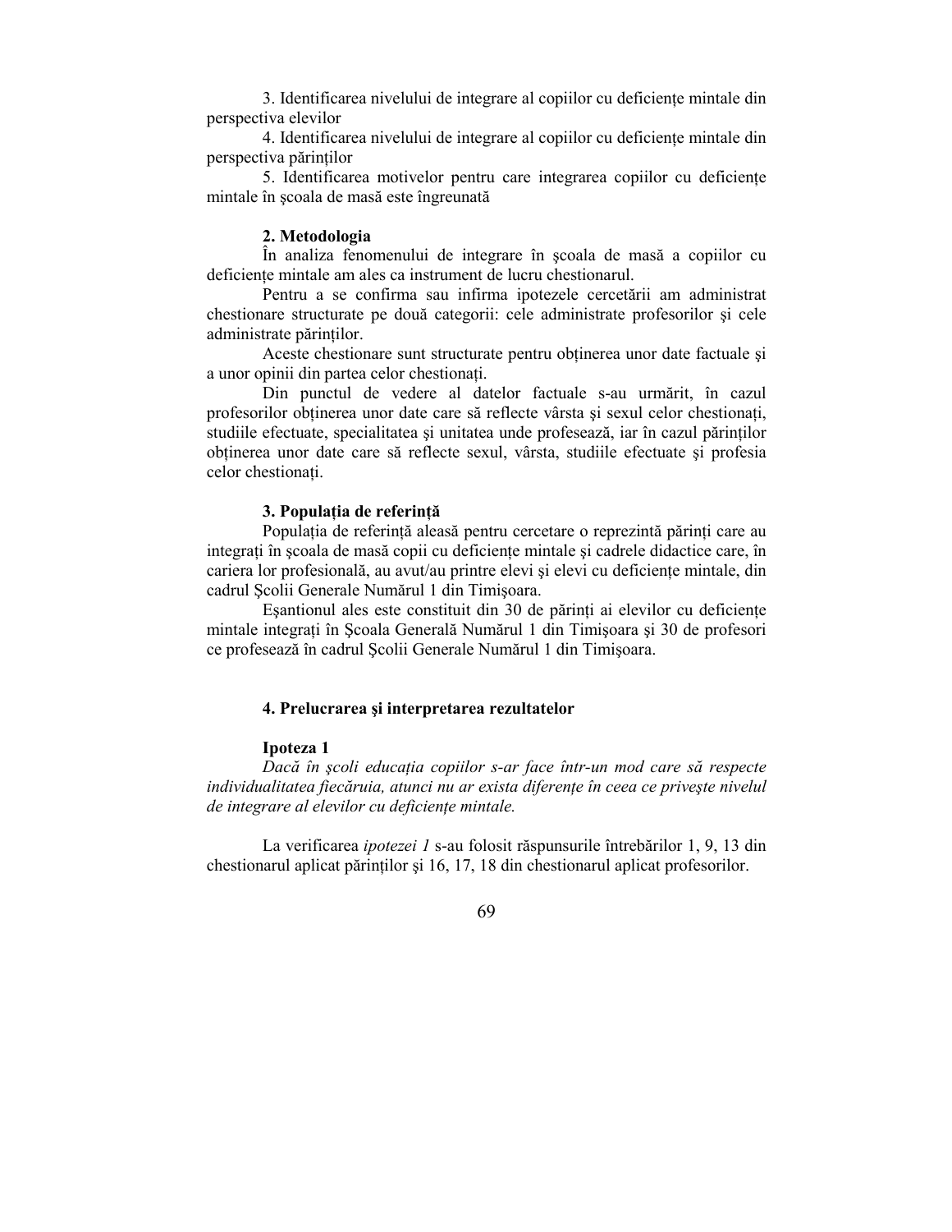3. Identificarea nivelului de integrare al copiilor cu deficiențe mintale din perspectiva elevilor

4. Identificarea nivelului de integrare al copiilor cu deficiențe mintale din perspectiva părinților

5. Identificarea motivelor pentru care integrarea copiilor cu deficiențe mintale în şcoala de masă este îngreunată

### 2. Metodologia

În analiza fenomenului de integrare în şcoala de masă a copiilor cu deficiențe mintale am ales ca instrument de lucru chestionarul.

Pentru a se confirma sau infirma ipotezele cercetării am administrat chestionare structurate pe două categorii: cele administrate profesorilor şi cele administrate părinților.

Aceste chestionare sunt structurate pentru obținerea unor date factuale şi a unor opinii din partea celor chestionați.

Din punctul de vedere al datelor factuale s-au urmărit, în cazul profesorilor obținerea unor date care să reflecte vârsta şi sexul celor chestionați, studiile efectuate, specialitatea şi unitatea unde profesează, iar în cazul părinților obținerea unor date care să reflecte sexul, vârsta, studiile efectuate şi profesia celor chestionați.

### 3. Populația de referință

Populația de referință aleasă pentru cercetare o reprezintă părinți care au integrați în şcoala de masă copii cu deficiențe mintale şi cadrele didactice care, în cariera lor profesională, au avut/au printre elevi şi elevi cu deficiențe mintale, din cadrul Şcolii Generale Numărul 1 din Timişoara.

Eşantionul ales este constituit din 30 de părinți ai elevilor cu deficiențe mintale integrați în Şcoala Generală Numărul 1 din Timişoara şi 30 de profesori ce profesează în cadrul Şcolii Generale Numărul 1 din Timişoara.

### 4. Prelucrarea şi interpretarea rezultatelor

#### Ipoteza 1

*Dacă în şcoli educația copiilor s-ar face într-un mod care să respecte individualitatea fiecăruia, atunci nu ar exista diferențe în ceea ce priveşte nivelul de integrare al elevilor cu deficiențe mintale.*

La verificarea *ipotezei 1* s-au folosit răspunsurile întrebărilor 1, 9, 13 din chestionarul aplicat părinților şi 16, 17, 18 din chestionarul aplicat profesorilor.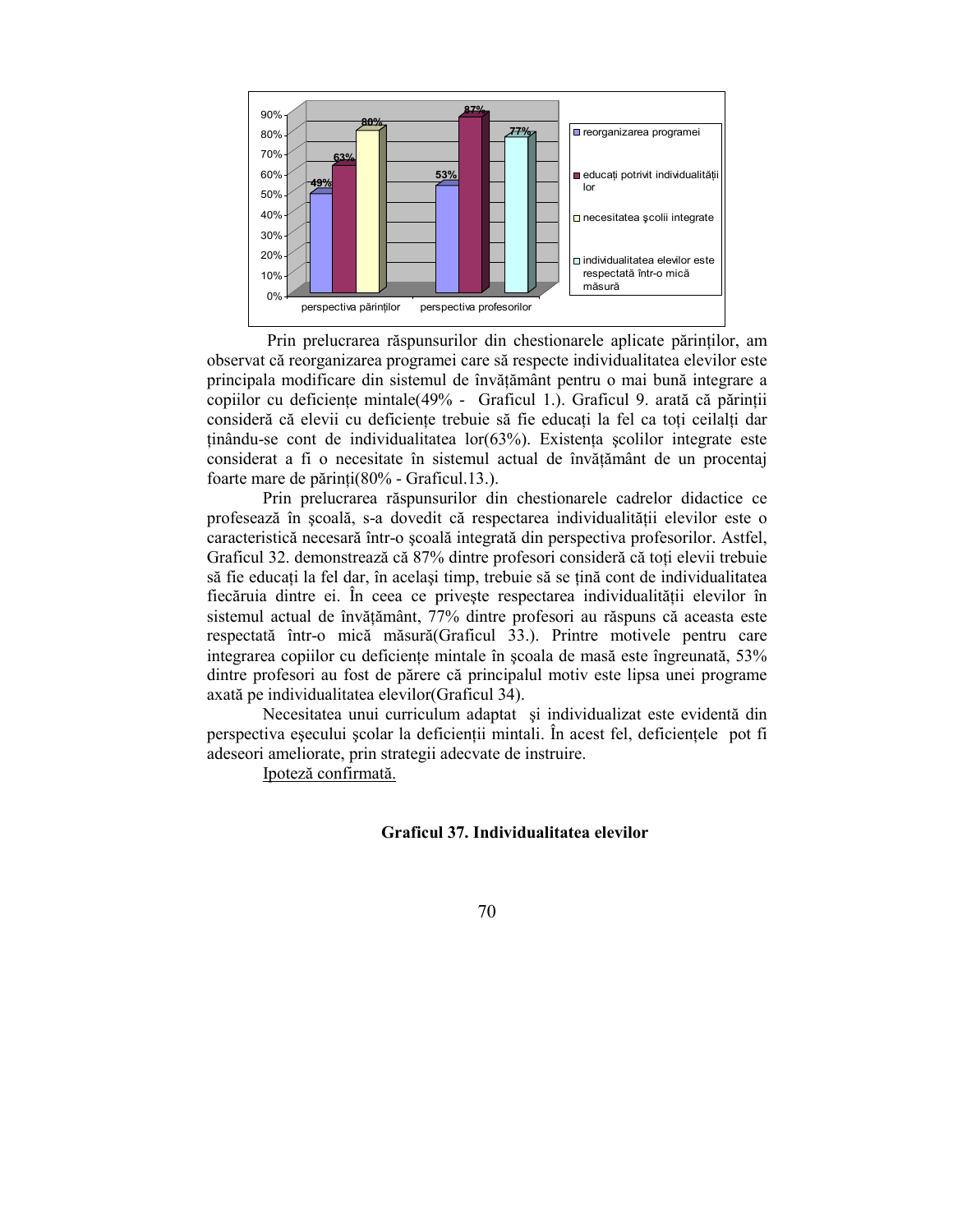| | reorganizarea programei | educați potrivit individualității lor | necesitatea școlii integrate | individualitatea elevilor este respectată într-o mică măsură |
|---|---|---|---|---|
| perspectiva părinților | 49% | 63% | 80% | |
| perspectiva profesorilor | 53% | 87% | | 77% |

Prin prelucrarea răspunsurilor din chestionarele aplicate părinților, am observat că reorganizarea programei care să respecte individualitatea elevilor este principala modificare din sistemul de învățământ pentru o mai bună integrare a copiilor cu deficiențe mintale(49% - Graficul 1.). Graficul 9. arată că părinții consideră că elevii cu deficiențe trebuie să fie educați la fel ca toți ceilalți dar ținându-se cont de individualitatea lor(63%). Existența școlilor integrate este considerat a fi o necesitate în sistemul actual de învățământ de un procentaj foarte mare de părinți(80% - Graficul.13.).

Prin prelucrarea răspunsurilor din chestionarele cadrelor didactice ce profesează în școală, s-a dovedit că respectarea individualității elevilor este o caracteristică necesară într-o școală integrată din perspectiva profesorilor. Astfel, Graficul 32. demonstrează că 87% dintre profesori consideră că toți elevii trebuie să fie educați la fel dar, în același timp, trebuie să se țină cont de individualitatea fiecăruia dintre ei. În ceea ce privește respectarea individualității elevilor în sistemul actual de învățământ, 77% dintre profesori au răspuns că aceasta este respectată într-o mică măsură(Graficul 33.). Printre motivele pentru care integrarea copiilor cu deficiențe mintale în școala de masă este îngreunată, 53% dintre profesori au fost de părere că principalul motiv este lipsa unei programe axată pe individualitatea elevilor(Graficul 34).

Necesitatea unui curriculum adaptat și individualizat este evidentă din perspectiva eșecului școlar la deficienții mintali. În acest fel, deficiențele pot fi adeseori ameliorate, prin strategii adecvate de instruire.

Ipoteză confirmată.

**Graficul 37. Individualitatea elevilor**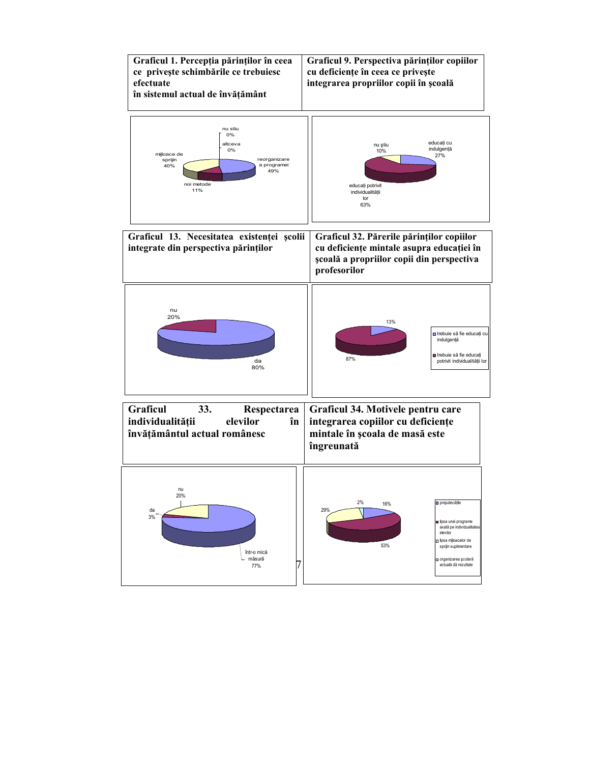**Graficul 1. Percepția părinților în ceea ce privește schimbările ce trebuiesc efectuate în sistemul actual de învățământ**

nu stiu 0%
altceva 0%
mijloace de sprijin 40%
reorganizare a programei 49%
noi metode 11%

**Graficul 9. Perspectiva părinților copiilor cu deficiențe în ceea ce privește integrarea propriilor copii în școală**

nu știu 10%
educați cu indulgență 27%
educați potrivit individualității lor 63%

**Graficul 13. Necesitatea existenței școlii integrate din perspectiva părinților**

nu 20%
da 80%

**Graficul 32. Părerile părinților copiilor cu deficiențe mintale asupra educației în școală a propriilor copii din perspectiva profesorilor**

13%
87%

- trebuie să fie educați cu indulgență
- trebuie să fie educați potrivit individualității lor

**Graficul 33. Respectarea individualității elevilor în învățământul actual românesc**

nu 20%
da 3%
într-o mică măsură 77%

**Graficul 34. Motivele pentru care integrarea copiilor cu deficiențe mintale în școala de masă este îngreunată**

2%
16%
29%
53%

- prejudecățile
- lipsa unei programe axată pe individualitatea elevilor
- lipsa mijloacelor de sprijin suplimentare
- organizarea școlară actuală dă rezultate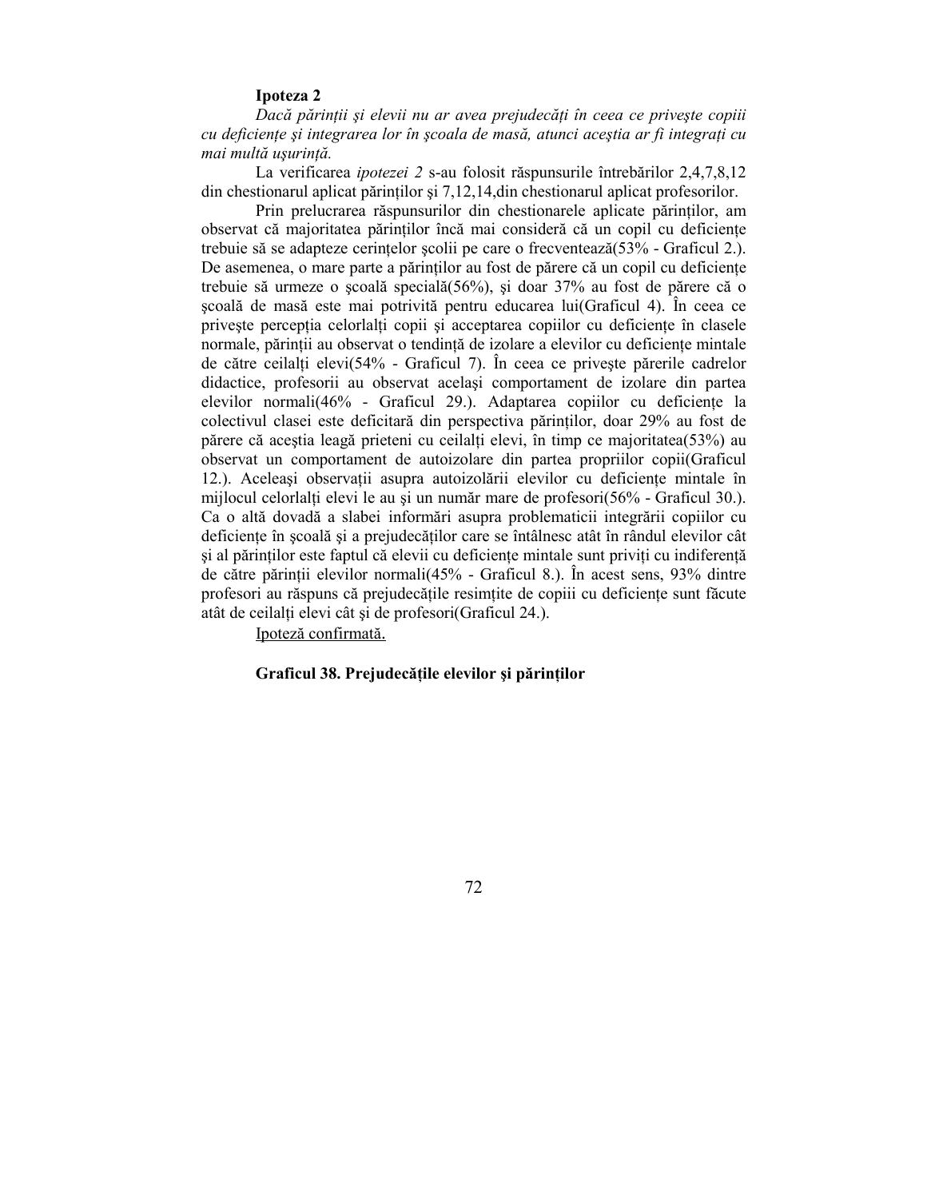**Ipoteza 2**

*Dacă părinții și elevii nu ar avea prejudecăți în ceea ce privește copiii cu deficiențe și integrarea lor în școala de masă, atunci aceștia ar fi integrați cu mai multă ușurință.*

La verificarea *ipotezei 2* s-au folosit răspunsurile întrebărilor 2,4,7,8,12 din chestionarul aplicat părinților și 7,12,14,din chestionarul aplicat profesorilor.

Prin prelucrarea răspunsurilor din chestionarele aplicate părinților, am observat că majoritatea părinților încă mai consideră că un copil cu deficiențe trebuie să se adapteze cerințelor școlii pe care o frecventează(53% - Graficul 2.). De asemenea, o mare parte a părinților au fost de părere că un copil cu deficiențe trebuie să urmeze o școală specială(56%), și doar 37% au fost de părere că o școală de masă este mai potrivită pentru educarea lui(Graficul 4). În ceea ce privește percepția celorlalți copii și acceptarea copiilor cu deficiențe în clasele normale, părinții au observat o tendință de izolare a elevilor cu deficiențe mintale de către ceilalți elevi(54% - Graficul 7). În ceea ce privește părerile cadrelor didactice, profesorii au observat același comportament de izolare din partea elevilor normali(46% - Graficul 29.). Adaptarea copiilor cu deficiențe la colectivul clasei este deficitară din perspectiva părinților, doar 29% au fost de părere că aceștia leagă prieteni cu ceilalți elevi, în timp ce majoritatea(53%) au observat un comportament de autoizolare din partea propriilor copii(Graficul 12.). Aceleași observații asupra autoizolării elevilor cu deficiențe mintale în mijlocul celorlalți elevi le au și un număr mare de profesori(56% - Graficul 30.). Ca o altă dovadă a slabei informări asupra problematicii integrării copiilor cu deficiențe în școală și a prejudecăților care se întâlnesc atât în rândul elevilor cât și al părinților este faptul că elevii cu deficiențe mintale sunt priviți cu indiferență de către părinții elevilor normali(45% - Graficul 8.). În acest sens, 93% dintre profesori au răspuns că prejudecățile resimțite de copiii cu deficiențe sunt făcute atât de ceilalți elevi cât și de profesori(Graficul 24.).

<u>Ipoteză confirmată.</u>

**Graficul 38. Prejudecățile elevilor și părinților**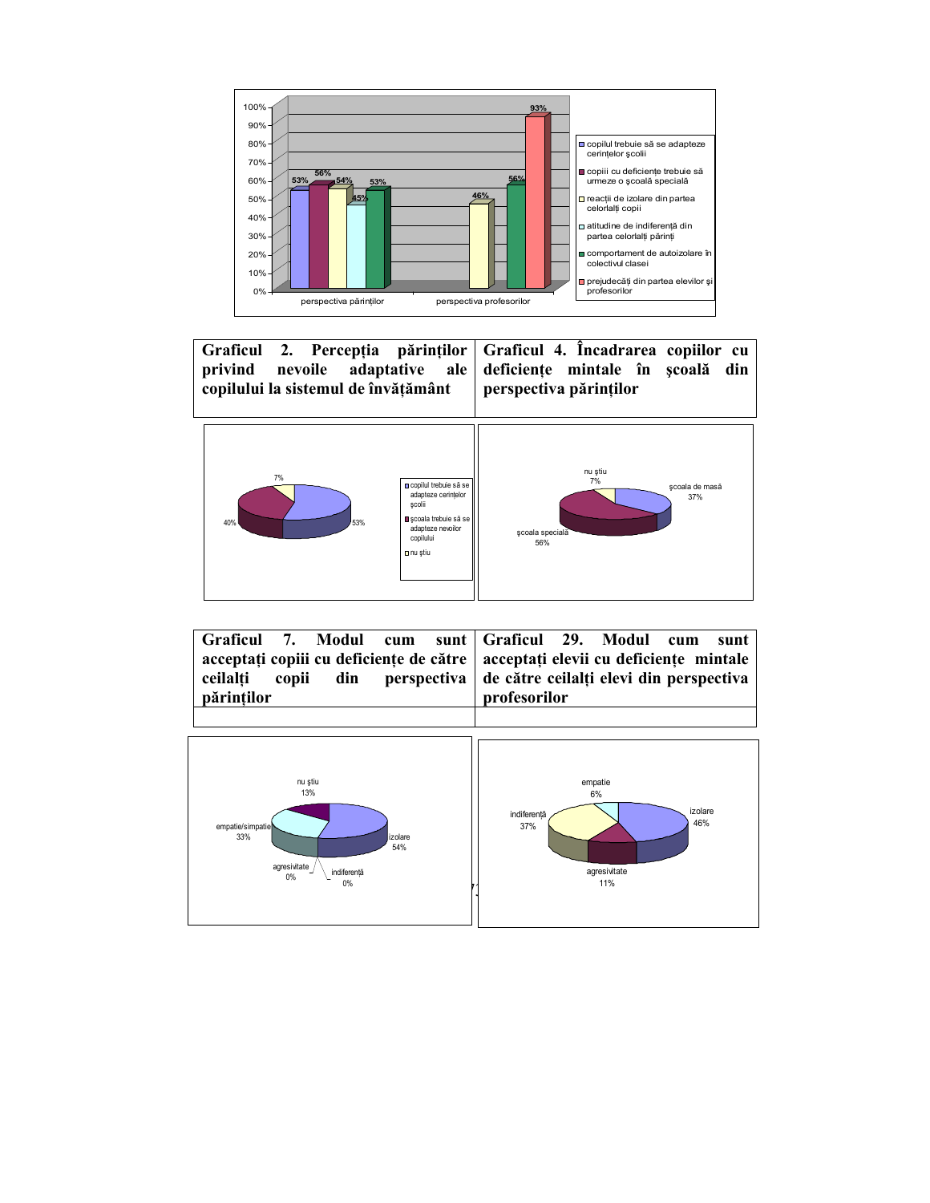| Graficul 2. Percepția părinților privind nevoile adaptative ale copilului la sistemul de învățământ | Graficul 4. Încadrarea copiilor cu deficiențe mintale în școală din perspectiva părinților |
|---|---|

| Graficul 7. Modul cum sunt acceptați copiii cu deficiențe de către ceilalți copii din perspectiva părinților | Graficul 29. Modul cum sunt acceptați elevii cu deficiențe mintale de către ceilalți elevi din perspectiva profesorilor |
|---|---|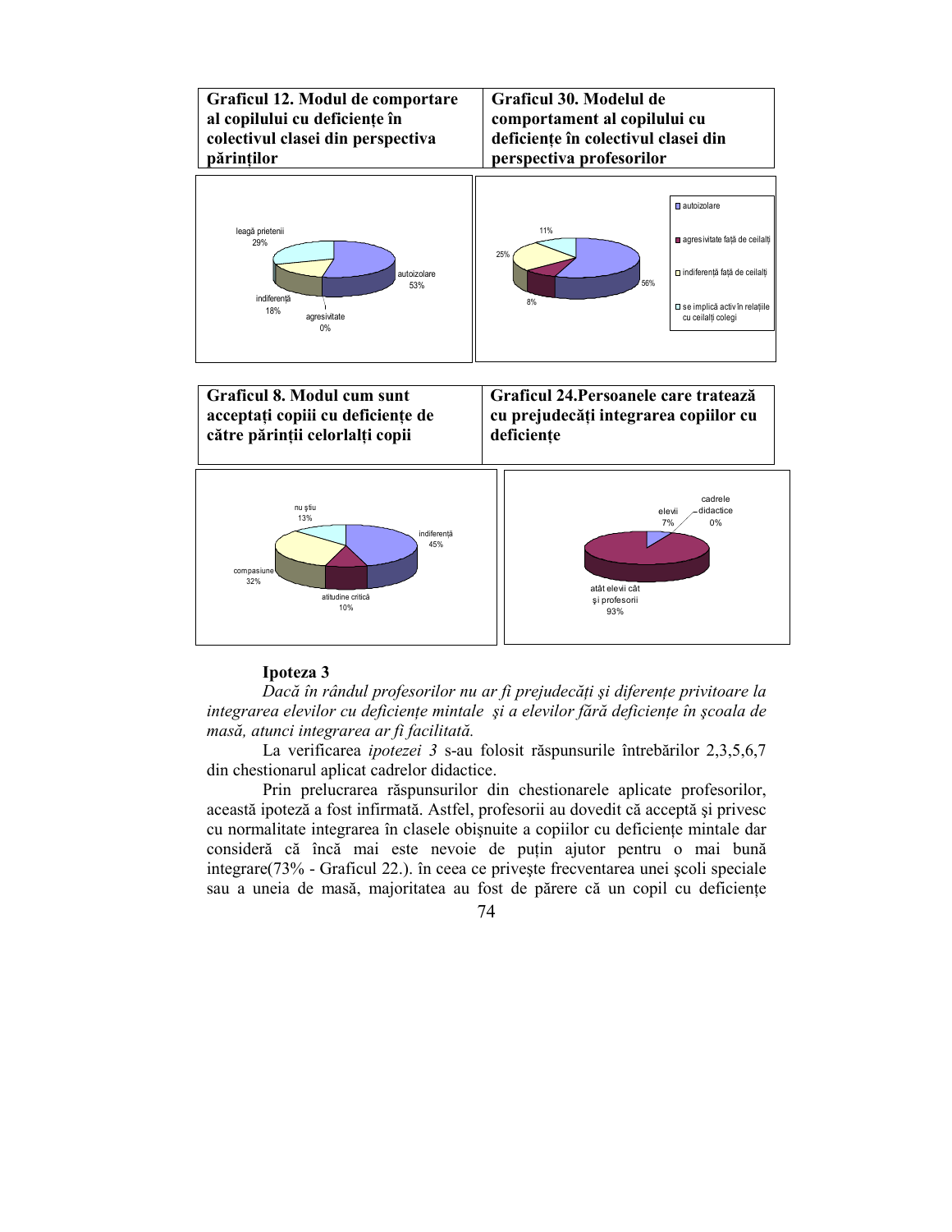| **Graficul 12. Modul de comportare al copilului cu deficiențe în colectivul clasei din perspectiva părinților** | **Graficul 30. Modelul de comportament al copilului cu deficiențe în colectivul clasei din perspectiva profesorilor** |
| --- | --- |

leagă prietenii 29%; autoizolare 53%; indiferență 18%; agresivitate 0%

autoizolare 56%; agresivitate față de ceilalți 8%; indiferență față de ceilalți 25%; se implică activ în relațiile cu ceilalți colegi 11%

| **Graficul 8. Modul cum sunt acceptați copiii cu deficiențe de către părinții celorlalți copii** | **Graficul 24. Persoanele care tratează cu prejudecăți integrarea copiilor cu deficiențe** |
| --- | --- |

nu știu 13%; indiferență 45%; compasiune 32%; atitudine critică 10%

elevii 7%; cadrele didactice 0%; atât elevii cât și profesorii 93%

**Ipoteza 3**

*Dacă în rândul profesorilor nu ar fi prejudecăți și diferențe privitoare la integrarea elevilor cu deficiențe mintale și a elevilor fără deficiențe în școala de masă, atunci integrarea ar fi facilitată.*

La verificarea *ipotezei 3* s-au folosit răspunsurile întrebărilor 2,3,5,6,7 din chestionarul aplicat cadrelor didactice.

Prin prelucrarea răspunsurilor din chestionarele aplicate profesorilor, această ipoteză a fost infirmată. Astfel, profesorii au dovedit că acceptă și privesc cu normalitate integrarea în clasele obișnuite a copiilor cu deficiențe mintale dar consideră că încă mai este nevoie de puțin ajutor pentru o mai bună integrare(73% - Graficul 22.). în ceea ce privește frecventarea unei școli speciale sau a uneia de masă, majoritatea au fost de părere că un copil cu deficiențe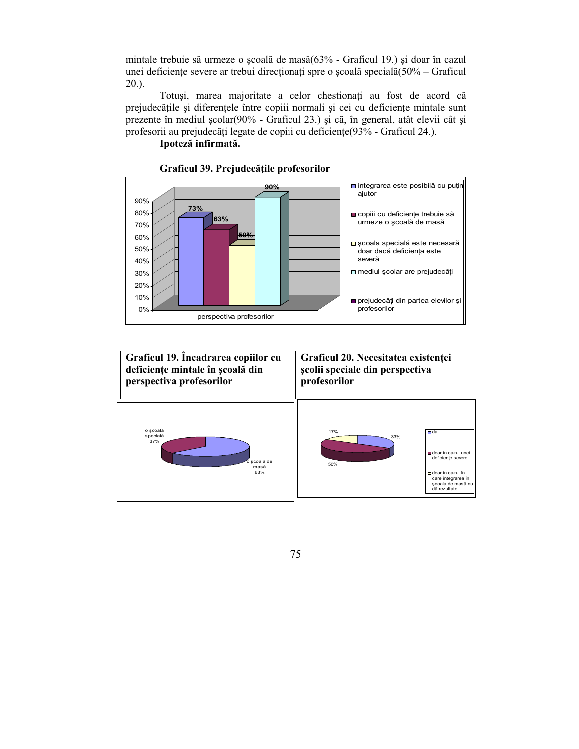mintale trebuie să urmeze o şcoală de masă(63% - Graficul 19.) şi doar în cazul unei deficienţe severe ar trebui direcţionaţi spre o şcoală specială(50% – Graficul 20.).

Totuşi, marea majoritate a celor chestionaţi au fost de acord că prejudecăţile şi diferenţele între copiii normali şi cei cu deficienţe mintale sunt prezente în mediul şcolar(90% - Graficul 23.) şi că, în general, atât elevii cât şi profesorii au prejudecăţi legate de copiii cu deficienţe(93% - Graficul 24.).

**Ipoteză infirmată.**

**Graficul 39. Prejudecăţile profesorilor**

| perspectiva profesorilor | Valoare |
|---|---|
| integrarea este posibilă cu puţin ajutor | 73% |
| copiii cu deficienţe trebuie să urmeze o şcoală de masă | 63% |
| şcoala specială este necesară doar dacă deficienţa este severă | 50% |
| mediul şcolar are prejudecăţi | 90% |
| prejudecăţi din partea elevilor şi profesorilor | |

**Graficul 19. Încadrarea copiilor cu deficienţe mintale în şcoală din perspectiva profesorilor**

| Categorie | Valoare |
|---|---|
| o şcoală specială | 37% |
| o şcoală de masă | 63% |

**Graficul 20. Necesitatea existenţei şcolii speciale din perspectiva profesorilor**

| Categorie | Valoare |
|---|---|
| da | 33% |
| doar în cazul unei deficienţe severe | 50% |
| doar în cazul în care integrarea în şcoala de masă nu dă rezultate | 17% |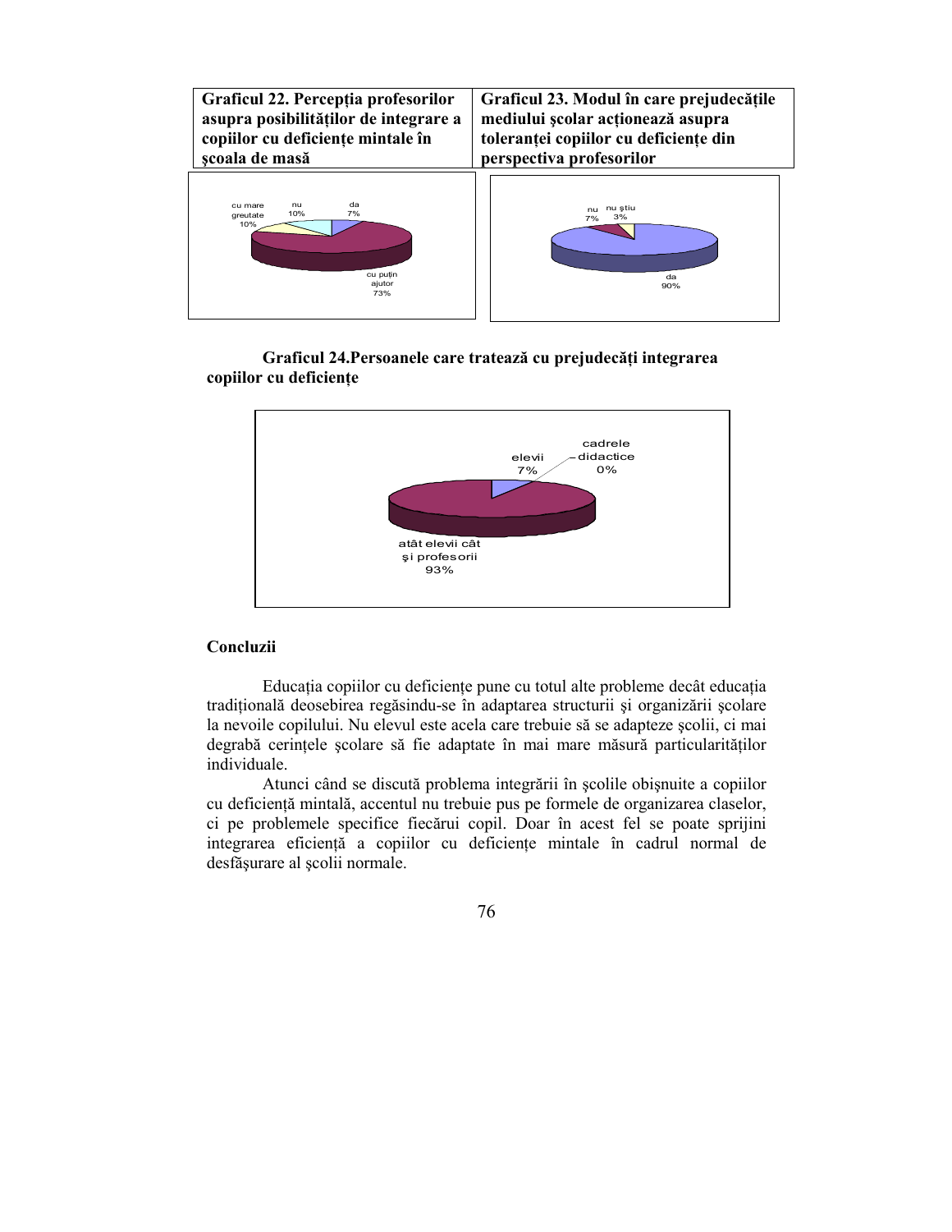| **Graficul 22. Percepția profesorilor asupra posibilităților de integrare a copiilor cu deficiențe mintale în școala de masă** | **Graficul 23. Modul în care prejudecățile mediului școlar acționează asupra toleranței copiilor cu deficiențe din perspectiva profesorilor** |
| --- | --- |

cu mare greutate 10%; nu 10%; da 7%; cu puțin ajutor 73%

nu 7%; nu știu 3%; da 90%

**Graficul 24.Persoanele care tratează cu prejudecăți integrarea copiilor cu deficiențe**

elevii 7%; cadrele didactice 0%; atât elevii cât și profesorii 93%

**Concluzii**

Educația copiilor cu deficiențe pune cu totul alte probleme decât educația tradițională deosebirea regăsindu-se în adaptarea structurii și organizării școlare la nevoile copilului. Nu elevul este acela care trebuie să se adapteze școlii, ci mai degrabă cerințele școlare să fie adaptate în mai mare măsură particularităților individuale.

Atunci când se discută problema integrării în școlile obișnuite a copiilor cu deficiență mintală, accentul nu trebuie pus pe formele de organizarea claselor, ci pe problemele specifice fiecărui copil. Doar în acest fel se poate sprijini integrarea eficiență a copiilor cu deficiențe mintale în cadrul normal de desfășurare al școlii normale.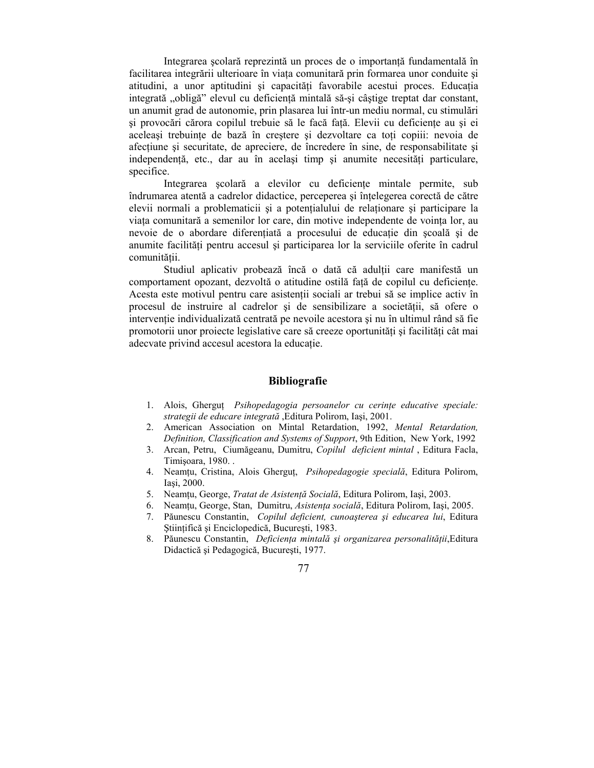Integrarea şcolară reprezintă un proces de o importanţă fundamentală în facilitarea integrării ulterioare în viaţa comunitară prin formarea unor conduite şi atitudini, a unor aptitudini şi capacităţi favorabile acestui proces. Educaţia integrată „obligă” elevul cu deficienţă mintală să-şi câştige treptat dar constant, un anumit grad de autonomie, prin plasarea lui într-un mediu normal, cu stimulări şi provocări cărora copilul trebuie să le facă faţă. Elevii cu deficienţe au şi ei aceleaşi trebuinţe de bază în creştere şi dezvoltare ca toţi copiii: nevoia de afecţiune şi securitate, de apreciere, de încredere în sine, de responsabilitate şi independenţă, etc., dar au în acelaşi timp şi anumite necesităţi particulare, specifice.

Integrarea şcolară a elevilor cu deficienţe mintale permite, sub îndrumarea atentă a cadrelor didactice, perceperea şi înţelegerea corectă de către elevii normali a problematicii şi a potenţialului de relaţionare şi participare la viaţa comunitară a semenilor lor care, din motive independente de voinţa lor, au nevoie de o abordare diferenţiată a procesului de educaţie din şcoală şi de anumite facilităţi pentru accesul şi participarea lor la serviciile oferite în cadrul comunităţii.

Studiul aplicativ probează încă o dată că adulţii care manifestă un comportament opozant, dezvoltă o atitudine ostilă faţă de copilul cu deficienţe. Acesta este motivul pentru care asistenţii sociali ar trebui să se implice activ în procesul de instruire al cadrelor şi de sensibilizare a societăţii, să ofere o intervenţie individualizată centrată pe nevoile acestora şi nu în ultimul rând să fie promotorii unor proiecte legislative care să creeze oportunităţi şi facilităţi cât mai adecvate privind accesul acestora la educaţie.

## Bibliografie

1. Alois, Gherguţ *Psihopedagogia persoanelor cu cerinţe educative speciale: strategii de educare integrată* ,Editura Polirom, Iaşi, 2001.
2. American Association on Mintal Retardation, 1992, *Mental Retardation, Definition, Classification and Systems of Support*, 9th Edition, New York, 1992
3. Arcan, Petru, Ciumăgeanu, Dumitru, *Copilul deficient mintal* , Editura Facla, Timişoara, 1980. .
4. Neamţu, Cristina, Alois Gherguţ, *Psihopedagogie specială*, Editura Polirom, Iaşi, 2000.
5. Neamţu, George, *Tratat de Asistenţă Socială*, Editura Polirom, Iaşi, 2003.
6. Neamţu, George, Stan, Dumitru, *Asistenţa socială*, Editura Polirom, Iaşi, 2005.
7. Păunescu Constantin, *Copilul deficient, cunoaşterea şi educarea lui*, Editura Ştiinţifică şi Enciclopedică, Bucureşti, 1983.
8. Păunescu Constantin, *Deficienţa mintală şi organizarea personalităţii*,Editura Didactică şi Pedagogică, Bucureşti, 1977.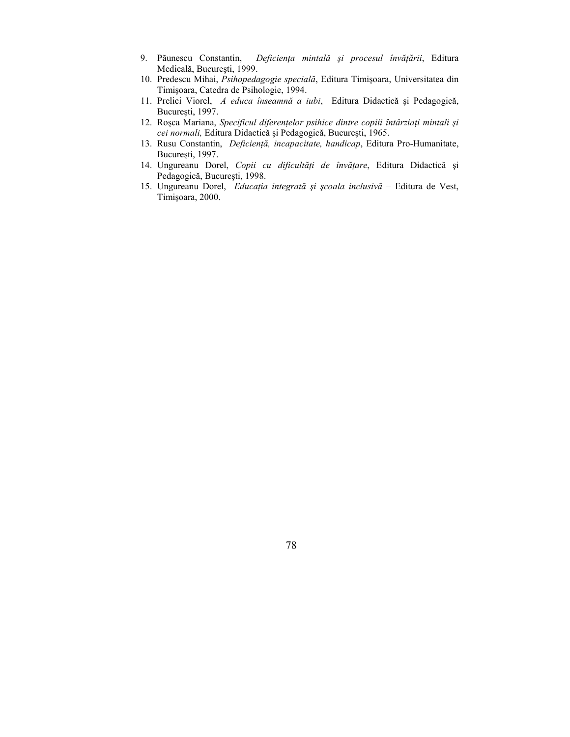9. Păunescu Constantin, *Deficienţa mintală şi procesul învăţării*, Editura Medicală, Bucureşti, 1999.
10. Predescu Mihai, *Psihopedagogie specială*, Editura Timişoara, Universitatea din Timişoara, Catedra de Psihologie, 1994.
11. Prelici Viorel, *A educa înseamnă a iubi*, Editura Didactică şi Pedagogică, Bucureşti, 1997.
12. Roşca Mariana, *Specificul diferenţelor psihice dintre copiii întârziaţi mintali şi cei normali,* Editura Didactică şi Pedagogică, Bucureşti, 1965.
13. Rusu Constantin, *Deficienţă, incapacitate, handicap*, Editura Pro-Humanitate, Bucureşti, 1997.
14. Ungureanu Dorel, *Copii cu dificultăţi de învăţare*, Editura Didactică şi Pedagogică, Bucureşti, 1998.
15. Ungureanu Dorel, *Educaţia integrată şi şcoala inclusivă* – Editura de Vest, Timişoara, 2000.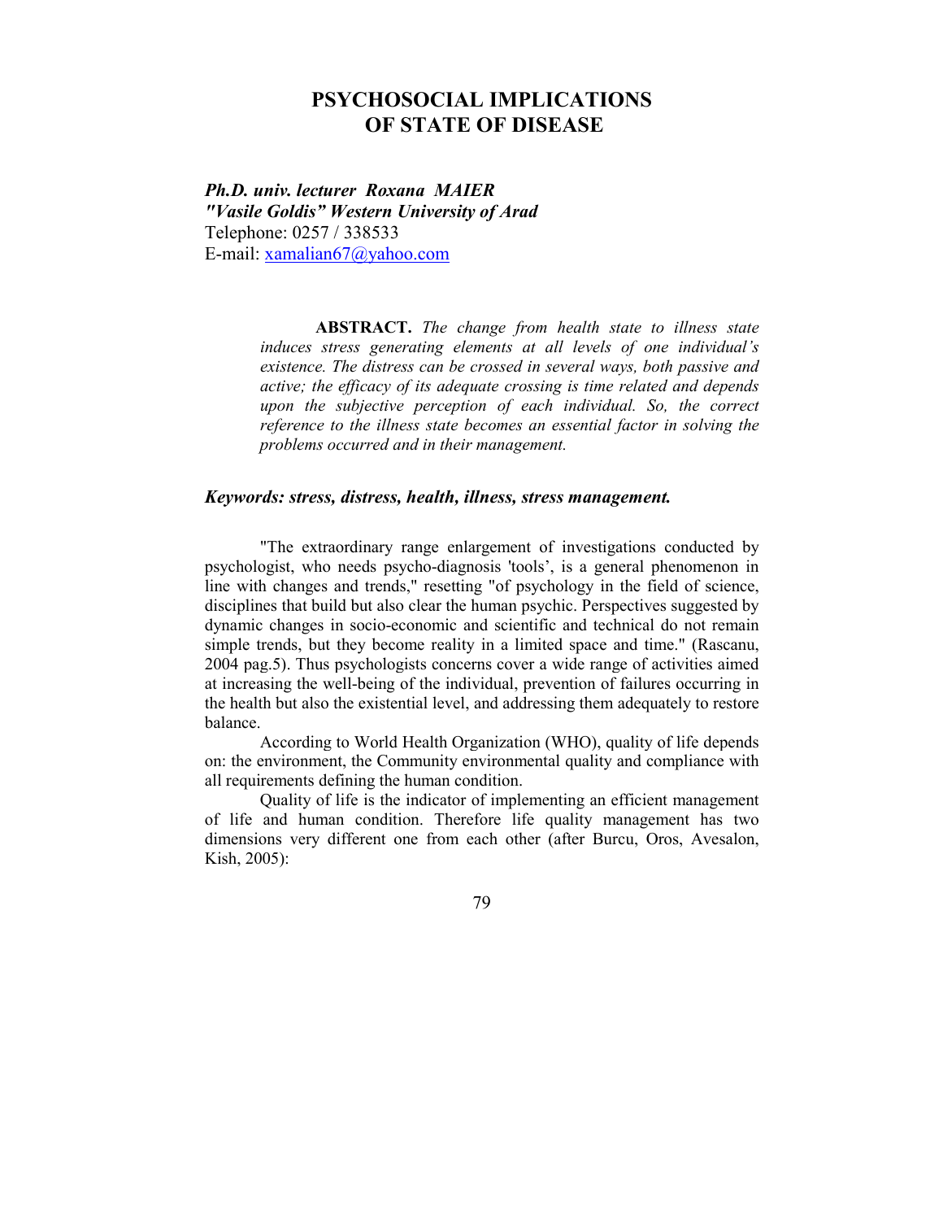# PSYCHOSOCIAL IMPLICATIONS OF STATE OF DISEASE

***Ph.D. univ. lecturer Roxana MAIER***
***"Vasile Goldis" Western University of Arad***
Telephone: 0257 / 338533
E-mail: xamalian67@yahoo.com

> **ABSTRACT.** *The change from health state to illness state induces stress generating elements at all levels of one individual's existence. The distress can be crossed in several ways, both passive and active; the efficacy of its adequate crossing is time related and depends upon the subjective perception of each individual. So, the correct reference to the illness state becomes an essential factor in solving the problems occurred and in their management.*

***Keywords: stress, distress, health, illness, stress management.***

"The extraordinary range enlargement of investigations conducted by psychologist, who needs psycho-diagnosis 'tools', is a general phenomenon in line with changes and trends," resetting "of psychology in the field of science, disciplines that build but also clear the human psychic. Perspectives suggested by dynamic changes in socio-economic and scientific and technical do not remain simple trends, but they become reality in a limited space and time." (Rascanu, 2004 pag.5). Thus psychologists concerns cover a wide range of activities aimed at increasing the well-being of the individual, prevention of failures occurring in the health but also the existential level, and addressing them adequately to restore balance.

According to World Health Organization (WHO), quality of life depends on: the environment, the Community environmental quality and compliance with all requirements defining the human condition.

Quality of life is the indicator of implementing an efficient management of life and human condition. Therefore life quality management has two dimensions very different one from each other (after Burcu, Oros, Avesalon, Kish, 2005):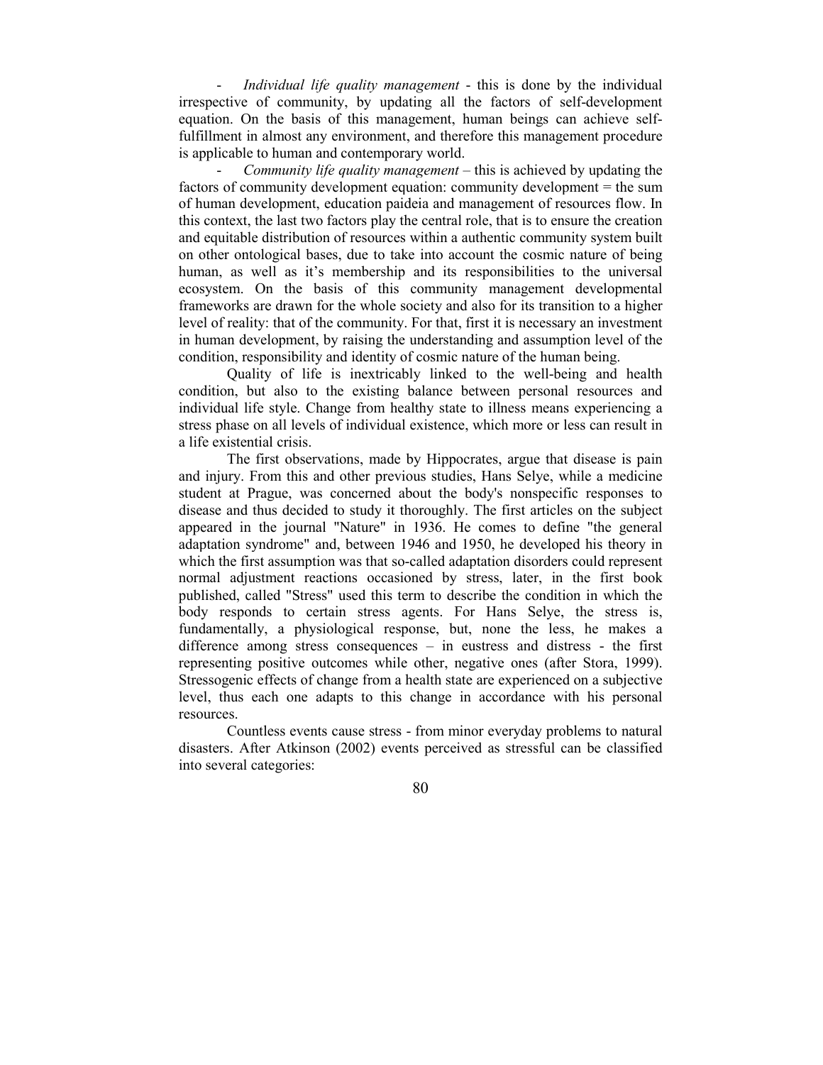- *Individual life quality management* - this is done by the individual irrespective of community, by updating all the factors of self-development equation. On the basis of this management, human beings can achieve self-fulfillment in almost any environment, and therefore this management procedure is applicable to human and contemporary world.
- *Community life quality management* – this is achieved by updating the factors of community development equation: community development = the sum of human development, education paideia and management of resources flow. In this context, the last two factors play the central role, that is to ensure the creation and equitable distribution of resources within a authentic community system built on other ontological bases, due to take into account the cosmic nature of being human, as well as it's membership and its responsibilities to the universal ecosystem. On the basis of this community management developmental frameworks are drawn for the whole society and also for its transition to a higher level of reality: that of the community. For that, first it is necessary an investment in human development, by raising the understanding and assumption level of the condition, responsibility and identity of cosmic nature of the human being.

Quality of life is inextricably linked to the well-being and health condition, but also to the existing balance between personal resources and individual life style. Change from healthy state to illness means experiencing a stress phase on all levels of individual existence, which more or less can result in a life existential crisis.

The first observations, made by Hippocrates, argue that disease is pain and injury. From this and other previous studies, Hans Selye, while a medicine student at Prague, was concerned about the body's nonspecific responses to disease and thus decided to study it thoroughly. The first articles on the subject appeared in the journal "Nature" in 1936. He comes to define "the general adaptation syndrome" and, between 1946 and 1950, he developed his theory in which the first assumption was that so-called adaptation disorders could represent normal adjustment reactions occasioned by stress, later, in the first book published, called "Stress" used this term to describe the condition in which the body responds to certain stress agents. For Hans Selye, the stress is, fundamentally, a physiological response, but, none the less, he makes a difference among stress consequences – in eustress and distress - the first representing positive outcomes while other, negative ones (after Stora, 1999). Stressogenic effects of change from a health state are experienced on a subjective level, thus each one adapts to this change in accordance with his personal resources.

Countless events cause stress - from minor everyday problems to natural disasters. After Atkinson (2002) events perceived as stressful can be classified into several categories: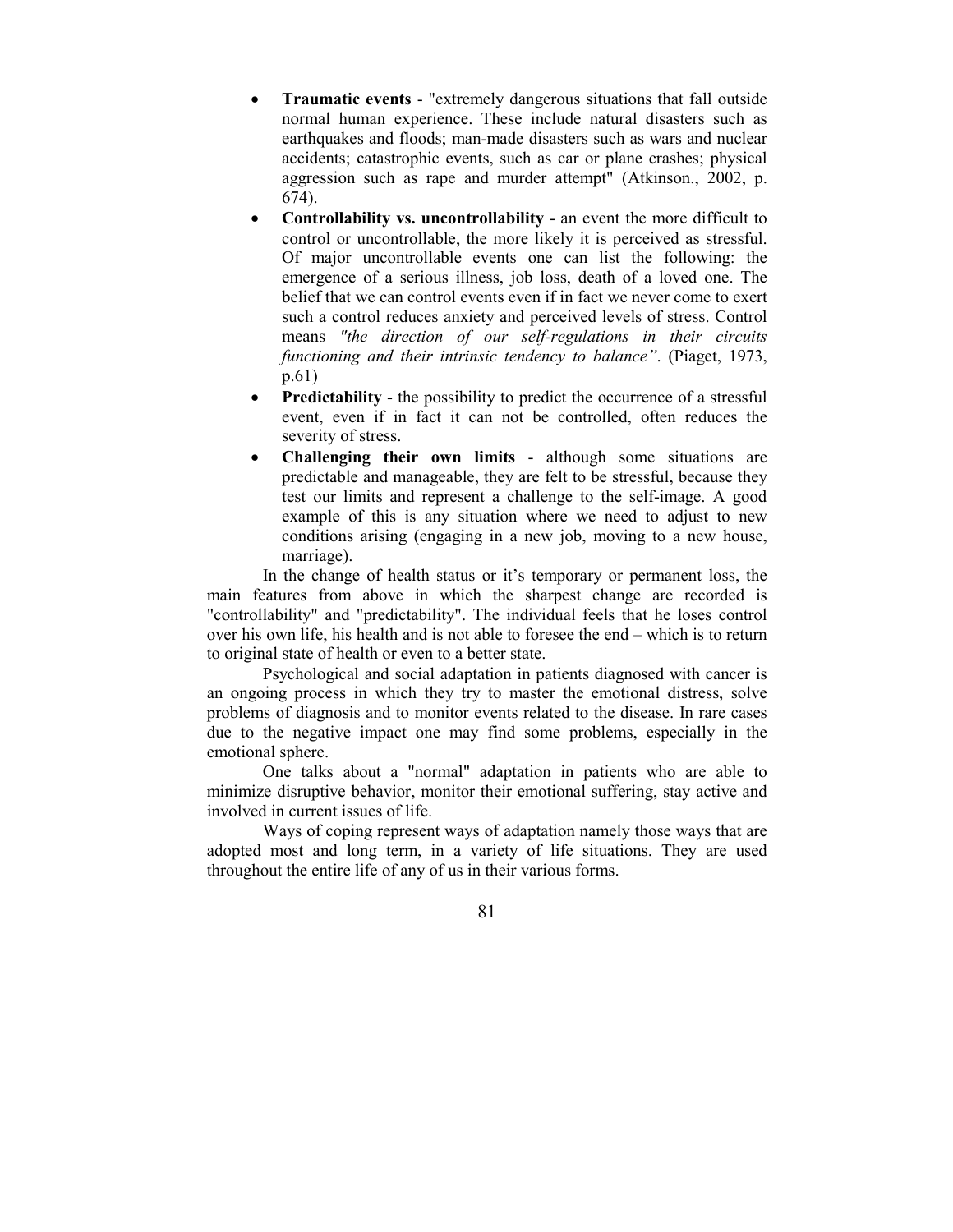- **Traumatic events** - "extremely dangerous situations that fall outside normal human experience. These include natural disasters such as earthquakes and floods; man-made disasters such as wars and nuclear accidents; catastrophic events, such as car or plane crashes; physical aggression such as rape and murder attempt" (Atkinson., 2002, p. 674).
- **Controllability vs. uncontrollability** - an event the more difficult to control or uncontrollable, the more likely it is perceived as stressful. Of major uncontrollable events one can list the following: the emergence of a serious illness, job loss, death of a loved one. The belief that we can control events even if in fact we never come to exert such a control reduces anxiety and perceived levels of stress. Control means *"the direction of our self-regulations in their circuits functioning and their intrinsic tendency to balance"*. (Piaget, 1973, p.61)
- **Predictability** - the possibility to predict the occurrence of a stressful event, even if in fact it can not be controlled, often reduces the severity of stress.
- **Challenging their own limits** - although some situations are predictable and manageable, they are felt to be stressful, because they test our limits and represent a challenge to the self-image. A good example of this is any situation where we need to adjust to new conditions arising (engaging in a new job, moving to a new house, marriage).

In the change of health status or it's temporary or permanent loss, the main features from above in which the sharpest change are recorded is "controllability" and "predictability". The individual feels that he loses control over his own life, his health and is not able to foresee the end – which is to return to original state of health or even to a better state.

Psychological and social adaptation in patients diagnosed with cancer is an ongoing process in which they try to master the emotional distress, solve problems of diagnosis and to monitor events related to the disease. In rare cases due to the negative impact one may find some problems, especially in the emotional sphere.

One talks about a "normal" adaptation in patients who are able to minimize disruptive behavior, monitor their emotional suffering, stay active and involved in current issues of life.

Ways of coping represent ways of adaptation namely those ways that are adopted most and long term, in a variety of life situations. They are used throughout the entire life of any of us in their various forms.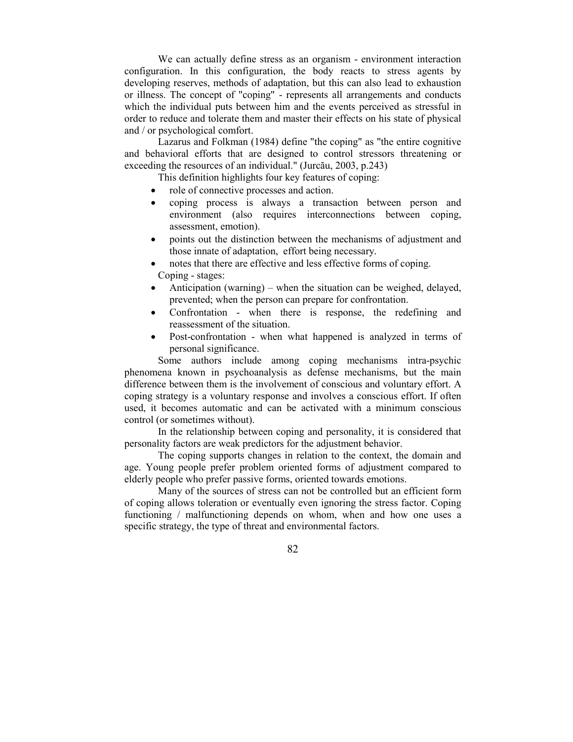We can actually define stress as an organism - environment interaction configuration. In this configuration, the body reacts to stress agents by developing reserves, methods of adaptation, but this can also lead to exhaustion or illness. The concept of "coping" - represents all arrangements and conducts which the individual puts between him and the events perceived as stressful in order to reduce and tolerate them and master their effects on his state of physical and / or psychological comfort.

Lazarus and Folkman (1984) define "the coping" as "the entire cognitive and behavioral efforts that are designed to control stressors threatening or exceeding the resources of an individual." (Jurcău, 2003, p.243)

This definition highlights four key features of coping:

- role of connective processes and action.
- coping process is always a transaction between person and environment (also requires interconnections between coping, assessment, emotion).
- points out the distinction between the mechanisms of adjustment and those innate of adaptation, effort being necessary.
- notes that there are effective and less effective forms of coping.

Coping - stages:

- Anticipation (warning) – when the situation can be weighed, delayed, prevented; when the person can prepare for confrontation.
- Confrontation - when there is response, the redefining and reassessment of the situation.
- Post-confrontation - when what happened is analyzed in terms of personal significance.

Some authors include among coping mechanisms intra-psychic phenomena known in psychoanalysis as defense mechanisms, but the main difference between them is the involvement of conscious and voluntary effort. A coping strategy is a voluntary response and involves a conscious effort. If often used, it becomes automatic and can be activated with a minimum conscious control (or sometimes without).

In the relationship between coping and personality, it is considered that personality factors are weak predictors for the adjustment behavior.

The coping supports changes in relation to the context, the domain and age. Young people prefer problem oriented forms of adjustment compared to elderly people who prefer passive forms, oriented towards emotions.

Many of the sources of stress can not be controlled but an efficient form of coping allows toleration or eventually even ignoring the stress factor. Coping functioning / malfunctioning depends on whom, when and how one uses a specific strategy, the type of threat and environmental factors.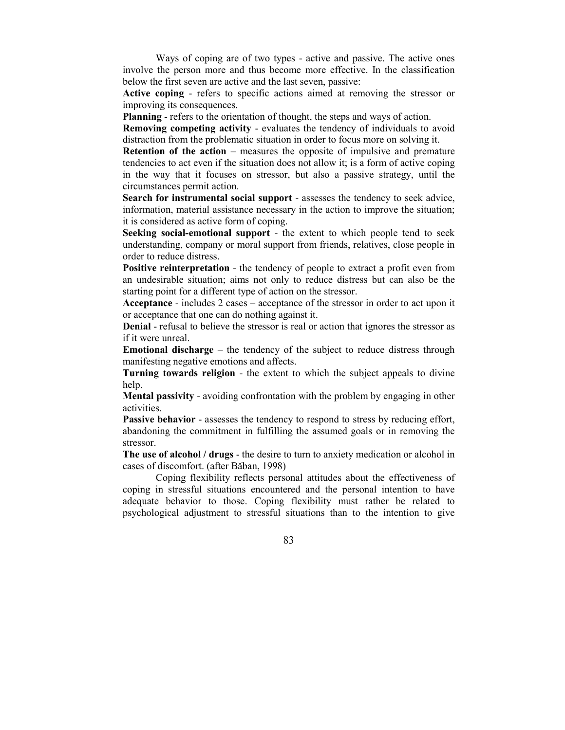Ways of coping are of two types - active and passive. The active ones involve the person more and thus become more effective. In the classification below the first seven are active and the last seven, passive:

**Active coping** - refers to specific actions aimed at removing the stressor or improving its consequences.

**Planning** - refers to the orientation of thought, the steps and ways of action.

**Removing competing activity** - evaluates the tendency of individuals to avoid distraction from the problematic situation in order to focus more on solving it.

**Retention of the action** – measures the opposite of impulsive and premature tendencies to act even if the situation does not allow it; is a form of active coping in the way that it focuses on stressor, but also a passive strategy, until the circumstances permit action.

**Search for instrumental social support** - assesses the tendency to seek advice, information, material assistance necessary in the action to improve the situation; it is considered as active form of coping.

**Seeking social-emotional support** - the extent to which people tend to seek understanding, company or moral support from friends, relatives, close people in order to reduce distress.

**Positive reinterpretation** - the tendency of people to extract a profit even from an undesirable situation; aims not only to reduce distress but can also be the starting point for a different type of action on the stressor.

**Acceptance** - includes 2 cases – acceptance of the stressor in order to act upon it or acceptance that one can do nothing against it.

**Denial** - refusal to believe the stressor is real or action that ignores the stressor as if it were unreal.

**Emotional discharge** – the tendency of the subject to reduce distress through manifesting negative emotions and affects.

**Turning towards religion** - the extent to which the subject appeals to divine help.

**Mental passivity** - avoiding confrontation with the problem by engaging in other activities.

**Passive behavior** - assesses the tendency to respond to stress by reducing effort, abandoning the commitment in fulfilling the assumed goals or in removing the stressor.

**The use of alcohol / drugs** - the desire to turn to anxiety medication or alcohol in cases of discomfort. (after Băban, 1998)

Coping flexibility reflects personal attitudes about the effectiveness of coping in stressful situations encountered and the personal intention to have adequate behavior to those. Coping flexibility must rather be related to psychological adjustment to stressful situations than to the intention to give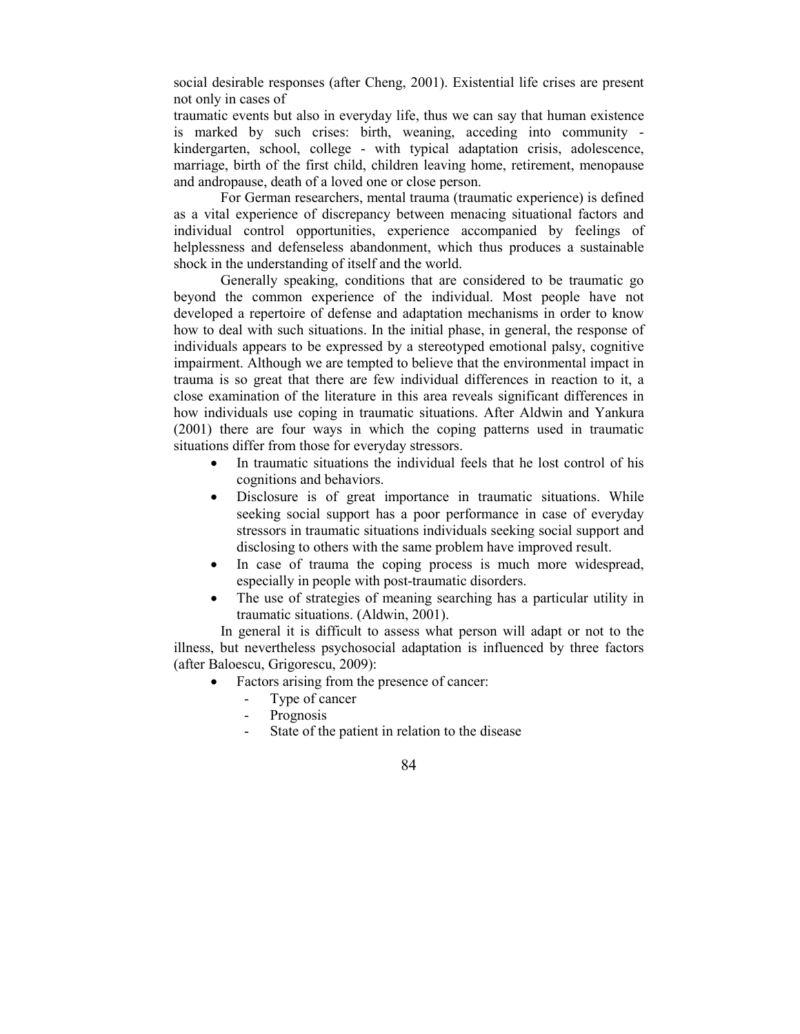social desirable responses (after Cheng, 2001). Existential life crises are present not only in cases of traumatic events but also in everyday life, thus we can say that human existence is marked by such crises: birth, weaning, acceding into community - kindergarten, school, college - with typical adaptation crisis, adolescence, marriage, birth of the first child, children leaving home, retirement, menopause and andropause, death of a loved one or close person.

For German researchers, mental trauma (traumatic experience) is defined as a vital experience of discrepancy between menacing situational factors and individual control opportunities, experience accompanied by feelings of helplessness and defenseless abandonment, which thus produces a sustainable shock in the understanding of itself and the world.

Generally speaking, conditions that are considered to be traumatic go beyond the common experience of the individual. Most people have not developed a repertoire of defense and adaptation mechanisms in order to know how to deal with such situations. In the initial phase, in general, the response of individuals appears to be expressed by a stereotyped emotional palsy, cognitive impairment. Although we are tempted to believe that the environmental impact in trauma is so great that there are few individual differences in reaction to it, a close examination of the literature in this area reveals significant differences in how individuals use coping in traumatic situations. After Aldwin and Yankura (2001) there are four ways in which the coping patterns used in traumatic situations differ from those for everyday stressors.

- In traumatic situations the individual feels that he lost control of his cognitions and behaviors.
- Disclosure is of great importance in traumatic situations. While seeking social support has a poor performance in case of everyday stressors in traumatic situations individuals seeking social support and disclosing to others with the same problem have improved result.
- In case of trauma the coping process is much more widespread, especially in people with post-traumatic disorders.
- The use of strategies of meaning searching has a particular utility in traumatic situations. (Aldwin, 2001).

In general it is difficult to assess what person will adapt or not to the illness, but nevertheless psychosocial adaptation is influenced by three factors (after Baloescu, Grigorescu, 2009):

- Factors arising from the presence of cancer:
  - Type of cancer
  - Prognosis
  - State of the patient in relation to the disease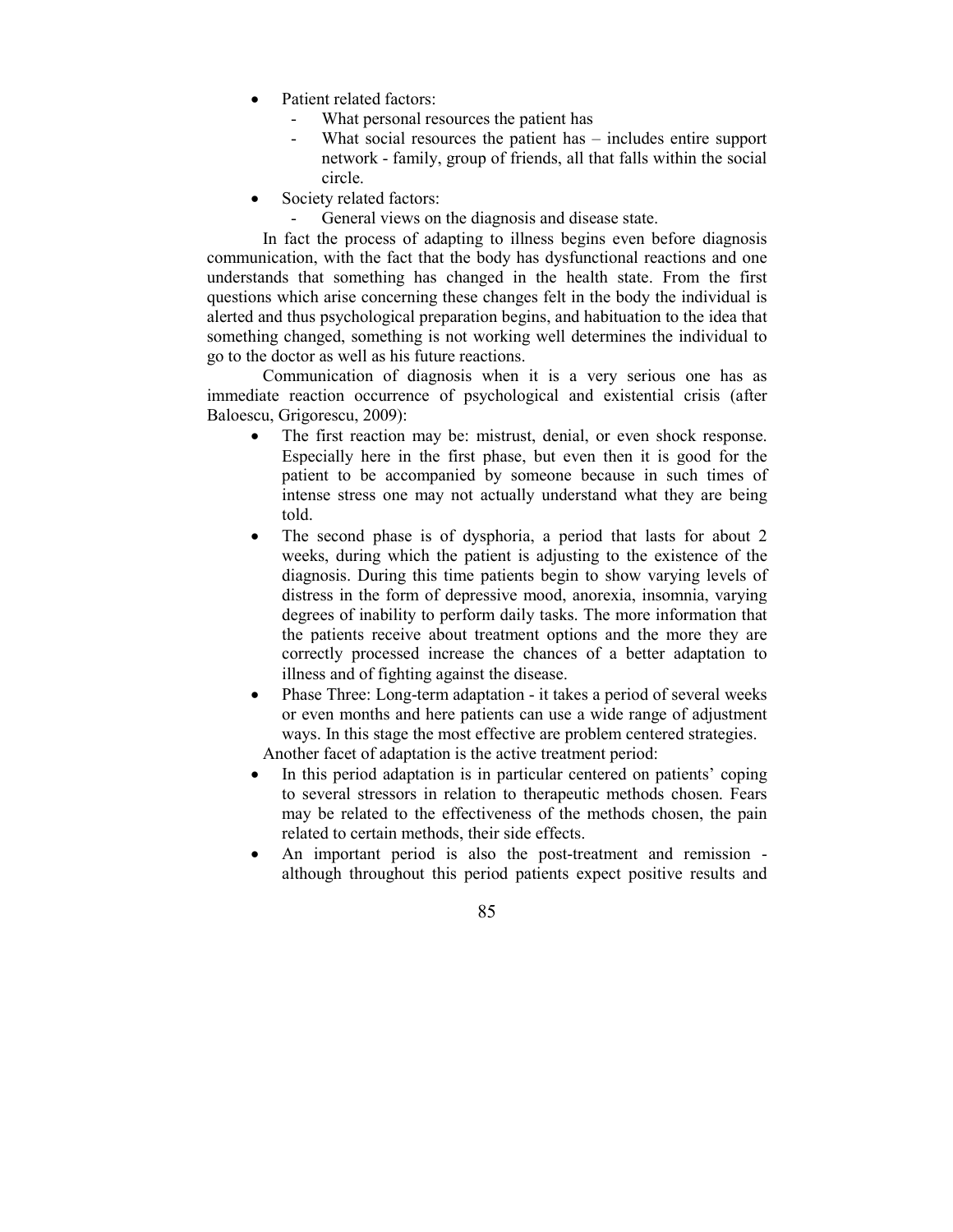- Patient related factors:
  - What personal resources the patient has
  - What social resources the patient has – includes entire support network - family, group of friends, all that falls within the social circle.
- Society related factors:
  - General views on the diagnosis and disease state.

In fact the process of adapting to illness begins even before diagnosis communication, with the fact that the body has dysfunctional reactions and one understands that something has changed in the health state. From the first questions which arise concerning these changes felt in the body the individual is alerted and thus psychological preparation begins, and habituation to the idea that something changed, something is not working well determines the individual to go to the doctor as well as his future reactions.

Communication of diagnosis when it is a very serious one has as immediate reaction occurrence of psychological and existential crisis (after Baloescu, Grigorescu, 2009):

- The first reaction may be: mistrust, denial, or even shock response. Especially here in the first phase, but even then it is good for the patient to be accompanied by someone because in such times of intense stress one may not actually understand what they are being told.
- The second phase is of dysphoria, a period that lasts for about 2 weeks, during which the patient is adjusting to the existence of the diagnosis. During this time patients begin to show varying levels of distress in the form of depressive mood, anorexia, insomnia, varying degrees of inability to perform daily tasks. The more information that the patients receive about treatment options and the more they are correctly processed increase the chances of a better adaptation to illness and of fighting against the disease.
- Phase Three: Long-term adaptation - it takes a period of several weeks or even months and here patients can use a wide range of adjustment ways. In this stage the most effective are problem centered strategies.

Another facet of adaptation is the active treatment period:

- In this period adaptation is in particular centered on patients' coping to several stressors in relation to therapeutic methods chosen. Fears may be related to the effectiveness of the methods chosen, the pain related to certain methods, their side effects.
- An important period is also the post-treatment and remission - although throughout this period patients expect positive results and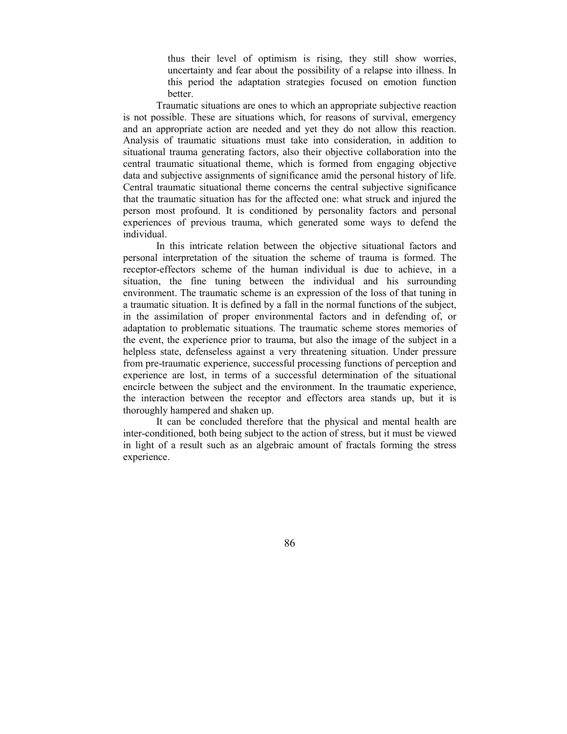thus their level of optimism is rising, they still show worries, uncertainty and fear about the possibility of a relapse into illness. In this period the adaptation strategies focused on emotion function better.

Traumatic situations are ones to which an appropriate subjective reaction is not possible. These are situations which, for reasons of survival, emergency and an appropriate action are needed and yet they do not allow this reaction. Analysis of traumatic situations must take into consideration, in addition to situational trauma generating factors, also their objective collaboration into the central traumatic situational theme, which is formed from engaging objective data and subjective assignments of significance amid the personal history of life. Central traumatic situational theme concerns the central subjective significance that the traumatic situation has for the affected one: what struck and injured the person most profound. It is conditioned by personality factors and personal experiences of previous trauma, which generated some ways to defend the individual.

In this intricate relation between the objective situational factors and personal interpretation of the situation the scheme of trauma is formed. The receptor-effectors scheme of the human individual is due to achieve, in a situation, the fine tuning between the individual and his surrounding environment. The traumatic scheme is an expression of the loss of that tuning in a traumatic situation. It is defined by a fall in the normal functions of the subject, in the assimilation of proper environmental factors and in defending of, or adaptation to problematic situations. The traumatic scheme stores memories of the event, the experience prior to trauma, but also the image of the subject in a helpless state, defenseless against a very threatening situation. Under pressure from pre-traumatic experience, successful processing functions of perception and experience are lost, in terms of a successful determination of the situational encircle between the subject and the environment. In the traumatic experience, the interaction between the receptor and effectors area stands up, but it is thoroughly hampered and shaken up.

It can be concluded therefore that the physical and mental health are inter-conditioned, both being subject to the action of stress, but it must be viewed in light of a result such as an algebraic amount of fractals forming the stress experience.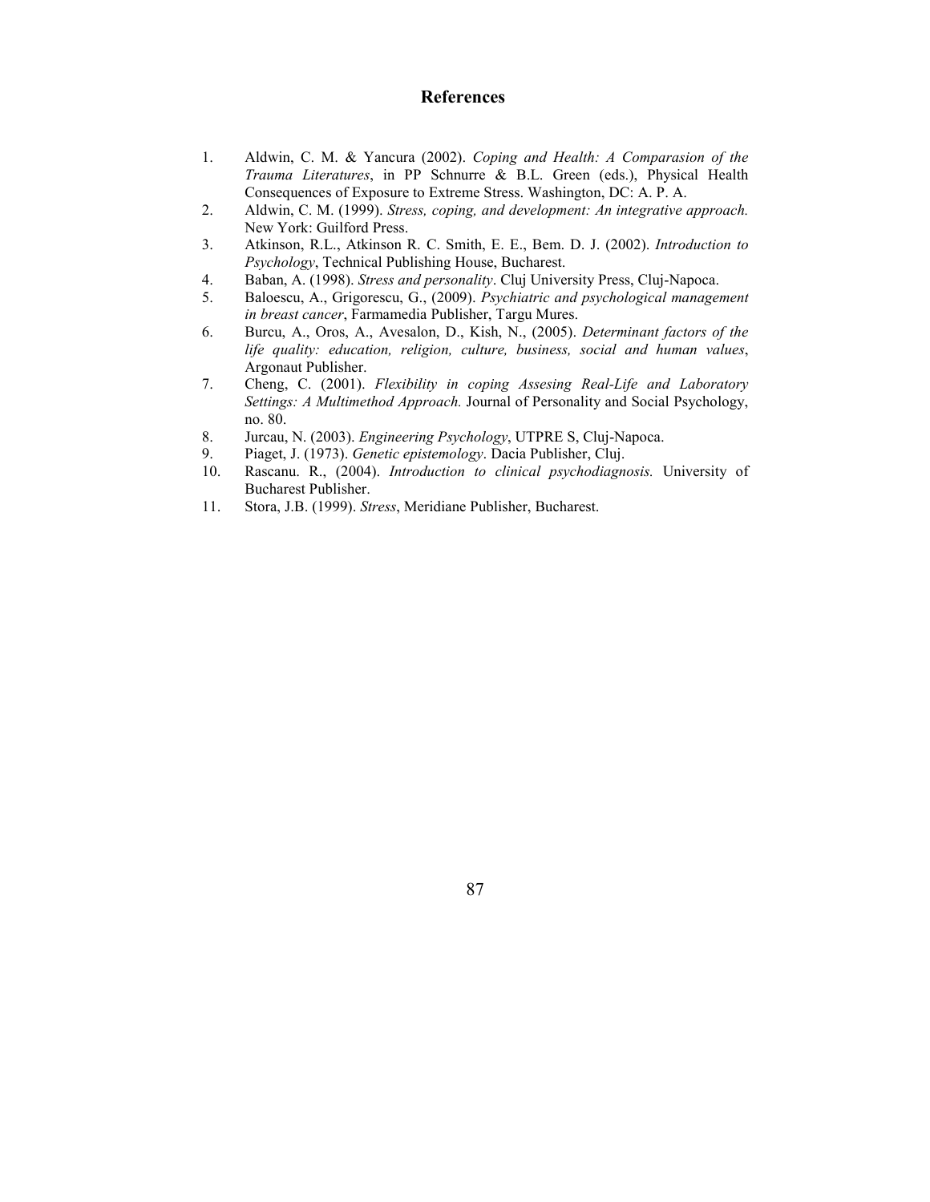## References

1. Aldwin, C. M. & Yancura (2002). *Coping and Health: A Comparasion of the Trauma Literatures*, in PP Schnurre & B.L. Green (eds.), Physical Health Consequences of Exposure to Extreme Stress. Washington, DC: A. P. A.
2. Aldwin, C. M. (1999). *Stress, coping, and development: An integrative approach.* New York: Guilford Press.
3. Atkinson, R.L., Atkinson R. C. Smith, E. E., Bem. D. J. (2002). *Introduction to Psychology*, Technical Publishing House, Bucharest.
4. Baban, A. (1998). *Stress and personality*. Cluj University Press, Cluj-Napoca.
5. Baloescu, A., Grigorescu, G., (2009). *Psychiatric and psychological management in breast cancer*, Farmamedia Publisher, Targu Mures.
6. Burcu, A., Oros, A., Avesalon, D., Kish, N., (2005). *Determinant factors of the life quality: education, religion, culture, business, social and human values*, Argonaut Publisher.
7. Cheng, C. (2001). *Flexibility in coping Assesing Real-Life and Laboratory Settings: A Multimethod Approach.* Journal of Personality and Social Psychology, no. 80.
8. Jurcau, N. (2003). *Engineering Psychology*, UTPRE S, Cluj-Napoca.
9. Piaget, J. (1973). *Genetic epistemology*. Dacia Publisher, Cluj.
10. Rascanu. R., (2004). *Introduction to clinical psychodiagnosis.* University of Bucharest Publisher.
11. Stora, J.B. (1999). *Stress*, Meridiane Publisher, Bucharest.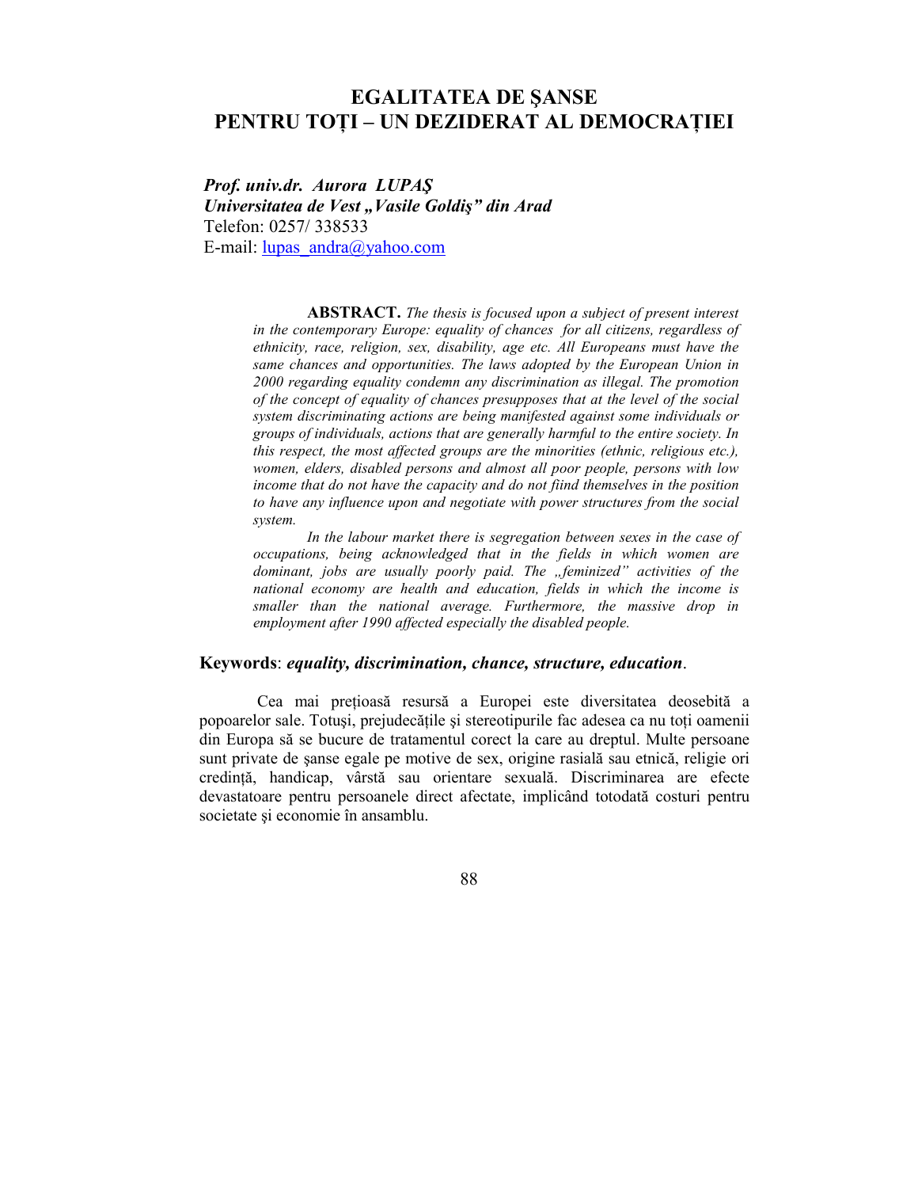# EGALITATEA DE ŞANSE PENTRU TOȚI – UN DEZIDERAT AL DEMOCRAȚIEI

***Prof. univ.dr. Aurora LUPAŞ***
***Universitatea de Vest „Vasile Goldiş" din Arad***
Telefon: 0257/ 338533
E-mail: lupas_andra@yahoo.com

**ABSTRACT.** *The thesis is focused upon a subject of present interest in the contemporary Europe: equality of chances for all citizens, regardless of ethnicity, race, religion, sex, disability, age etc. All Europeans must have the same chances and opportunities. The laws adopted by the European Union in 2000 regarding equality condemn any discrimination as illegal. The promotion of the concept of equality of chances presupposes that at the level of the social system discriminating actions are being manifested against some individuals or groups of individuals, actions that are generally harmful to the entire society. In this respect, the most affected groups are the minorities (ethnic, religious etc.), women, elders, disabled persons and almost all poor people, persons with low income that do not have the capacity and do not fiind themselves in the position to have any influence upon and negotiate with power structures from the social system.*

*In the labour market there is segregation between sexes in the case of occupations, being acknowledged that in the fields in which women are dominant, jobs are usually poorly paid. The „feminized" activities of the national economy are health and education, fields in which the income is smaller than the national average. Furthermore, the massive drop in employment after 1990 affected especially the disabled people.*

**Keywords**: ***equality, discrimination, chance, structure, education***.

Cea mai prețioasă resursă a Europei este diversitatea deosebită a popoarelor sale. Totuşi, prejudecăţile şi stereotipurile fac adesea ca nu toți oamenii din Europa să se bucure de tratamentul corect la care au dreptul. Multe persoane sunt private de şanse egale pe motive de sex, origine rasială sau etnică, religie ori credință, handicap, vârstă sau orientare sexuală. Discriminarea are efecte devastatoare pentru persoanele direct afectate, implicând totodată costuri pentru societate şi economie în ansamblu.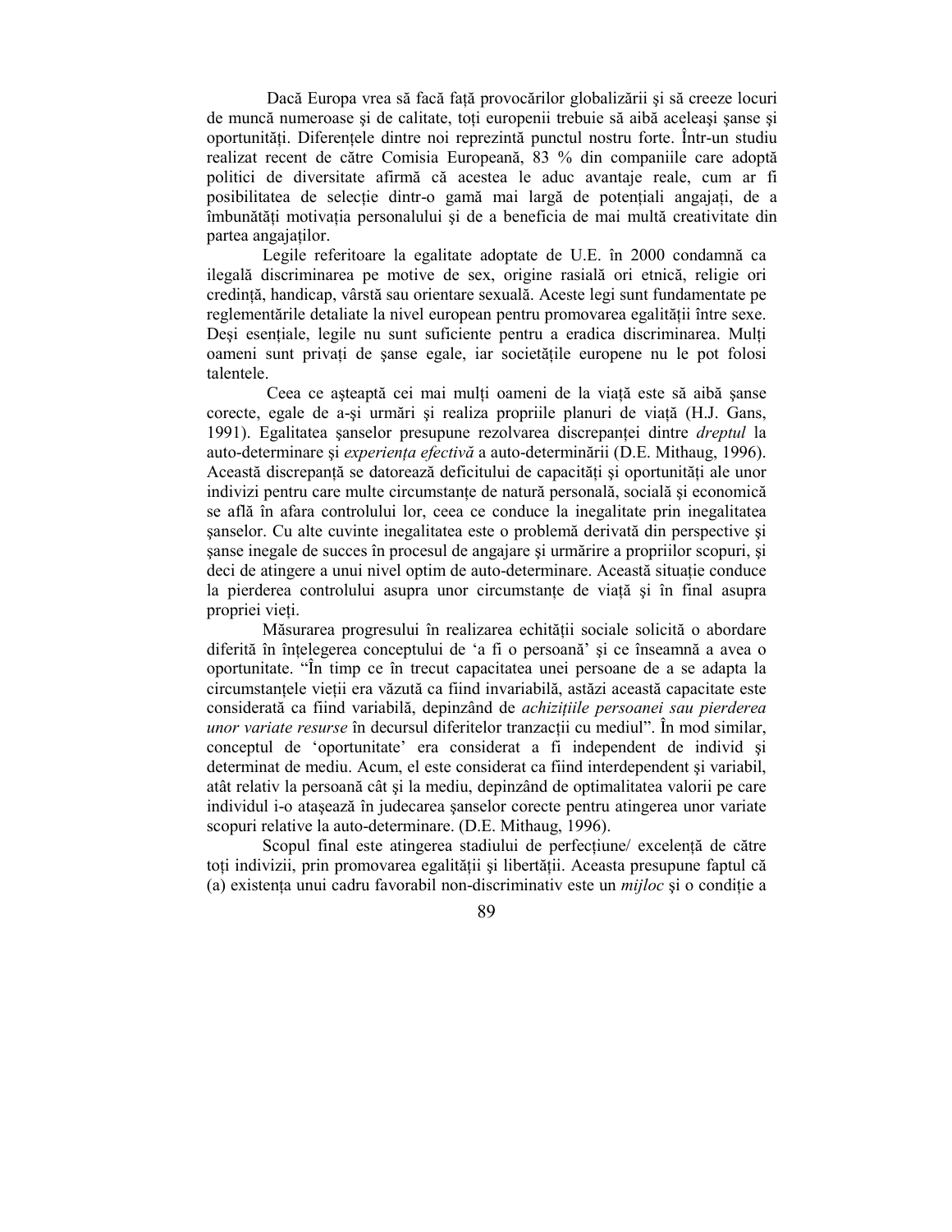Dacă Europa vrea să facă față provocărilor globalizării şi să creeze locuri de muncă numeroase şi de calitate, toți europenii trebuie să aibă aceleaşi şanse şi oportunități. Diferențele dintre noi reprezintă punctul nostru forte. Într-un studiu realizat recent de către Comisia Europeană, 83 % din companiile care adoptă politici de diversitate afirmă că acestea le aduc avantaje reale, cum ar fi posibilitatea de selecție dintr-o gamă mai largă de potențiali angajați, de a îmbunătăți motivația personalului şi de a beneficia de mai multă creativitate din partea angajaților.

Legile referitoare la egalitate adoptate de U.E. în 2000 condamnă ca ilegală discriminarea pe motive de sex, origine rasială ori etnică, religie ori credință, handicap, vârstă sau orientare sexuală. Aceste legi sunt fundamentate pe reglementările detaliate la nivel european pentru promovarea egalității între sexe. Deşi esențiale, legile nu sunt suficiente pentru a eradica discriminarea. Mulți oameni sunt privați de şanse egale, iar societățile europene nu le pot folosi talentele.

Ceea ce aşteaptă cei mai mulți oameni de la viață este să aibă şanse corecte, egale de a-şi urmări şi realiza propriile planuri de viață (H.J. Gans, 1991). Egalitatea şanselor presupune rezolvarea discrepanței dintre *dreptul* la auto-determinare şi *experiența efectivă* a auto-determinării (D.E. Mithaug, 1996). Această discrepanță se datorează deficitului de capacități şi oportunități ale unor indivizi pentru care multe circumstanțe de natură personală, socială şi economică se află în afara controlului lor, ceea ce conduce la inegalitate prin inegalitatea şanselor. Cu alte cuvinte inegalitatea este o problemă derivată din perspective şi şanse inegale de succes în procesul de angajare şi urmărire a propriilor scopuri, şi deci de atingere a unui nivel optim de auto-determinare. Această situație conduce la pierderea controlului asupra unor circumstanțe de viață şi în final asupra propriei vieți.

Măsurarea progresului în realizarea echității sociale solicită o abordare diferită în înțelegerea conceptului de 'a fi o persoană' şi ce înseamnă a avea o oportunitate. "În timp ce în trecut capacitatea unei persoane de a se adapta la circumstanțele vieții era văzută ca fiind invariabilă, astăzi această capacitate este considerată ca fiind variabilă, depinzând de *achizițiile persoanei sau pierderea unor variate resurse* în decursul diferitelor tranzacții cu mediul". În mod similar, conceptul de 'oportunitate' era considerat a fi independent de individ şi determinat de mediu. Acum, el este considerat ca fiind interdependent şi variabil, atât relativ la persoană cât şi la mediu, depinzând de optimalitatea valorii pe care individul i-o ataşează în judecarea şanselor corecte pentru atingerea unor variate scopuri relative la auto-determinare. (D.E. Mithaug, 1996).

Scopul final este atingerea stadiului de perfecțiune/ excelență de către toți indivizii, prin promovarea egalității şi libertății. Aceasta presupune faptul că (a) existența unui cadru favorabil non-discriminativ este un *mijloc* şi o condiție a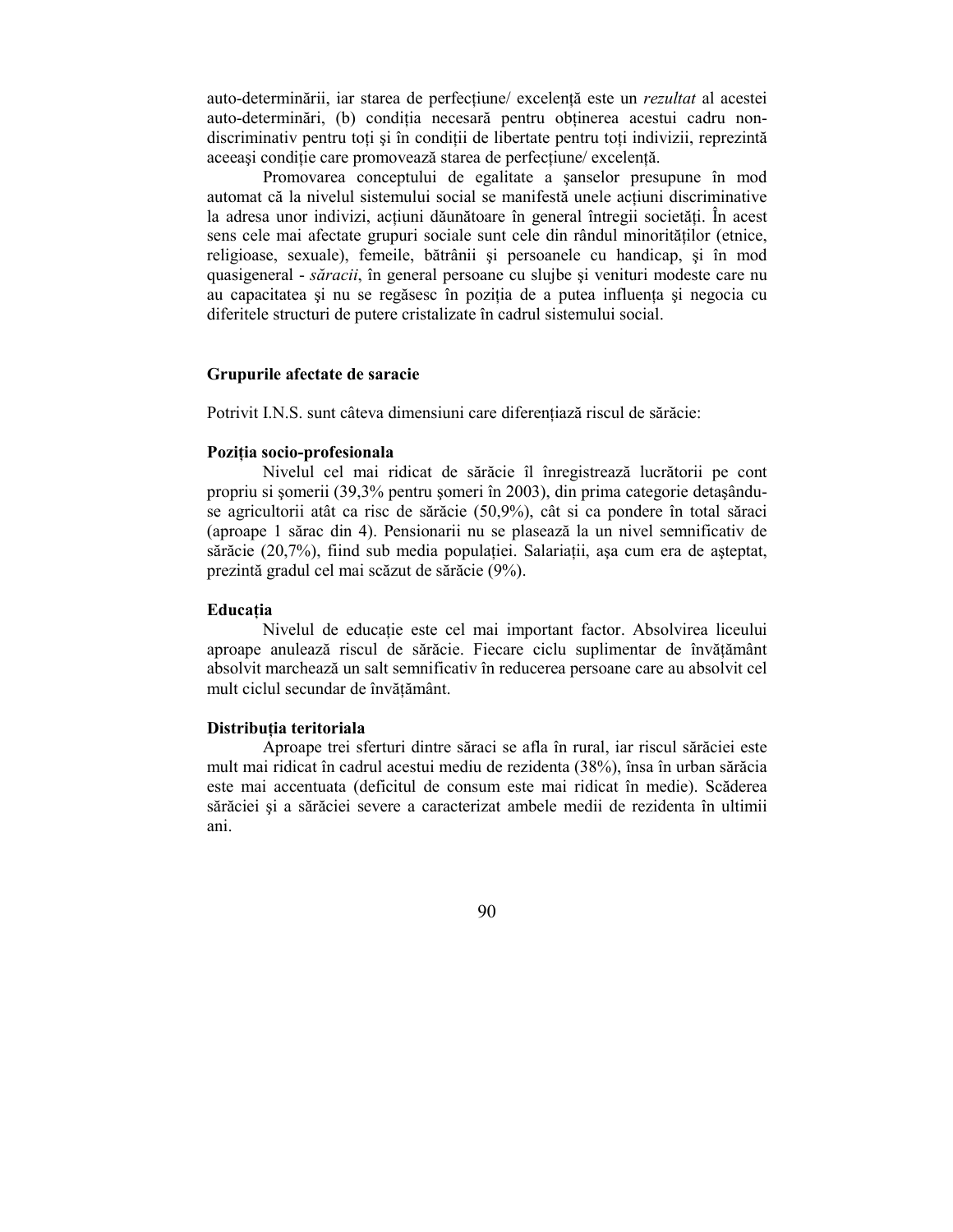auto-determinării, iar starea de perfecțiune/ excelență este un *rezultat* al acestei auto-determinări, (b) condiția necesară pentru obținerea acestui cadru non-discriminativ pentru toți și în condiții de libertate pentru toți indivizii, reprezintă aceeaşi condiție care promovează starea de perfecțiune/ excelență.

Promovarea conceptului de egalitate a şanselor presupune în mod automat că la nivelul sistemului social se manifestă unele acțiuni discriminative la adresa unor indivizi, acțiuni dăunătoare în general întregii societăți. În acest sens cele mai afectate grupuri sociale sunt cele din rândul minorităților (etnice, religioase, sexuale), femeile, bătrânii şi persoanele cu handicap, şi în mod quasigeneral - *săracii*, în general persoane cu slujbe şi venituri modeste care nu au capacitatea şi nu se regăsesc în poziția de a putea influența şi negocia cu diferitele structuri de putere cristalizate în cadrul sistemului social.

## Grupurile afectate de saracie

Potrivit I.N.S. sunt câteva dimensiuni care diferențiază riscul de sărăcie:

### Poziția socio-profesionala

Nivelul cel mai ridicat de sărăcie îl înregistrează lucrătorii pe cont propriu si şomerii (39,3% pentru şomeri în 2003), din prima categorie detaşându-se agricultorii atât ca risc de sărăcie (50,9%), cât si ca pondere în total săraci (aproape 1 sărac din 4). Pensionarii nu se plasează la un nivel semnificativ de sărăcie (20,7%), fiind sub media populației. Salariații, aşa cum era de aşteptat, prezintă gradul cel mai scăzut de sărăcie (9%).

### Educația

Nivelul de educație este cel mai important factor. Absolvirea liceului aproape anulează riscul de sărăcie. Fiecare ciclu suplimentar de învățământ absolvit marchează un salt semnificativ în reducerea persoane care au absolvit cel mult ciclul secundar de învățământ.

### Distribuția teritoriala

Aproape trei sferturi dintre săraci se afla în rural, iar riscul sărăciei este mult mai ridicat în cadrul acestui mediu de rezidenta (38%), însa în urban sărăcia este mai accentuata (deficitul de consum este mai ridicat în medie). Scăderea sărăciei şi a sărăciei severe a caracterizat ambele medii de rezidenta în ultimii ani.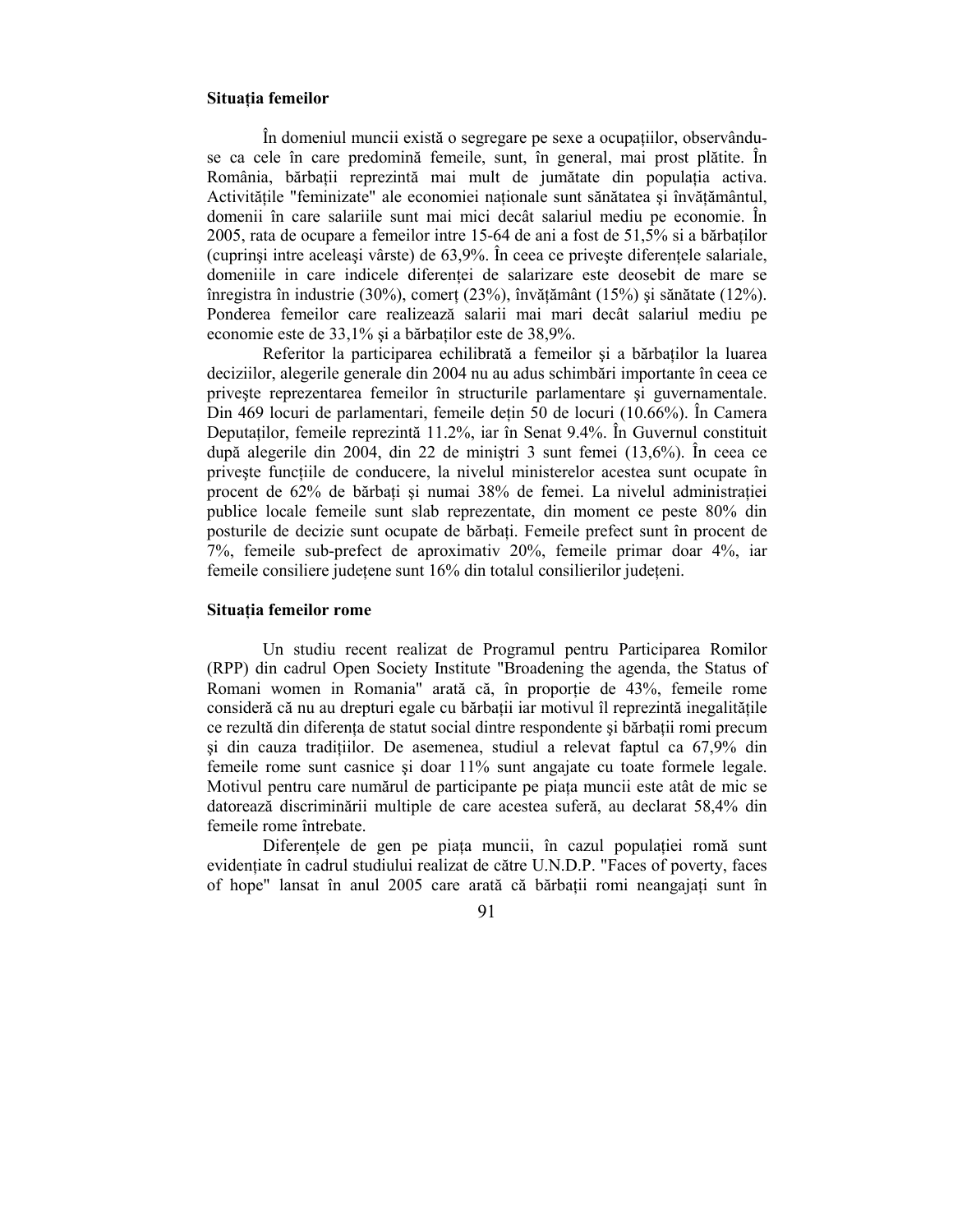**Situația femeilor**

În domeniul muncii există o segregare pe sexe a ocupațiilor, observându-se ca cele în care predomină femeile, sunt, în general, mai prost plătite. În România, bărbații reprezintă mai mult de jumătate din populația activa. Activitățile "feminizate" ale economiei naționale sunt sănătatea şi învățământul, domenii în care salariile sunt mai mici decât salariul mediu pe economie. În 2005, rata de ocupare a femeilor intre 15-64 de ani a fost de 51,5% si a bărbaților (cuprinși intre aceleaşi vârste) de 63,9%. În ceea ce priveşte diferențele salariale, domeniile in care indicele diferenței de salarizare este deosebit de mare se înregistra în industrie (30%), comerț (23%), învățământ (15%) şi sănătate (12%). Ponderea femeilor care realizează salarii mai mari decât salariul mediu pe economie este de 33,1% şi a bărbaților este de 38,9%.

Referitor la participarea echilibrată a femeilor şi a bărbaților la luarea deciziilor, alegerile generale din 2004 nu au adus schimbări importante în ceea ce priveşte reprezentarea femeilor în structurile parlamentare şi guvernamentale. Din 469 locuri de parlamentari, femeile dețin 50 de locuri (10.66%). În Camera Deputaților, femeile reprezintă 11.2%, iar în Senat 9.4%. În Guvernul constituit după alegerile din 2004, din 22 de miniştri 3 sunt femei (13,6%). În ceea ce priveşte funcțiile de conducere, la nivelul ministerelor acestea sunt ocupate în procent de 62% de bărbați şi numai 38% de femei. La nivelul administrației publice locale femeile sunt slab reprezentate, din moment ce peste 80% din posturile de decizie sunt ocupate de bărbați. Femeile prefect sunt în procent de 7%, femeile sub-prefect de aproximativ 20%, femeile primar doar 4%, iar femeile consiliere județene sunt 16% din totalul consilierilor județeni.

**Situația femeilor rome**

Un studiu recent realizat de Programul pentru Participarea Romilor (RPP) din cadrul Open Society Institute "Broadening the agenda, the Status of Romani women in Romania" arată că, în proporție de 43%, femeile rome consideră că nu au drepturi egale cu bărbații iar motivul îl reprezintă inegalitățile ce rezultă din diferența de statut social dintre respondente şi bărbații romi precum şi din cauza tradițiilor. De asemenea, studiul a relevat faptul ca 67,9% din femeile rome sunt casnice şi doar 11% sunt angajate cu toate formele legale. Motivul pentru care numărul de participante pe piața muncii este atât de mic se datorează discriminării multiple de care acestea suferă, au declarat 58,4% din femeile rome întrebate.

Diferențele de gen pe piața muncii, în cazul populației romă sunt evidențiate în cadrul studiului realizat de către U.N.D.P. "Faces of poverty, faces of hope" lansat în anul 2005 care arată că bărbații romi neangajați sunt în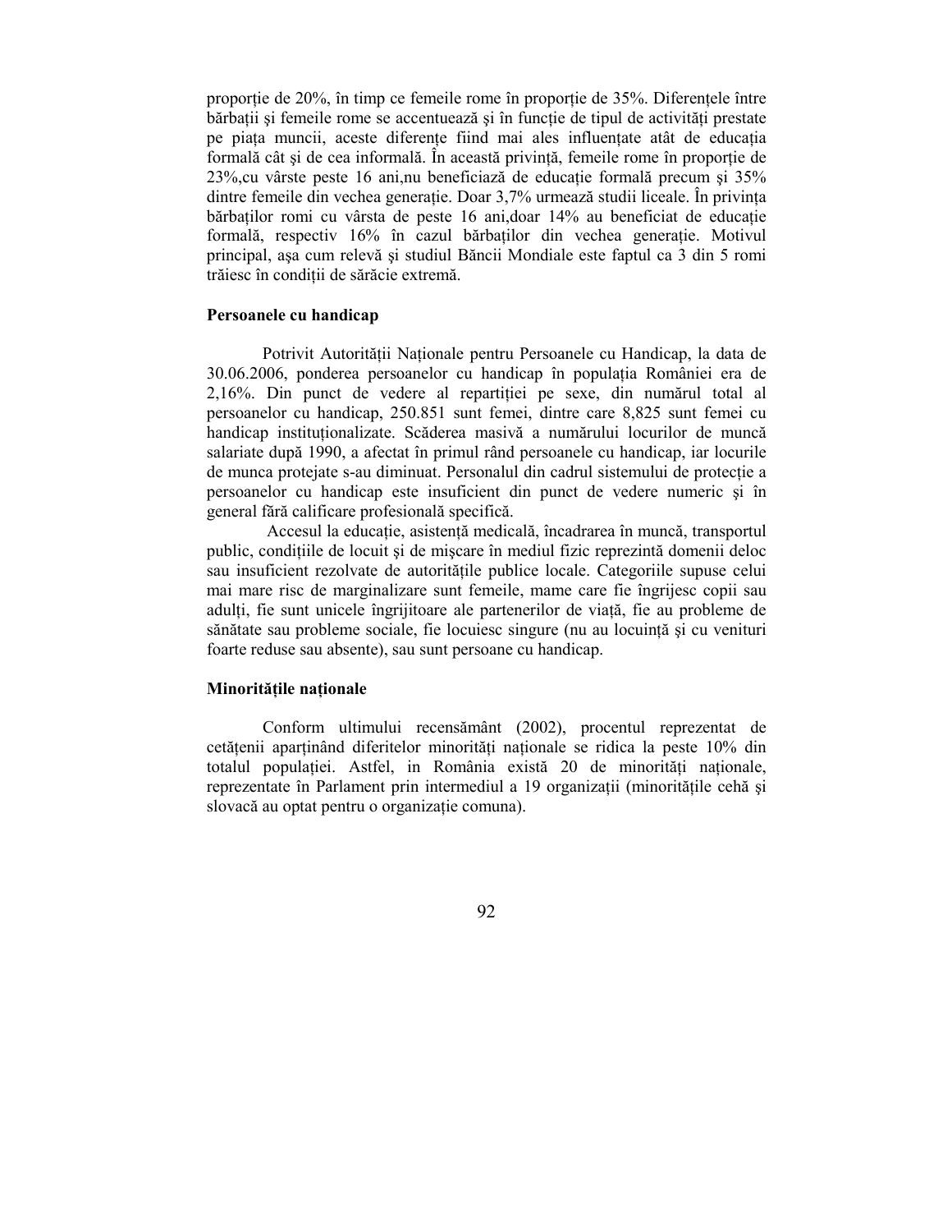proporție de 20%, în timp ce femeile rome în proporție de 35%. Diferențele între bărbații și femeile rome se accentuează și în funcție de tipul de activități prestate pe piața muncii, aceste diferențe fiind mai ales influențate atât de educația formală cât și de cea informală. În această privință, femeile rome în proporție de 23%,cu vârste peste 16 ani,nu beneficiază de educație formală precum și 35% dintre femeile din vechea generație. Doar 3,7% urmează studii liceale. În privința bărbaților romi cu vârsta de peste 16 ani,doar 14% au beneficiat de educație formală, respectiv 16% în cazul bărbaților din vechea generație. Motivul principal, așa cum relevă și studiul Băncii Mondiale este faptul ca 3 din 5 romi trăiesc în condiții de sărăcie extremă.

**Persoanele cu handicap**

Potrivit Autorității Naționale pentru Persoanele cu Handicap, la data de 30.06.2006, ponderea persoanelor cu handicap în populația României era de 2,16%. Din punct de vedere al repartiției pe sexe, din numărul total al persoanelor cu handicap, 250.851 sunt femei, dintre care 8,825 sunt femei cu handicap instituționalizate. Scăderea masivă a numărului locurilor de muncă salariate după 1990, a afectat în primul rând persoanele cu handicap, iar locurile de munca protejate s-au diminuat. Personalul din cadrul sistemului de protecție a persoanelor cu handicap este insuficient din punct de vedere numeric și în general fără calificare profesională specifică.

Accesul la educație, asistență medicală, încadrarea în muncă, transportul public, condițiile de locuit și de mișcare în mediul fizic reprezintă domenii deloc sau insuficient rezolvate de autoritățile publice locale. Categoriile supuse celui mai mare risc de marginalizare sunt femeile, mame care fie îngrijesc copii sau adulți, fie sunt unicele îngrijitoare ale partenerilor de viață, fie au probleme de sănătate sau probleme sociale, fie locuiesc singure (nu au locuință și cu venituri foarte reduse sau absente), sau sunt persoane cu handicap.

**Minoritățile naționale**

Conform ultimului recensământ (2002), procentul reprezentat de cetățenii aparținând diferitelor minorități naționale se ridica la peste 10% din totalul populației. Astfel, in România există 20 de minorități naționale, reprezentate în Parlament prin intermediul a 19 organizații (minoritățile cehă și slovacă au optat pentru o organizație comuna).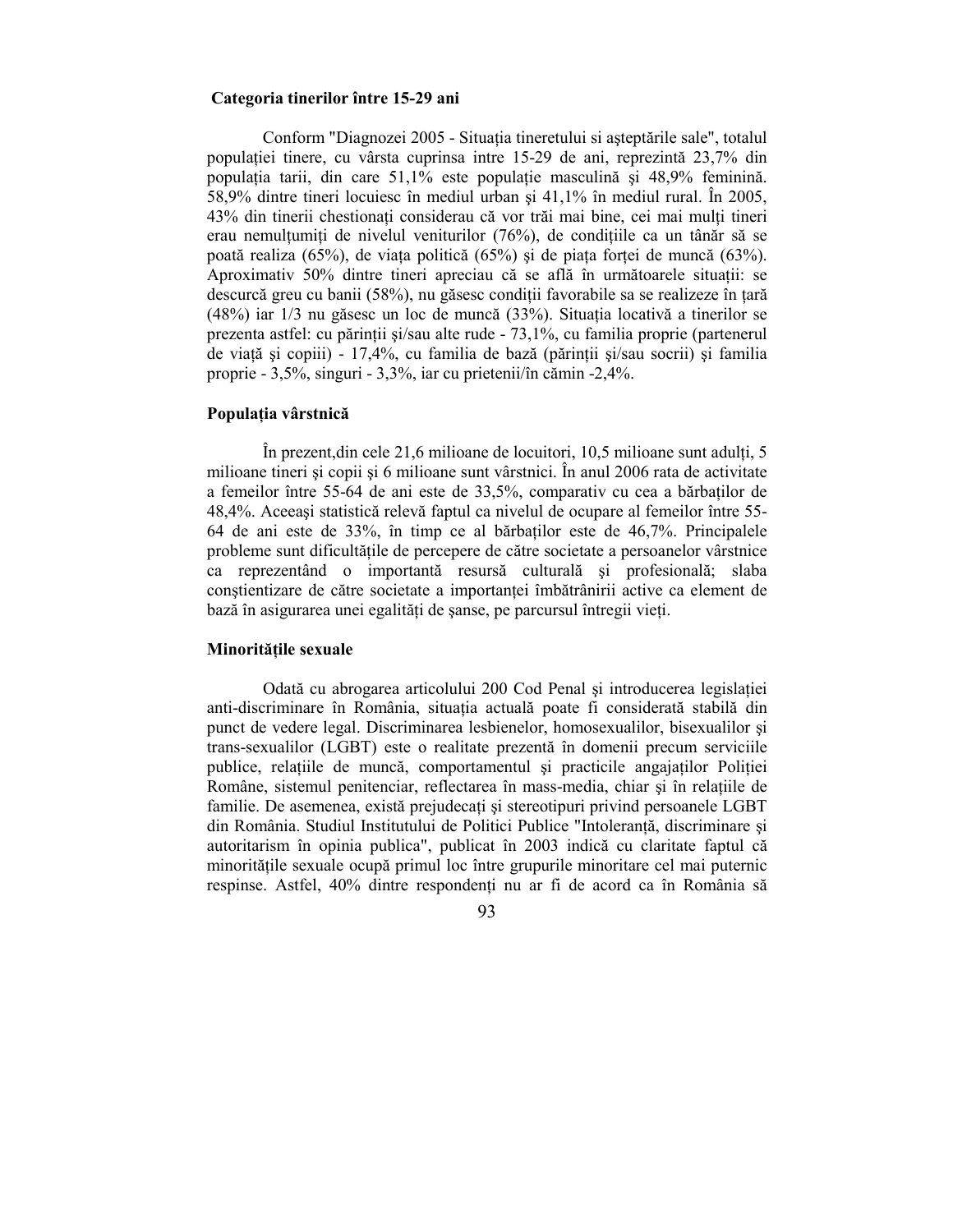### Categoria tinerilor între 15-29 ani

Conform "Diagnozei 2005 - Situația tineretului si așteptările sale", totalul populației tinere, cu vârsta cuprinsa intre 15-29 de ani, reprezintă 23,7% din populația tarii, din care 51,1% este populație masculină și 48,9% feminină. 58,9% dintre tineri locuiesc în mediul urban și 41,1% în mediul rural. În 2005, 43% din tinerii chestionați considerau că vor trăi mai bine, cei mai mulți tineri erau nemulțumiți de nivelul veniturilor (76%), de condițiile ca un tânăr să se poată realiza (65%), de viața politică (65%) și de piața forței de muncă (63%). Aproximativ 50% dintre tineri apreciau că se află în următoarele situații: se descurcă greu cu banii (58%), nu găsesc condiții favorabile sa se realizeze în țară (48%) iar 1/3 nu găsesc un loc de muncă (33%). Situația locativă a tinerilor se prezenta astfel: cu părinții și/sau alte rude - 73,1%, cu familia proprie (partenerul de viață și copiii) - 17,4%, cu familia de bază (părinții și/sau socrii) și familia proprie - 3,5%, singuri - 3,3%, iar cu prietenii/în cămin -2,4%.

### Populația vârstnică

În prezent,din cele 21,6 milioane de locuitori, 10,5 milioane sunt adulți, 5 milioane tineri și copii și 6 milioane sunt vârstnici. În anul 2006 rata de activitate a femeilor între 55-64 de ani este de 33,5%, comparativ cu cea a bărbaților de 48,4%. Aceeași statistică relevă faptul ca nivelul de ocupare al femeilor între 55-64 de ani este de 33%, în timp ce al bărbaților este de 46,7%. Principalele probleme sunt dificultățile de percepere de către societate a persoanelor vârstnice ca reprezentând o importantă resursă culturală și profesională; slaba conștientizare de către societate a importanței îmbătrânirii active ca element de bază în asigurarea unei egalități de șanse, pe parcursul întregii vieți.

### Minoritățile sexuale

Odată cu abrogarea articolului 200 Cod Penal și introducerea legislației anti-discriminare în România, situația actuală poate fi considerată stabilă din punct de vedere legal. Discriminarea lesbienelor, homosexualilor, bisexualilor și trans-sexualilor (LGBT) este o realitate prezentă în domenii precum serviciile publice, relațiile de muncă, comportamentul și practicile angajaților Poliției Române, sistemul penitenciar, reflectarea în mass-media, chiar și în relațiile de familie. De asemenea, există prejudecați și stereotipuri privind persoanele LGBT din România. Studiul Institutului de Politici Publice "Intoleranță, discriminare și autoritarism în opinia publica", publicat în 2003 indică cu claritate faptul că minoritățile sexuale ocupă primul loc între grupurile minoritare cel mai puternic respinse. Astfel, 40% dintre respondenți nu ar fi de acord ca în România să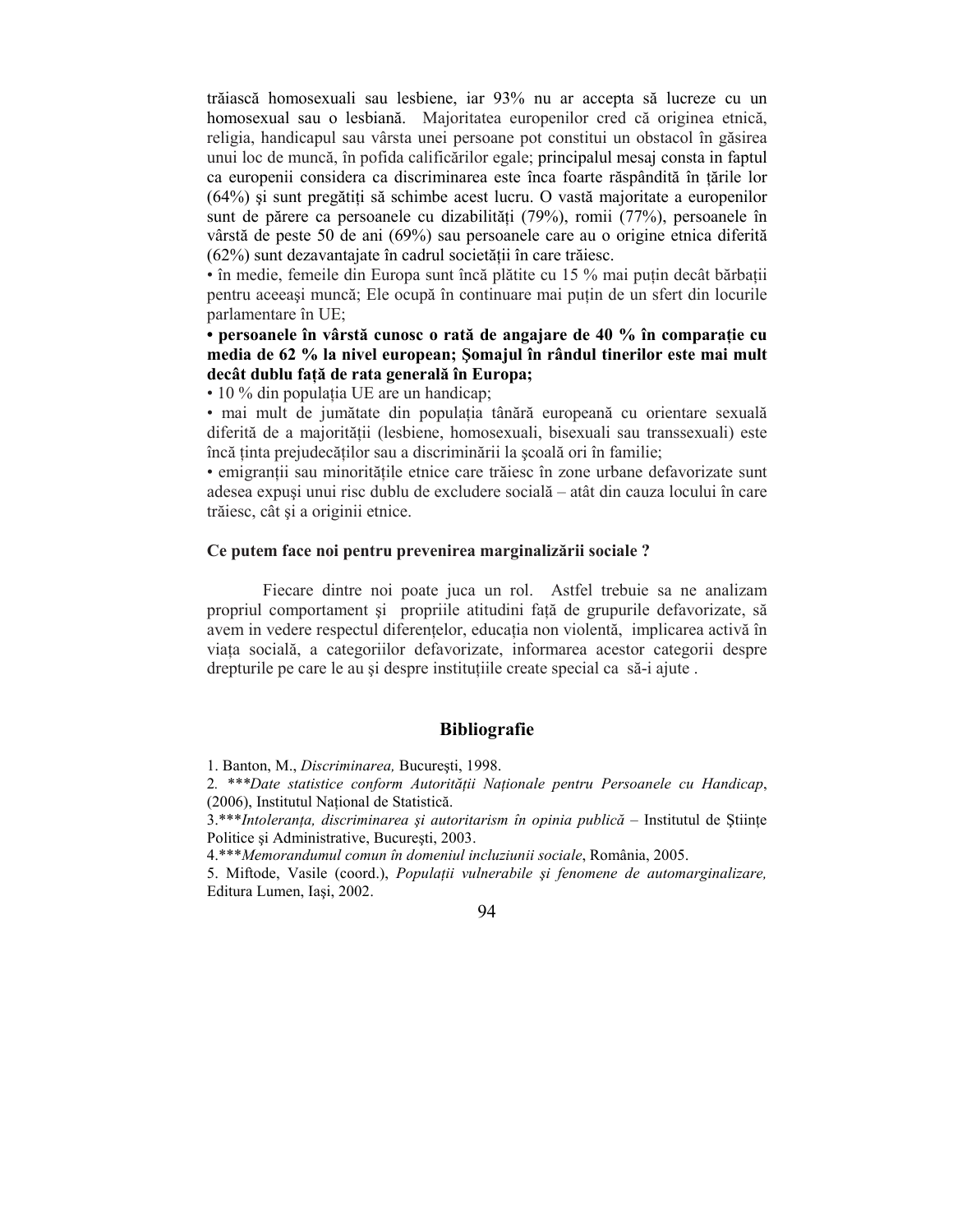trăiască homosexuali sau lesbiene, iar 93% nu ar accepta să lucreze cu un homosexual sau o lesbiană. Majoritatea europenilor cred că originea etnică, religia, handicapul sau vârsta unei persoane pot constitui un obstacol în găsirea unui loc de muncă, în pofida calificărilor egale; principalul mesaj consta in faptul ca europenii considera ca discriminarea este înca foarte răspândită în ţările lor (64%) şi sunt pregătiţi să schimbe acest lucru. O vastă majoritate a europenilor sunt de părere ca persoanele cu dizabilităţi (79%), romii (77%), persoanele în vârstă de peste 50 de ani (69%) sau persoanele care au o origine etnica diferită (62%) sunt dezavantajate în cadrul societăţii în care trăiesc.

• în medie, femeile din Europa sunt încă plătite cu 15 % mai puţin decât bărbaţii pentru aceeaşi muncă; Ele ocupă în continuare mai puţin de un sfert din locurile parlamentare în UE;

**• persoanele în vârstă cunosc o rată de angajare de 40 % în comparaţie cu media de 62 % la nivel european; Şomajul în rândul tinerilor este mai mult decât dublu faţă de rata generală în Europa;**

• 10 % din populaţia UE are un handicap;

• mai mult de jumătate din populaţia tânără europeană cu orientare sexuală diferită de a majorităţii (lesbiene, homosexuali, bisexuali sau transsexuali) este încă ţinta prejudecăţilor sau a discriminării la şcoală ori în familie;

• emigranţii sau minorităţile etnice care trăiesc în zone urbane defavorizate sunt adesea expuşi unui risc dublu de excludere socială – atât din cauza locului în care trăiesc, cât şi a originii etnice.

**Ce putem face noi pentru prevenirea marginalizării sociale ?**

Fiecare dintre noi poate juca un rol. Astfel trebuie sa ne analizam propriul comportament şi propriile atitudini faţă de grupurile defavorizate, să avem in vedere respectul diferenţelor, educaţia non violentă, implicarea activă în viaţa socială, a categoriilor defavorizate, informarea acestor categorii despre drepturile pe care le au şi despre instituţiile create special ca să-i ajute .

## Bibliografie

1. Banton, M., *Discriminarea,* Bucureşti, 1998.
2. ****Date statistice conform Autorităţii Naţionale pentru Persoanele cu Handicap*, (2006), Institutul Naţional de Statistică.
3. ****Intoleranţa, discriminarea şi autoritarism în opinia publică* – Institutul de Ştiinţe Politice şi Administrative, Bucureşti, 2003.
4. ****Memorandumul comun în domeniul incluziunii sociale*, România, 2005.
5. Miftode, Vasile (coord.), *Populaţii vulnerabile şi fenomene de automarginalizare,* Editura Lumen, Iaşi, 2002.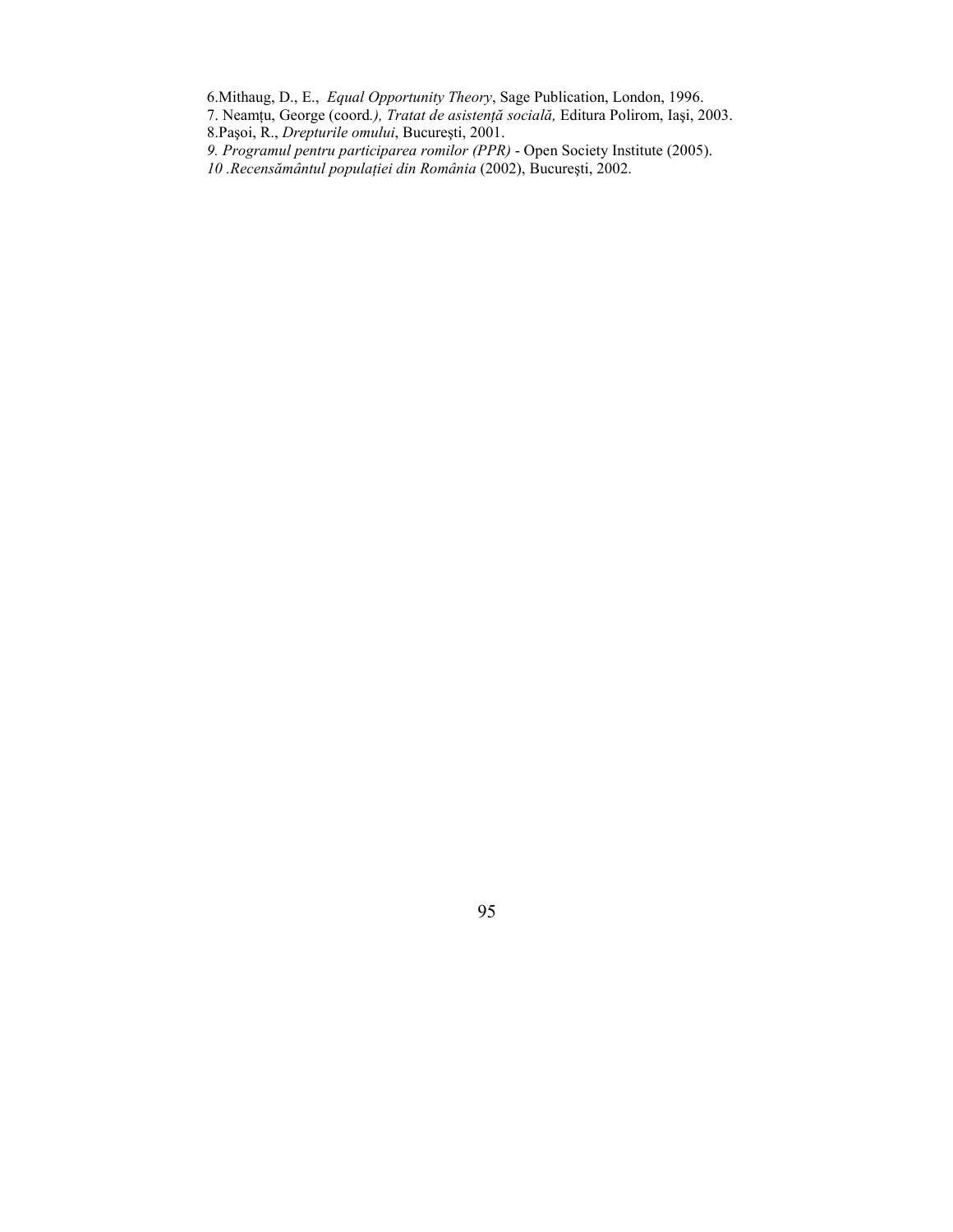6.Mithaug, D., E., *Equal Opportunity Theory*, Sage Publication, London, 1996.

7. Neamțu, George (coord*.), Tratat de asistență socială,* Editura Polirom, Iași, 2003.

8.Pașoi, R., *Drepturile omului*, București, 2001.

*9. Programul pentru participarea romilor (PPR)* - Open Society Institute (2005).

*10 .Recensământul populației din România* (2002), București, 2002.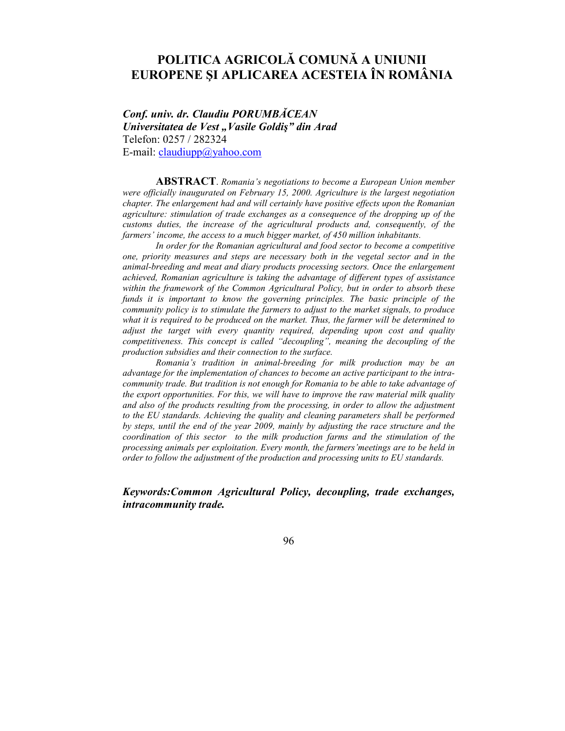# POLITICA AGRICOLĂ COMUNĂ A UNIUNII EUROPENE ŞI APLICAREA ACESTEIA ÎN ROMÂNIA

***Conf. univ. dr. Claudiu PORUMBĂCEAN***
***Universitatea de Vest „Vasile Goldiş" din Arad***
Telefon: 0257 / 282324
E-mail: claudiupp@yahoo.com

**ABSTRACT**. *Romania's negotiations to become a European Union member were officially inaugurated on February 15, 2000. Agriculture is the largest negotiation chapter. The enlargement had and will certainly have positive effects upon the Romanian agriculture: stimulation of trade exchanges as a consequence of the dropping up of the customs duties, the increase of the agricultural products and, consequently, of the farmers' income, the access to a much bigger market, of 450 million inhabitants.*

*In order for the Romanian agricultural and food sector to become a competitive one, priority measures and steps are necessary both in the vegetal sector and in the animal-breeding and meat and diary products processing sectors. Once the enlargement achieved, Romanian agriculture is taking the advantage of different types of assistance within the framework of the Common Agricultural Policy, but in order to absorb these funds it is important to know the governing principles. The basic principle of the community policy is to stimulate the farmers to adjust to the market signals, to produce what it is required to be produced on the market. Thus, the farmer will be determined to adjust the target with every quantity required, depending upon cost and quality competitiveness. This concept is called "decoupling", meaning the decoupling of the production subsidies and their connection to the surface.*

*Romania's tradition in animal-breeding for milk production may be an advantage for the implementation of chances to become an active participant to the intra-community trade. But tradition is not enough for Romania to be able to take advantage of the export opportunities. For this, we will have to improve the raw material milk quality and also of the products resulting from the processing, in order to allow the adjustment to the EU standards. Achieving the quality and cleaning parameters shall be performed by steps, until the end of the year 2009, mainly by adjusting the race structure and the coordination of this sector to the milk production farms and the stimulation of the processing animals per exploitation. Every month, the farmers'meetings are to be held in order to follow the adjustment of the production and processing units to EU standards.*

***Keywords:Common Agricultural Policy, decoupling, trade exchanges, intracommunity trade.***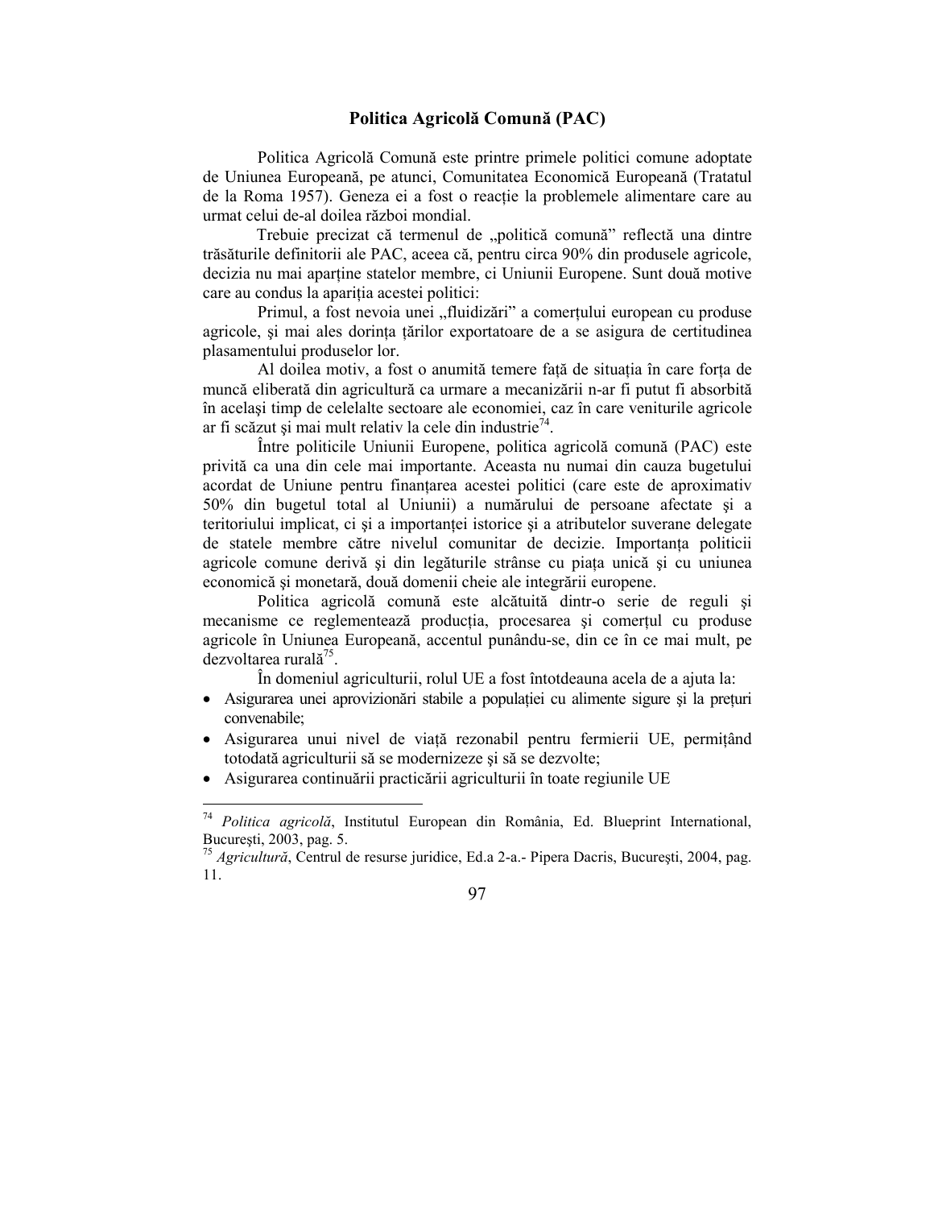## Politica Agricolă Comună (PAC)

Politica Agricolă Comună este printre primele politici comune adoptate de Uniunea Europeană, pe atunci, Comunitatea Economică Europeană (Tratatul de la Roma 1957). Geneza ei a fost o reacție la problemele alimentare care au urmat celui de-al doilea război mondial.

Trebuie precizat că termenul de „politică comună” reflectă una dintre trăsăturile definitorii ale PAC, aceea că, pentru circa 90% din produsele agricole, decizia nu mai aparține statelor membre, ci Uniunii Europene. Sunt două motive care au condus la apariția acestei politici:

Primul, a fost nevoia unei „fluidizări” a comerțului european cu produse agricole, şi mai ales dorința țărilor exportatoare de a se asigura de certitudinea plasamentului produselor lor.

Al doilea motiv, a fost o anumită temere față de situația în care forța de muncă eliberată din agricultură ca urmare a mecanizării n-ar fi putut fi absorbită în acelaşi timp de celelalte sectoare ale economiei, caz în care veniturile agricole ar fi scăzut şi mai mult relativ la cele din industrie[74].

Între politicile Uniunii Europene, politica agricolă comună (PAC) este privită ca una din cele mai importante. Aceasta nu numai din cauza bugetului acordat de Uniune pentru finanțarea acestei politici (care este de aproximativ 50% din bugetul total al Uniunii) a numărului de persoane afectate şi a teritoriului implicat, ci şi a importanței istorice şi a atributelor suverane delegate de statele membre către nivelul comunitar de decizie. Importanța politicii agricole comune derivă şi din legăturile strânse cu piața unică şi cu uniunea economică şi monetară, două domenii cheie ale integrării europene.

Politica agricolă comună este alcătuită dintr-o serie de reguli şi mecanisme ce reglementează producția, procesarea şi comerțul cu produse agricole în Uniunea Europeană, accentul punându-se, din ce în ce mai mult, pe dezvoltarea rurală[75].

În domeniul agriculturii, rolul UE a fost întotdeauna acela de a ajuta la:

- Asigurarea unei aprovizionări stabile a populației cu alimente sigure şi la prețuri convenabile;
- Asigurarea unui nivel de viață rezonabil pentru fermierii UE, permițând totodată agriculturii să se modernizeze şi să se dezvolte;
- Asigurarea continuării practicării agriculturii în toate regiunile UE

---

[74] *Politica agricolă*, Institutul European din România, Ed. Blueprint International, Bucureşti, 2003, pag. 5.

[75] *Agricultură*, Centrul de resurse juridice, Ed.a 2-a.- Pipera Dacris, București, 2004, pag. 11.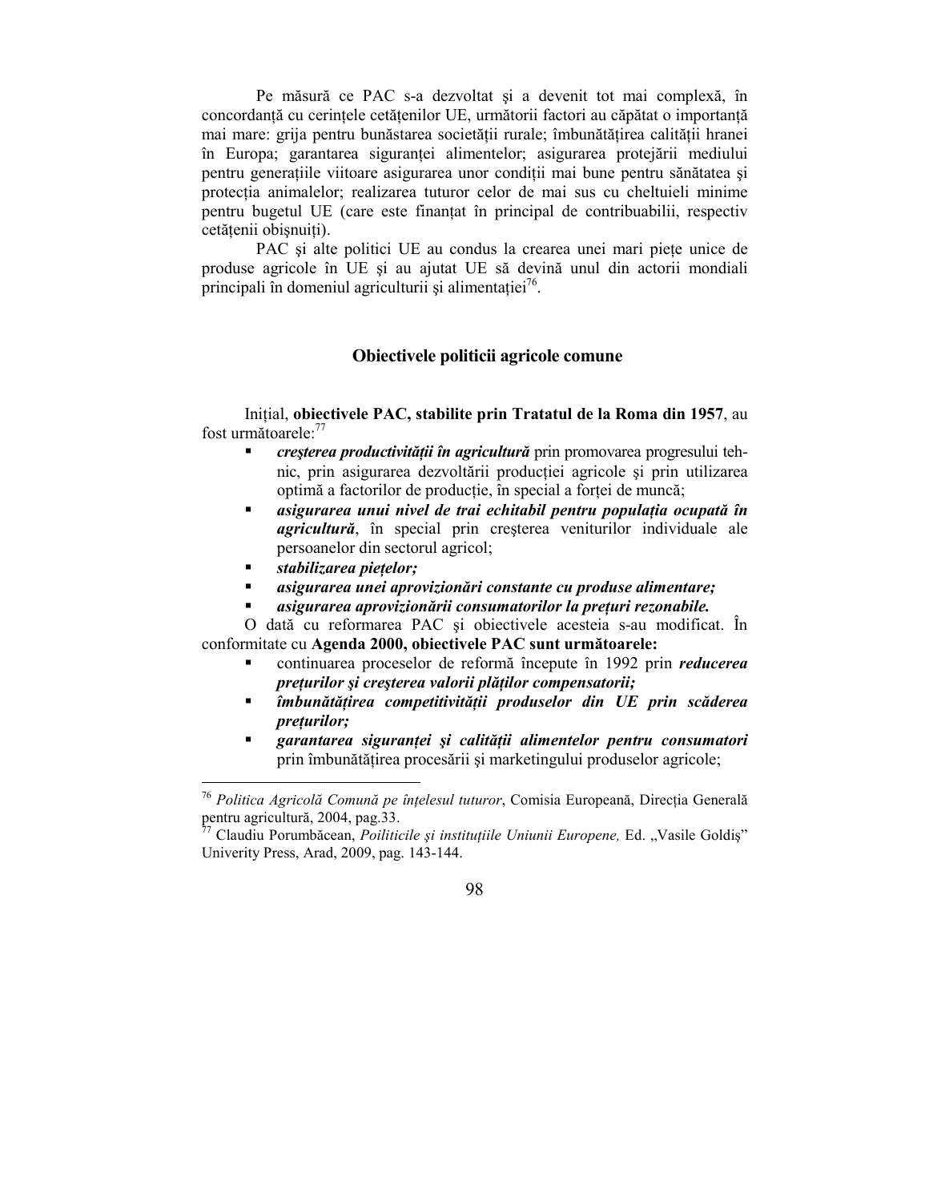Pe măsură ce PAC s-a dezvoltat şi a devenit tot mai complexă, în concordanţă cu cerinţele cetăţenilor UE, următorii factori au căpătat o importanţă mai mare: grija pentru bunăstarea societăţii rurale; îmbunătăţirea calităţii hranei în Europa; garantarea siguranţei alimentelor; asigurarea protejării mediului pentru generaţiile viitoare asigurarea unor condiţii mai bune pentru sănătatea şi protecţia animalelor; realizarea tuturor celor de mai sus cu cheltuieli minime pentru bugetul UE (care este finanţat în principal de contribuabilii, respectiv cetăţenii obişnuiţi).

PAC şi alte politici UE au condus la crearea unei mari pieţe unice de produse agricole în UE şi au ajutat UE să devină unul din actorii mondiali principali în domeniul agriculturii şi alimentaţiei[76].

## Obiectivele politicii agricole comune

Iniţial, **obiectivele PAC, stabilite prin Tratatul de la Roma din 1957**, au fost următoarele:[77]

- ***creşterea productivităţii în agricultură*** prin promovarea progresului tehnic, prin asigurarea dezvoltării producţiei agricole şi prin utilizarea optimă a factorilor de producţie, în special a forţei de muncă;
- ***asigurarea unui nivel de trai echitabil pentru populaţia ocupată în agricultură***, în special prin creşterea veniturilor individuale ale persoanelor din sectorul agricol;
- ***stabilizarea pieţelor;***
- ***asigurarea unei aprovizionări constante cu produse alimentare;***
- ***asigurarea aprovizionării consumatorilor la preţuri rezonabile.***

O dată cu reformarea PAC şi obiectivele acesteia s-au modificat. În conformitate cu **Agenda 2000, obiectivele PAC sunt următoarele:**

- continuarea proceselor de reformă începute în 1992 prin ***reducerea preţurilor şi creşterea valorii plăţilor compensatorii;***
- ***îmbunătăţirea competitivităţii produselor din UE prin scăderea preţurilor;***
- ***garantarea siguranţei şi calităţii alimentelor pentru consumatori*** prin îmbunătăţirea procesării şi marketingului produselor agricole;

---

[76] *Politica Agricolă Comună pe înţelesul tuturor*, Comisia Europeană, Direcţia Generală pentru agricultură, 2004, pag.33.

[77] Claudiu Porumbăcean, *Poiliticile şi instituţiile Uniunii Europene,* Ed. „Vasile Goldiş" Univerity Press, Arad, 2009, pag. 143-144.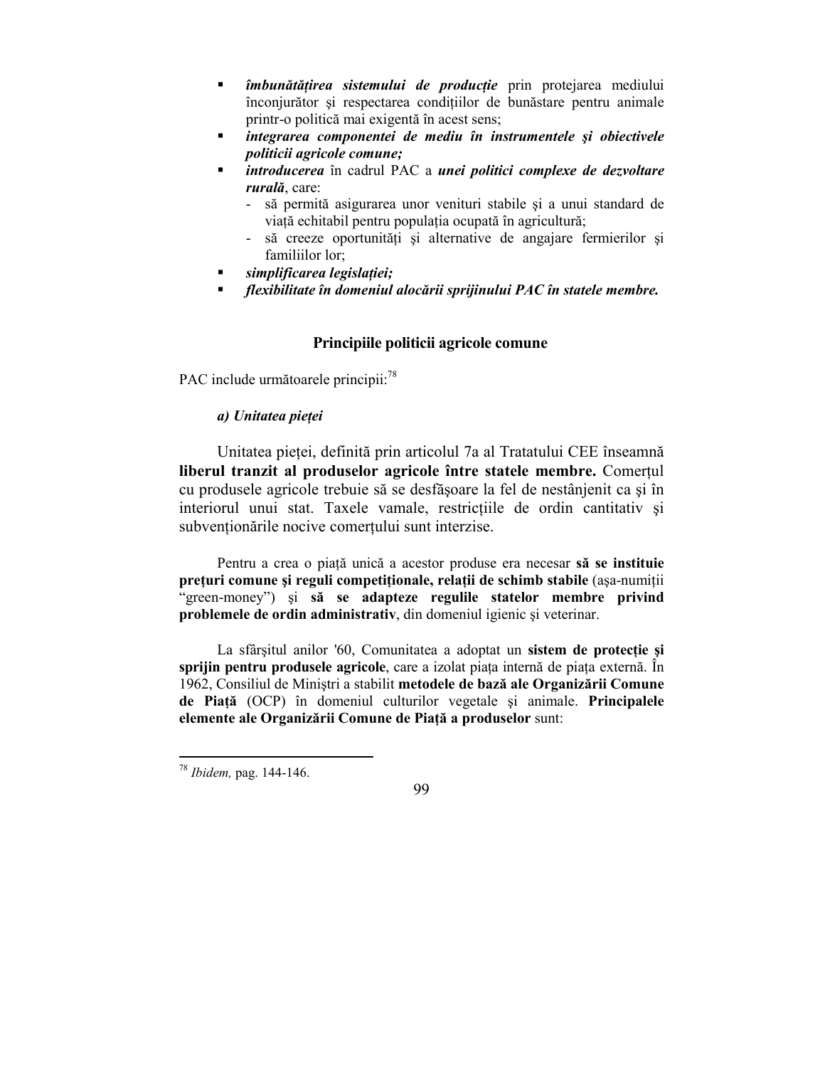- ***îmbunătățirea sistemului de producție*** prin protejarea mediului înconjurător și respectarea condițiilor de bunăstare pentru animale printr-o politică mai exigentă în acest sens;
- ***integrarea componentei de mediu în instrumentele şi obiectivele politicii agricole comune;***
- ***introducerea*** în cadrul PAC a ***unei politici complexe de dezvoltare rurală***, care:
  - să permită asigurarea unor venituri stabile şi a unui standard de viață echitabil pentru populația ocupată în agricultură;
  - să creeze oportunități și alternative de angajare fermierilor şi familiilor lor;
- ***simplificarea legislației;***
- ***flexibilitate în domeniul alocării sprijinului PAC în statele membre.***

## Principiile politicii agricole comune

PAC include următoarele principii:[78]

***a) Unitatea pieței***

Unitatea pieței, definită prin articolul 7a al Tratatului CEE înseamnă **liberul tranzit al produselor agricole între statele membre.** Comerțul cu produsele agricole trebuie să se desfăşoare la fel de nestânjenit ca şi în interiorul unui stat. Taxele vamale, restricțiile de ordin cantitativ şi subvenționările nocive comerțului sunt interzise.

Pentru a crea o piață unică a acestor produse era necesar **să se instituie prețuri comune şi reguli competiționale, relații de schimb stabile** (aşa-numiții "green-money") şi **să se adapteze regulile statelor membre privind problemele de ordin administrativ**, din domeniul igienic şi veterinar.

La sfârşitul anilor '60, Comunitatea a adoptat un **sistem de protecție şi sprijin pentru produsele agricole**, care a izolat piața internă de piața externă. În 1962, Consiliul de Miniştri a stabilit **metodele de bază ale Organizării Comune de Piață** (OCP) în domeniul culturilor vegetale şi animale. **Principalele elemente ale Organizării Comune de Piață a produselor** sunt:

---

[78] *Ibidem,* pag. 144-146.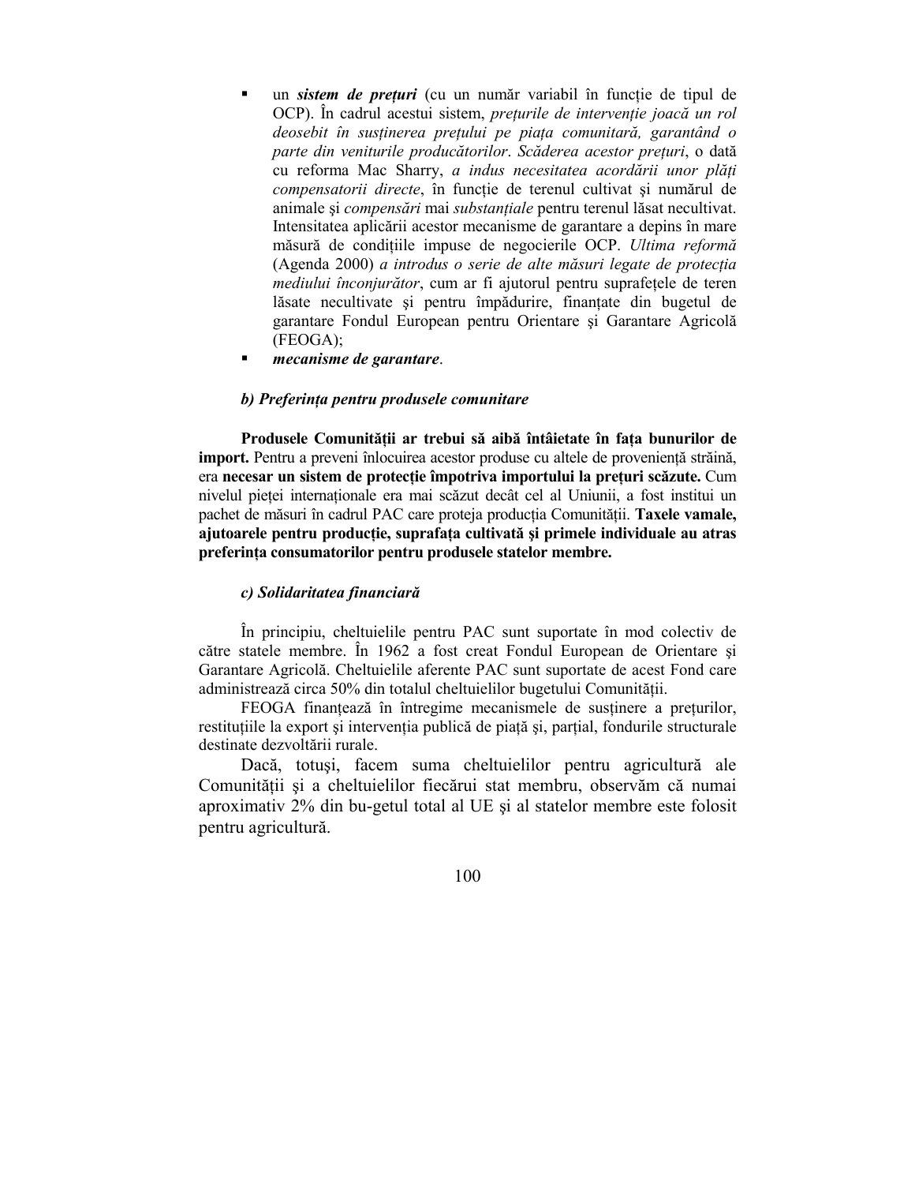- un ***sistem de prețuri*** (cu un număr variabil în funcție de tipul de OCP). În cadrul acestui sistem, *prețurile de intervenție joacă un rol deosebit în susținerea prețului pe piața comunitară, garantând o parte din veniturile producătorilor*. *Scăderea acestor prețuri*, o dată cu reforma Mac Sharry, *a indus necesitatea acordării unor plăți compensatorii directe*, în funcție de terenul cultivat şi numărul de animale şi *compensări* mai *substanțiale* pentru terenul lăsat necultivat. Intensitatea aplicării acestor mecanisme de garantare a depins în mare măsură de condițiile impuse de negocierile OCP. *Ultima reformă* (Agenda 2000) *a introdus o serie de alte măsuri legate de protecția mediului înconjurător*, cum ar fi ajutorul pentru suprafețele de teren lăsate necultivate şi pentru împădurire, finanțate din bugetul de garantare Fondul European pentru Orientare şi Garantare Agricolă (FEOGA);
- ***mecanisme de garantare***.

***b) Preferința pentru produsele comunitare***

**Produsele Comunității ar trebui să aibă întâietate în fața bunurilor de import.** Pentru a preveni înlocuirea acestor produse cu altele de proveniență străină, era **necesar un sistem de protecție împotriva importului la prețuri scăzute.** Cum nivelul pieței internaționale era mai scăzut decât cel al Uniunii, a fost institui un pachet de măsuri în cadrul PAC care proteja producția Comunității. **Taxele vamale, ajutoarele pentru producție, suprafața cultivată şi primele individuale au atras preferința consumatorilor pentru produsele statelor membre.**

***c) Solidaritatea financiară***

În principiu, cheltuielile pentru PAC sunt suportate în mod colectiv de către statele membre. În 1962 a fost creat Fondul European de Orientare şi Garantare Agricolă. Cheltuielile aferente PAC sunt suportate de acest Fond care administrează circa 50% din totalul cheltuielilor bugetului Comunității.

FEOGA finanțează în întregime mecanismele de susținere a prețurilor, restituțiile la export şi intervenția publică de piață şi, parțial, fondurile structurale destinate dezvoltării rurale.

Dacă, totuşi, facem suma cheltuielilor pentru agricultură ale Comunității şi a cheltuielilor fiecărui stat membru, observăm că numai aproximativ 2% din bu-getul total al UE şi al statelor membre este folosit pentru agricultură.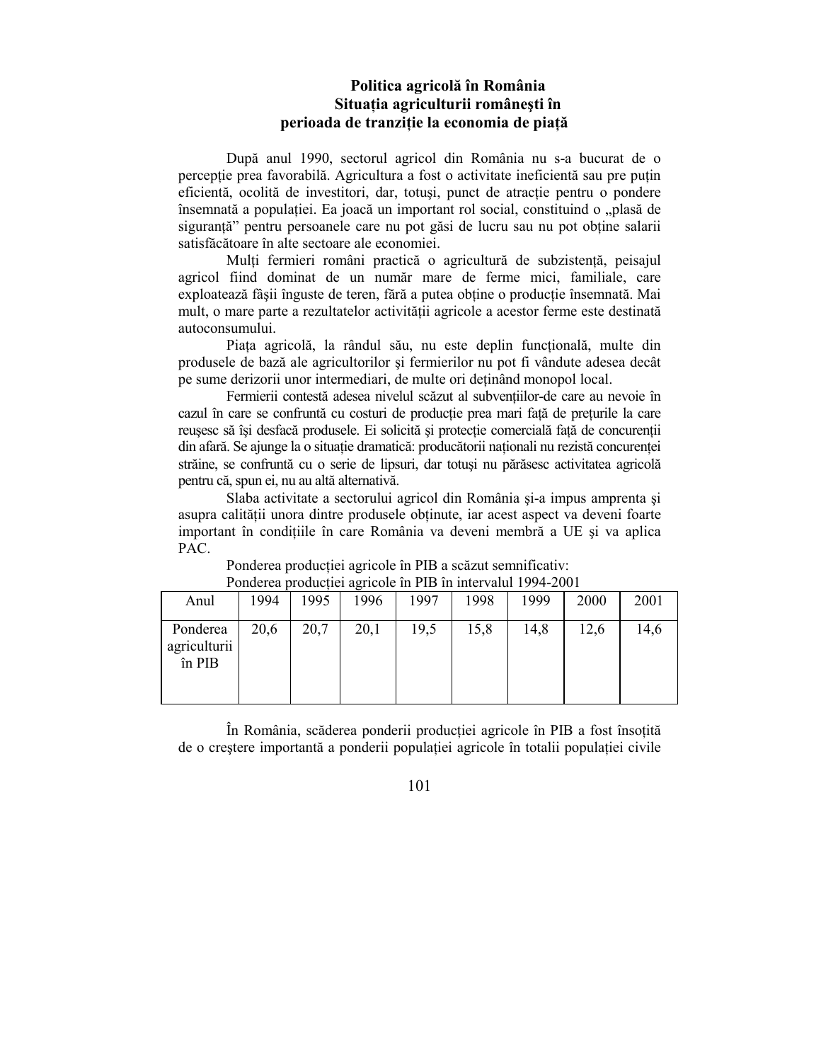## Politica agricolă în România
### Situația agriculturii românești în perioada de tranziție la economia de piață

După anul 1990, sectorul agricol din România nu s-a bucurat de o percepție prea favorabilă. Agricultura a fost o activitate ineficientă sau pre puțin eficientă, ocolită de investitori, dar, totuși, punct de atracție pentru o pondere însemnată a populației. Ea joacă un important rol social, constituind o „plasă de siguranță" pentru persoanele care nu pot găsi de lucru sau nu pot obține salarii satisfăcătoare în alte sectoare ale economiei.

Mulți fermieri români practică o agricultură de subzistență, peisajul agricol fiind dominat de un număr mare de ferme mici, familiale, care exploatează fâșii înguste de teren, fără a putea obține o producție însemnată. Mai mult, o mare parte a rezultatelor activității agricole a acestor ferme este destinată autoconsumului.

Piața agricolă, la rândul său, nu este deplin funcțională, multe din produsele de bază ale agricultorilor și fermierilor nu pot fi vândute adesea decât pe sume derizorii unor intermediari, de multe ori deținând monopol local.

Fermierii contestă adesea nivelul scăzut al subvențiilor-de care au nevoie în cazul în care se confruntă cu costuri de producție prea mari față de prețurile la care reușesc să își desfacă produsele. Ei solicită și protecție comercială față de concurenții din afară. Se ajunge la o situație dramatică: producătorii naționali nu rezistă concurenței străine, se confruntă cu o serie de lipsuri, dar totuși nu părăsesc activitatea agricolă pentru că, spun ei, nu au altă alternativă.

Slaba activitate a sectorului agricol din România și-a impus amprenta și asupra calității unora dintre produsele obținute, iar acest aspect va deveni foarte important în condițiile în care România va deveni membră a UE și va aplica PAC.

Ponderea producției agricole în PIB a scăzut semnificativ:

Ponderea producției agricole în PIB în intervalul 1994-2001

| Anul | 1994 | 1995 | 1996 | 1997 | 1998 | 1999 | 2000 | 2001 |
|---|---|---|---|---|---|---|---|---|
| Ponderea agriculturii în PIB | 20,6 | 20,7 | 20,1 | 19,5 | 15,8 | 14,8 | 12,6 | 14,6 |

În România, scăderea ponderii producției agricole în PIB a fost însoțită de o creștere importantă a ponderii populației agricole în totalii populației civile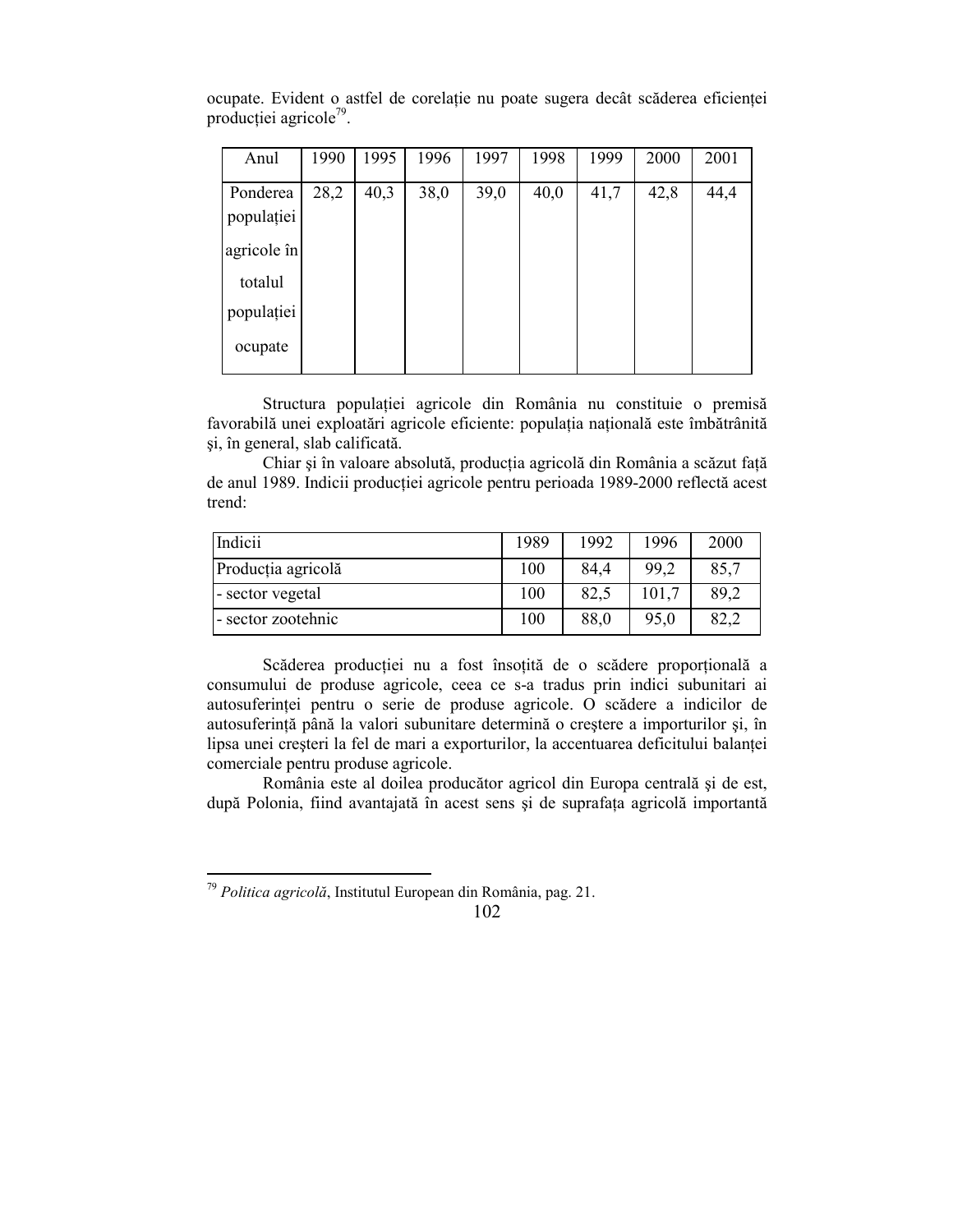ocupate. Evident o astfel de corelație nu poate sugera decât scăderea eficienței producției agricole[79].

| Anul | 1990 | 1995 | 1996 | 1997 | 1998 | 1999 | 2000 | 2001 |
|---|---|---|---|---|---|---|---|---|
| Ponderea populației agricole în totalul populației ocupate | 28,2 | 40,3 | 38,0 | 39,0 | 40,0 | 41,7 | 42,8 | 44,4 |

Structura populației agricole din România nu constituie o premisă favorabilă unei exploatări agricole eficiente: populația națională este îmbătrânită și, în general, slab calificată.

Chiar și în valoare absolută, producția agricolă din România a scăzut față de anul 1989. Indicii producției agricole pentru perioada 1989-2000 reflectă acest trend:

| Indicii | 1989 | 1992 | 1996 | 2000 |
|---|---|---|---|---|
| Producția agricolă | 100 | 84,4 | 99,2 | 85,7 |
| - sector vegetal | 100 | 82,5 | 101,7 | 89,2 |
| - sector zootehnic | 100 | 88,0 | 95,0 | 82,2 |

Scăderea producției nu a fost însoțită de o scădere proporțională a consumului de produse agricole, ceea ce s-a tradus prin indici subunitari ai autosuferinței pentru o serie de produse agricole. O scădere a indicilor de autosuferință până la valori subunitare determină o creștere a importurilor și, în lipsa unei creșteri la fel de mari a exporturilor, la accentuarea deficitului balanței comerciale pentru produse agricole.

România este al doilea producător agricol din Europa centrală și de est, după Polonia, fiind avantajată în acest sens și de suprafața agricolă importantă

[79] *Politica agricolă*, Institutul European din România, pag. 21.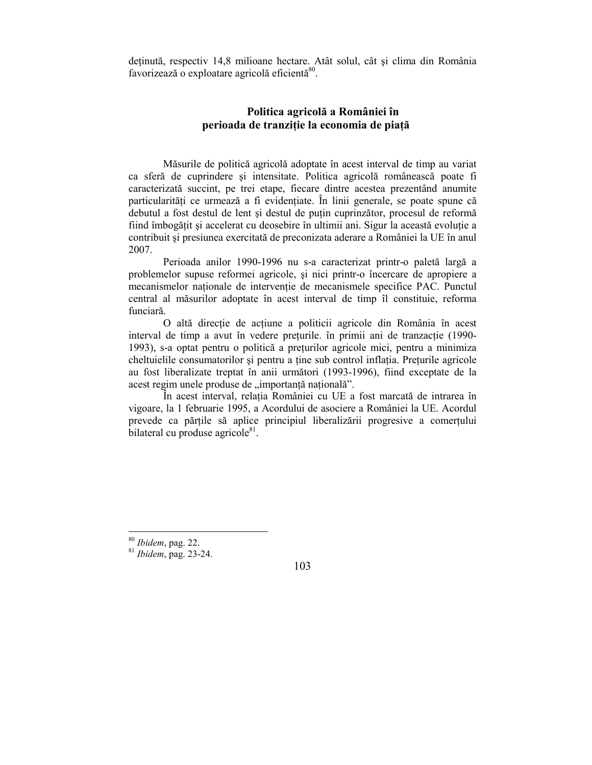deținută, respectiv 14,8 milioane hectare. Atât solul, cât şi clima din România favorizează o exploatare agricolă eficientă[80].

## Politica agricolă a României în perioada de tranziție la economia de piață

Măsurile de politică agricolă adoptate în acest interval de timp au variat ca sferă de cuprindere şi intensitate. Politica agricolă românească poate fi caracterizată succint, pe trei etape, fiecare dintre acestea prezentând anumite particularități ce urmează a fi evidențiate. În linii generale, se poate spune că debutul a fost destul de lent şi destul de puțin cuprinzător, procesul de reformă fiind îmbogățit şi accelerat cu deosebire în ultimii ani. Sigur la această evoluție a contribuit şi presiunea exercitată de preconizata aderare a României la UE în anul 2007.

Perioada anilor 1990-1996 nu s-a caracterizat printr-o paletă largă a problemelor supuse reformei agricole, şi nici printr-o încercare de apropiere a mecanismelor naționale de intervenție de mecanismele specifice PAC. Punctul central al măsurilor adoptate în acest interval de timp îl constituie, reforma funciară.

O altă direcție de acțiune a politicii agricole din România în acest interval de timp a avut în vedere prețurile. în primii ani de tranzacție (1990-1993), s-a optat pentru o politică a prețurilor agricole mici, pentru a minimiza cheltuielile consumatorilor şi pentru a ține sub control inflația. Prețurile agricole au fost liberalizate treptat în anii următori (1993-1996), fiind exceptate de la acest regim unele produse de „importanță națională".

În acest interval, relația României cu UE a fost marcată de intrarea în vigoare, la 1 februarie 1995, a Acordului de asociere a României la UE. Acordul prevede ca părțile să aplice principiul liberalizării progresive a comerțului bilateral cu produse agricole[81].

---

[80] *Ibidem*, pag. 22.

[81] *Ibidem*, pag. 23-24.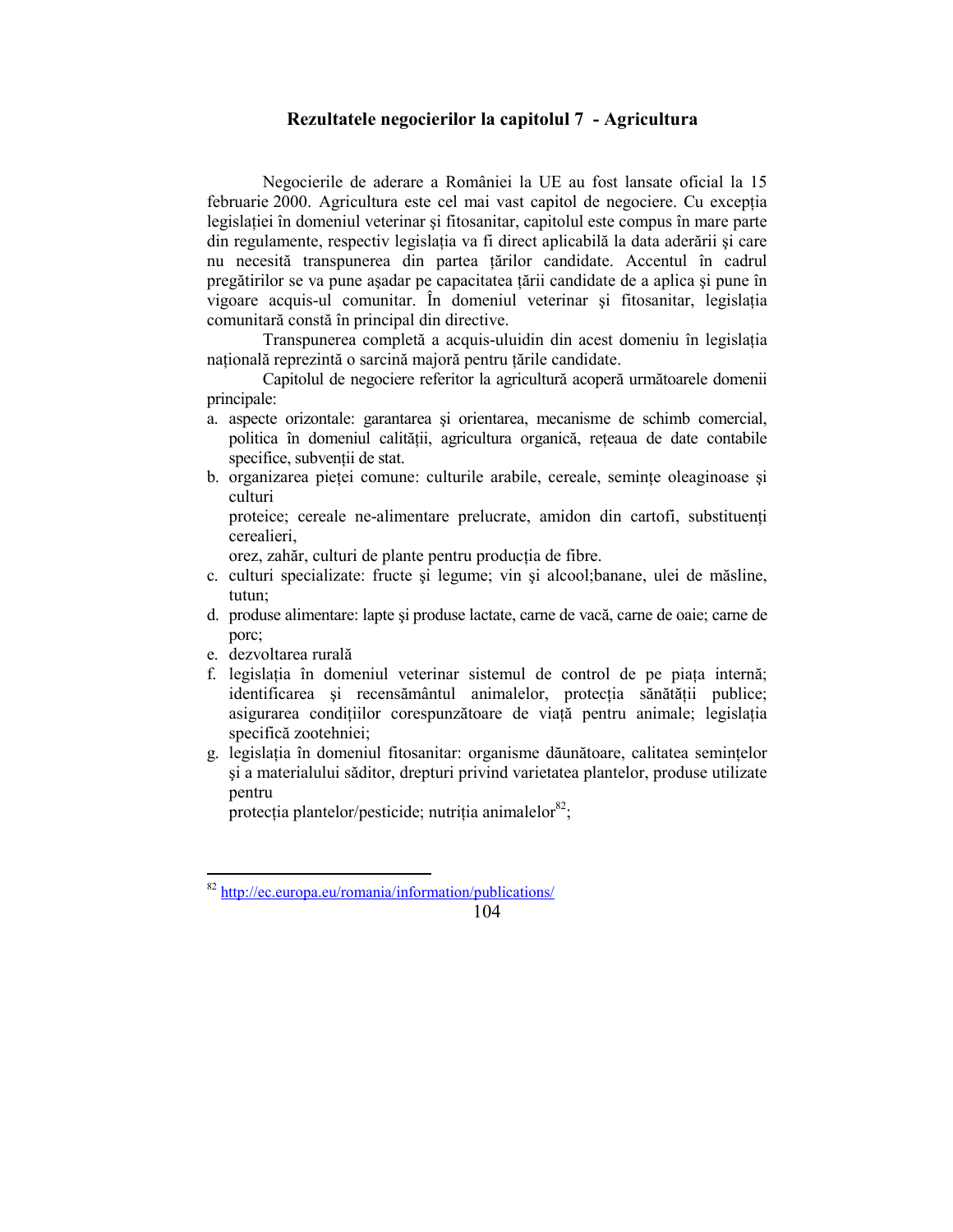## Rezultatele negocierilor la capitolul 7 - Agricultura

Negocierile de aderare a României la UE au fost lansate oficial la 15 februarie 2000. Agricultura este cel mai vast capitol de negociere. Cu excepția legislației în domeniul veterinar şi fitosanitar, capitolul este compus în mare parte din regulamente, respectiv legislația va fi direct aplicabilă la data aderării şi care nu necesită transpunerea din partea țărilor candidate. Accentul în cadrul pregătirilor se va pune aşadar pe capacitatea țării candidate de a aplica şi pune în vigoare acquis-ul comunitar. În domeniul veterinar şi fitosanitar, legislația comunitară constă în principal din directive.

Transpunerea completă a acquis-uluidin din acest domeniu în legislația națională reprezintă o sarcină majoră pentru țările candidate.

Capitolul de negociere referitor la agricultură acoperă următoarele domenii principale:

a. aspecte orizontale: garantarea şi orientarea, mecanisme de schimb comercial, politica în domeniul calității, agricultura organică, rețeaua de date contabile specifice, subvenții de stat.
b. organizarea pieței comune: culturile arabile, cereale, semințe oleaginoase şi culturi
   proteice; cereale ne-alimentare prelucrate, amidon din cartofi, substituenți cerealieri,
   orez, zahăr, culturi de plante pentru producția de fibre.
c. culturi specializate: fructe şi legume; vin şi alcool;banane, ulei de măsline, tutun;
d. produse alimentare: lapte şi produse lactate, carne de vacă, carne de oaie; carne de porc;
e. dezvoltarea rurală
f. legislația în domeniul veterinar sistemul de control de pe piața internă; identificarea şi recensământul animalelor, protecția sănătății publice; asigurarea condițiilor corespunzătoare de viață pentru animale; legislația specifică zootehniei;
g. legislația în domeniul fitosanitar: organisme dăunătoare, calitatea semințelor şi a materialului săditor, drepturi privind varietatea plantelor, produse utilizate pentru
   protecția plantelor/pesticide; nutriția animalelor[82];

---

[82] http://ec.europa.eu/romania/information/publications/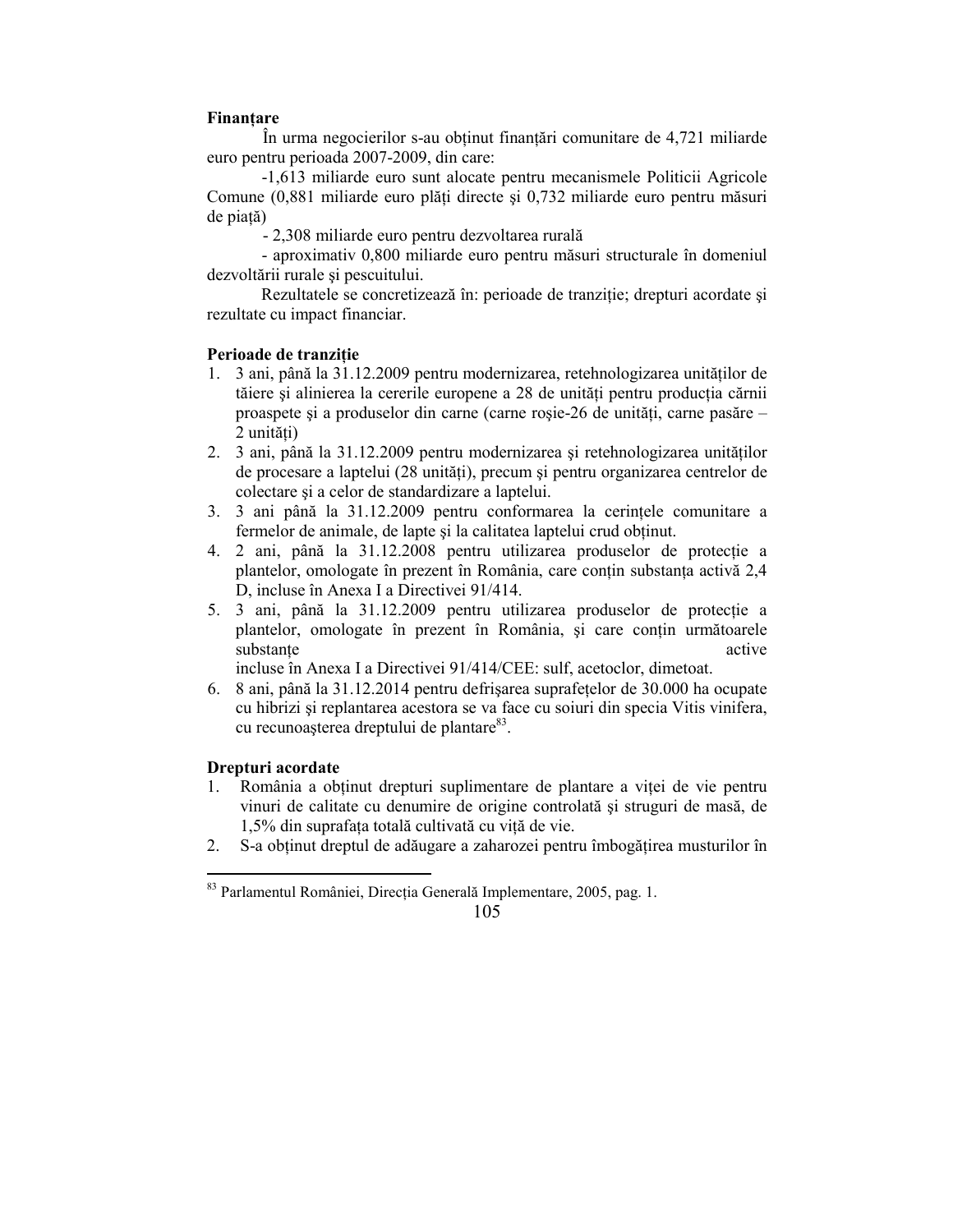**Finanțare**

În urma negocierilor s-au obținut finanțări comunitare de 4,721 miliarde euro pentru perioada 2007-2009, din care:

-1,613 miliarde euro sunt alocate pentru mecanismele Politicii Agricole Comune (0,881 miliarde euro plăți directe și 0,732 miliarde euro pentru măsuri de piață)

- 2,308 miliarde euro pentru dezvoltarea rurală

- aproximativ 0,800 miliarde euro pentru măsuri structurale în domeniul dezvoltării rurale și pescuitului.

Rezultatele se concretizează în: perioade de tranziție; drepturi acordate și rezultate cu impact financiar.

**Perioade de tranziție**

1. 3 ani, până la 31.12.2009 pentru modernizarea, retehnologizarea unităților de tăiere și alinierea la cererile europene a 28 de unități pentru producția cărnii proaspete și a produselor din carne (carne roșie-26 de unități, carne pasăre – 2 unități)
2. 3 ani, până la 31.12.2009 pentru modernizarea și retehnologizarea unităților de procesare a laptelui (28 unități), precum și pentru organizarea centrelor de colectare și a celor de standardizare a laptelui.
3. 3 ani până la 31.12.2009 pentru conformarea la cerințele comunitare a fermelor de animale, de lapte și la calitatea laptelui crud obținut.
4. 2 ani, până la 31.12.2008 pentru utilizarea produselor de protecție a plantelor, omologate în prezent în România, care conțin substanța activă 2,4 D, incluse în Anexa I a Directivei 91/414.
5. 3 ani, până la 31.12.2009 pentru utilizarea produselor de protecție a plantelor, omologate în prezent în România, și care conțin următoarele substanțe active incluse în Anexa I a Directivei 91/414/CEE: sulf, acetoclor, dimetoat.
6. 8 ani, până la 31.12.2014 pentru defrișarea suprafețelor de 30.000 ha ocupate cu hibrizi și replantarea acestora se va face cu soiuri din specia Vitis vinifera, cu recunoașterea dreptului de plantare[83].

**Drepturi acordate**

1. România a obținut drepturi suplimentare de plantare a viței de vie pentru vinuri de calitate cu denumire de origine controlată și struguri de masă, de 1,5% din suprafața totală cultivată cu viță de vie.
2. S-a obținut dreptul de adăugare a zaharozei pentru îmbogățirea musturilor în

[83] Parlamentul României, Direcția Generală Implementare, 2005, pag. 1.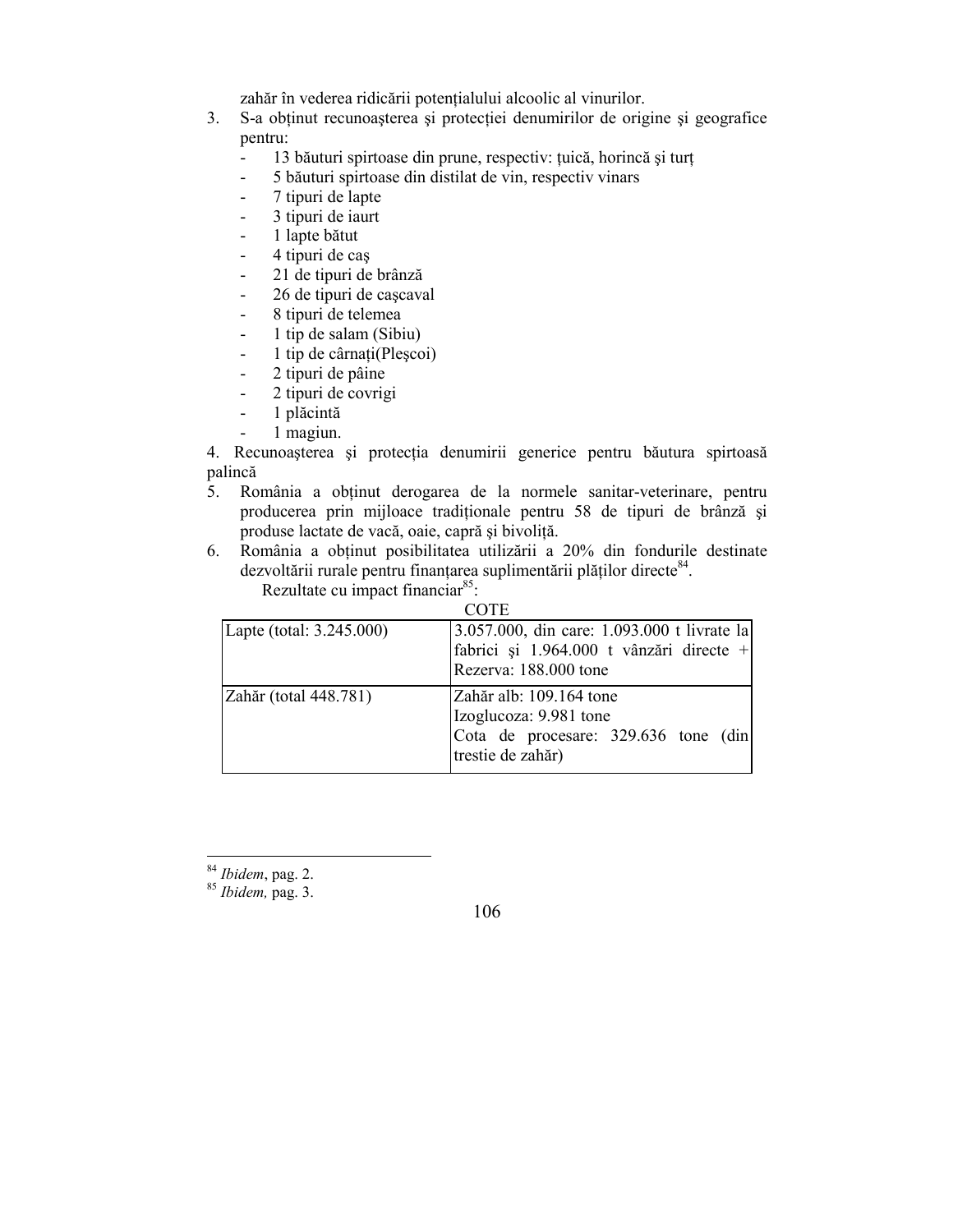zahăr în vederea ridicării potențialului alcoolic al vinurilor.

3. S-a obținut recunoașterea și protecției denumirilor de origine și geografice pentru:
   - 13 băuturi spirtoase din prune, respectiv: țuică, horincă și turț
   - 5 băuturi spirtoase din distilat de vin, respectiv vinars
   - 7 tipuri de lapte
   - 3 tipuri de iaurt
   - 1 lapte bătut
   - 4 tipuri de caș
   - 21 de tipuri de brânză
   - 26 de tipuri de cașcaval
   - 8 tipuri de telemea
   - 1 tip de salam (Sibiu)
   - 1 tip de cârnați(Pleșcoi)
   - 2 tipuri de pâine
   - 2 tipuri de covrigi
   - 1 plăcintă
   - 1 magiun.

4. Recunoașterea și protecția denumirii generice pentru băutura spirtoasă palincă

5. România a obținut derogarea de la normele sanitar-veterinare, pentru producerea prin mijloace tradiționale pentru 58 de tipuri de brânză și produse lactate de vacă, oaie, capră și bivoliță.

6. România a obținut posibilitatea utilizării a 20% din fondurile destinate dezvoltării rurale pentru finanțarea suplimentării plăților directe[84].

Rezultate cu impact financiar[85]:

COTE

| | |
|---|---|
| Lapte (total: 3.245.000) | 3.057.000, din care: 1.093.000 t livrate la fabrici și 1.964.000 t vânzări directe + Rezerva: 188.000 tone |
| Zahăr (total 448.781) | Zahăr alb: 109.164 tone<br>Izoglucoza: 9.981 tone<br>Cota de procesare: 329.636 tone (din trestie de zahăr) |

---

[84] *Ibidem*, pag. 2.

[85] *Ibidem,* pag. 3.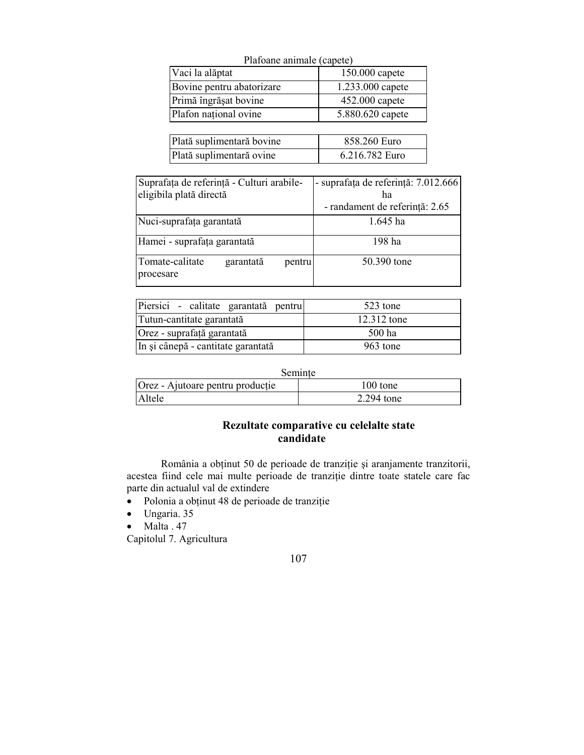Plafoane animale (capete)

| | |
|---|---|
| Vaci la alăptat | 150.000 capete |
| Bovine pentru abatorizare | 1.233.000 capete |
| Primă îngrăşat bovine | 452.000 capete |
| Plafon naţional ovine | 5.880.620 capete |

| | |
|---|---|
| Plată suplimentară bovine | 858.260 Euro |
| Plată suplimentară ovine | 6.216.782 Euro |

| | |
|---|---|
| Suprafaţa de referinţă - Culturi arabile-eligibila plată directă | - suprafaţa de referinţă: 7.012.666 ha<br>- randament de referinţă: 2.65 |
| Nuci-suprafaţa garantată | 1.645 ha |
| Hamei - suprafaţa garantată | 198 ha |
| Tomate-calitate garantată pentru procesare | 50.390 tone |

| | |
|---|---|
| Piersici - calitate garantată pentru | 523 tone |
| Tutun-cantitate garantată | 12.312 tone |
| Orez - suprafaţă garantată | 500 ha |
| In şi cânepă - cantitate garantată | 963 tone |

Seminţe

| | |
|---|---|
| Orez - Ajutoare pentru producţie | 100 tone |
| Altele | 2.294 tone |

## Rezultate comparative cu celelalte state candidate

România a obţinut 50 de perioade de tranziţie şi aranjamente tranzitorii, acestea fiind cele mai multe perioade de tranziţie dintre toate statele care fac parte din actualul val de extindere

- Polonia a obţinut 48 de perioade de tranziţie
- Ungaria. 35
- Malta . 47

Capitolul 7. Agricultura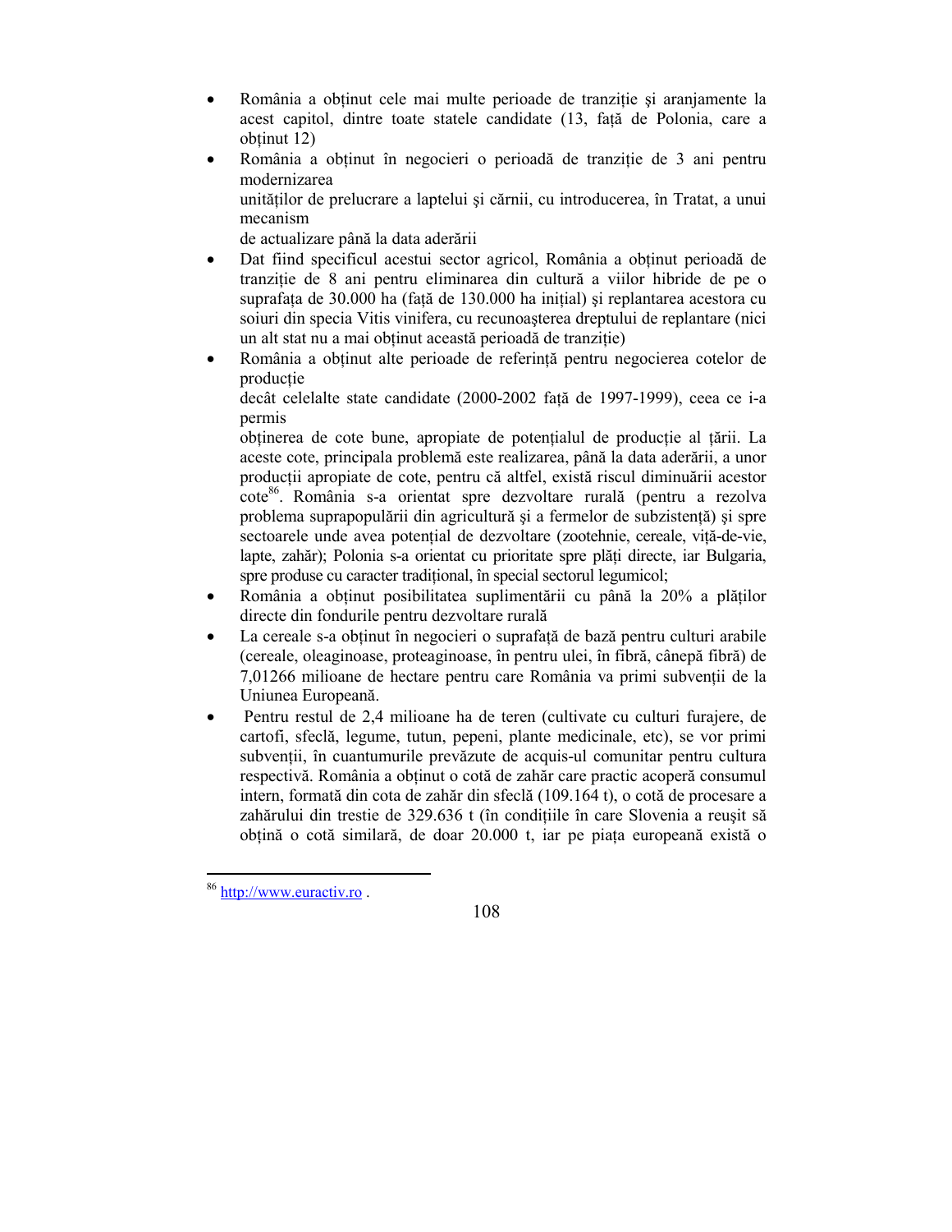- România a obținut cele mai multe perioade de tranziție și aranjamente la acest capitol, dintre toate statele candidate (13, față de Polonia, care a obținut 12)
- România a obținut în negocieri o perioadă de tranziție de 3 ani pentru modernizarea
  unităților de prelucrare a laptelui și cărnii, cu introducerea, în Tratat, a unui mecanism
  de actualizare până la data aderării
- Dat fiind specificul acestui sector agricol, România a obținut perioadă de tranziție de 8 ani pentru eliminarea din cultură a viilor hibride de pe o suprafața de 30.000 ha (față de 130.000 ha inițial) și replantarea acestora cu soiuri din specia Vitis vinifera, cu recunoașterea dreptului de replantare (nici un alt stat nu a mai obținut această perioadă de tranziție)
- România a obținut alte perioade de referință pentru negocierea cotelor de producție
  decât celelalte state candidate (2000-2002 față de 1997-1999), ceea ce i-a permis
  obținerea de cote bune, apropiate de potențialul de producție al țării. La aceste cote, principala problemă este realizarea, până la data aderării, a unor producții apropiate de cote, pentru că altfel, există riscul diminuării acestor cote[86]. România s-a orientat spre dezvoltare rurală (pentru a rezolva problema suprapopulării din agricultură și a fermelor de subzistență) și spre sectoarele unde avea potențial de dezvoltare (zootehnie, cereale, viță-de-vie, lapte, zahăr); Polonia s-a orientat cu prioritate spre plăți directe, iar Bulgaria, spre produse cu caracter tradițional, în special sectorul legumicol;
- România a obținut posibilitatea suplimentării cu până la 20% a plăților directe din fondurile pentru dezvoltare rurală
- La cereale s-a obținut în negocieri o suprafață de bază pentru culturi arabile (cereale, oleaginoase, proteaginoase, în pentru ulei, în fibră, cânepă fibră) de 7,01266 milioane de hectare pentru care România va primi subvenții de la Uniunea Europeană.
- Pentru restul de 2,4 milioane ha de teren (cultivate cu culturi furajere, de cartofi, sfeclă, legume, tutun, pepeni, plante medicinale, etc), se vor primi subvenții, în cuantumurile prevăzute de acquis-ul comunitar pentru cultura respectivă. România a obținut o cotă de zahăr care practic acoperă consumul intern, formată din cota de zahăr din sfeclă (109.164 t), o cotă de procesare a zahărului din trestie de 329.636 t (în condițiile în care Slovenia a reușit să obțină o cotă similară, de doar 20.000 t, iar pe piața europeană există o

---

[86] http://www.euractiv.ro .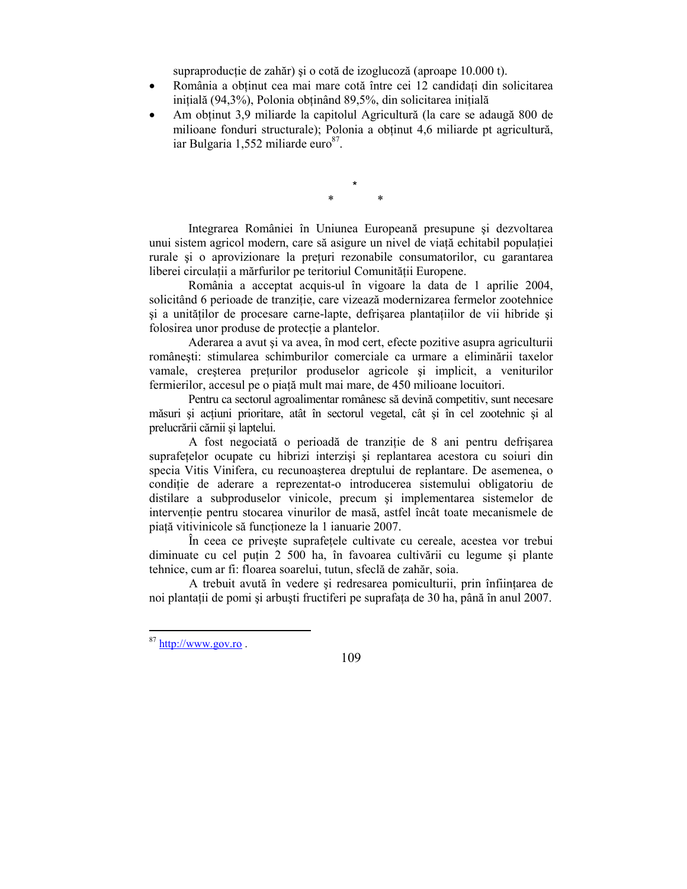supraproducție de zahăr) și o cotă de izoglucoză (aproape 10.000 t).

- România a obținut cea mai mare cotă între cei 12 candidați din solicitarea inițială (94,3%), Polonia obținând 89,5%, din solicitarea inițială
- Am obținut 3,9 miliarde la capitolul Agricultură (la care se adaugă 800 de milioane fonduri structurale); Polonia a obținut 4,6 miliarde pt agricultură, iar Bulgaria 1,552 miliarde euro[87].

*

\*           \*

Integrarea României în Uniunea Europeană presupune și dezvoltarea unui sistem agricol modern, care să asigure un nivel de viață echitabil populației rurale și o aprovizionare la prețuri rezonabile consumatorilor, cu garantarea liberei circulații a mărfurilor pe teritoriul Comunității Europene.

România a acceptat acquis-ul în vigoare la data de 1 aprilie 2004, solicitând 6 perioade de tranziție, care vizează modernizarea fermelor zootehnice și a unităților de procesare carne-lapte, defrișarea plantațiilor de vii hibride și folosirea unor produse de protecție a plantelor.

Aderarea a avut și va avea, în mod cert, efecte pozitive asupra agriculturii românești: stimularea schimburilor comerciale ca urmare a eliminării taxelor vamale, creșterea prețurilor produselor agricole și implicit, a veniturilor fermierilor, accesul pe o piață mult mai mare, de 450 milioane locuitori.

Pentru ca sectorul agroalimentar românesc să devină competitiv, sunt necesare măsuri și acțiuni prioritare, atât în sectorul vegetal, cât și în cel zootehnic și al prelucrării cărnii și laptelui.

A fost negociată o perioadă de tranziție de 8 ani pentru defrișarea suprafețelor ocupate cu hibrizi interziși și replantarea acestora cu soiuri din specia Vitis Vinifera, cu recunoașterea dreptului de replantare. De asemenea, o condiție de aderare a reprezentat-o introducerea sistemului obligatoriu de distilare a subproduselor vinicole, precum și implementarea sistemelor de intervenție pentru stocarea vinurilor de masă, astfel încât toate mecanismele de piață vitivinicole să funcționeze la 1 ianuarie 2007.

În ceea ce privește suprafețele cultivate cu cereale, acestea vor trebui diminuate cu cel puțin 2 500 ha, în favoarea cultivării cu legume și plante tehnice, cum ar fi: floarea soarelui, tutun, sfeclă de zahăr, soia.

A trebuit avută în vedere și redresarea pomiculturii, prin înființarea de noi plantații de pomi și arbuști fructiferi pe suprafața de 30 ha, până în anul 2007.

---

[87] http://www.gov.ro .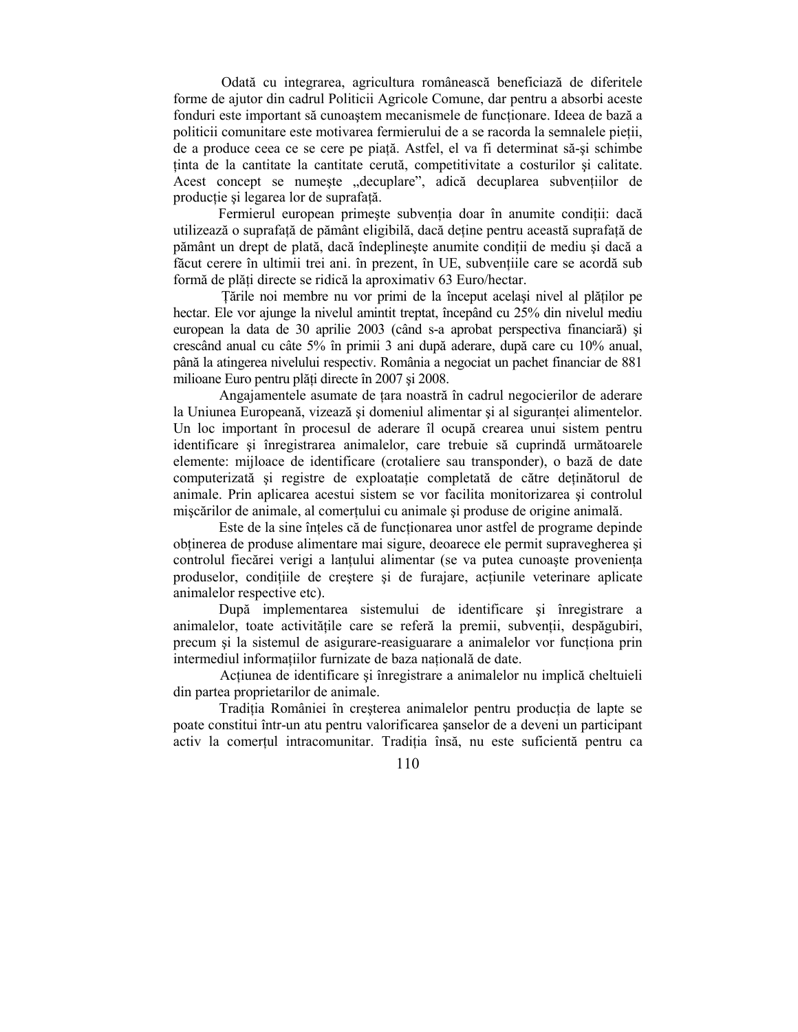Odată cu integrarea, agricultura românească beneficiază de diferitele forme de ajutor din cadrul Politicii Agricole Comune, dar pentru a absorbi aceste fonduri este important să cunoaştem mecanismele de funcţionare. Ideea de bază a politicii comunitare este motivarea fermierului de a se racorda la semnalele pieţii, de a produce ceea ce se cere pe piaţă. Astfel, el va fi determinat să-şi schimbe ţinta de la cantitate la cantitate cerută, competitivitate a costurilor şi calitate. Acest concept se numeşte „decuplare", adică decuplarea subvenţiilor de producţie şi legarea lor de suprafaţă.

Fermierul european primeşte subvenţia doar în anumite condiţii: dacă utilizează o suprafaţă de pământ eligibilă, dacă deţine pentru această suprafaţă de pământ un drept de plată, dacă îndeplineşte anumite condiţii de mediu şi dacă a făcut cerere în ultimii trei ani. în prezent, în UE, subvenţiile care se acordă sub formă de plăţi directe se ridică la aproximativ 63 Euro/hectar.

Ţările noi membre nu vor primi de la început acelaşi nivel al plăţilor pe hectar. Ele vor ajunge la nivelul amintit treptat, începând cu 25% din nivelul mediu european la data de 30 aprilie 2003 (când s-a aprobat perspectiva financiară) şi crescând anual cu câte 5% în primii 3 ani după aderare, după care cu 10% anual, până la atingerea nivelului respectiv. România a negociat un pachet financiar de 881 milioane Euro pentru plăţi directe în 2007 şi 2008.

Angajamentele asumate de ţara noastră în cadrul negocierilor de aderare la Uniunea Europeană, vizează şi domeniul alimentar şi al siguranţei alimentelor. Un loc important în procesul de aderare îl ocupă crearea unui sistem pentru identificare şi înregistrarea animalelor, care trebuie să cuprindă următoarele elemente: mijloace de identificare (crotaliere sau transponder), o bază de date computerizată şi registre de exploataţie completată de către deţinătorul de animale. Prin aplicarea acestui sistem se vor facilita monitorizarea şi controlul mişcărilor de animale, al comerţului cu animale şi produse de origine animală.

Este de la sine înţeles că de funcţionarea unor astfel de programe depinde obţinerea de produse alimentare mai sigure, deoarece ele permit supravegherea şi controlul fiecărei verigi a lanţului alimentar (se va putea cunoaşte provenienţa produselor, condiţiile de creştere şi de furajare, acţiunile veterinare aplicate animalelor respective etc).

După implementarea sistemului de identificare şi înregistrare a animalelor, toate activităţile care se referă la premii, subvenţii, despăgubiri, precum şi la sistemul de asigurare-reasiguarare a animalelor vor funcţiona prin intermediul informaţiilor furnizate de baza naţională de date.

Acţiunea de identificare şi înregistrare a animalelor nu implică cheltuieli din partea proprietarilor de animale.

Tradiţia României în creşterea animalelor pentru producţia de lapte se poate constitui într-un atu pentru valorificarea şanselor de a deveni un participant activ la comerţul intracomunitar. Tradiţia însă, nu este suficientă pentru ca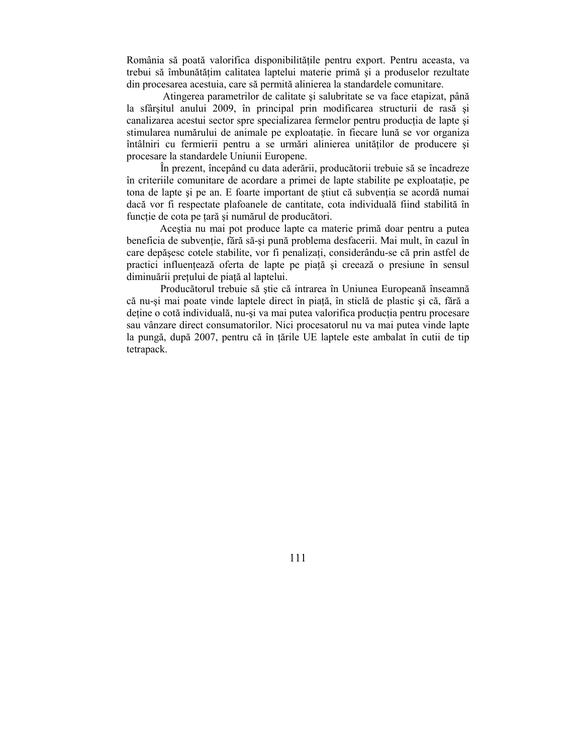România să poată valorifica disponibilitățile pentru export. Pentru aceasta, va trebui să îmbunătățim calitatea laptelui materie primă şi a produselor rezultate din procesarea acestuia, care să permită alinierea la standardele comunitare.

Atingerea parametrilor de calitate şi salubritate se va face etapizat, până la sfârşitul anului 2009, în principal prin modificarea structurii de rasă şi canalizarea acestui sector spre specializarea fermelor pentru producția de lapte şi stimularea numărului de animale pe exploatație. în fiecare lună se vor organiza întâlniri cu fermierii pentru a se urmări alinierea unităților de producere şi procesare la standardele Uniunii Europene.

În prezent, începând cu data aderării, producătorii trebuie să se încadreze în criteriile comunitare de acordare a primei de lapte stabilite pe exploatație, pe tona de lapte şi pe an. E foarte important de ştiut că subvenția se acordă numai dacă vor fi respectate plafoanele de cantitate, cota individuală fiind stabilită în funcție de cota pe țară şi numărul de producători.

Aceştia nu mai pot produce lapte ca materie primă doar pentru a putea beneficia de subvenție, fără să-şi pună problema desfacerii. Mai mult, în cazul în care depăşesc cotele stabilite, vor fi penalizați, considerându-se că prin astfel de practici influențează oferta de lapte pe piață şi creează o presiune în sensul diminuării prețului de piață al laptelui.

Producătorul trebuie să ştie că intrarea în Uniunea Europeană înseamnă că nu-şi mai poate vinde laptele direct în piață, în sticlă de plastic şi că, fără a deține o cotă individuală, nu-şi va mai putea valorifica producția pentru procesare sau vânzare direct consumatorilor. Nici procesatorul nu va mai putea vinde lapte la pungă, după 2007, pentru că în țările UE laptele este ambalat în cutii de tip tetrapack.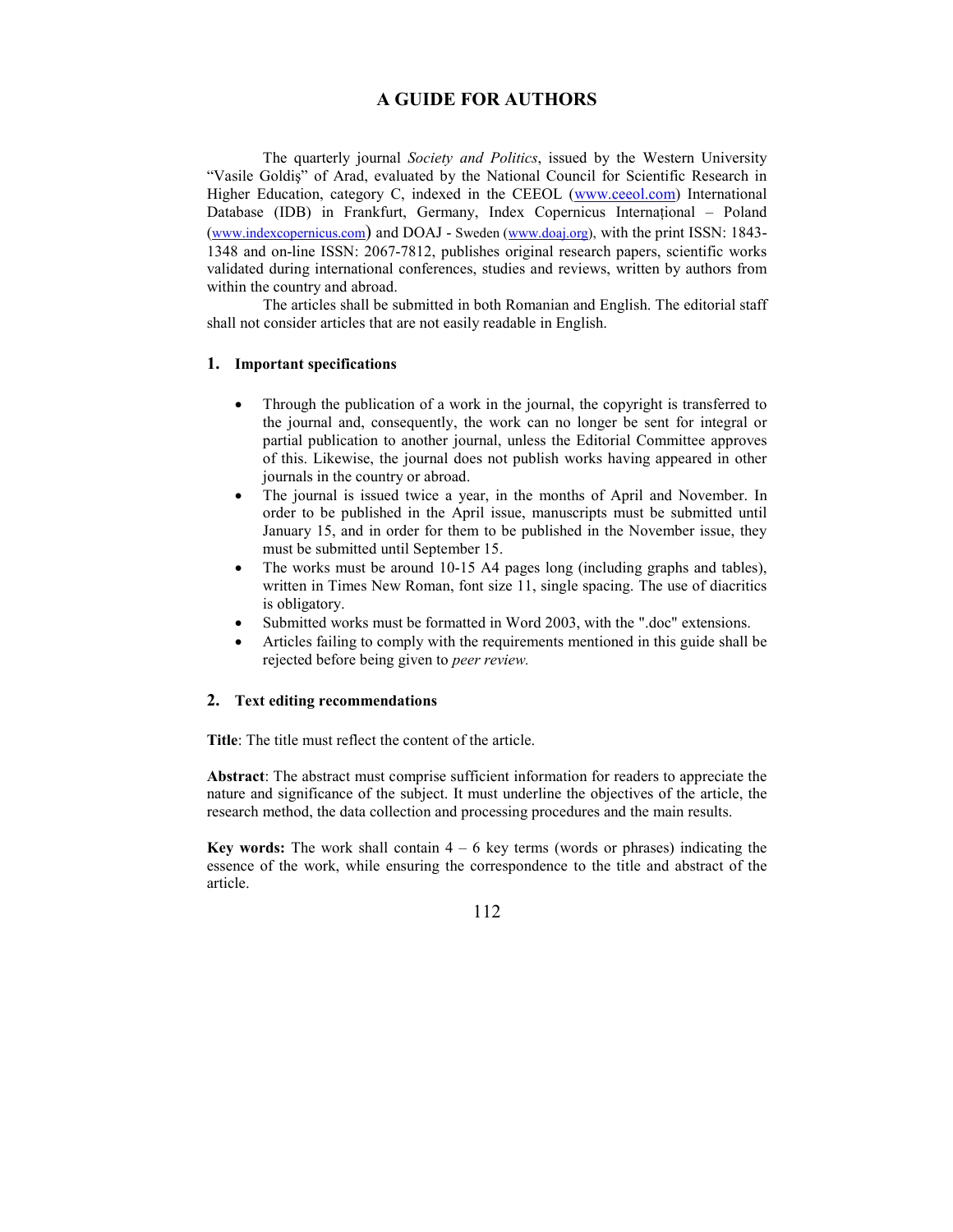# A GUIDE FOR AUTHORS

The quarterly journal *Society and Politics*, issued by the Western University "Vasile Goldiş" of Arad, evaluated by the National Council for Scientific Research in Higher Education, category C, indexed in the CEEOL (www.ceeol.com) International Database (IDB) in Frankfurt, Germany, Index Copernicus Internațional – Poland (www.indexcopernicus.com) and DOAJ - Sweden (www.doaj.org), with the print ISSN: 1843-1348 and on-line ISSN: 2067-7812, publishes original research papers, scientific works validated during international conferences, studies and reviews, written by authors from within the country and abroad.

The articles shall be submitted in both Romanian and English. The editorial staff shall not consider articles that are not easily readable in English.

## 1. Important specifications

- Through the publication of a work in the journal, the copyright is transferred to the journal and, consequently, the work can no longer be sent for integral or partial publication to another journal, unless the Editorial Committee approves of this. Likewise, the journal does not publish works having appeared in other journals in the country or abroad.
- The journal is issued twice a year, in the months of April and November. In order to be published in the April issue, manuscripts must be submitted until January 15, and in order for them to be published in the November issue, they must be submitted until September 15.
- The works must be around 10-15 A4 pages long (including graphs and tables), written in Times New Roman, font size 11, single spacing. The use of diacritics is obligatory.
- Submitted works must be formatted in Word 2003, with the ".doc" extensions.
- Articles failing to comply with the requirements mentioned in this guide shall be rejected before being given to *peer review.*

## 2. Text editing recommendations

**Title**: The title must reflect the content of the article.

**Abstract**: The abstract must comprise sufficient information for readers to appreciate the nature and significance of the subject. It must underline the objectives of the article, the research method, the data collection and processing procedures and the main results.

**Key words:** The work shall contain 4 – 6 key terms (words or phrases) indicating the essence of the work, while ensuring the correspondence to the title and abstract of the article.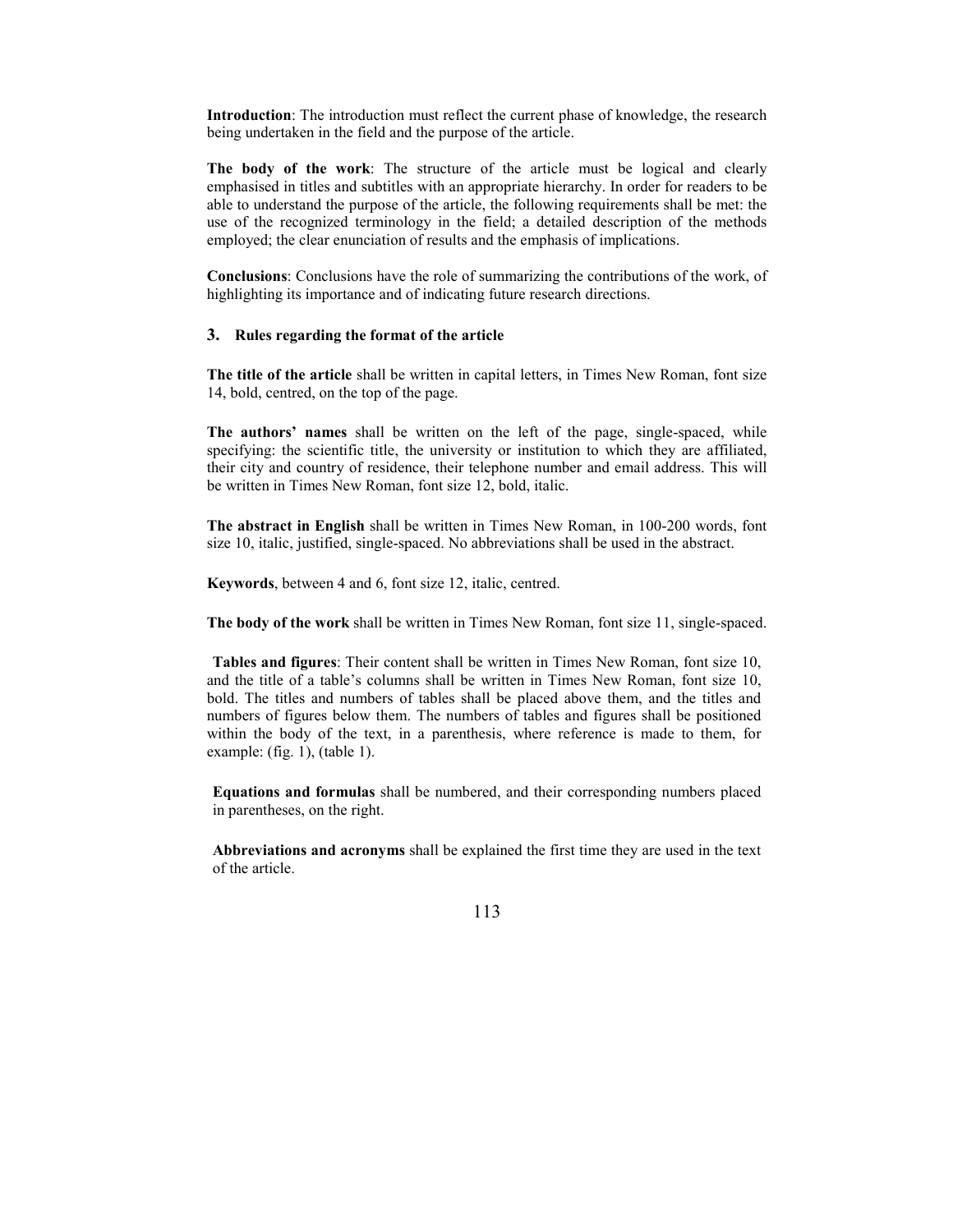**Introduction**: The introduction must reflect the current phase of knowledge, the research being undertaken in the field and the purpose of the article.

**The body of the work**: The structure of the article must be logical and clearly emphasised in titles and subtitles with an appropriate hierarchy. In order for readers to be able to understand the purpose of the article, the following requirements shall be met: the use of the recognized terminology in the field; a detailed description of the methods employed; the clear enunciation of results and the emphasis of implications.

**Conclusions**: Conclusions have the role of summarizing the contributions of the work, of highlighting its importance and of indicating future research directions.

### 3. Rules regarding the format of the article

**The title of the article** shall be written in capital letters, in Times New Roman, font size 14, bold, centred, on the top of the page.

**The authors' names** shall be written on the left of the page, single-spaced, while specifying: the scientific title, the university or institution to which they are affiliated, their city and country of residence, their telephone number and email address. This will be written in Times New Roman, font size 12, bold, italic.

**The abstract in English** shall be written in Times New Roman, in 100-200 words, font size 10, italic, justified, single-spaced. No abbreviations shall be used in the abstract.

**Keywords**, between 4 and 6, font size 12, italic, centred.

**The body of the work** shall be written in Times New Roman, font size 11, single-spaced.

**Tables and figures**: Their content shall be written in Times New Roman, font size 10, and the title of a table's columns shall be written in Times New Roman, font size 10, bold. The titles and numbers of tables shall be placed above them, and the titles and numbers of figures below them. The numbers of tables and figures shall be positioned within the body of the text, in a parenthesis, where reference is made to them, for example: (fig. 1), (table 1).

**Equations and formulas** shall be numbered, and their corresponding numbers placed in parentheses, on the right.

**Abbreviations and acronyms** shall be explained the first time they are used in the text of the article.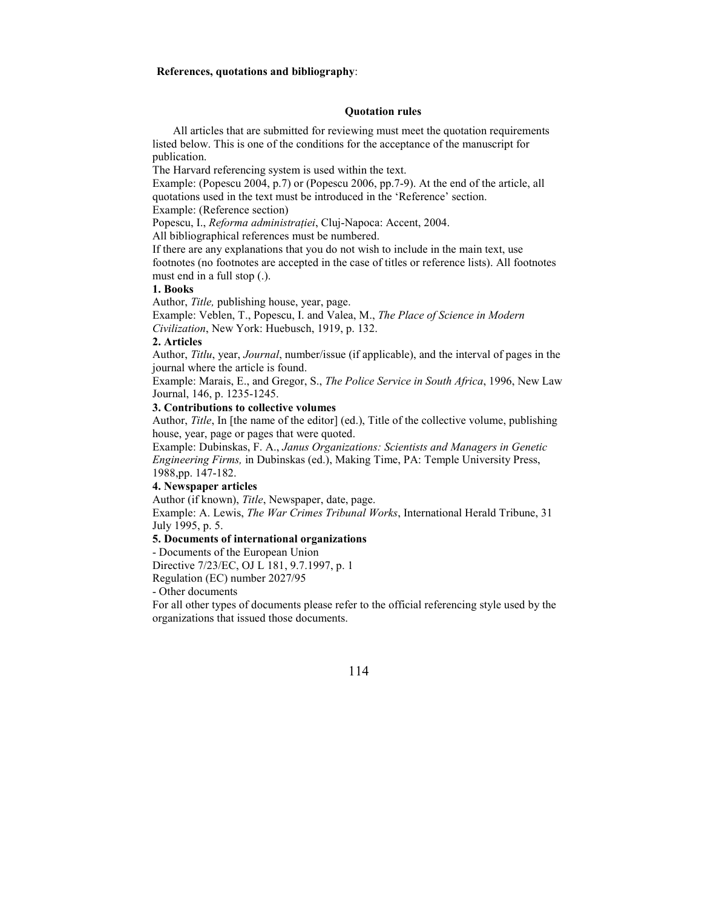**References, quotations and bibliography**:

### Quotation rules

All articles that are submitted for reviewing must meet the quotation requirements listed below. This is one of the conditions for the acceptance of the manuscript for publication.

The Harvard referencing system is used within the text.

Example: (Popescu 2004, p.7) or (Popescu 2006, pp.7-9). At the end of the article, all quotations used in the text must be introduced in the 'Reference' section.

Example: (Reference section)

Popescu, I., *Reforma administrației*, Cluj-Napoca: Accent, 2004.

All bibliographical references must be numbered.

If there are any explanations that you do not wish to include in the main text, use footnotes (no footnotes are accepted in the case of titles or reference lists). All footnotes must end in a full stop (.).

**1. Books**

Author, *Title,* publishing house, year, page.

Example: Veblen, T., Popescu, I. and Valea, M., *The Place of Science in Modern Civilization*, New York: Huebusch, 1919, p. 132.

**2. Articles**

Author, *Titlu*, year, *Journal*, number/issue (if applicable), and the interval of pages in the journal where the article is found.

Example: Marais, E., and Gregor, S., *The Police Service in South Africa*, 1996, New Law Journal, 146, p. 1235-1245.

**3. Contributions to collective volumes**

Author, *Title*, In [the name of the editor] (ed.), Title of the collective volume, publishing house, year, page or pages that were quoted.

Example: Dubinskas, F. A., *Janus Organizations: Scientists and Managers in Genetic Engineering Firms,* in Dubinskas (ed.), Making Time, PA: Temple University Press, 1988,pp. 147-182.

**4. Newspaper articles**

Author (if known), *Title*, Newspaper, date, page.

Example: A. Lewis, *The War Crimes Tribunal Works*, International Herald Tribune, 31 July 1995, p. 5.

**5. Documents of international organizations**

- Documents of the European Union

Directive 7/23/EC, OJ L 181, 9.7.1997, p. 1

Regulation (EC) number 2027/95

- Other documents

For all other types of documents please refer to the official referencing style used by the organizations that issued those documents.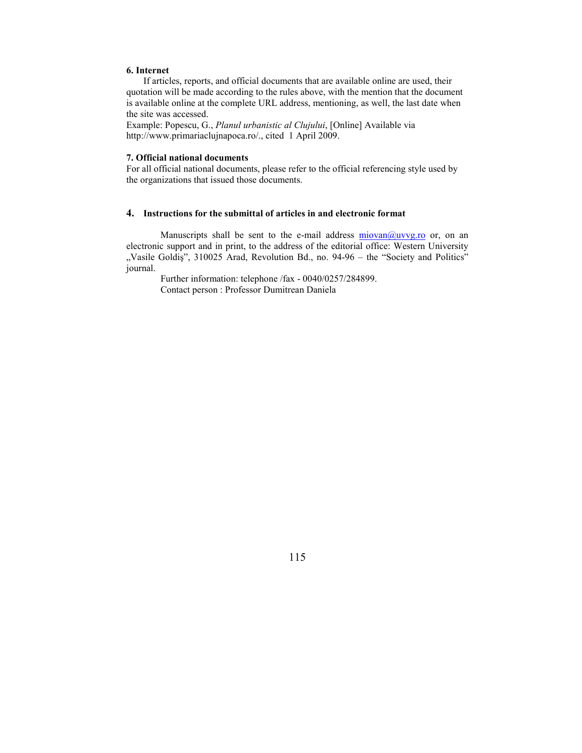**6. Internet**

If articles, reports, and official documents that are available online are used, their quotation will be made according to the rules above, with the mention that the document is available online at the complete URL address, mentioning, as well, the last date when the site was accessed.

Example: Popescu, G., *Planul urbanistic al Clujului*, [Online] Available via http://www.primariaclujnapoca.ro/., cited 1 April 2009.

**7. Official national documents**

For all official national documents, please refer to the official referencing style used by the organizations that issued those documents.

## 4. Instructions for the submittal of articles in and electronic format

Manuscripts shall be sent to the e-mail address miovan@uvvg.ro or, on an electronic support and in print, to the address of the editorial office: Western University „Vasile Goldiş", 310025 Arad, Revolution Bd., no. 94-96 – the "Society and Politics" journal.

Further information: telephone /fax - 0040/0257/284899.

Contact person : Professor Dumitrean Daniela